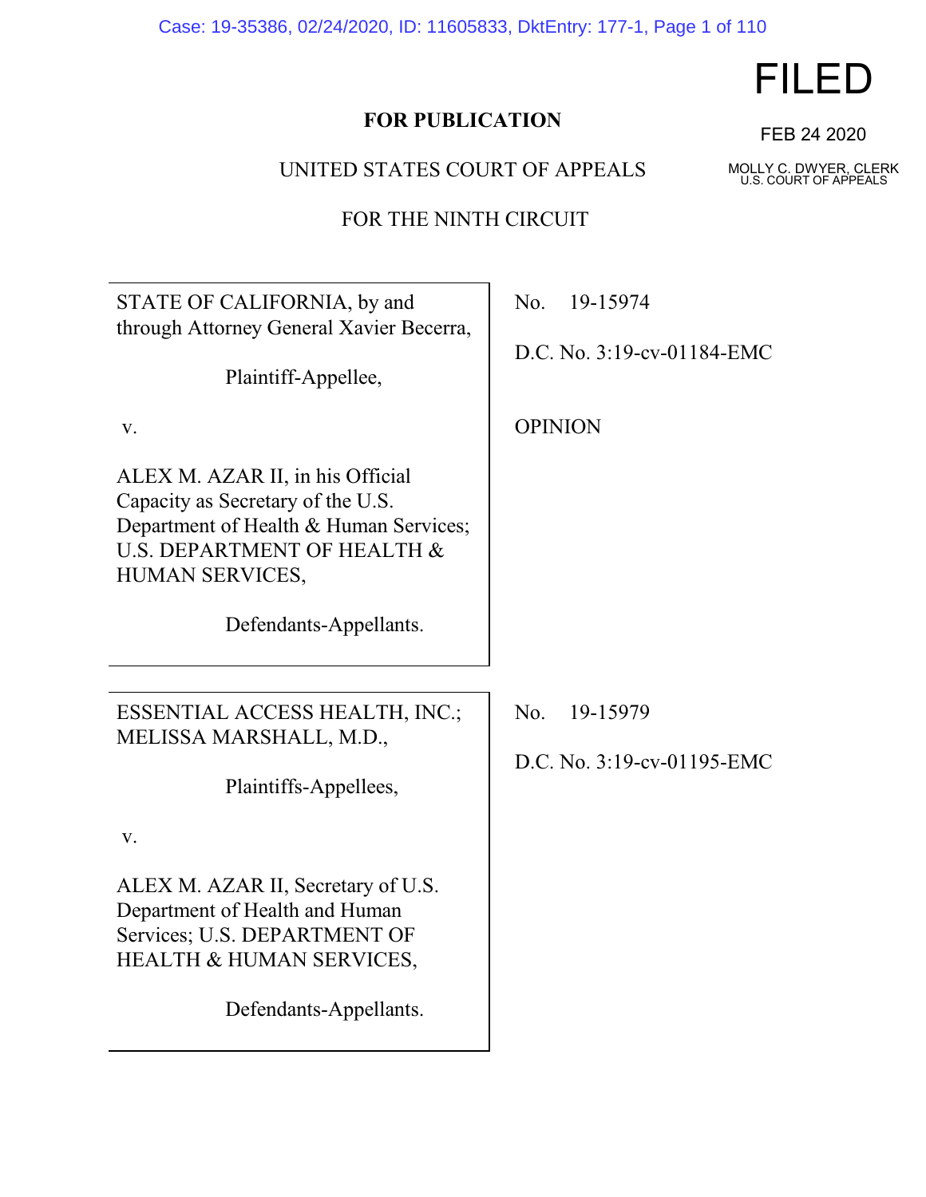FILED

FEB 24 2020

MOLLY C. DWYER, CLERK
U.S. COURT OF APPEALS

**FOR PUBLICATION**

UNITED STATES COURT OF APPEALS

FOR THE NINTH CIRCUIT

| | |
|---|---|
| STATE OF CALIFORNIA, by and through Attorney General Xavier Becerra,<br><br>Plaintiff-Appellee,<br><br>v.<br><br>ALEX M. AZAR II, in his Official Capacity as Secretary of the U.S. Department of Health & Human Services; U.S. DEPARTMENT OF HEALTH & HUMAN SERVICES,<br><br>Defendants-Appellants. | No. 19-15974<br><br>D.C. No. 3:19-cv-01184-EMC<br><br>OPINION |
| ESSENTIAL ACCESS HEALTH, INC.; MELISSA MARSHALL, M.D.,<br><br>Plaintiffs-Appellees,<br><br>v.<br><br>ALEX M. AZAR II, Secretary of U.S. Department of Health and Human Services; U.S. DEPARTMENT OF HEALTH & HUMAN SERVICES,<br><br>Defendants-Appellants. | No. 19-15979<br><br>D.C. No. 3:19-cv-01195-EMC |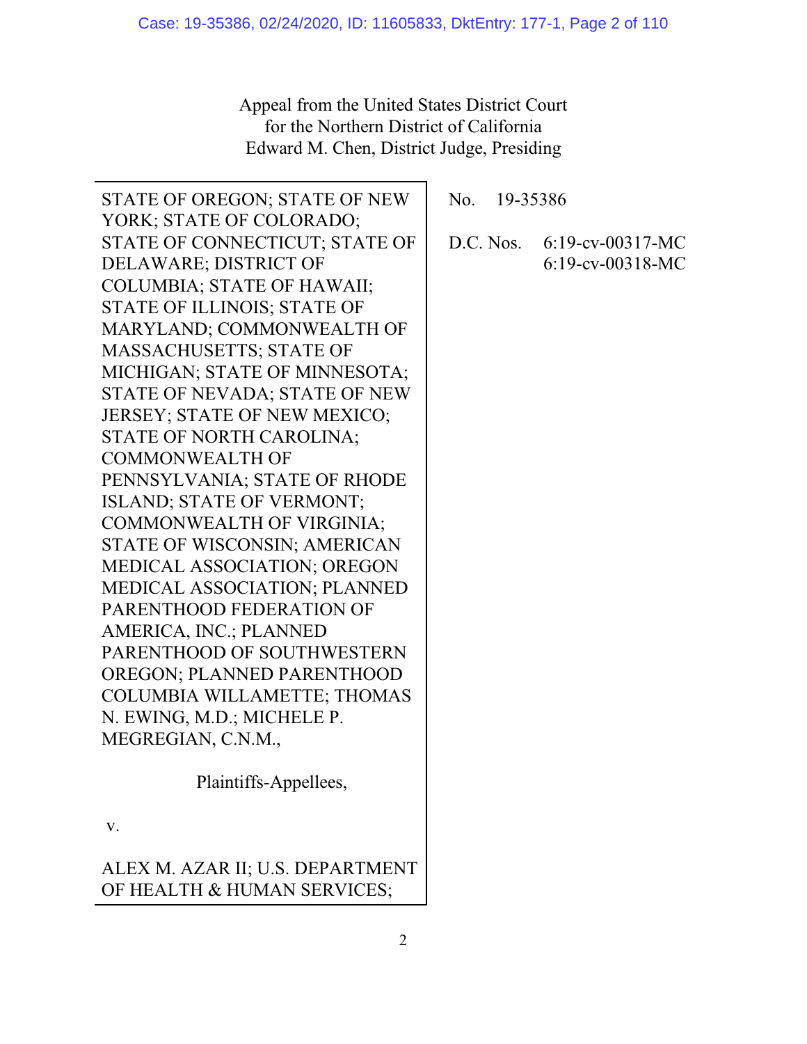Appeal from the United States District Court
for the Northern District of California
Edward M. Chen, District Judge, Presiding

STATE OF OREGON; STATE OF NEW YORK; STATE OF COLORADO; STATE OF CONNECTICUT; STATE OF DELAWARE; DISTRICT OF COLUMBIA; STATE OF HAWAII; STATE OF ILLINOIS; STATE OF MARYLAND; COMMONWEALTH OF MASSACHUSETTS; STATE OF MICHIGAN; STATE OF MINNESOTA; STATE OF NEVADA; STATE OF NEW JERSEY; STATE OF NEW MEXICO; STATE OF NORTH CAROLINA; COMMONWEALTH OF PENNSYLVANIA; STATE OF RHODE ISLAND; STATE OF VERMONT; COMMONWEALTH OF VIRGINIA; STATE OF WISCONSIN; AMERICAN MEDICAL ASSOCIATION; OREGON MEDICAL ASSOCIATION; PLANNED PARENTHOOD FEDERATION OF AMERICA, INC.; PLANNED PARENTHOOD OF SOUTHWESTERN OREGON; PLANNED PARENTHOOD COLUMBIA WILLAMETTE; THOMAS N. EWING, M.D.; MICHELE P. MEGREGIAN, C.N.M.,

Plaintiffs-Appellees,

v.

ALEX M. AZAR II; U.S. DEPARTMENT OF HEALTH & HUMAN SERVICES;

No. 19-35386

D.C. Nos. 6:19-cv-00317-MC
6:19-cv-00318-MC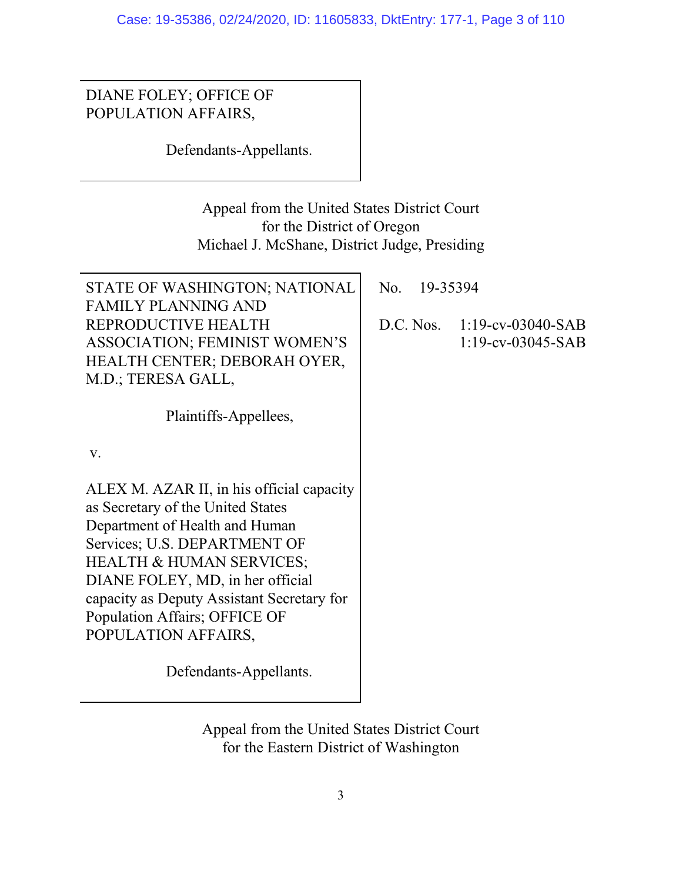DIANE FOLEY; OFFICE OF POPULATION AFFAIRS,

Defendants-Appellants.

Appeal from the United States District Court
for the District of Oregon
Michael J. McShane, District Judge, Presiding

| | |
|---|---|
| STATE OF WASHINGTON; NATIONAL FAMILY PLANNING AND REPRODUCTIVE HEALTH ASSOCIATION; FEMINIST WOMEN'S HEALTH CENTER; DEBORAH OYER, M.D.; TERESA GALL,<br><br>Plaintiffs-Appellees,<br><br>v.<br><br>ALEX M. AZAR II, in his official capacity as Secretary of the United States Department of Health and Human Services; U.S. DEPARTMENT OF HEALTH & HUMAN SERVICES; DIANE FOLEY, MD, in her official capacity as Deputy Assistant Secretary for Population Affairs; OFFICE OF POPULATION AFFAIRS,<br><br>Defendants-Appellants. | No. 19-35394<br><br>D.C. Nos. 1:19-cv-03040-SAB<br>1:19-cv-03045-SAB |

Appeal from the United States District Court
for the Eastern District of Washington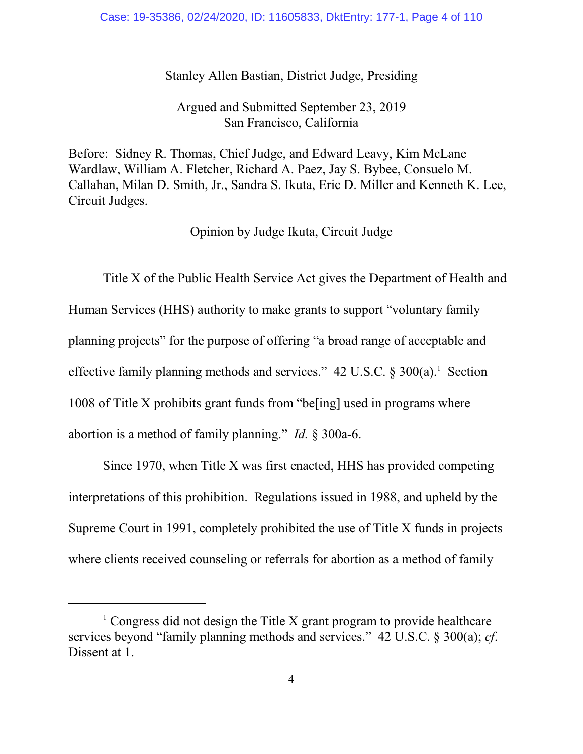Stanley Allen Bastian, District Judge, Presiding

Argued and Submitted September 23, 2019
San Francisco, California

Before: Sidney R. Thomas, Chief Judge, and Edward Leavy, Kim McLane Wardlaw, William A. Fletcher, Richard A. Paez, Jay S. Bybee, Consuelo M. Callahan, Milan D. Smith, Jr., Sandra S. Ikuta, Eric D. Miller and Kenneth K. Lee, Circuit Judges.

Opinion by Judge Ikuta, Circuit Judge

Title X of the Public Health Service Act gives the Department of Health and Human Services (HHS) authority to make grants to support "voluntary family planning projects" for the purpose of offering "a broad range of acceptable and effective family planning methods and services." 42 U.S.C. § 300(a).[1] Section 1008 of Title X prohibits grant funds from "be[ing] used in programs where abortion is a method of family planning." *Id.* § 300a-6.

Since 1970, when Title X was first enacted, HHS has provided competing interpretations of this prohibition. Regulations issued in 1988, and upheld by the Supreme Court in 1991, completely prohibited the use of Title X funds in projects where clients received counseling or referrals for abortion as a method of family

---

[1] Congress did not design the Title X grant program to provide healthcare services beyond "family planning methods and services." 42 U.S.C. § 300(a); *cf.* Dissent at 1.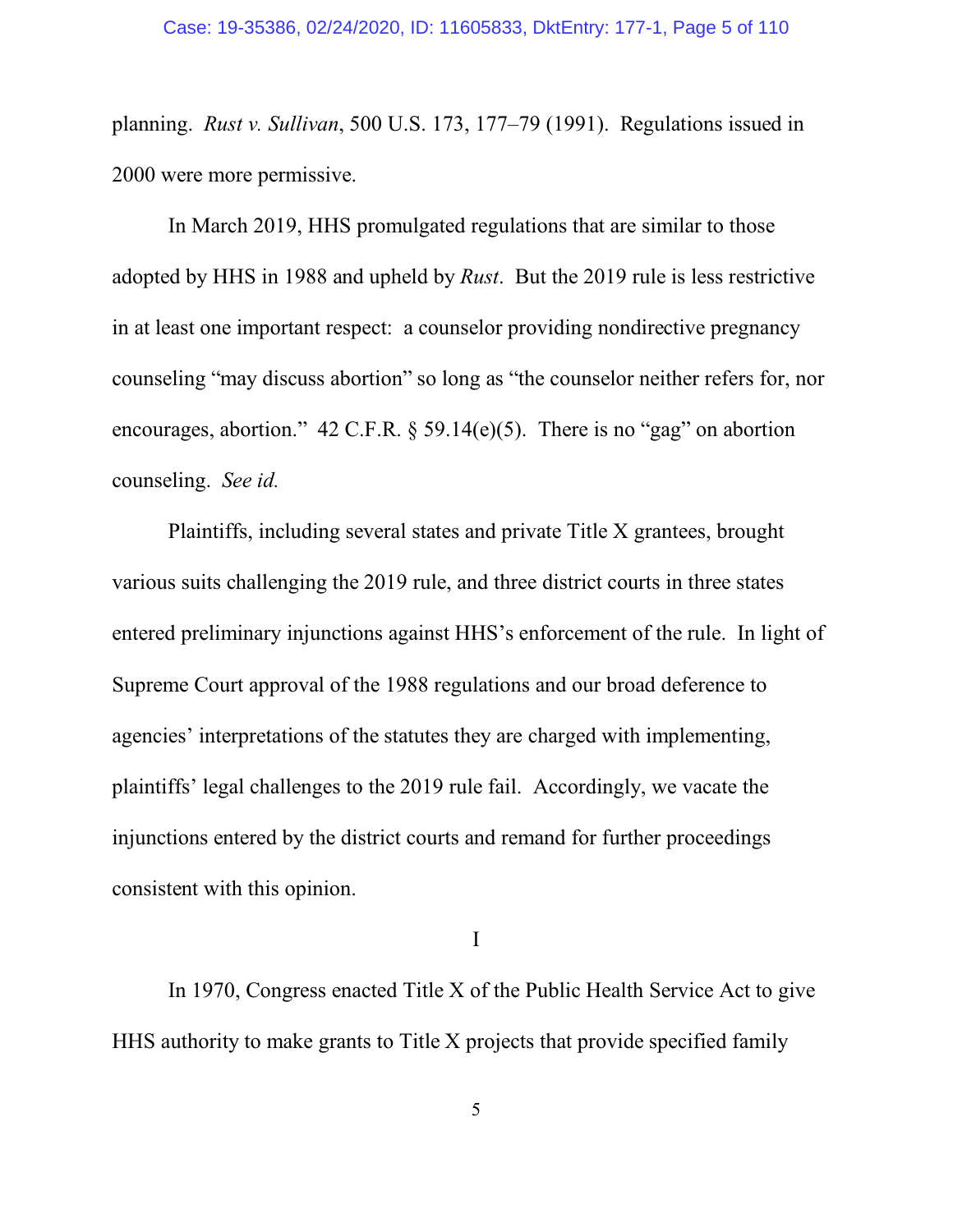planning. *Rust v. Sullivan*, 500 U.S. 173, 177–79 (1991). Regulations issued in 2000 were more permissive.

In March 2019, HHS promulgated regulations that are similar to those adopted by HHS in 1988 and upheld by *Rust*. But the 2019 rule is less restrictive in at least one important respect: a counselor providing nondirective pregnancy counseling "may discuss abortion" so long as "the counselor neither refers for, nor encourages, abortion." 42 C.F.R. § 59.14(e)(5). There is no "gag" on abortion counseling. *See id.*

Plaintiffs, including several states and private Title X grantees, brought various suits challenging the 2019 rule, and three district courts in three states entered preliminary injunctions against HHS's enforcement of the rule. In light of Supreme Court approval of the 1988 regulations and our broad deference to agencies' interpretations of the statutes they are charged with implementing, plaintiffs' legal challenges to the 2019 rule fail. Accordingly, we vacate the injunctions entered by the district courts and remand for further proceedings consistent with this opinion.

# I

In 1970, Congress enacted Title X of the Public Health Service Act to give HHS authority to make grants to Title X projects that provide specified family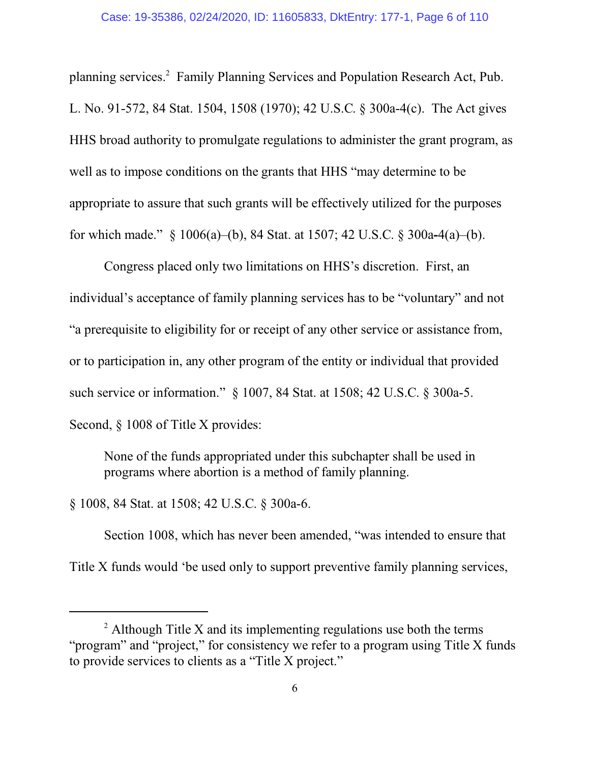planning services.[2] Family Planning Services and Population Research Act, Pub. L. No. 91-572, 84 Stat. 1504, 1508 (1970); 42 U.S.C. § 300a-4(c). The Act gives HHS broad authority to promulgate regulations to administer the grant program, as well as to impose conditions on the grants that HHS "may determine to be appropriate to assure that such grants will be effectively utilized for the purposes for which made." § 1006(a)–(b), 84 Stat. at 1507; 42 U.S.C. § 300a-4(a)–(b).

Congress placed only two limitations on HHS's discretion. First, an individual's acceptance of family planning services has to be "voluntary" and not "a prerequisite to eligibility for or receipt of any other service or assistance from, or to participation in, any other program of the entity or individual that provided such service or information." § 1007, 84 Stat. at 1508; 42 U.S.C. § 300a-5. Second, § 1008 of Title X provides:

> None of the funds appropriated under this subchapter shall be used in programs where abortion is a method of family planning.

§ 1008, 84 Stat. at 1508; 42 U.S.C. § 300a-6.

Section 1008, which has never been amended, "was intended to ensure that Title X funds would 'be used only to support preventive family planning services,

---

[2] Although Title X and its implementing regulations use both the terms "program" and "project," for consistency we refer to a program using Title X funds to provide services to clients as a "Title X project."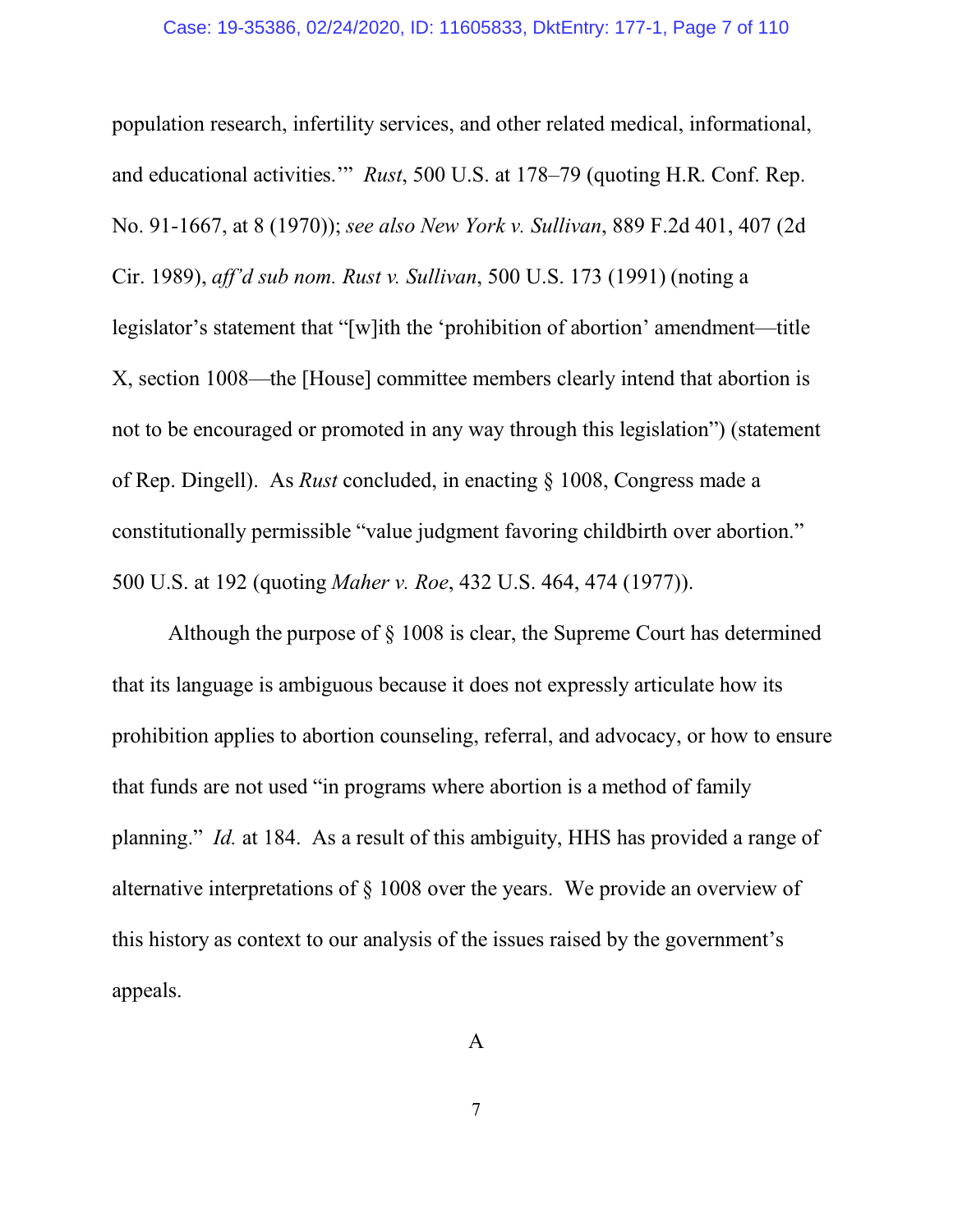population research, infertility services, and other related medical, informational, and educational activities.'" *Rust*, 500 U.S. at 178–79 (quoting H.R. Conf. Rep. No. 91-1667, at 8 (1970)); *see also New York v. Sullivan*, 889 F.2d 401, 407 (2d Cir. 1989), *aff'd sub nom. Rust v. Sullivan*, 500 U.S. 173 (1991) (noting a legislator's statement that "[w]ith the 'prohibition of abortion' amendment—title X, section 1008—the [House] committee members clearly intend that abortion is not to be encouraged or promoted in any way through this legislation") (statement of Rep. Dingell). As *Rust* concluded, in enacting § 1008, Congress made a constitutionally permissible "value judgment favoring childbirth over abortion." 500 U.S. at 192 (quoting *Maher v. Roe*, 432 U.S. 464, 474 (1977)).

Although the purpose of § 1008 is clear, the Supreme Court has determined that its language is ambiguous because it does not expressly articulate how its prohibition applies to abortion counseling, referral, and advocacy, or how to ensure that funds are not used "in programs where abortion is a method of family planning." *Id.* at 184. As a result of this ambiguity, HHS has provided a range of alternative interpretations of § 1008 over the years. We provide an overview of this history as context to our analysis of the issues raised by the government's appeals.

A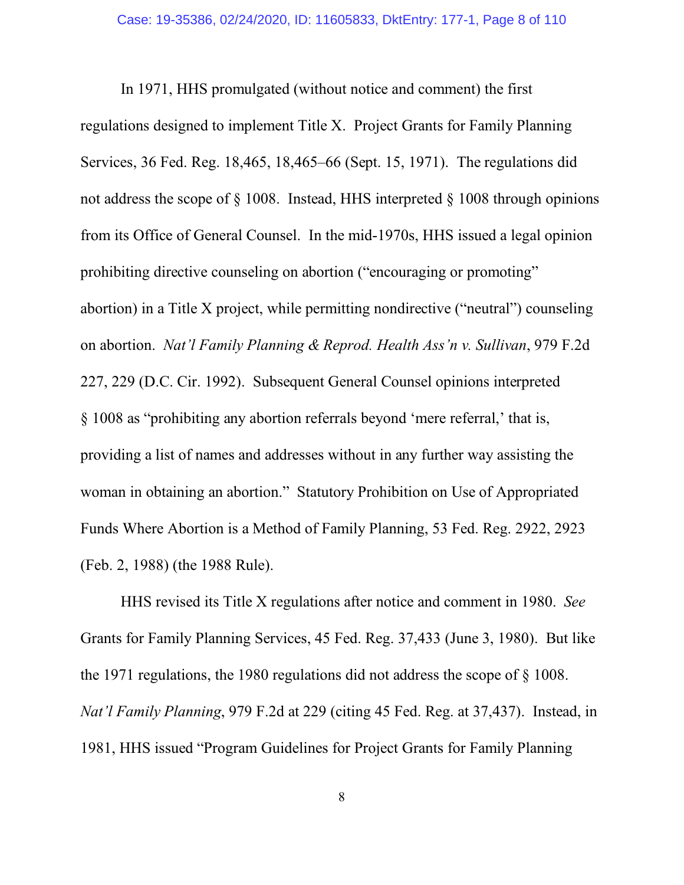In 1971, HHS promulgated (without notice and comment) the first regulations designed to implement Title X. Project Grants for Family Planning Services, 36 Fed. Reg. 18,465, 18,465–66 (Sept. 15, 1971). The regulations did not address the scope of § 1008. Instead, HHS interpreted § 1008 through opinions from its Office of General Counsel. In the mid-1970s, HHS issued a legal opinion prohibiting directive counseling on abortion ("encouraging or promoting" abortion) in a Title X project, while permitting nondirective ("neutral") counseling on abortion. *Nat'l Family Planning & Reprod. Health Ass'n v. Sullivan*, 979 F.2d 227, 229 (D.C. Cir. 1992). Subsequent General Counsel opinions interpreted § 1008 as "prohibiting any abortion referrals beyond 'mere referral,' that is, providing a list of names and addresses without in any further way assisting the woman in obtaining an abortion." Statutory Prohibition on Use of Appropriated Funds Where Abortion is a Method of Family Planning, 53 Fed. Reg. 2922, 2923 (Feb. 2, 1988) (the 1988 Rule).

HHS revised its Title X regulations after notice and comment in 1980. *See* Grants for Family Planning Services, 45 Fed. Reg. 37,433 (June 3, 1980). But like the 1971 regulations, the 1980 regulations did not address the scope of § 1008. *Nat'l Family Planning*, 979 F.2d at 229 (citing 45 Fed. Reg. at 37,437). Instead, in 1981, HHS issued "Program Guidelines for Project Grants for Family Planning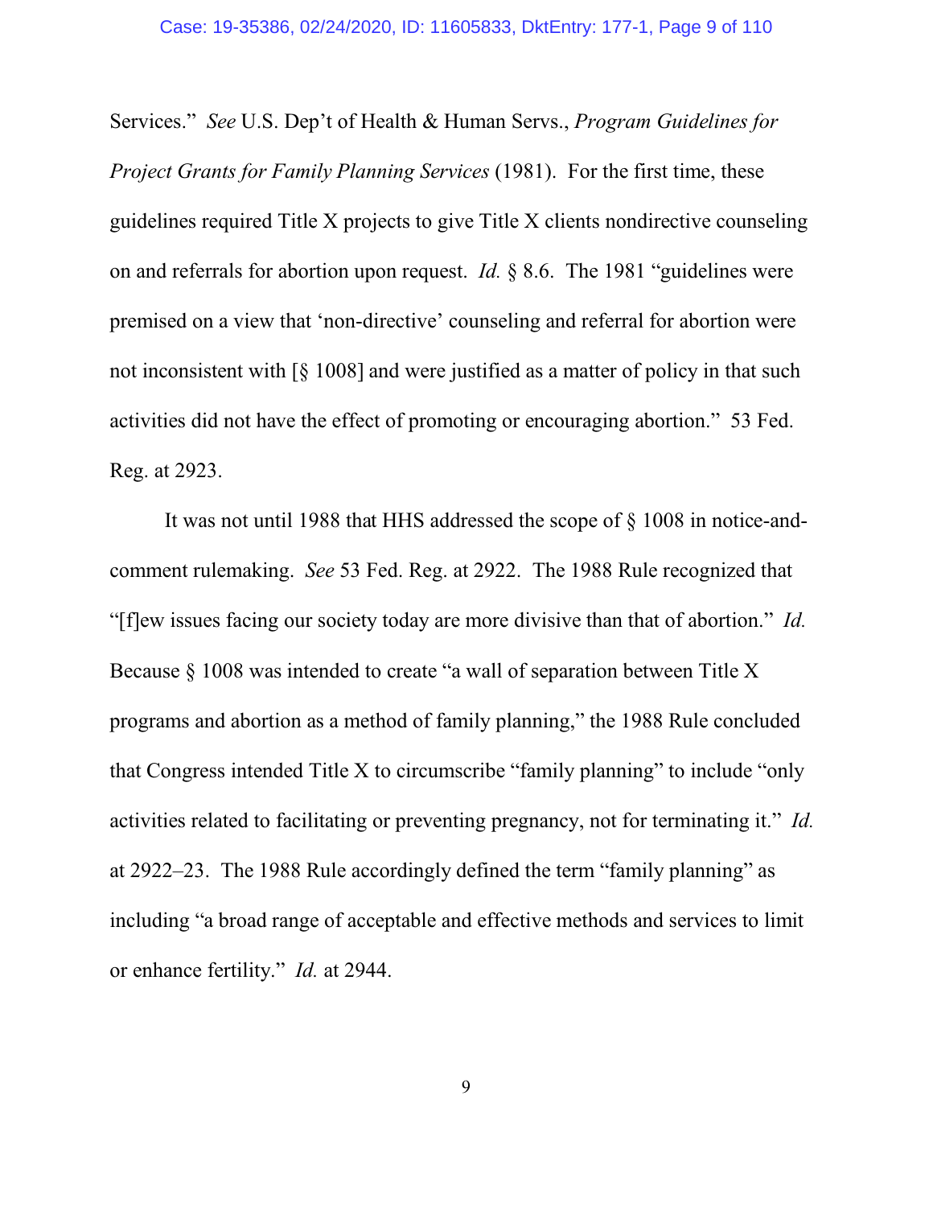Services." *See* U.S. Dep't of Health & Human Servs., *Program Guidelines for Project Grants for Family Planning Services* (1981). For the first time, these guidelines required Title X projects to give Title X clients nondirective counseling on and referrals for abortion upon request. *Id.* § 8.6. The 1981 "guidelines were premised on a view that 'non-directive' counseling and referral for abortion were not inconsistent with [§ 1008] and were justified as a matter of policy in that such activities did not have the effect of promoting or encouraging abortion." 53 Fed. Reg. at 2923.

It was not until 1988 that HHS addressed the scope of § 1008 in notice-and-comment rulemaking. *See* 53 Fed. Reg. at 2922. The 1988 Rule recognized that "[f]ew issues facing our society today are more divisive than that of abortion." *Id.* Because § 1008 was intended to create "a wall of separation between Title X programs and abortion as a method of family planning," the 1988 Rule concluded that Congress intended Title X to circumscribe "family planning" to include "only activities related to facilitating or preventing pregnancy, not for terminating it." *Id.* at 2922–23. The 1988 Rule accordingly defined the term "family planning" as including "a broad range of acceptable and effective methods and services to limit or enhance fertility." *Id.* at 2944.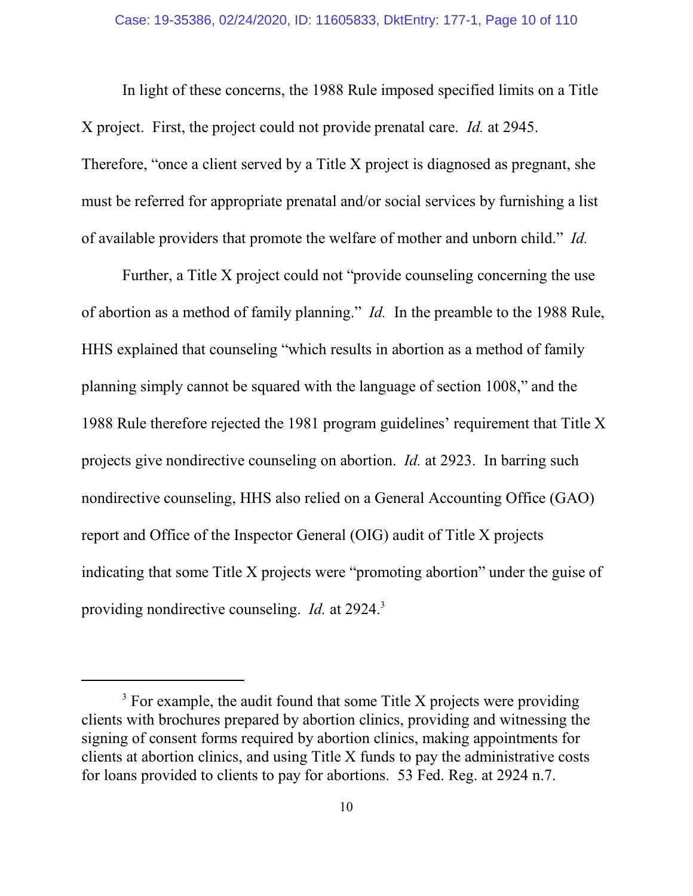In light of these concerns, the 1988 Rule imposed specified limits on a Title X project. First, the project could not provide prenatal care. *Id.* at 2945. Therefore, "once a client served by a Title X project is diagnosed as pregnant, she must be referred for appropriate prenatal and/or social services by furnishing a list of available providers that promote the welfare of mother and unborn child." *Id.*

Further, a Title X project could not "provide counseling concerning the use of abortion as a method of family planning." *Id.* In the preamble to the 1988 Rule, HHS explained that counseling "which results in abortion as a method of family planning simply cannot be squared with the language of section 1008," and the 1988 Rule therefore rejected the 1981 program guidelines' requirement that Title X projects give nondirective counseling on abortion. *Id.* at 2923. In barring such nondirective counseling, HHS also relied on a General Accounting Office (GAO) report and Office of the Inspector General (OIG) audit of Title X projects indicating that some Title X projects were "promoting abortion" under the guise of providing nondirective counseling. *Id.* at 2924.[3]

---

[3] For example, the audit found that some Title X projects were providing clients with brochures prepared by abortion clinics, providing and witnessing the signing of consent forms required by abortion clinics, making appointments for clients at abortion clinics, and using Title X funds to pay the administrative costs for loans provided to clients to pay for abortions. 53 Fed. Reg. at 2924 n.7.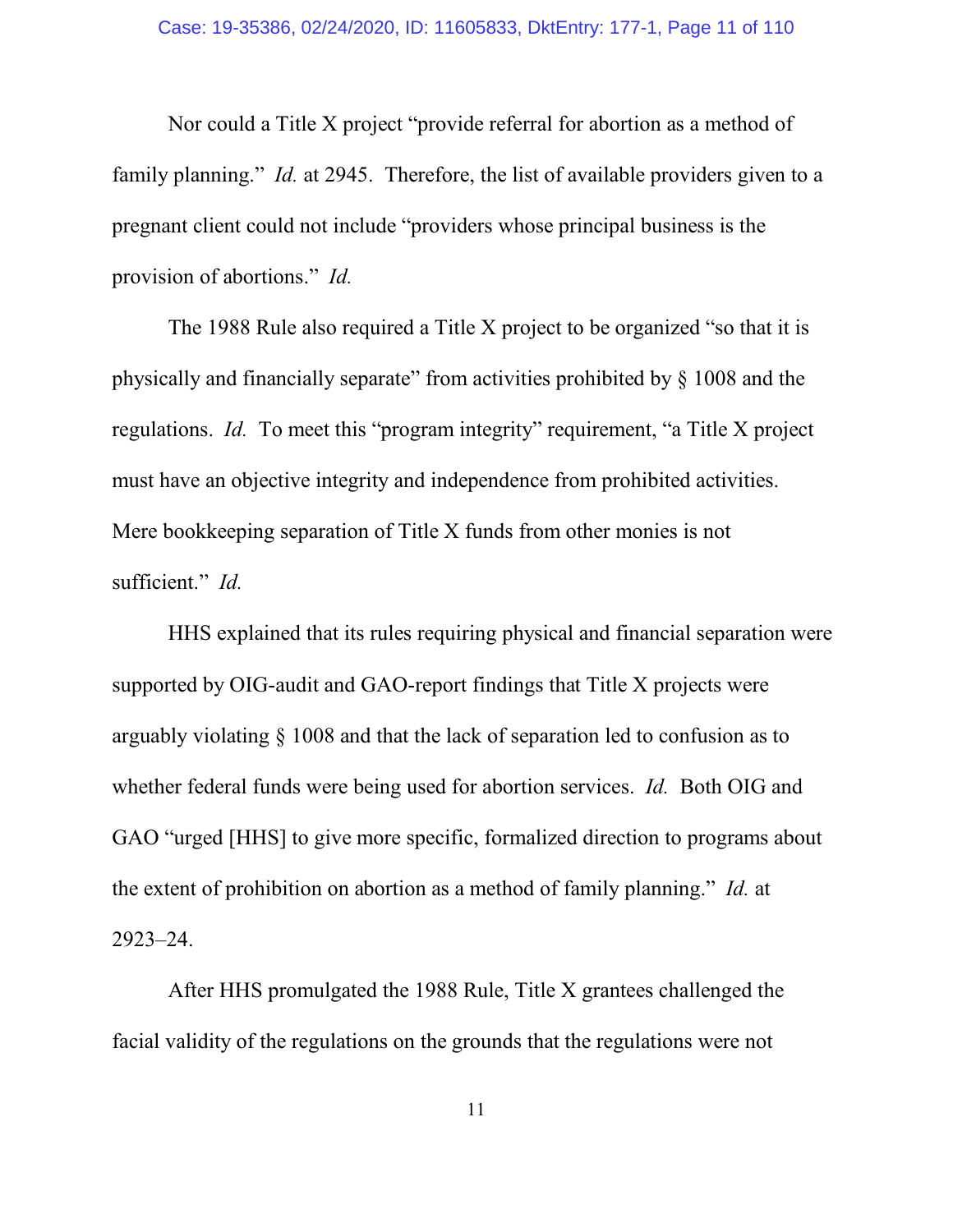Nor could a Title X project "provide referral for abortion as a method of family planning." *Id.* at 2945. Therefore, the list of available providers given to a pregnant client could not include "providers whose principal business is the provision of abortions." *Id.*

The 1988 Rule also required a Title X project to be organized "so that it is physically and financially separate" from activities prohibited by § 1008 and the regulations. *Id.* To meet this "program integrity" requirement, "a Title X project must have an objective integrity and independence from prohibited activities. Mere bookkeeping separation of Title X funds from other monies is not sufficient." *Id.*

HHS explained that its rules requiring physical and financial separation were supported by OIG-audit and GAO-report findings that Title X projects were arguably violating § 1008 and that the lack of separation led to confusion as to whether federal funds were being used for abortion services. *Id.* Both OIG and GAO "urged [HHS] to give more specific, formalized direction to programs about the extent of prohibition on abortion as a method of family planning." *Id.* at 2923–24.

After HHS promulgated the 1988 Rule, Title X grantees challenged the facial validity of the regulations on the grounds that the regulations were not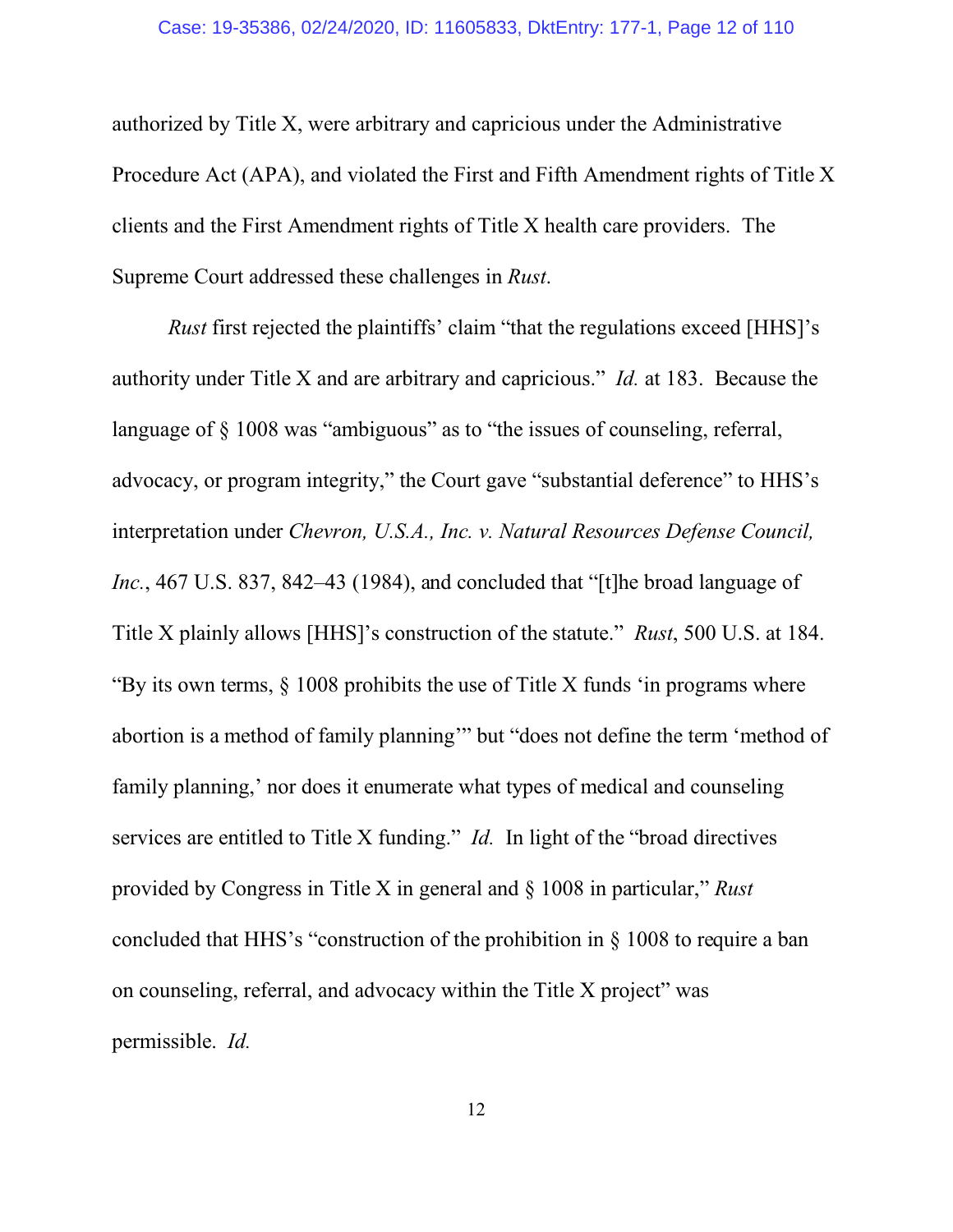authorized by Title X, were arbitrary and capricious under the Administrative Procedure Act (APA), and violated the First and Fifth Amendment rights of Title X clients and the First Amendment rights of Title X health care providers. The Supreme Court addressed these challenges in *Rust*.

*Rust* first rejected the plaintiffs' claim "that the regulations exceed [HHS]'s authority under Title X and are arbitrary and capricious." *Id.* at 183. Because the language of § 1008 was "ambiguous" as to "the issues of counseling, referral, advocacy, or program integrity," the Court gave "substantial deference" to HHS's interpretation under *Chevron, U.S.A., Inc. v. Natural Resources Defense Council, Inc.*, 467 U.S. 837, 842–43 (1984), and concluded that "[t]he broad language of Title X plainly allows [HHS]'s construction of the statute." *Rust*, 500 U.S. at 184. "By its own terms, § 1008 prohibits the use of Title X funds 'in programs where abortion is a method of family planning'" but "does not define the term 'method of family planning,' nor does it enumerate what types of medical and counseling services are entitled to Title X funding." *Id.* In light of the "broad directives provided by Congress in Title X in general and § 1008 in particular," *Rust* concluded that HHS's "construction of the prohibition in § 1008 to require a ban on counseling, referral, and advocacy within the Title X project" was permissible. *Id.*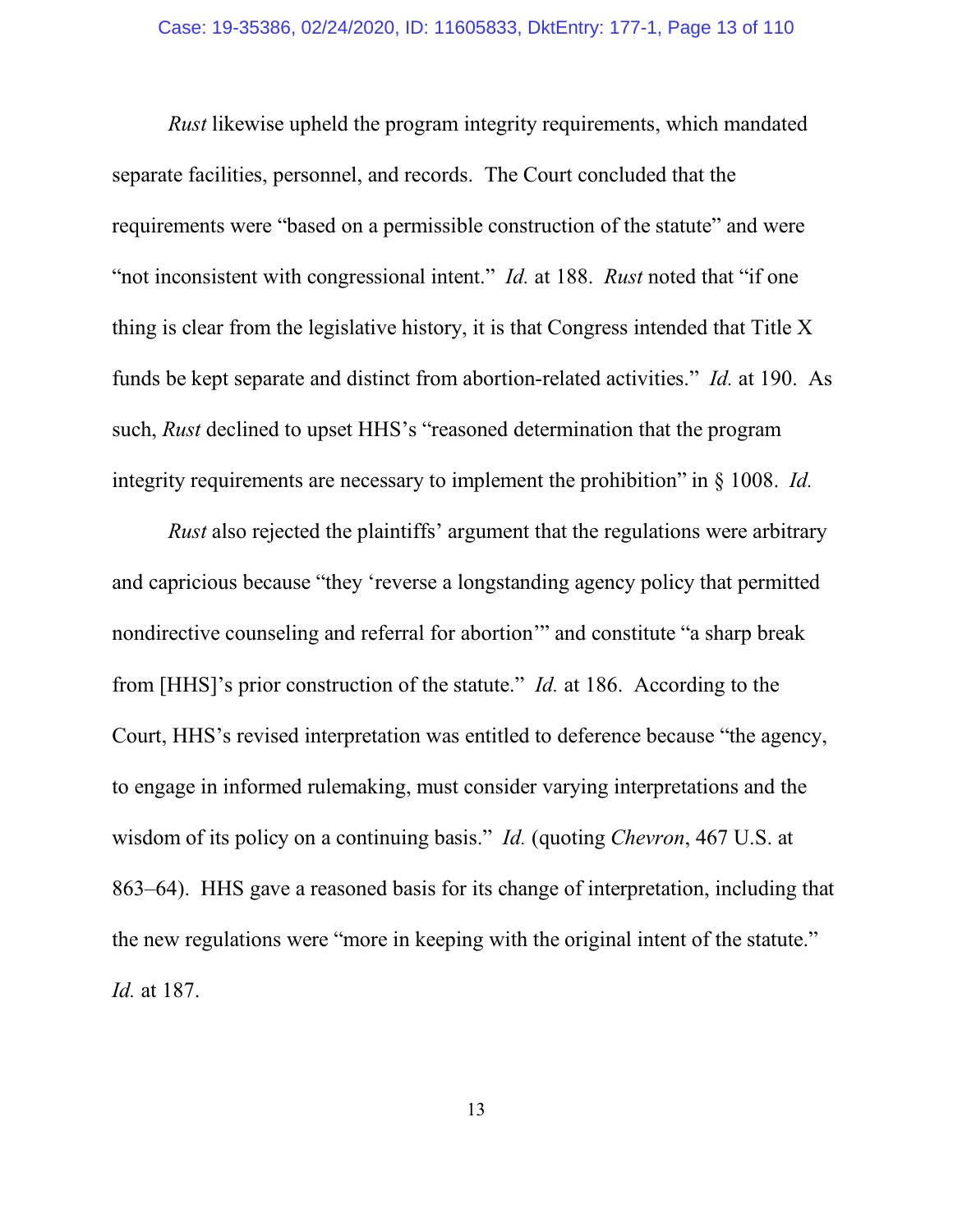*Rust* likewise upheld the program integrity requirements, which mandated separate facilities, personnel, and records. The Court concluded that the requirements were "based on a permissible construction of the statute" and were "not inconsistent with congressional intent." *Id.* at 188. *Rust* noted that "if one thing is clear from the legislative history, it is that Congress intended that Title X funds be kept separate and distinct from abortion-related activities." *Id.* at 190. As such, *Rust* declined to upset HHS's "reasoned determination that the program integrity requirements are necessary to implement the prohibition" in § 1008. *Id.*

*Rust* also rejected the plaintiffs' argument that the regulations were arbitrary and capricious because "they 'reverse a longstanding agency policy that permitted nondirective counseling and referral for abortion'" and constitute "a sharp break from [HHS]'s prior construction of the statute." *Id.* at 186. According to the Court, HHS's revised interpretation was entitled to deference because "the agency, to engage in informed rulemaking, must consider varying interpretations and the wisdom of its policy on a continuing basis." *Id.* (quoting *Chevron*, 467 U.S. at 863–64). HHS gave a reasoned basis for its change of interpretation, including that the new regulations were "more in keeping with the original intent of the statute." *Id.* at 187.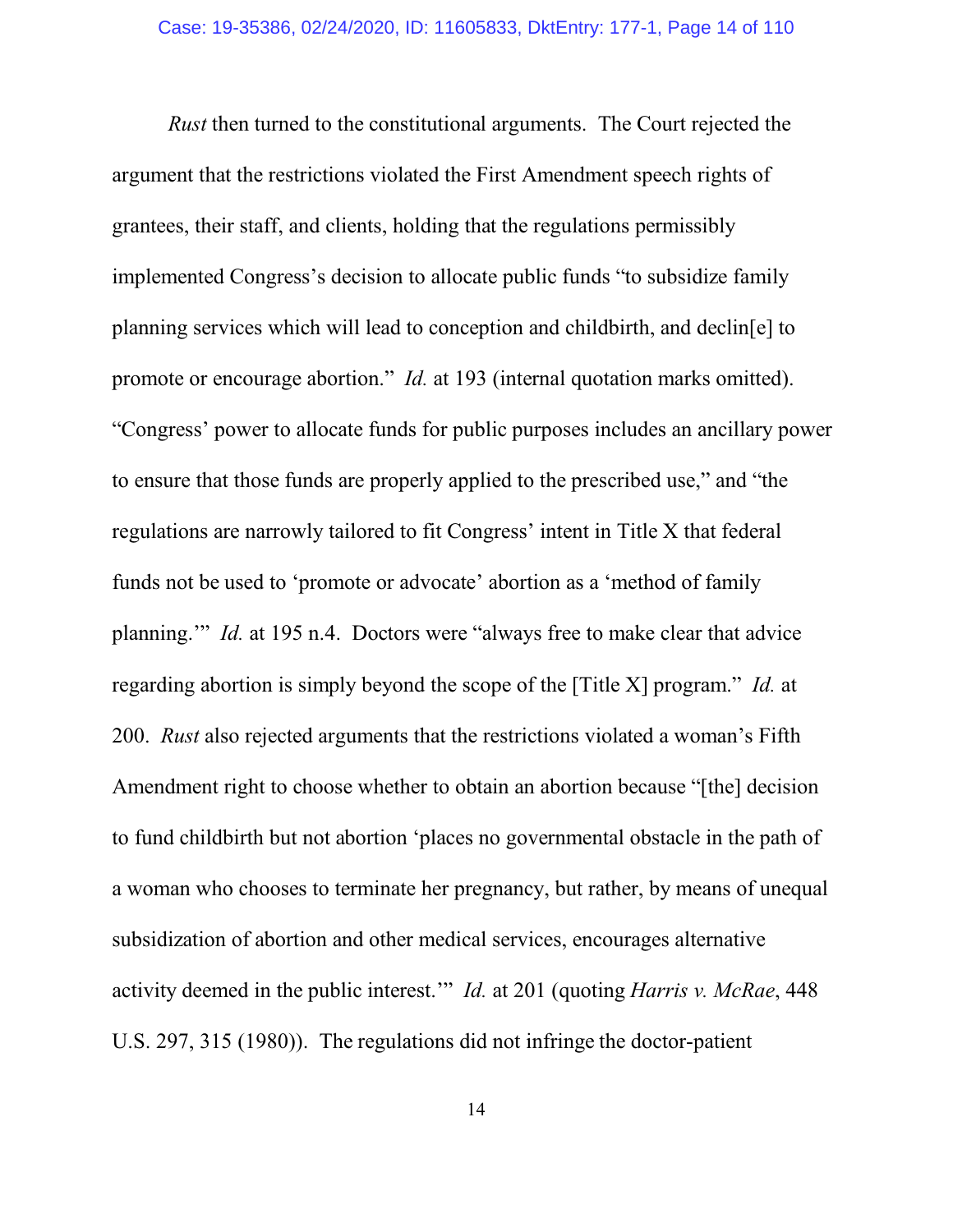*Rust* then turned to the constitutional arguments. The Court rejected the argument that the restrictions violated the First Amendment speech rights of grantees, their staff, and clients, holding that the regulations permissibly implemented Congress's decision to allocate public funds "to subsidize family planning services which will lead to conception and childbirth, and declin[e] to promote or encourage abortion." *Id.* at 193 (internal quotation marks omitted). "Congress' power to allocate funds for public purposes includes an ancillary power to ensure that those funds are properly applied to the prescribed use," and "the regulations are narrowly tailored to fit Congress' intent in Title X that federal funds not be used to 'promote or advocate' abortion as a 'method of family planning.'" *Id.* at 195 n.4. Doctors were "always free to make clear that advice regarding abortion is simply beyond the scope of the [Title X] program." *Id.* at 200. *Rust* also rejected arguments that the restrictions violated a woman's Fifth Amendment right to choose whether to obtain an abortion because "[the] decision to fund childbirth but not abortion 'places no governmental obstacle in the path of a woman who chooses to terminate her pregnancy, but rather, by means of unequal subsidization of abortion and other medical services, encourages alternative activity deemed in the public interest.'" *Id.* at 201 (quoting *Harris v. McRae*, 448 U.S. 297, 315 (1980)). The regulations did not infringe the doctor-patient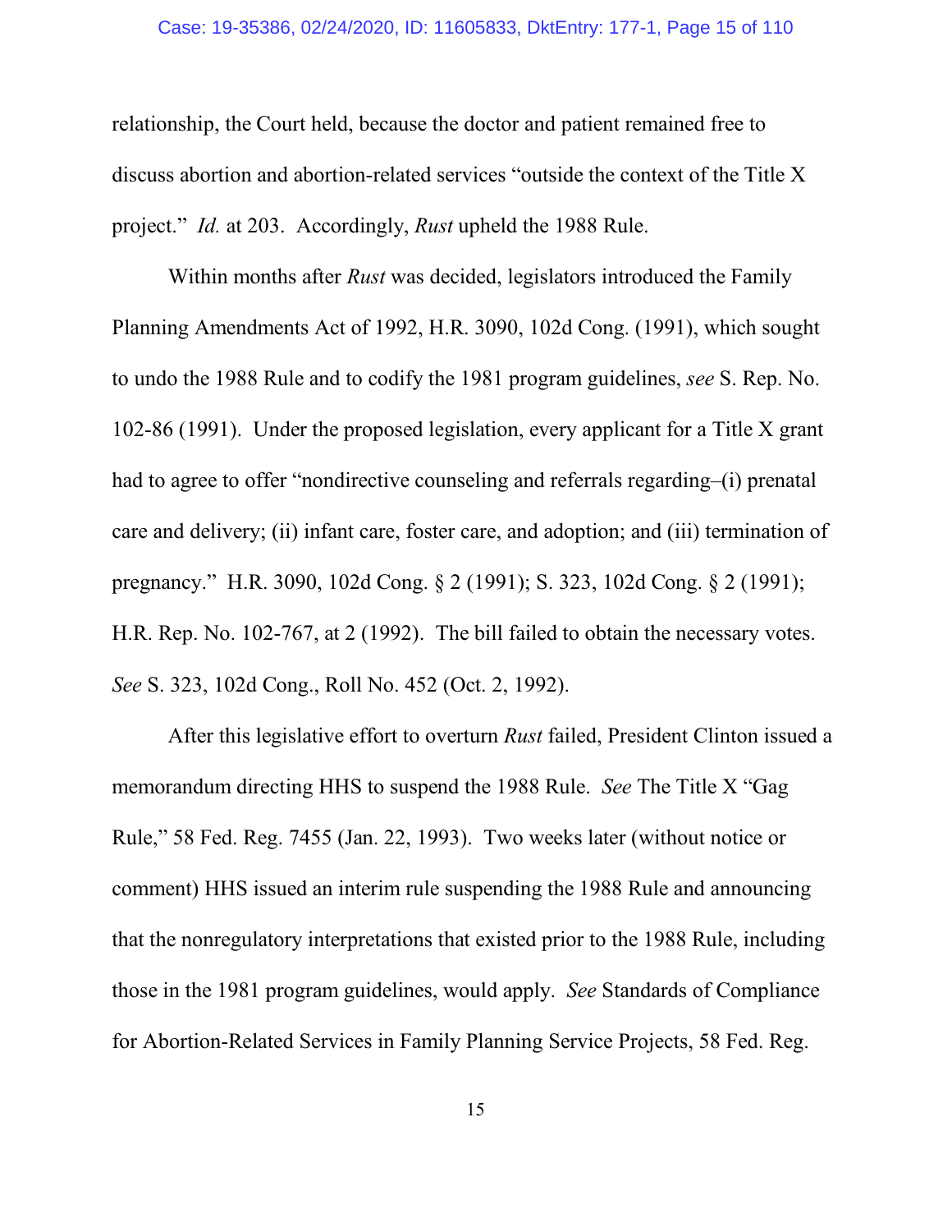relationship, the Court held, because the doctor and patient remained free to discuss abortion and abortion-related services "outside the context of the Title X project." *Id.* at 203. Accordingly, *Rust* upheld the 1988 Rule.

Within months after *Rust* was decided, legislators introduced the Family Planning Amendments Act of 1992, H.R. 3090, 102d Cong. (1991), which sought to undo the 1988 Rule and to codify the 1981 program guidelines, *see* S. Rep. No. 102-86 (1991). Under the proposed legislation, every applicant for a Title X grant had to agree to offer "nondirective counseling and referrals regarding–(i) prenatal care and delivery; (ii) infant care, foster care, and adoption; and (iii) termination of pregnancy." H.R. 3090, 102d Cong. § 2 (1991); S. 323, 102d Cong. § 2 (1991); H.R. Rep. No. 102-767, at 2 (1992). The bill failed to obtain the necessary votes. *See* S. 323, 102d Cong., Roll No. 452 (Oct. 2, 1992).

After this legislative effort to overturn *Rust* failed, President Clinton issued a memorandum directing HHS to suspend the 1988 Rule. *See* The Title X "Gag Rule," 58 Fed. Reg. 7455 (Jan. 22, 1993). Two weeks later (without notice or comment) HHS issued an interim rule suspending the 1988 Rule and announcing that the nonregulatory interpretations that existed prior to the 1988 Rule, including those in the 1981 program guidelines, would apply. *See* Standards of Compliance for Abortion-Related Services in Family Planning Service Projects, 58 Fed. Reg.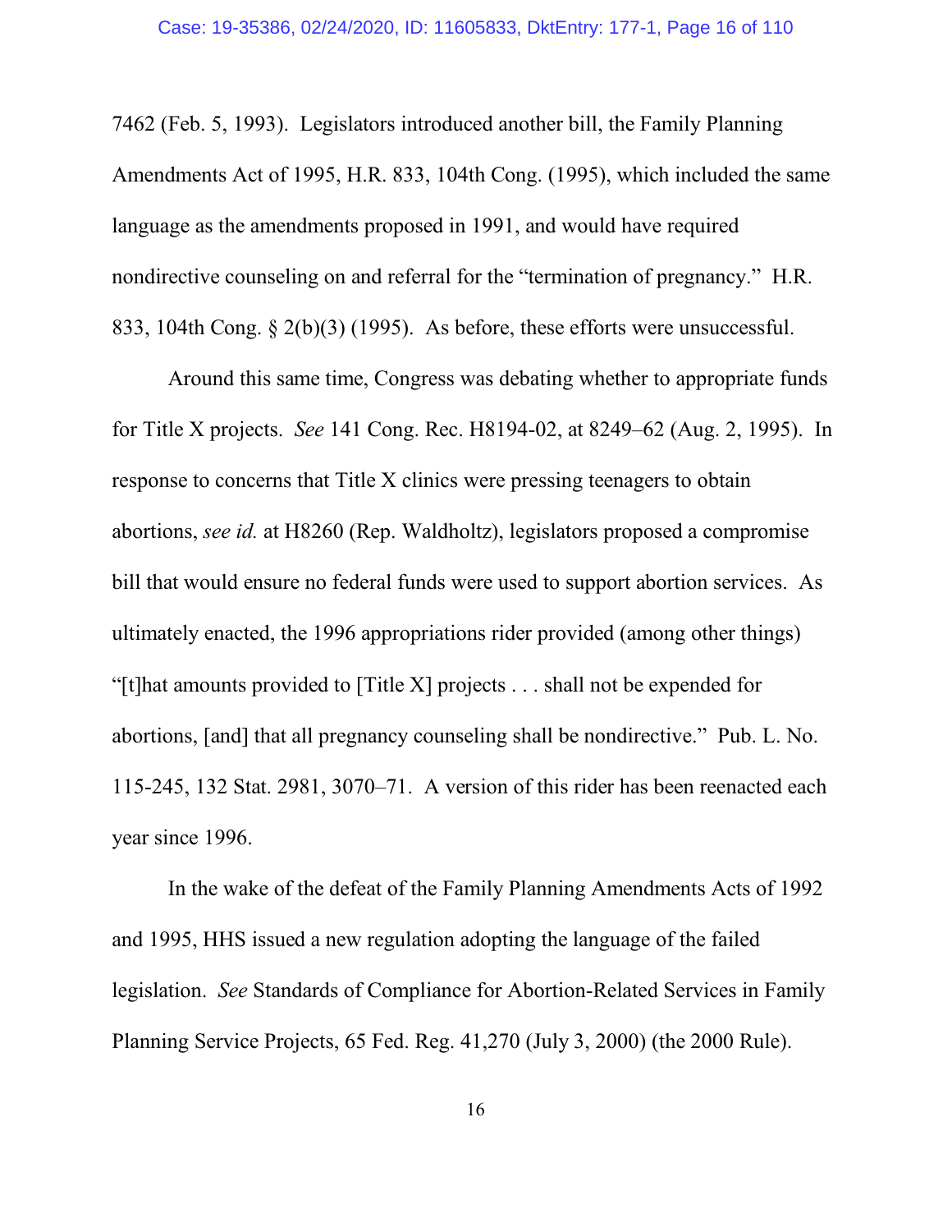7462 (Feb. 5, 1993). Legislators introduced another bill, the Family Planning Amendments Act of 1995, H.R. 833, 104th Cong. (1995), which included the same language as the amendments proposed in 1991, and would have required nondirective counseling on and referral for the "termination of pregnancy." H.R. 833, 104th Cong. § 2(b)(3) (1995). As before, these efforts were unsuccessful.

Around this same time, Congress was debating whether to appropriate funds for Title X projects. *See* 141 Cong. Rec. H8194-02, at 8249–62 (Aug. 2, 1995). In response to concerns that Title X clinics were pressing teenagers to obtain abortions, *see id.* at H8260 (Rep. Waldholtz), legislators proposed a compromise bill that would ensure no federal funds were used to support abortion services. As ultimately enacted, the 1996 appropriations rider provided (among other things) "[t]hat amounts provided to [Title X] projects . . . shall not be expended for abortions, [and] that all pregnancy counseling shall be nondirective." Pub. L. No. 115-245, 132 Stat. 2981, 3070–71. A version of this rider has been reenacted each year since 1996.

In the wake of the defeat of the Family Planning Amendments Acts of 1992 and 1995, HHS issued a new regulation adopting the language of the failed legislation. *See* Standards of Compliance for Abortion-Related Services in Family Planning Service Projects, 65 Fed. Reg. 41,270 (July 3, 2000) (the 2000 Rule).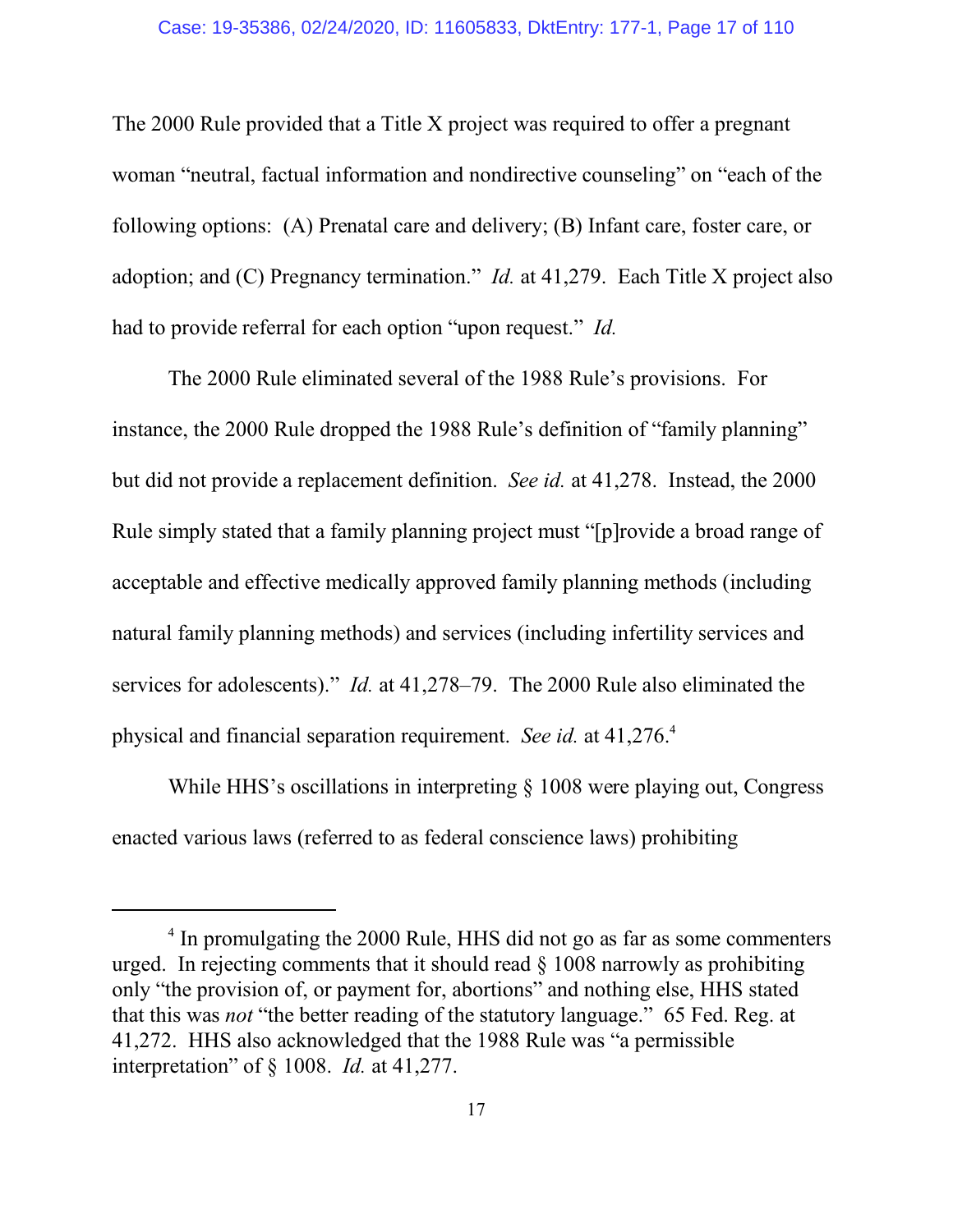The 2000 Rule provided that a Title X project was required to offer a pregnant woman "neutral, factual information and nondirective counseling" on "each of the following options: (A) Prenatal care and delivery; (B) Infant care, foster care, or adoption; and (C) Pregnancy termination." *Id.* at 41,279. Each Title X project also had to provide referral for each option "upon request." *Id.*

The 2000 Rule eliminated several of the 1988 Rule's provisions. For instance, the 2000 Rule dropped the 1988 Rule's definition of "family planning" but did not provide a replacement definition. *See id.* at 41,278. Instead, the 2000 Rule simply stated that a family planning project must "[p]rovide a broad range of acceptable and effective medically approved family planning methods (including natural family planning methods) and services (including infertility services and services for adolescents)." *Id.* at 41,278–79. The 2000 Rule also eliminated the physical and financial separation requirement. *See id.* at 41,276.[4]

While HHS's oscillations in interpreting § 1008 were playing out, Congress enacted various laws (referred to as federal conscience laws) prohibiting

---

[4] In promulgating the 2000 Rule, HHS did not go as far as some commenters urged. In rejecting comments that it should read § 1008 narrowly as prohibiting only "the provision of, or payment for, abortions" and nothing else, HHS stated that this was *not* "the better reading of the statutory language." 65 Fed. Reg. at 41,272. HHS also acknowledged that the 1988 Rule was "a permissible interpretation" of § 1008. *Id.* at 41,277.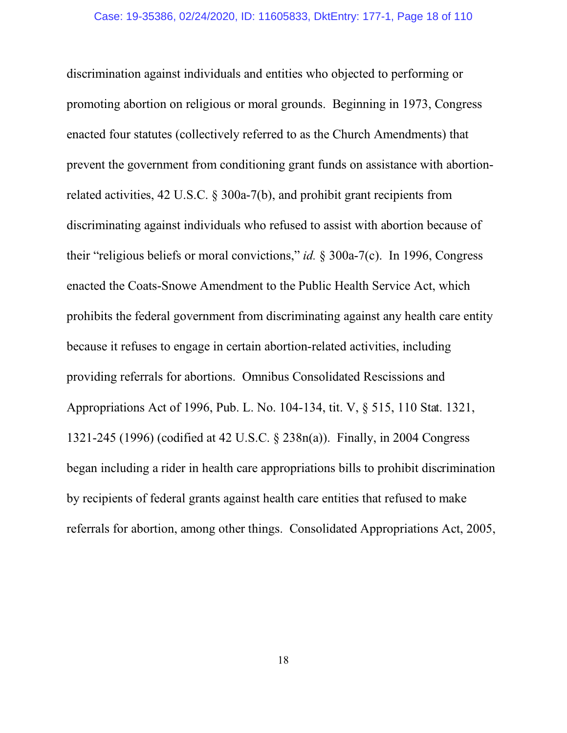discrimination against individuals and entities who objected to performing or promoting abortion on religious or moral grounds. Beginning in 1973, Congress enacted four statutes (collectively referred to as the Church Amendments) that prevent the government from conditioning grant funds on assistance with abortion-related activities, 42 U.S.C. § 300a-7(b), and prohibit grant recipients from discriminating against individuals who refused to assist with abortion because of their "religious beliefs or moral convictions," *id.* § 300a-7(c). In 1996, Congress enacted the Coats-Snowe Amendment to the Public Health Service Act, which prohibits the federal government from discriminating against any health care entity because it refuses to engage in certain abortion-related activities, including providing referrals for abortions. Omnibus Consolidated Rescissions and Appropriations Act of 1996, Pub. L. No. 104-134, tit. V, § 515, 110 Stat. 1321, 1321-245 (1996) (codified at 42 U.S.C. § 238n(a)). Finally, in 2004 Congress began including a rider in health care appropriations bills to prohibit discrimination by recipients of federal grants against health care entities that refused to make referrals for abortion, among other things. Consolidated Appropriations Act, 2005,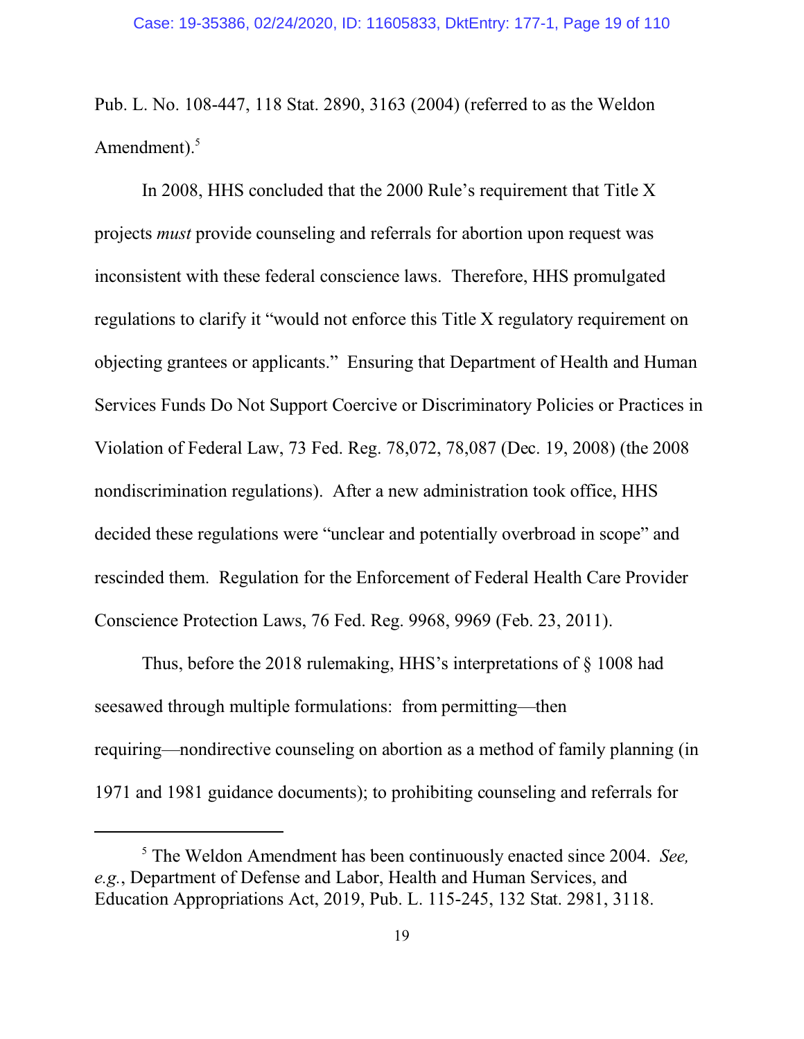Pub. L. No. 108-447, 118 Stat. 2890, 3163 (2004) (referred to as the Weldon Amendment).[5]

In 2008, HHS concluded that the 2000 Rule's requirement that Title X projects *must* provide counseling and referrals for abortion upon request was inconsistent with these federal conscience laws. Therefore, HHS promulgated regulations to clarify it "would not enforce this Title X regulatory requirement on objecting grantees or applicants." Ensuring that Department of Health and Human Services Funds Do Not Support Coercive or Discriminatory Policies or Practices in Violation of Federal Law, 73 Fed. Reg. 78,072, 78,087 (Dec. 19, 2008) (the 2008 nondiscrimination regulations). After a new administration took office, HHS decided these regulations were "unclear and potentially overbroad in scope" and rescinded them. Regulation for the Enforcement of Federal Health Care Provider Conscience Protection Laws, 76 Fed. Reg. 9968, 9969 (Feb. 23, 2011).

Thus, before the 2018 rulemaking, HHS's interpretations of § 1008 had seesawed through multiple formulations: from permitting—then requiring—nondirective counseling on abortion as a method of family planning (in 1971 and 1981 guidance documents); to prohibiting counseling and referrals for

---

[5] The Weldon Amendment has been continuously enacted since 2004. *See, e.g.*, Department of Defense and Labor, Health and Human Services, and Education Appropriations Act, 2019, Pub. L. 115-245, 132 Stat. 2981, 3118.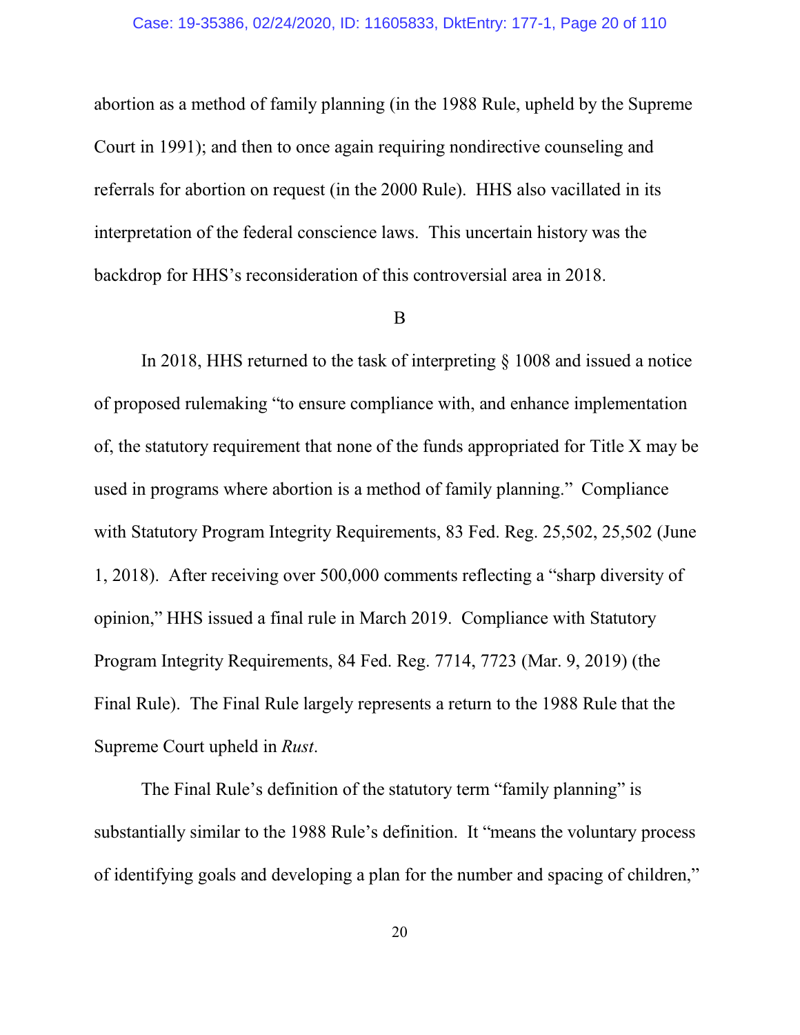abortion as a method of family planning (in the 1988 Rule, upheld by the Supreme Court in 1991); and then to once again requiring nondirective counseling and referrals for abortion on request (in the 2000 Rule). HHS also vacillated in its interpretation of the federal conscience laws. This uncertain history was the backdrop for HHS's reconsideration of this controversial area in 2018.

B

In 2018, HHS returned to the task of interpreting § 1008 and issued a notice of proposed rulemaking "to ensure compliance with, and enhance implementation of, the statutory requirement that none of the funds appropriated for Title X may be used in programs where abortion is a method of family planning." Compliance with Statutory Program Integrity Requirements, 83 Fed. Reg. 25,502, 25,502 (June 1, 2018). After receiving over 500,000 comments reflecting a "sharp diversity of opinion," HHS issued a final rule in March 2019. Compliance with Statutory Program Integrity Requirements, 84 Fed. Reg. 7714, 7723 (Mar. 9, 2019) (the Final Rule). The Final Rule largely represents a return to the 1988 Rule that the Supreme Court upheld in *Rust*.

The Final Rule's definition of the statutory term "family planning" is substantially similar to the 1988 Rule's definition. It "means the voluntary process of identifying goals and developing a plan for the number and spacing of children,"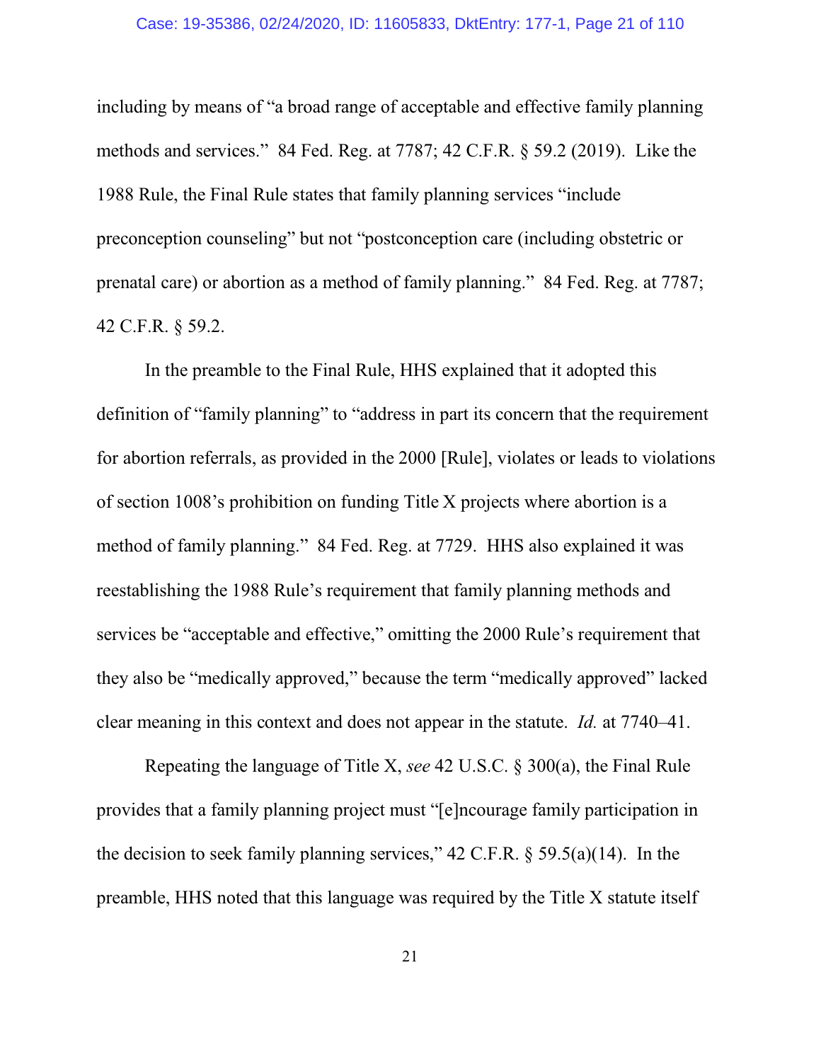including by means of "a broad range of acceptable and effective family planning methods and services." 84 Fed. Reg. at 7787; 42 C.F.R. § 59.2 (2019). Like the 1988 Rule, the Final Rule states that family planning services "include preconception counseling" but not "postconception care (including obstetric or prenatal care) or abortion as a method of family planning." 84 Fed. Reg. at 7787; 42 C.F.R. § 59.2.

In the preamble to the Final Rule, HHS explained that it adopted this definition of "family planning" to "address in part its concern that the requirement for abortion referrals, as provided in the 2000 [Rule], violates or leads to violations of section 1008's prohibition on funding Title X projects where abortion is a method of family planning." 84 Fed. Reg. at 7729. HHS also explained it was reestablishing the 1988 Rule's requirement that family planning methods and services be "acceptable and effective," omitting the 2000 Rule's requirement that they also be "medically approved," because the term "medically approved" lacked clear meaning in this context and does not appear in the statute. *Id.* at 7740–41.

Repeating the language of Title X, *see* 42 U.S.C. § 300(a), the Final Rule provides that a family planning project must "[e]ncourage family participation in the decision to seek family planning services," 42 C.F.R. § 59.5(a)(14). In the preamble, HHS noted that this language was required by the Title X statute itself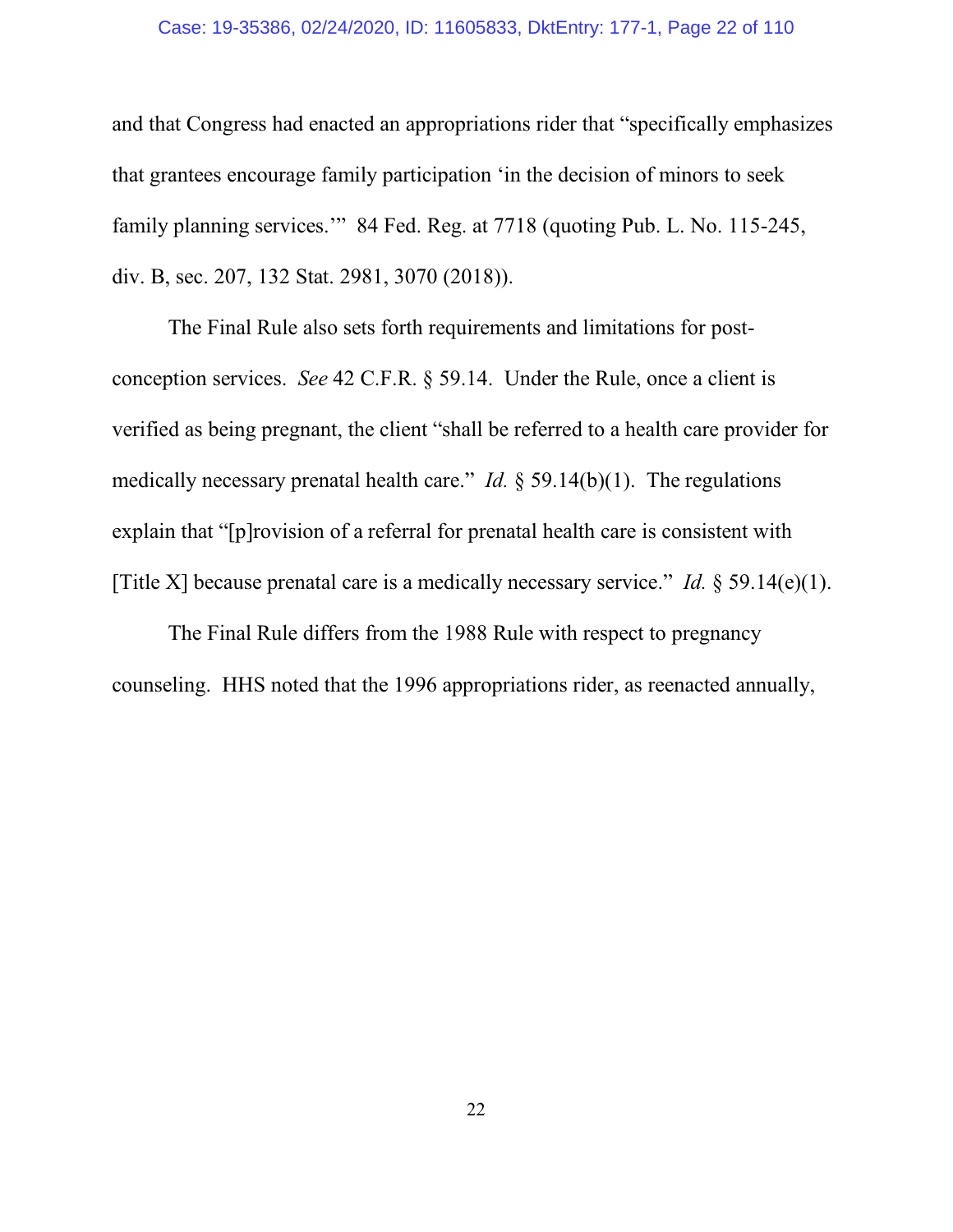and that Congress had enacted an appropriations rider that "specifically emphasizes that grantees encourage family participation 'in the decision of minors to seek family planning services.'" 84 Fed. Reg. at 7718 (quoting Pub. L. No. 115-245, div. B, sec. 207, 132 Stat. 2981, 3070 (2018)).

The Final Rule also sets forth requirements and limitations for post-conception services. *See* 42 C.F.R. § 59.14. Under the Rule, once a client is verified as being pregnant, the client "shall be referred to a health care provider for medically necessary prenatal health care." *Id.* § 59.14(b)(1). The regulations explain that "[p]rovision of a referral for prenatal health care is consistent with [Title X] because prenatal care is a medically necessary service." *Id.* § 59.14(e)(1).

The Final Rule differs from the 1988 Rule with respect to pregnancy counseling. HHS noted that the 1996 appropriations rider, as reenacted annually,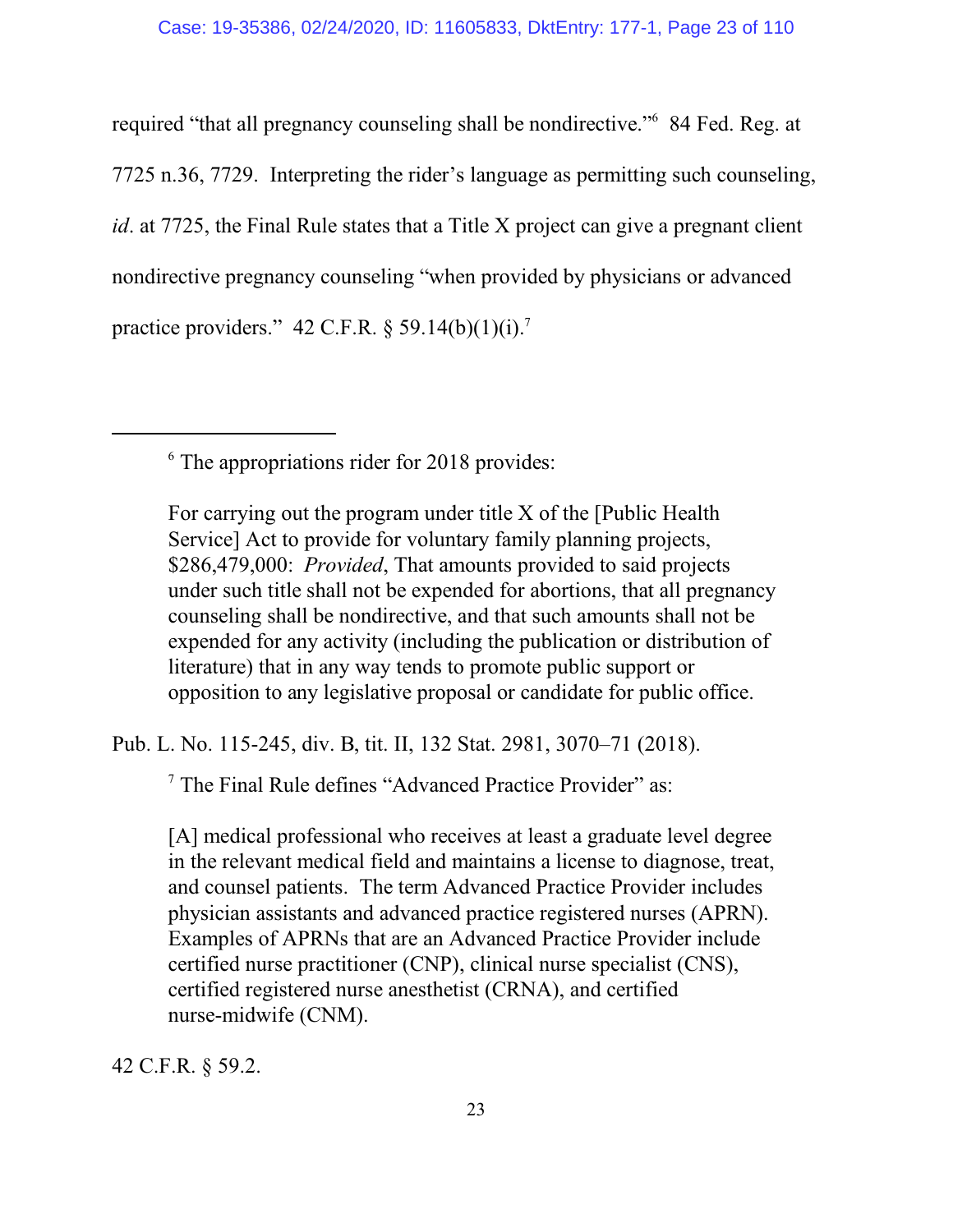required "that all pregnancy counseling shall be nondirective."[6] 84 Fed. Reg. at 7725 n.36, 7729. Interpreting the rider's language as permitting such counseling, *id*. at 7725, the Final Rule states that a Title X project can give a pregnant client nondirective pregnancy counseling "when provided by physicians or advanced practice providers." 42 C.F.R. § 59.14(b)(1)(i).[7]

---

[6] The appropriations rider for 2018 provides:

> For carrying out the program under title X of the [Public Health Service] Act to provide for voluntary family planning projects, $286,479,000: *Provided*, That amounts provided to said projects under such title shall not be expended for abortions, that all pregnancy counseling shall be nondirective, and that such amounts shall not be expended for any activity (including the publication or distribution of literature) that in any way tends to promote public support or opposition to any legislative proposal or candidate for public office.

Pub. L. No. 115-245, div. B, tit. II, 132 Stat. 2981, 3070–71 (2018).

[7] The Final Rule defines "Advanced Practice Provider" as:

> [A] medical professional who receives at least a graduate level degree in the relevant medical field and maintains a license to diagnose, treat, and counsel patients. The term Advanced Practice Provider includes physician assistants and advanced practice registered nurses (APRN). Examples of APRNs that are an Advanced Practice Provider include certified nurse practitioner (CNP), clinical nurse specialist (CNS), certified registered nurse anesthetist (CRNA), and certified nurse-midwife (CNM).

42 C.F.R. § 59.2.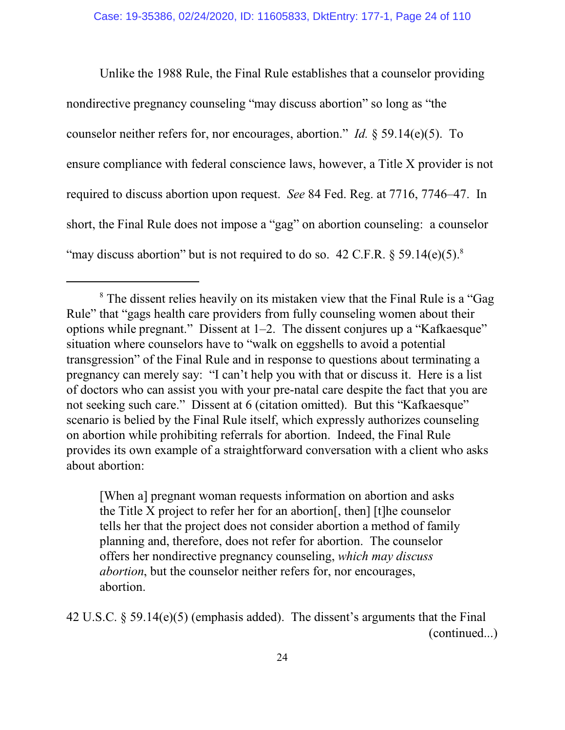Unlike the 1988 Rule, the Final Rule establishes that a counselor providing nondirective pregnancy counseling "may discuss abortion" so long as "the counselor neither refers for, nor encourages, abortion." *Id.* § 59.14(e)(5). To ensure compliance with federal conscience laws, however, a Title X provider is not required to discuss abortion upon request. *See* 84 Fed. Reg. at 7716, 7746–47. In short, the Final Rule does not impose a "gag" on abortion counseling: a counselor "may discuss abortion" but is not required to do so. 42 C.F.R. § 59.14(e)(5).[8]

---

[8] The dissent relies heavily on its mistaken view that the Final Rule is a "Gag Rule" that "gags health care providers from fully counseling women about their options while pregnant." Dissent at 1–2. The dissent conjures up a "Kafkaesque" situation where counselors have to "walk on eggshells to avoid a potential transgression" of the Final Rule and in response to questions about terminating a pregnancy can merely say: "I can't help you with that or discuss it. Here is a list of doctors who can assist you with your pre-natal care despite the fact that you are not seeking such care." Dissent at 6 (citation omitted). But this "Kafkaesque" scenario is belied by the Final Rule itself, which expressly authorizes counseling on abortion while prohibiting referrals for abortion. Indeed, the Final Rule provides its own example of a straightforward conversation with a client who asks about abortion:

> [When a] pregnant woman requests information on abortion and asks the Title X project to refer her for an abortion[, then] [t]he counselor tells her that the project does not consider abortion a method of family planning and, therefore, does not refer for abortion. The counselor offers her nondirective pregnancy counseling, *which may discuss abortion*, but the counselor neither refers for, nor encourages, abortion.

42 U.S.C. § 59.14(e)(5) (emphasis added). The dissent's arguments that the Final (continued...)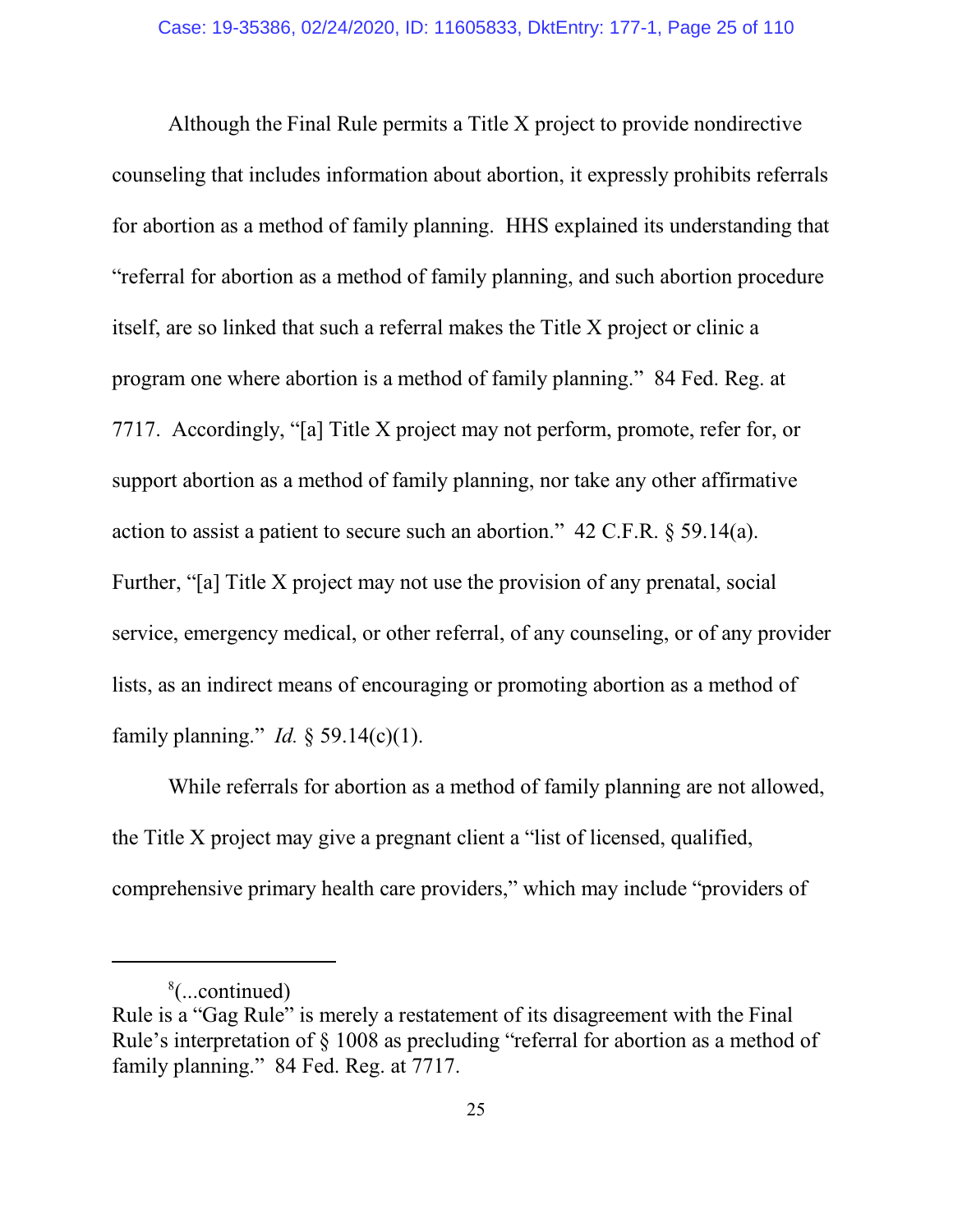Although the Final Rule permits a Title X project to provide nondirective counseling that includes information about abortion, it expressly prohibits referrals for abortion as a method of family planning. HHS explained its understanding that "referral for abortion as a method of family planning, and such abortion procedure itself, are so linked that such a referral makes the Title X project or clinic a program one where abortion is a method of family planning." 84 Fed. Reg. at 7717. Accordingly, "[a] Title X project may not perform, promote, refer for, or support abortion as a method of family planning, nor take any other affirmative action to assist a patient to secure such an abortion." 42 C.F.R. § 59.14(a). Further, "[a] Title X project may not use the provision of any prenatal, social service, emergency medical, or other referral, of any counseling, or of any provider lists, as an indirect means of encouraging or promoting abortion as a method of family planning." *Id.* § 59.14(c)(1).

While referrals for abortion as a method of family planning are not allowed, the Title X project may give a pregnant client a "list of licensed, qualified, comprehensive primary health care providers," which may include "providers of

---

[8](...continued)
Rule is a "Gag Rule" is merely a restatement of its disagreement with the Final Rule's interpretation of § 1008 as precluding "referral for abortion as a method of family planning." 84 Fed. Reg. at 7717.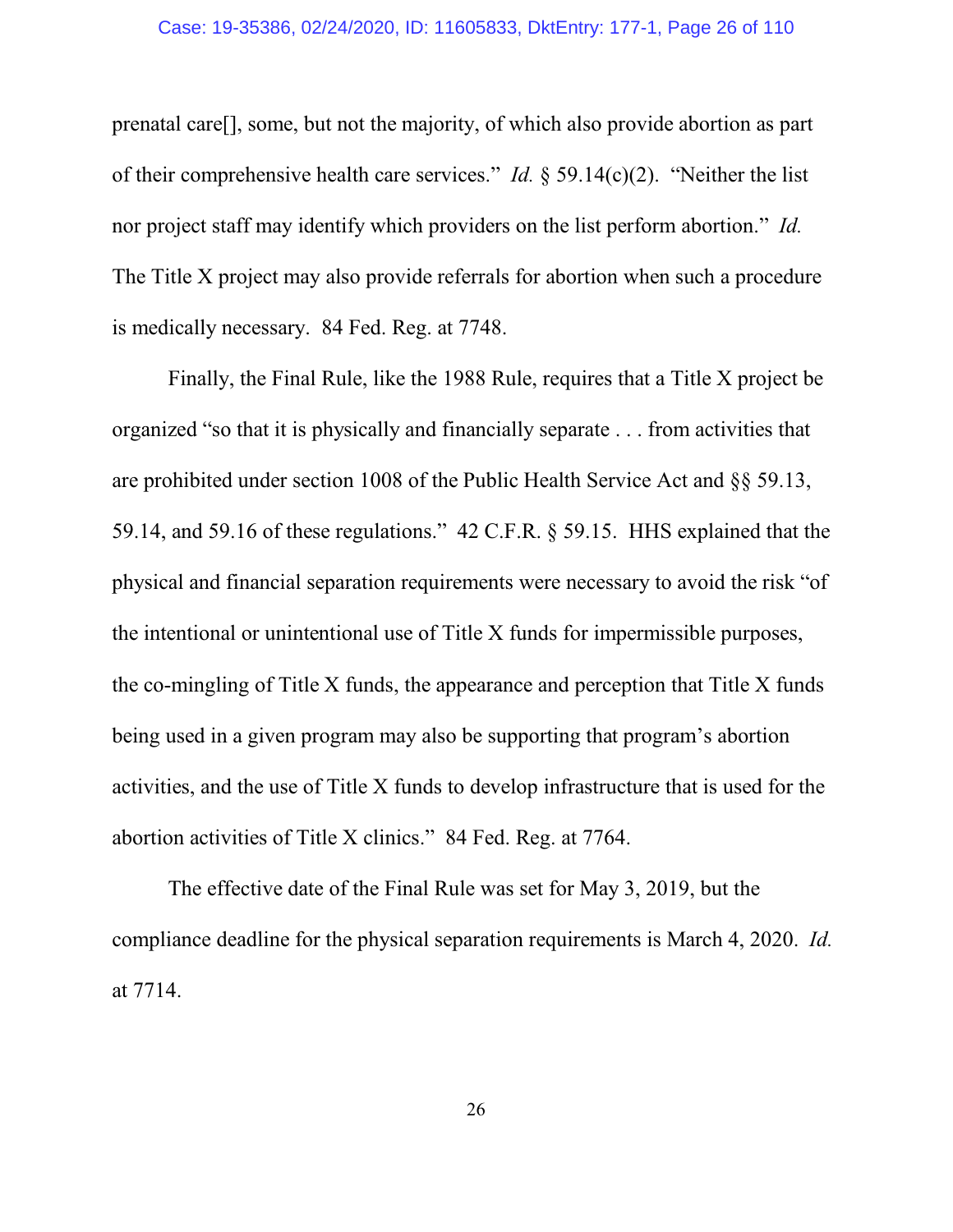prenatal care[], some, but not the majority, of which also provide abortion as part of their comprehensive health care services." *Id.* § 59.14(c)(2). "Neither the list nor project staff may identify which providers on the list perform abortion." *Id.* The Title X project may also provide referrals for abortion when such a procedure is medically necessary. 84 Fed. Reg. at 7748.

Finally, the Final Rule, like the 1988 Rule, requires that a Title X project be organized "so that it is physically and financially separate . . . from activities that are prohibited under section 1008 of the Public Health Service Act and §§ 59.13, 59.14, and 59.16 of these regulations." 42 C.F.R. § 59.15. HHS explained that the physical and financial separation requirements were necessary to avoid the risk "of the intentional or unintentional use of Title X funds for impermissible purposes, the co-mingling of Title X funds, the appearance and perception that Title X funds being used in a given program may also be supporting that program's abortion activities, and the use of Title X funds to develop infrastructure that is used for the abortion activities of Title X clinics." 84 Fed. Reg. at 7764.

The effective date of the Final Rule was set for May 3, 2019, but the compliance deadline for the physical separation requirements is March 4, 2020. *Id.* at 7714.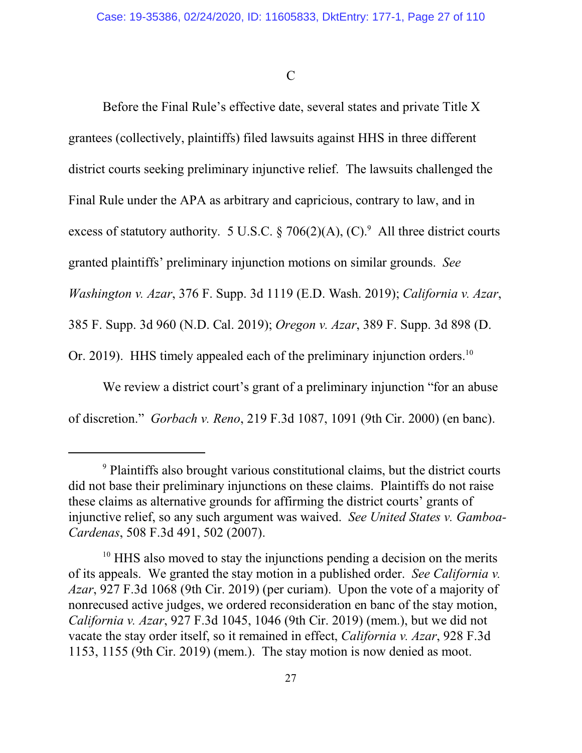### C

Before the Final Rule's effective date, several states and private Title X grantees (collectively, plaintiffs) filed lawsuits against HHS in three different district courts seeking preliminary injunctive relief. The lawsuits challenged the Final Rule under the APA as arbitrary and capricious, contrary to law, and in excess of statutory authority. 5 U.S.C. § 706(2)(A), (C).[9] All three district courts granted plaintiffs' preliminary injunction motions on similar grounds. *See Washington v. Azar*, 376 F. Supp. 3d 1119 (E.D. Wash. 2019); *California v. Azar*, 385 F. Supp. 3d 960 (N.D. Cal. 2019); *Oregon v. Azar*, 389 F. Supp. 3d 898 (D. Or. 2019). HHS timely appealed each of the preliminary injunction orders.[10]

We review a district court's grant of a preliminary injunction "for an abuse of discretion." *Gorbach v. Reno*, 219 F.3d 1087, 1091 (9th Cir. 2000) (en banc).

---

[9] Plaintiffs also brought various constitutional claims, but the district courts did not base their preliminary injunctions on these claims. Plaintiffs do not raise these claims as alternative grounds for affirming the district courts' grants of injunctive relief, so any such argument was waived. *See United States v. Gamboa-Cardenas*, 508 F.3d 491, 502 (2007).

[10] HHS also moved to stay the injunctions pending a decision on the merits of its appeals. We granted the stay motion in a published order. *See California v. Azar*, 927 F.3d 1068 (9th Cir. 2019) (per curiam). Upon the vote of a majority of nonrecused active judges, we ordered reconsideration en banc of the stay motion, *California v. Azar*, 927 F.3d 1045, 1046 (9th Cir. 2019) (mem.), but we did not vacate the stay order itself, so it remained in effect, *California v. Azar*, 928 F.3d 1153, 1155 (9th Cir. 2019) (mem.). The stay motion is now denied as moot.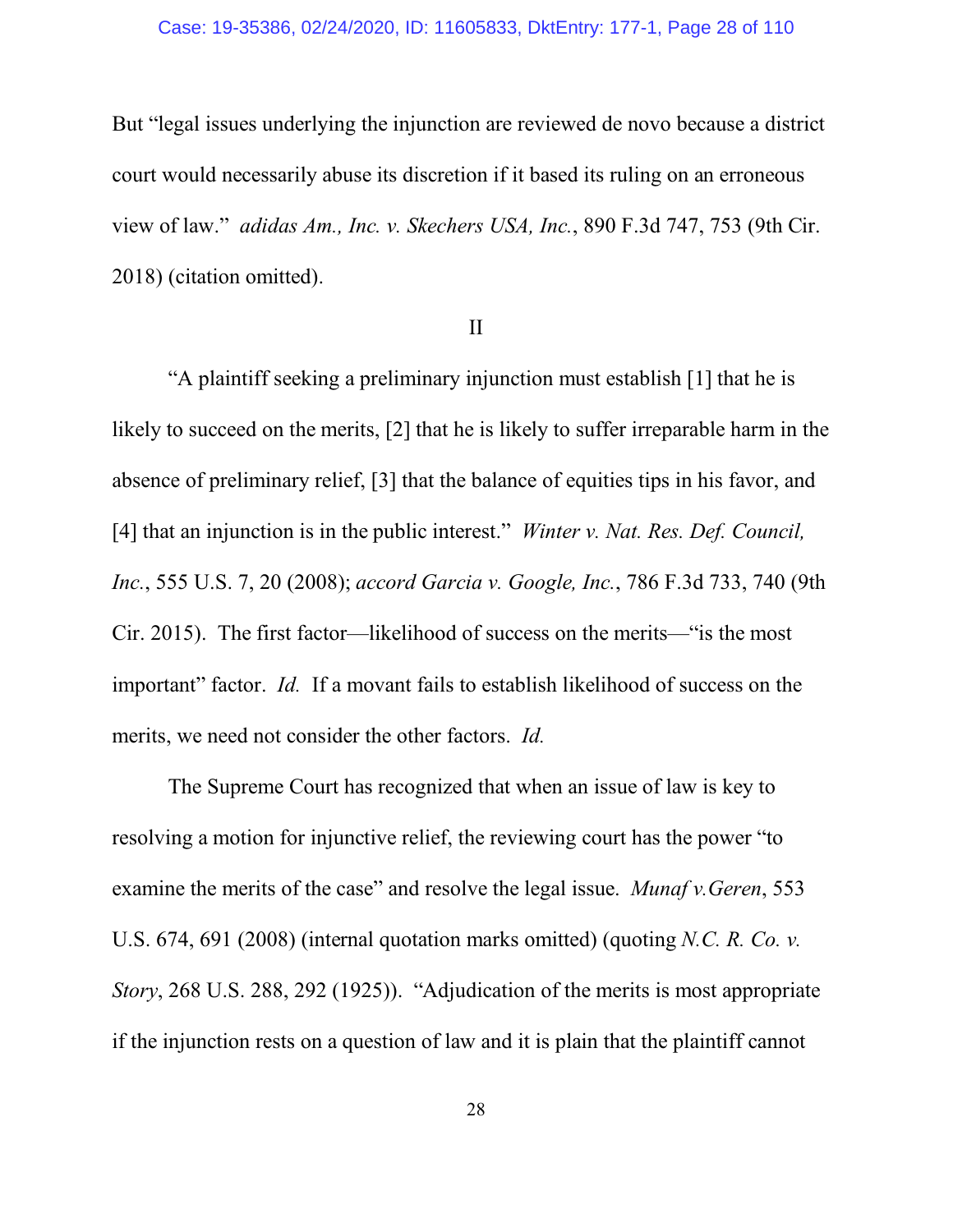But "legal issues underlying the injunction are reviewed de novo because a district court would necessarily abuse its discretion if it based its ruling on an erroneous view of law." *adidas Am., Inc. v. Skechers USA, Inc.*, 890 F.3d 747, 753 (9th Cir. 2018) (citation omitted).

## II

"A plaintiff seeking a preliminary injunction must establish [1] that he is likely to succeed on the merits, [2] that he is likely to suffer irreparable harm in the absence of preliminary relief, [3] that the balance of equities tips in his favor, and [4] that an injunction is in the public interest." *Winter v. Nat. Res. Def. Council, Inc.*, 555 U.S. 7, 20 (2008); *accord Garcia v. Google, Inc.*, 786 F.3d 733, 740 (9th Cir. 2015). The first factor—likelihood of success on the merits—"is the most important" factor. *Id.* If a movant fails to establish likelihood of success on the merits, we need not consider the other factors. *Id.*

The Supreme Court has recognized that when an issue of law is key to resolving a motion for injunctive relief, the reviewing court has the power "to examine the merits of the case" and resolve the legal issue. *Munaf v.Geren*, 553 U.S. 674, 691 (2008) (internal quotation marks omitted) (quoting *N.C. R. Co. v. Story*, 268 U.S. 288, 292 (1925)). "Adjudication of the merits is most appropriate if the injunction rests on a question of law and it is plain that the plaintiff cannot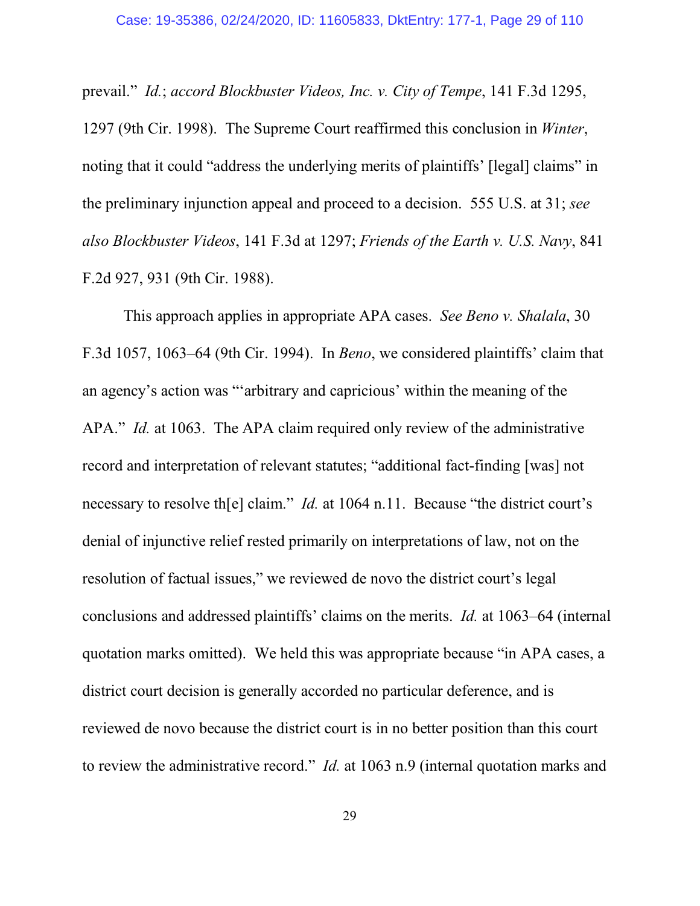prevail." *Id.*; *accord Blockbuster Videos, Inc. v. City of Tempe*, 141 F.3d 1295, 1297 (9th Cir. 1998). The Supreme Court reaffirmed this conclusion in *Winter*, noting that it could "address the underlying merits of plaintiffs' [legal] claims" in the preliminary injunction appeal and proceed to a decision. 555 U.S. at 31; *see also Blockbuster Videos*, 141 F.3d at 1297; *Friends of the Earth v. U.S. Navy*, 841 F.2d 927, 931 (9th Cir. 1988).

This approach applies in appropriate APA cases. *See Beno v. Shalala*, 30 F.3d 1057, 1063–64 (9th Cir. 1994). In *Beno*, we considered plaintiffs' claim that an agency's action was "'arbitrary and capricious' within the meaning of the APA." *Id.* at 1063. The APA claim required only review of the administrative record and interpretation of relevant statutes; "additional fact-finding [was] not necessary to resolve th[e] claim." *Id.* at 1064 n.11. Because "the district court's denial of injunctive relief rested primarily on interpretations of law, not on the resolution of factual issues," we reviewed de novo the district court's legal conclusions and addressed plaintiffs' claims on the merits. *Id.* at 1063–64 (internal quotation marks omitted). We held this was appropriate because "in APA cases, a district court decision is generally accorded no particular deference, and is reviewed de novo because the district court is in no better position than this court to review the administrative record." *Id.* at 1063 n.9 (internal quotation marks and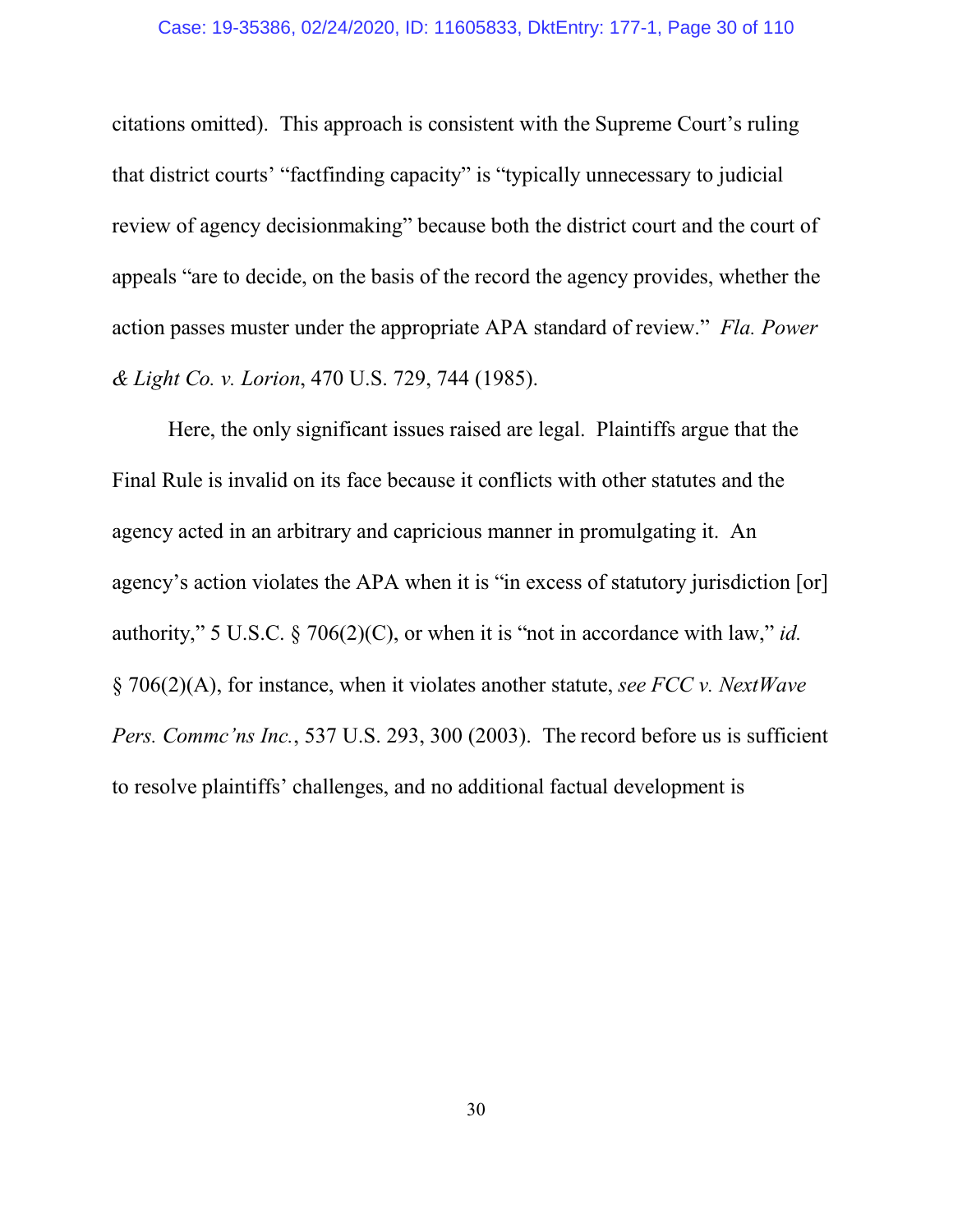citations omitted). This approach is consistent with the Supreme Court's ruling that district courts' "factfinding capacity" is "typically unnecessary to judicial review of agency decisionmaking" because both the district court and the court of appeals "are to decide, on the basis of the record the agency provides, whether the action passes muster under the appropriate APA standard of review." *Fla. Power & Light Co. v. Lorion*, 470 U.S. 729, 744 (1985).

Here, the only significant issues raised are legal. Plaintiffs argue that the Final Rule is invalid on its face because it conflicts with other statutes and the agency acted in an arbitrary and capricious manner in promulgating it. An agency's action violates the APA when it is "in excess of statutory jurisdiction [or] authority," 5 U.S.C. § 706(2)(C), or when it is "not in accordance with law," *id.* § 706(2)(A), for instance, when it violates another statute, *see FCC v. NextWave Pers. Commc'ns Inc.*, 537 U.S. 293, 300 (2003). The record before us is sufficient to resolve plaintiffs' challenges, and no additional factual development is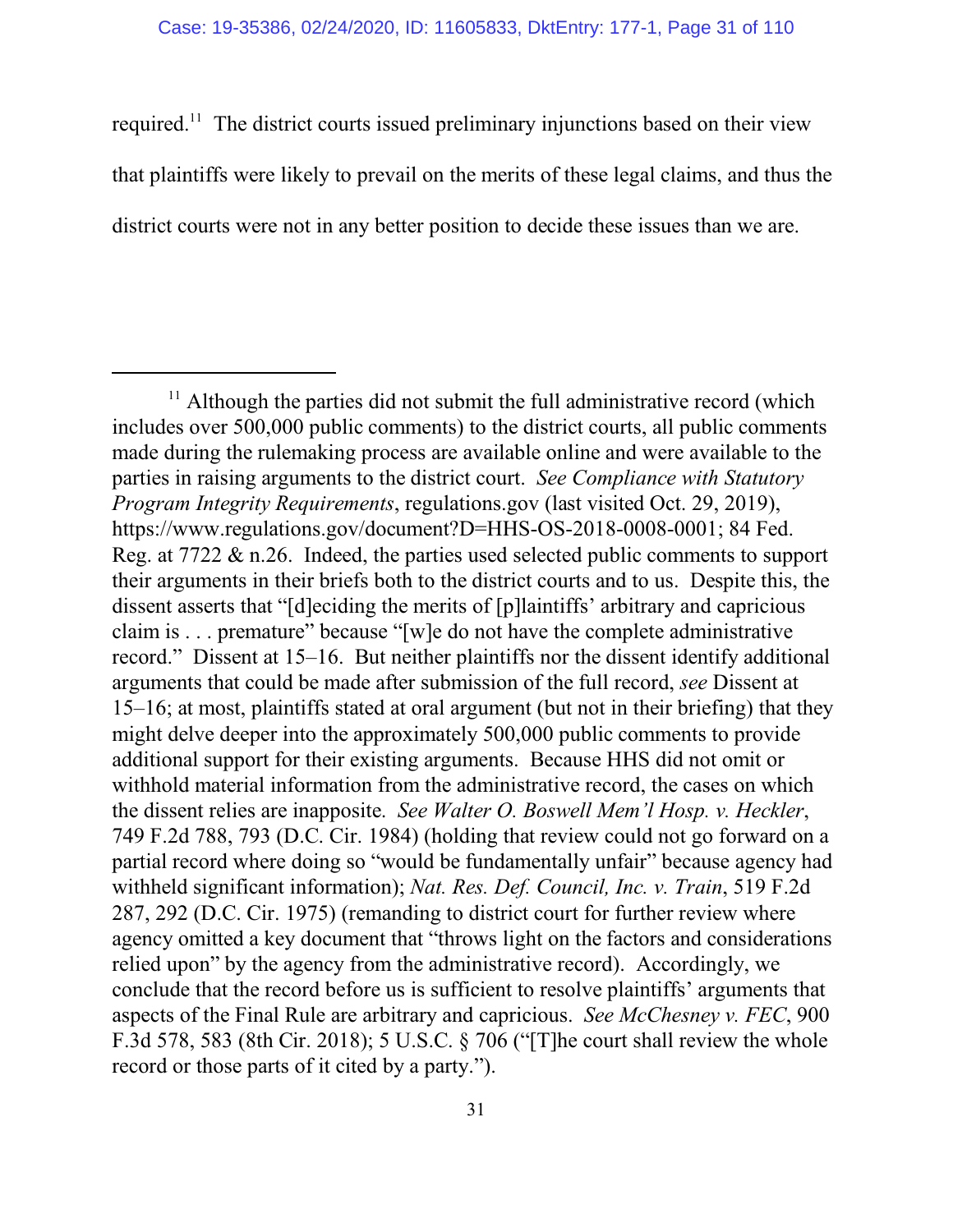required.[11] The district courts issued preliminary injunctions based on their view that plaintiffs were likely to prevail on the merits of these legal claims, and thus the district courts were not in any better position to decide these issues than we are.

---

[11] Although the parties did not submit the full administrative record (which includes over 500,000 public comments) to the district courts, all public comments made during the rulemaking process are available online and were available to the parties in raising arguments to the district court. *See Compliance with Statutory Program Integrity Requirements*, regulations.gov (last visited Oct. 29, 2019), https://www.regulations.gov/document?D=HHS-OS-2018-0008-0001; 84 Fed. Reg. at 7722 & n.26. Indeed, the parties used selected public comments to support their arguments in their briefs both to the district courts and to us. Despite this, the dissent asserts that "[d]eciding the merits of [p]laintiffs' arbitrary and capricious claim is . . . premature" because "[w]e do not have the complete administrative record." Dissent at 15–16. But neither plaintiffs nor the dissent identify additional arguments that could be made after submission of the full record, *see* Dissent at 15–16; at most, plaintiffs stated at oral argument (but not in their briefing) that they might delve deeper into the approximately 500,000 public comments to provide additional support for their existing arguments. Because HHS did not omit or withhold material information from the administrative record, the cases on which the dissent relies are inapposite. *See Walter O. Boswell Mem'l Hosp. v. Heckler*, 749 F.2d 788, 793 (D.C. Cir. 1984) (holding that review could not go forward on a partial record where doing so "would be fundamentally unfair" because agency had withheld significant information); *Nat. Res. Def. Council, Inc. v. Train*, 519 F.2d 287, 292 (D.C. Cir. 1975) (remanding to district court for further review where agency omitted a key document that "throws light on the factors and considerations relied upon" by the agency from the administrative record). Accordingly, we conclude that the record before us is sufficient to resolve plaintiffs' arguments that aspects of the Final Rule are arbitrary and capricious. *See McChesney v. FEC*, 900 F.3d 578, 583 (8th Cir. 2018); 5 U.S.C. § 706 ("[T]he court shall review the whole record or those parts of it cited by a party.").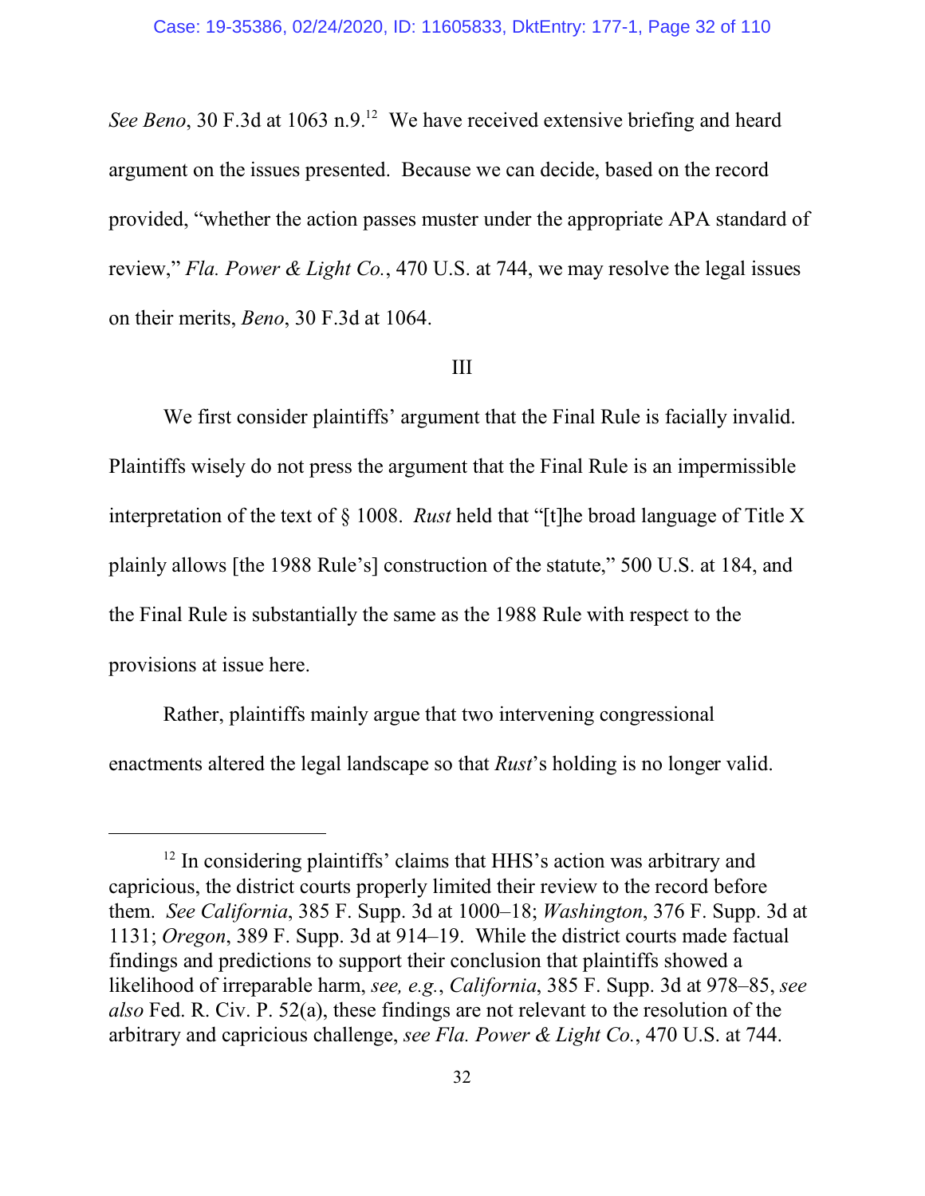*See Beno*, 30 F.3d at 1063 n.9.[12] We have received extensive briefing and heard argument on the issues presented. Because we can decide, based on the record provided, "whether the action passes muster under the appropriate APA standard of review," *Fla. Power & Light Co.*, 470 U.S. at 744, we may resolve the legal issues on their merits, *Beno*, 30 F.3d at 1064.

III

We first consider plaintiffs' argument that the Final Rule is facially invalid. Plaintiffs wisely do not press the argument that the Final Rule is an impermissible interpretation of the text of § 1008. *Rust* held that "[t]he broad language of Title X plainly allows [the 1988 Rule's] construction of the statute," 500 U.S. at 184, and the Final Rule is substantially the same as the 1988 Rule with respect to the provisions at issue here.

Rather, plaintiffs mainly argue that two intervening congressional enactments altered the legal landscape so that *Rust*'s holding is no longer valid.

---

[12] In considering plaintiffs' claims that HHS's action was arbitrary and capricious, the district courts properly limited their review to the record before them. *See California*, 385 F. Supp. 3d at 1000–18; *Washington*, 376 F. Supp. 3d at 1131; *Oregon*, 389 F. Supp. 3d at 914–19. While the district courts made factual findings and predictions to support their conclusion that plaintiffs showed a likelihood of irreparable harm, *see, e.g.*, *California*, 385 F. Supp. 3d at 978–85, *see also* Fed. R. Civ. P. 52(a), these findings are not relevant to the resolution of the arbitrary and capricious challenge, *see Fla. Power & Light Co.*, 470 U.S. at 744.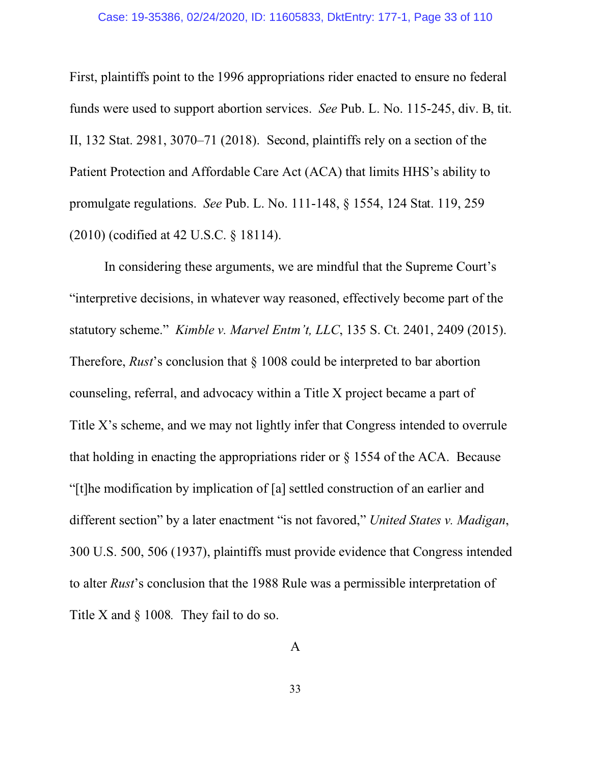First, plaintiffs point to the 1996 appropriations rider enacted to ensure no federal funds were used to support abortion services. *See* Pub. L. No. 115-245, div. B, tit. II, 132 Stat. 2981, 3070–71 (2018). Second, plaintiffs rely on a section of the Patient Protection and Affordable Care Act (ACA) that limits HHS's ability to promulgate regulations. *See* Pub. L. No. 111-148, § 1554, 124 Stat. 119, 259 (2010) (codified at 42 U.S.C. § 18114).

In considering these arguments, we are mindful that the Supreme Court's "interpretive decisions, in whatever way reasoned, effectively become part of the statutory scheme." *Kimble v. Marvel Entm't, LLC*, 135 S. Ct. 2401, 2409 (2015). Therefore, *Rust*'s conclusion that § 1008 could be interpreted to bar abortion counseling, referral, and advocacy within a Title X project became a part of Title X's scheme, and we may not lightly infer that Congress intended to overrule that holding in enacting the appropriations rider or § 1554 of the ACA. Because "[t]he modification by implication of [a] settled construction of an earlier and different section" by a later enactment "is not favored," *United States v. Madigan*, 300 U.S. 500, 506 (1937), plaintiffs must provide evidence that Congress intended to alter *Rust*'s conclusion that the 1988 Rule was a permissible interpretation of Title X and § 1008. They fail to do so.

### A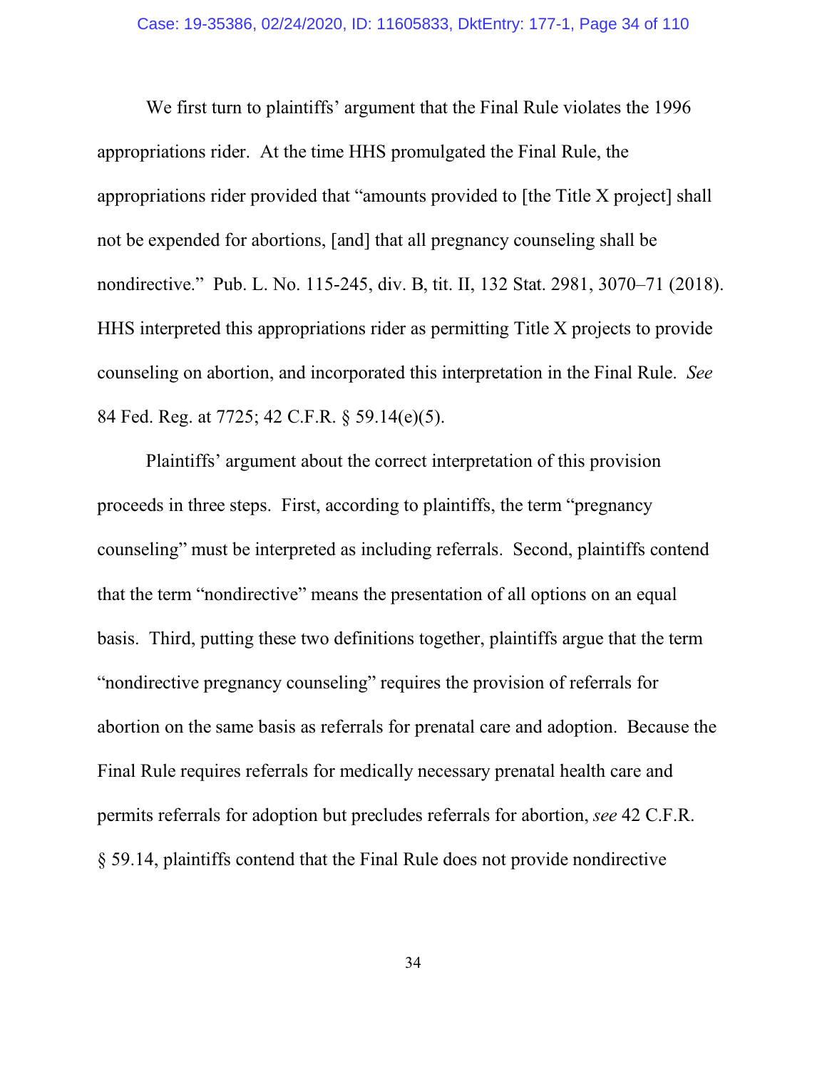We first turn to plaintiffs' argument that the Final Rule violates the 1996 appropriations rider. At the time HHS promulgated the Final Rule, the appropriations rider provided that "amounts provided to [the Title X project] shall not be expended for abortions, [and] that all pregnancy counseling shall be nondirective." Pub. L. No. 115-245, div. B, tit. II, 132 Stat. 2981, 3070–71 (2018). HHS interpreted this appropriations rider as permitting Title X projects to provide counseling on abortion, and incorporated this interpretation in the Final Rule. *See* 84 Fed. Reg. at 7725; 42 C.F.R. § 59.14(e)(5).

Plaintiffs' argument about the correct interpretation of this provision proceeds in three steps. First, according to plaintiffs, the term "pregnancy counseling" must be interpreted as including referrals. Second, plaintiffs contend that the term "nondirective" means the presentation of all options on an equal basis. Third, putting these two definitions together, plaintiffs argue that the term "nondirective pregnancy counseling" requires the provision of referrals for abortion on the same basis as referrals for prenatal care and adoption. Because the Final Rule requires referrals for medically necessary prenatal health care and permits referrals for adoption but precludes referrals for abortion, *see* 42 C.F.R. § 59.14, plaintiffs contend that the Final Rule does not provide nondirective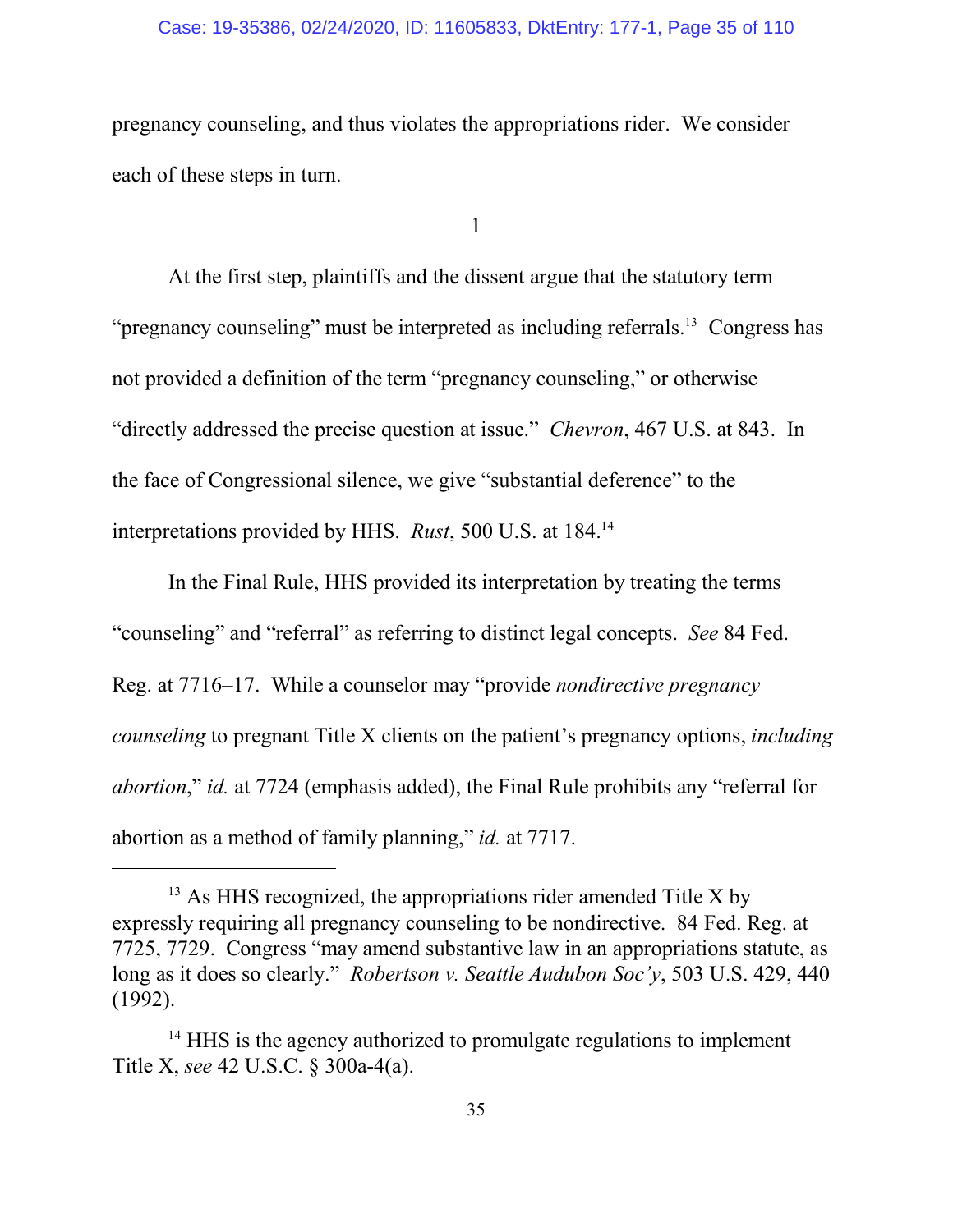pregnancy counseling, and thus violates the appropriations rider. We consider each of these steps in turn.

1

At the first step, plaintiffs and the dissent argue that the statutory term "pregnancy counseling" must be interpreted as including referrals.[13] Congress has not provided a definition of the term "pregnancy counseling," or otherwise "directly addressed the precise question at issue." *Chevron*, 467 U.S. at 843. In the face of Congressional silence, we give "substantial deference" to the interpretations provided by HHS. *Rust*, 500 U.S. at 184.[14]

In the Final Rule, HHS provided its interpretation by treating the terms "counseling" and "referral" as referring to distinct legal concepts. *See* 84 Fed. Reg. at 7716–17. While a counselor may "provide *nondirective pregnancy counseling* to pregnant Title X clients on the patient's pregnancy options, *including abortion*," *id.* at 7724 (emphasis added), the Final Rule prohibits any "referral for abortion as a method of family planning," *id.* at 7717.

---

[13] As HHS recognized, the appropriations rider amended Title X by expressly requiring all pregnancy counseling to be nondirective. 84 Fed. Reg. at 7725, 7729. Congress "may amend substantive law in an appropriations statute, as long as it does so clearly." *Robertson v. Seattle Audubon Soc'y*, 503 U.S. 429, 440 (1992).

[14] HHS is the agency authorized to promulgate regulations to implement Title X, *see* 42 U.S.C. § 300a-4(a).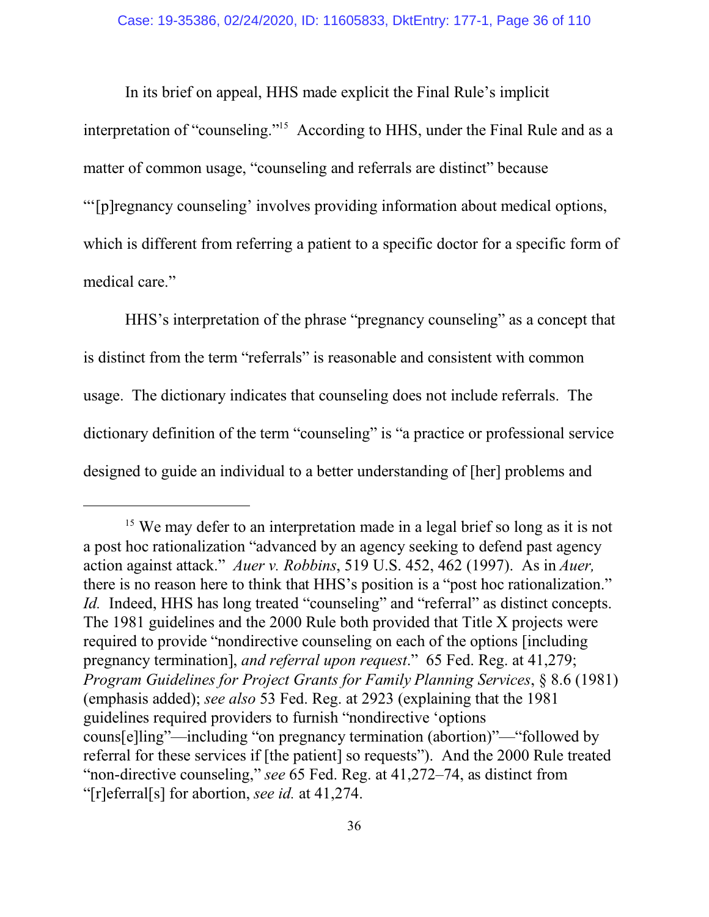In its brief on appeal, HHS made explicit the Final Rule's implicit interpretation of "counseling."[15] According to HHS, under the Final Rule and as a matter of common usage, "counseling and referrals are distinct" because "'[p]regnancy counseling' involves providing information about medical options, which is different from referring a patient to a specific doctor for a specific form of medical care."

HHS's interpretation of the phrase "pregnancy counseling" as a concept that is distinct from the term "referrals" is reasonable and consistent with common usage. The dictionary indicates that counseling does not include referrals. The dictionary definition of the term "counseling" is "a practice or professional service designed to guide an individual to a better understanding of [her] problems and

---

[15] We may defer to an interpretation made in a legal brief so long as it is not a post hoc rationalization "advanced by an agency seeking to defend past agency action against attack." *Auer v. Robbins*, 519 U.S. 452, 462 (1997). As in *Auer,* there is no reason here to think that HHS's position is a "post hoc rationalization." *Id.* Indeed, HHS has long treated "counseling" and "referral" as distinct concepts. The 1981 guidelines and the 2000 Rule both provided that Title X projects were required to provide "nondirective counseling on each of the options [including pregnancy termination], *and referral upon request*." 65 Fed. Reg. at 41,279; *Program Guidelines for Project Grants for Family Planning Services*, § 8.6 (1981) (emphasis added); *see also* 53 Fed. Reg. at 2923 (explaining that the 1981 guidelines required providers to furnish "nondirective 'options couns[e]ling"—including "on pregnancy termination (abortion)"—"followed by referral for these services if [the patient] so requests"). And the 2000 Rule treated "non-directive counseling," *see* 65 Fed. Reg. at 41,272–74, as distinct from "[r]eferral[s] for abortion, *see id.* at 41,274.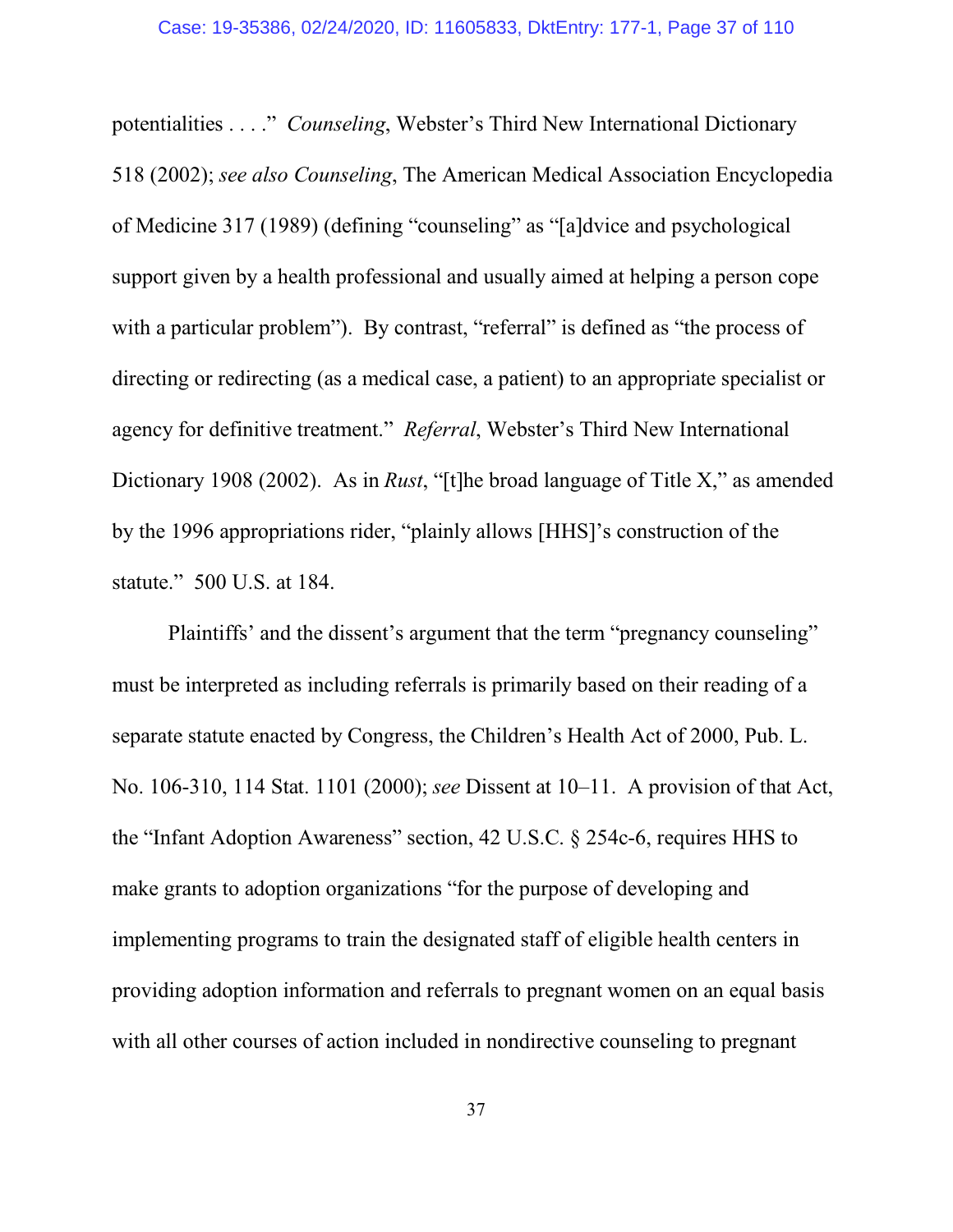potentialities . . . ." *Counseling*, Webster's Third New International Dictionary 518 (2002); *see also Counseling*, The American Medical Association Encyclopedia of Medicine 317 (1989) (defining "counseling" as "[a]dvice and psychological support given by a health professional and usually aimed at helping a person cope with a particular problem"). By contrast, "referral" is defined as "the process of directing or redirecting (as a medical case, a patient) to an appropriate specialist or agency for definitive treatment." *Referral*, Webster's Third New International Dictionary 1908 (2002). As in *Rust*, "[t]he broad language of Title X," as amended by the 1996 appropriations rider, "plainly allows [HHS]'s construction of the statute." 500 U.S. at 184.

Plaintiffs' and the dissent's argument that the term "pregnancy counseling" must be interpreted as including referrals is primarily based on their reading of a separate statute enacted by Congress, the Children's Health Act of 2000, Pub. L. No. 106-310, 114 Stat. 1101 (2000); *see* Dissent at 10–11. A provision of that Act, the "Infant Adoption Awareness" section, 42 U.S.C. § 254c-6, requires HHS to make grants to adoption organizations "for the purpose of developing and implementing programs to train the designated staff of eligible health centers in providing adoption information and referrals to pregnant women on an equal basis with all other courses of action included in nondirective counseling to pregnant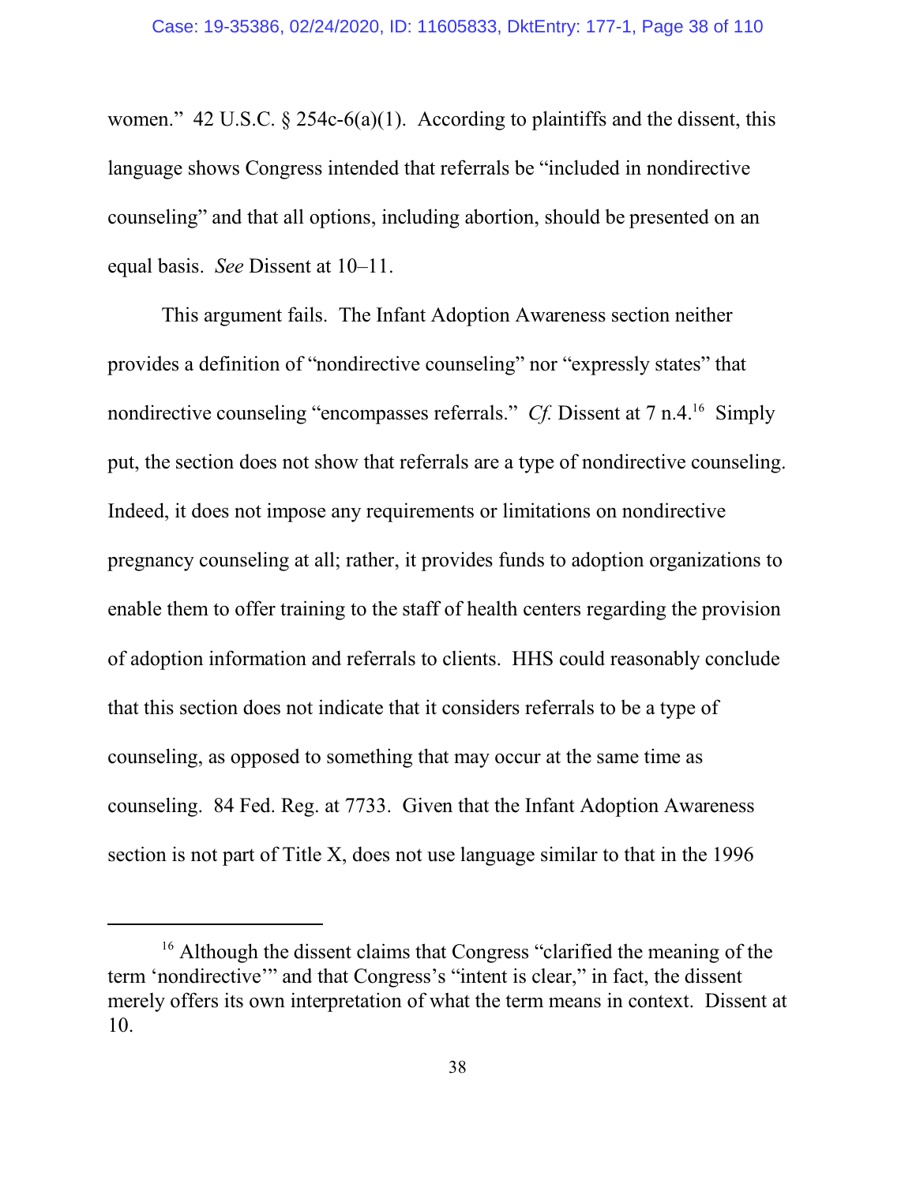women." 42 U.S.C. § 254c-6(a)(1). According to plaintiffs and the dissent, this language shows Congress intended that referrals be "included in nondirective counseling" and that all options, including abortion, should be presented on an equal basis. *See* Dissent at 10–11.

This argument fails. The Infant Adoption Awareness section neither provides a definition of "nondirective counseling" nor "expressly states" that nondirective counseling "encompasses referrals." *Cf.* Dissent at 7 n.4.[16] Simply put, the section does not show that referrals are a type of nondirective counseling. Indeed, it does not impose any requirements or limitations on nondirective pregnancy counseling at all; rather, it provides funds to adoption organizations to enable them to offer training to the staff of health centers regarding the provision of adoption information and referrals to clients. HHS could reasonably conclude that this section does not indicate that it considers referrals to be a type of counseling, as opposed to something that may occur at the same time as counseling. 84 Fed. Reg. at 7733. Given that the Infant Adoption Awareness section is not part of Title X, does not use language similar to that in the 1996

[16] Although the dissent claims that Congress "clarified the meaning of the term 'nondirective'" and that Congress's "intent is clear," in fact, the dissent merely offers its own interpretation of what the term means in context. Dissent at 10.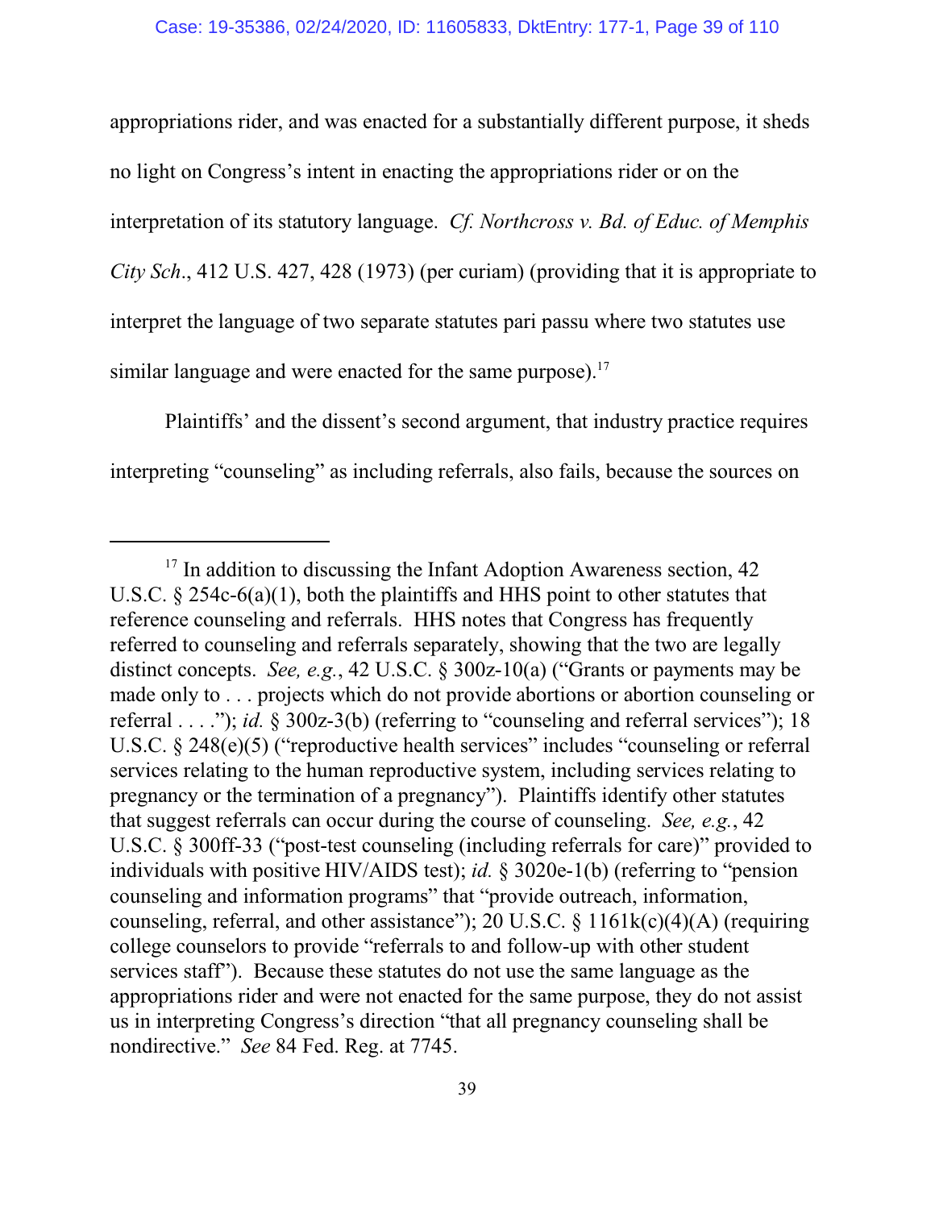appropriations rider, and was enacted for a substantially different purpose, it sheds no light on Congress's intent in enacting the appropriations rider or on the interpretation of its statutory language. *Cf. Northcross v. Bd. of Educ. of Memphis City Sch.*, 412 U.S. 427, 428 (1973) (per curiam) (providing that it is appropriate to interpret the language of two separate statutes pari passu where two statutes use similar language and were enacted for the same purpose).[17]

Plaintiffs' and the dissent's second argument, that industry practice requires interpreting "counseling" as including referrals, also fails, because the sources on

---

[17] In addition to discussing the Infant Adoption Awareness section, 42 U.S.C. § 254c-6(a)(1), both the plaintiffs and HHS point to other statutes that reference counseling and referrals. HHS notes that Congress has frequently referred to counseling and referrals separately, showing that the two are legally distinct concepts. *See, e.g.*, 42 U.S.C. § 300z-10(a) ("Grants or payments may be made only to . . . projects which do not provide abortions or abortion counseling or referral . . . ."); *id.* § 300z-3(b) (referring to "counseling and referral services"); 18 U.S.C. § 248(e)(5) ("reproductive health services" includes "counseling or referral services relating to the human reproductive system, including services relating to pregnancy or the termination of a pregnancy"). Plaintiffs identify other statutes that suggest referrals can occur during the course of counseling. *See, e.g.*, 42 U.S.C. § 300ff-33 ("post-test counseling (including referrals for care)" provided to individuals with positive HIV/AIDS test); *id.* § 3020e-1(b) (referring to "pension counseling and information programs" that "provide outreach, information, counseling, referral, and other assistance"); 20 U.S.C. § 1161k(c)(4)(A) (requiring college counselors to provide "referrals to and follow-up with other student services staff"). Because these statutes do not use the same language as the appropriations rider and were not enacted for the same purpose, they do not assist us in interpreting Congress's direction "that all pregnancy counseling shall be nondirective." *See* 84 Fed. Reg. at 7745.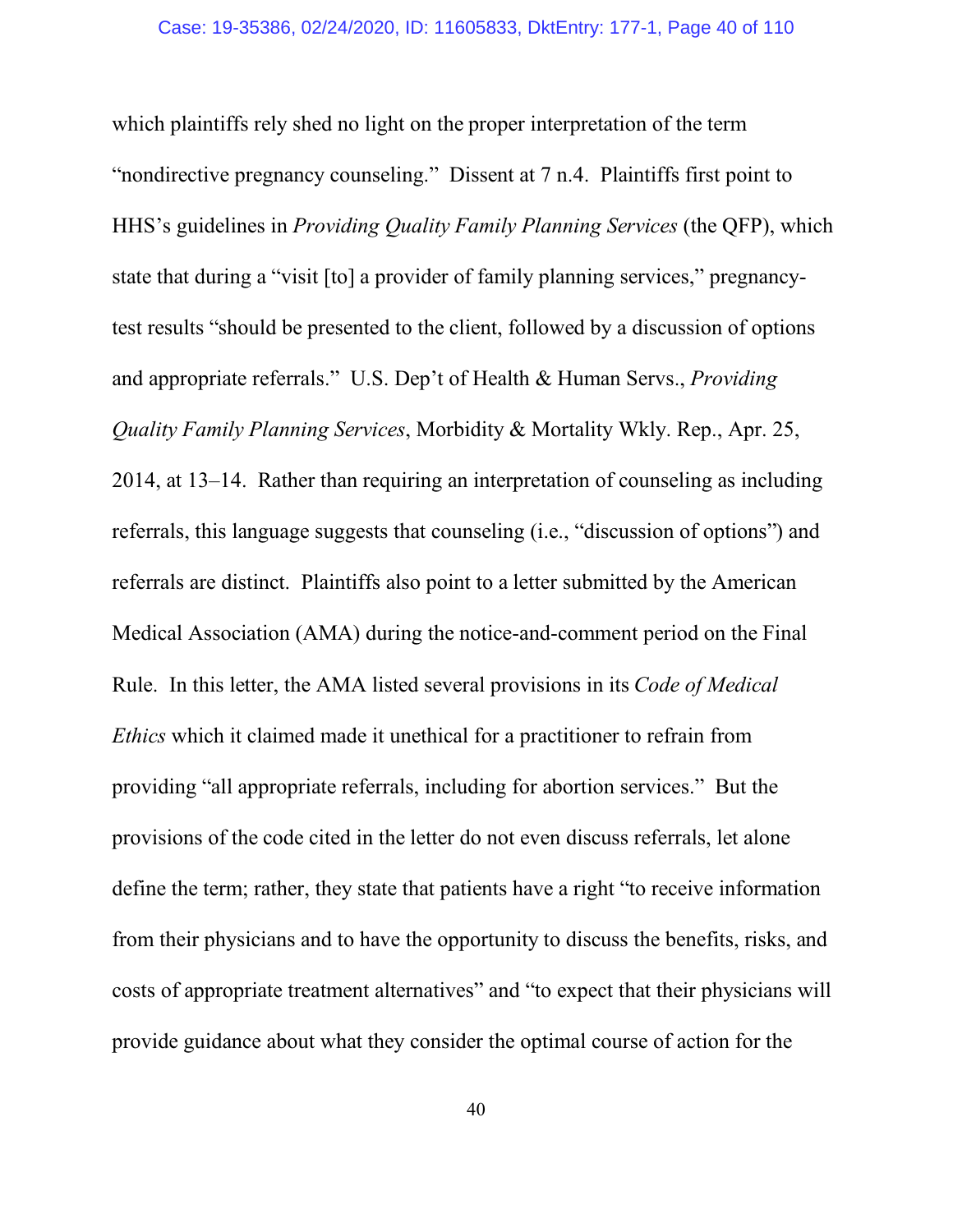which plaintiffs rely shed no light on the proper interpretation of the term "nondirective pregnancy counseling." Dissent at 7 n.4. Plaintiffs first point to HHS's guidelines in *Providing Quality Family Planning Services* (the QFP), which state that during a "visit [to] a provider of family planning services," pregnancy-test results "should be presented to the client, followed by a discussion of options and appropriate referrals." U.S. Dep't of Health & Human Servs., *Providing Quality Family Planning Services*, Morbidity & Mortality Wkly. Rep., Apr. 25, 2014, at 13–14. Rather than requiring an interpretation of counseling as including referrals, this language suggests that counseling (i.e., "discussion of options") and referrals are distinct. Plaintiffs also point to a letter submitted by the American Medical Association (AMA) during the notice-and-comment period on the Final Rule. In this letter, the AMA listed several provisions in its *Code of Medical Ethics* which it claimed made it unethical for a practitioner to refrain from providing "all appropriate referrals, including for abortion services." But the provisions of the code cited in the letter do not even discuss referrals, let alone define the term; rather, they state that patients have a right "to receive information from their physicians and to have the opportunity to discuss the benefits, risks, and costs of appropriate treatment alternatives" and "to expect that their physicians will provide guidance about what they consider the optimal course of action for the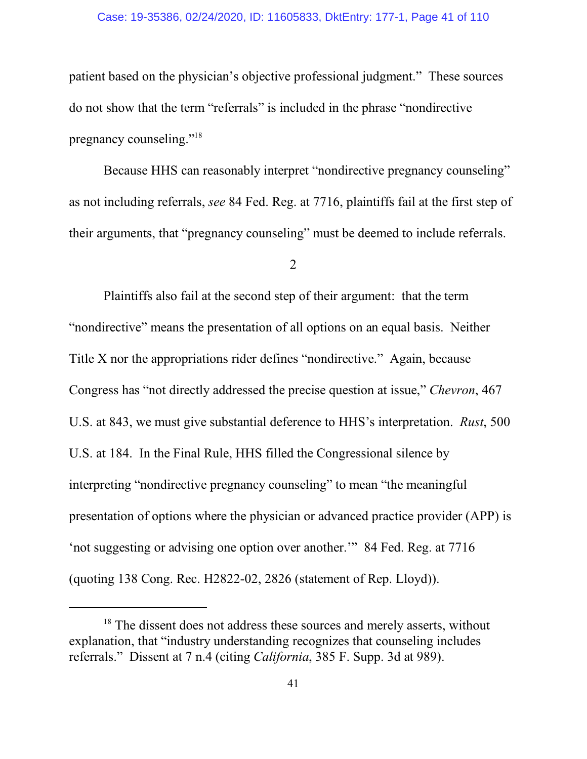patient based on the physician's objective professional judgment." These sources do not show that the term "referrals" is included in the phrase "nondirective pregnancy counseling."[18]

Because HHS can reasonably interpret "nondirective pregnancy counseling" as not including referrals, *see* 84 Fed. Reg. at 7716, plaintiffs fail at the first step of their arguments, that "pregnancy counseling" must be deemed to include referrals.

2

Plaintiffs also fail at the second step of their argument: that the term "nondirective" means the presentation of all options on an equal basis. Neither Title X nor the appropriations rider defines "nondirective." Again, because Congress has "not directly addressed the precise question at issue," *Chevron*, 467 U.S. at 843, we must give substantial deference to HHS's interpretation. *Rust*, 500 U.S. at 184. In the Final Rule, HHS filled the Congressional silence by interpreting "nondirective pregnancy counseling" to mean "the meaningful presentation of options where the physician or advanced practice provider (APP) is 'not suggesting or advising one option over another.'" 84 Fed. Reg. at 7716 (quoting 138 Cong. Rec. H2822-02, 2826 (statement of Rep. Lloyd)).

---

[18] The dissent does not address these sources and merely asserts, without explanation, that "industry understanding recognizes that counseling includes referrals." Dissent at 7 n.4 (citing *California*, 385 F. Supp. 3d at 989).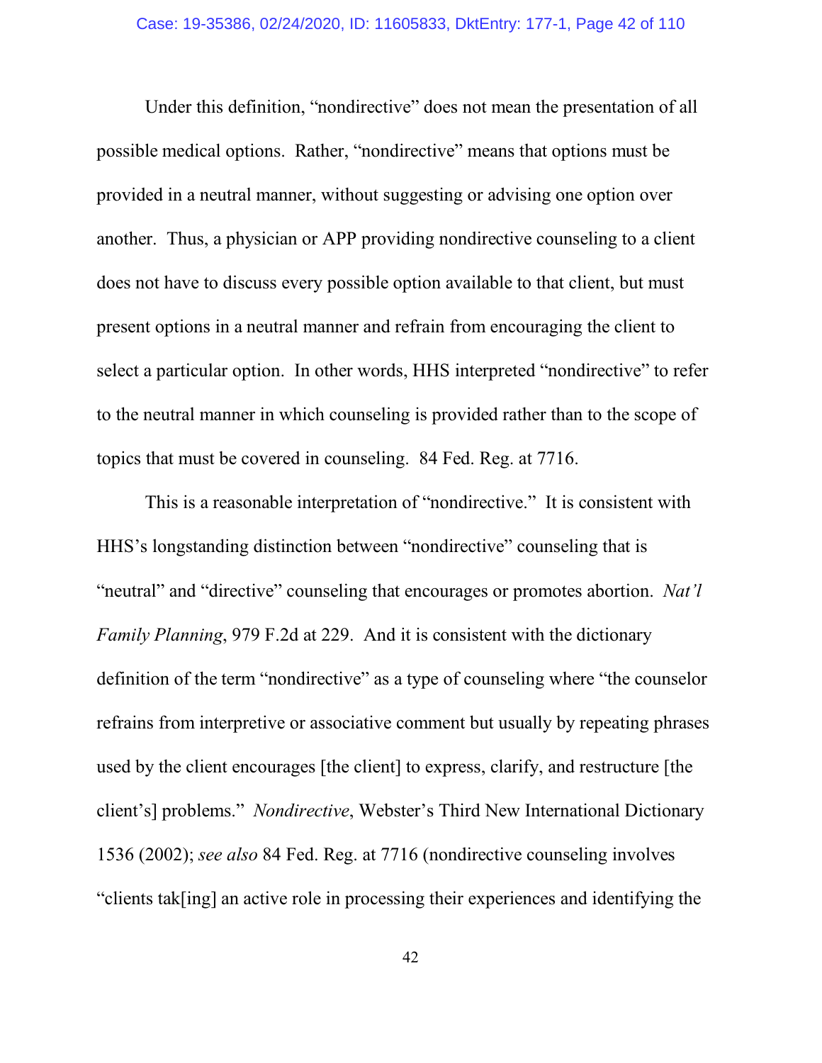Under this definition, "nondirective" does not mean the presentation of all possible medical options. Rather, "nondirective" means that options must be provided in a neutral manner, without suggesting or advising one option over another. Thus, a physician or APP providing nondirective counseling to a client does not have to discuss every possible option available to that client, but must present options in a neutral manner and refrain from encouraging the client to select a particular option. In other words, HHS interpreted "nondirective" to refer to the neutral manner in which counseling is provided rather than to the scope of topics that must be covered in counseling. 84 Fed. Reg. at 7716.

This is a reasonable interpretation of "nondirective." It is consistent with HHS's longstanding distinction between "nondirective" counseling that is "neutral" and "directive" counseling that encourages or promotes abortion. *Nat'l Family Planning*, 979 F.2d at 229. And it is consistent with the dictionary definition of the term "nondirective" as a type of counseling where "the counselor refrains from interpretive or associative comment but usually by repeating phrases used by the client encourages [the client] to express, clarify, and restructure [the client's] problems." *Nondirective*, Webster's Third New International Dictionary 1536 (2002); *see also* 84 Fed. Reg. at 7716 (nondirective counseling involves "clients tak[ing] an active role in processing their experiences and identifying the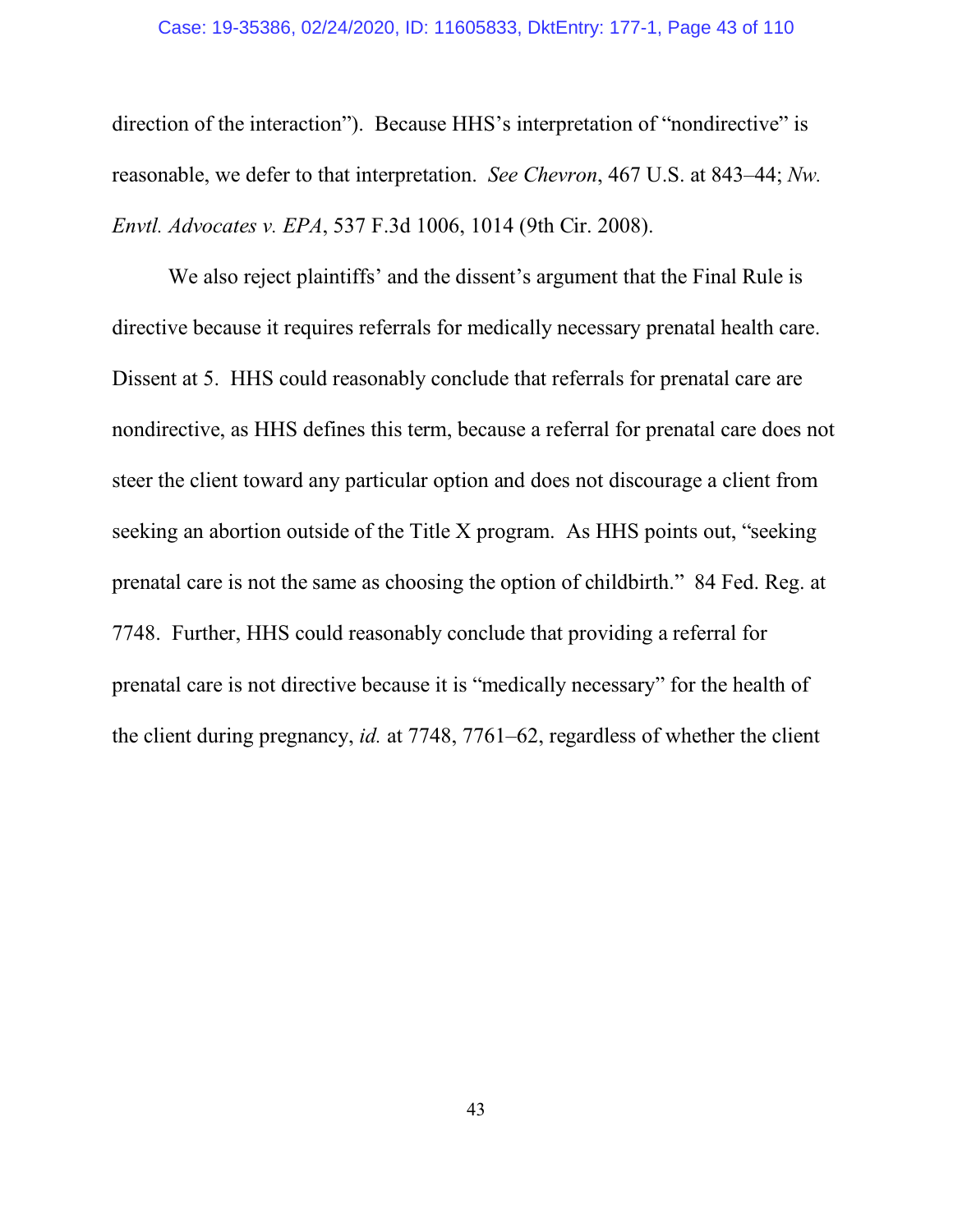direction of the interaction"). Because HHS's interpretation of "nondirective" is reasonable, we defer to that interpretation. *See Chevron*, 467 U.S. at 843–44; *Nw. Envtl. Advocates v. EPA*, 537 F.3d 1006, 1014 (9th Cir. 2008).

We also reject plaintiffs' and the dissent's argument that the Final Rule is directive because it requires referrals for medically necessary prenatal health care. Dissent at 5. HHS could reasonably conclude that referrals for prenatal care are nondirective, as HHS defines this term, because a referral for prenatal care does not steer the client toward any particular option and does not discourage a client from seeking an abortion outside of the Title X program. As HHS points out, "seeking prenatal care is not the same as choosing the option of childbirth." 84 Fed. Reg. at 7748. Further, HHS could reasonably conclude that providing a referral for prenatal care is not directive because it is "medically necessary" for the health of the client during pregnancy, *id.* at 7748, 7761–62, regardless of whether the client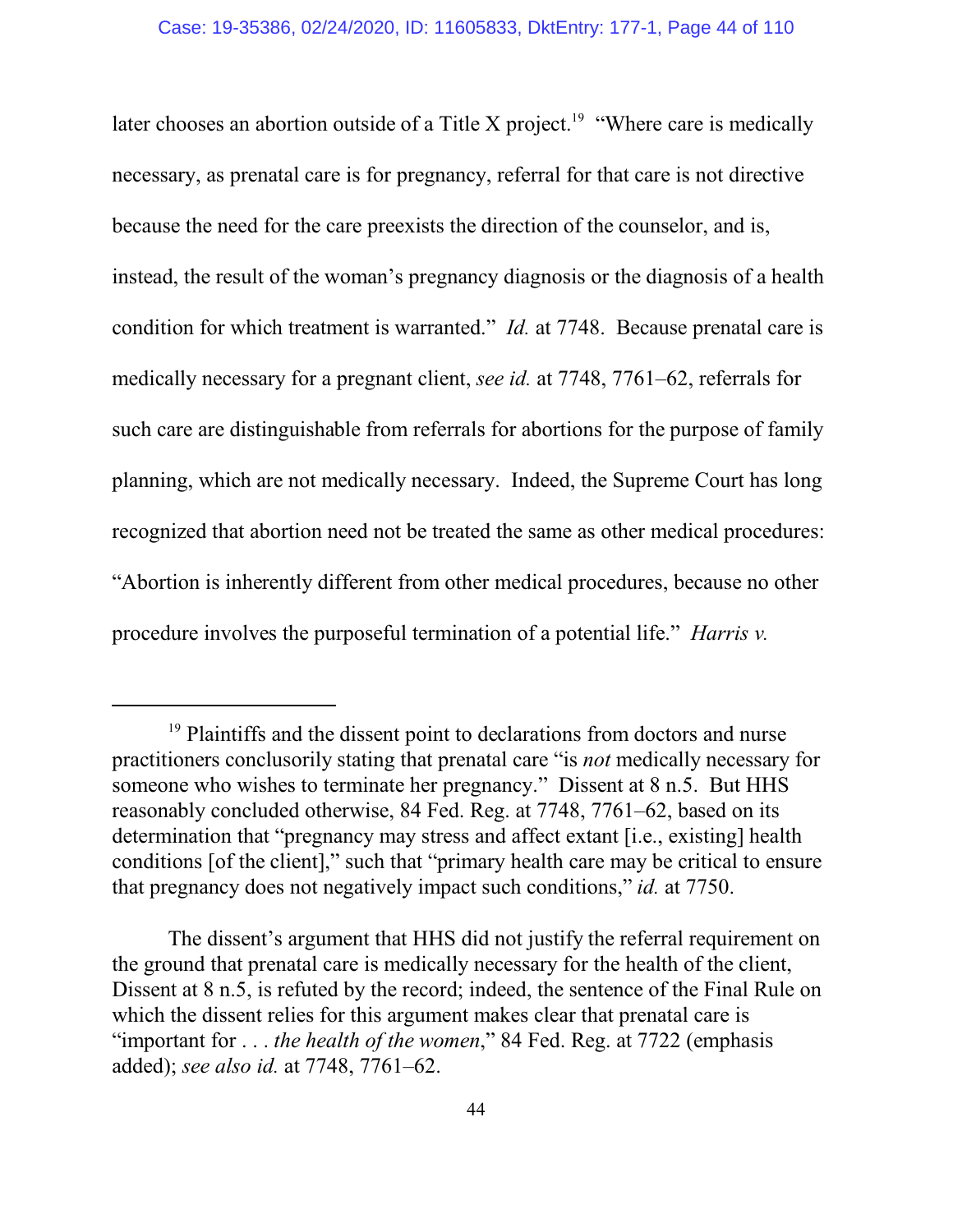later chooses an abortion outside of a Title X project.[19] "Where care is medically necessary, as prenatal care is for pregnancy, referral for that care is not directive because the need for the care preexists the direction of the counselor, and is, instead, the result of the woman's pregnancy diagnosis or the diagnosis of a health condition for which treatment is warranted." *Id.* at 7748. Because prenatal care is medically necessary for a pregnant client, *see id.* at 7748, 7761–62, referrals for such care are distinguishable from referrals for abortions for the purpose of family planning, which are not medically necessary. Indeed, the Supreme Court has long recognized that abortion need not be treated the same as other medical procedures: "Abortion is inherently different from other medical procedures, because no other procedure involves the purposeful termination of a potential life." *Harris v.*

---

[19] Plaintiffs and the dissent point to declarations from doctors and nurse practitioners conclusorily stating that prenatal care "is *not* medically necessary for someone who wishes to terminate her pregnancy." Dissent at 8 n.5. But HHS reasonably concluded otherwise, 84 Fed. Reg. at 7748, 7761–62, based on its determination that "pregnancy may stress and affect extant [i.e., existing] health conditions [of the client]," such that "primary health care may be critical to ensure that pregnancy does not negatively impact such conditions," *id.* at 7750.

The dissent's argument that HHS did not justify the referral requirement on the ground that prenatal care is medically necessary for the health of the client, Dissent at 8 n.5, is refuted by the record; indeed, the sentence of the Final Rule on which the dissent relies for this argument makes clear that prenatal care is "important for . . . *the health of the women*," 84 Fed. Reg. at 7722 (emphasis added); *see also id.* at 7748, 7761–62.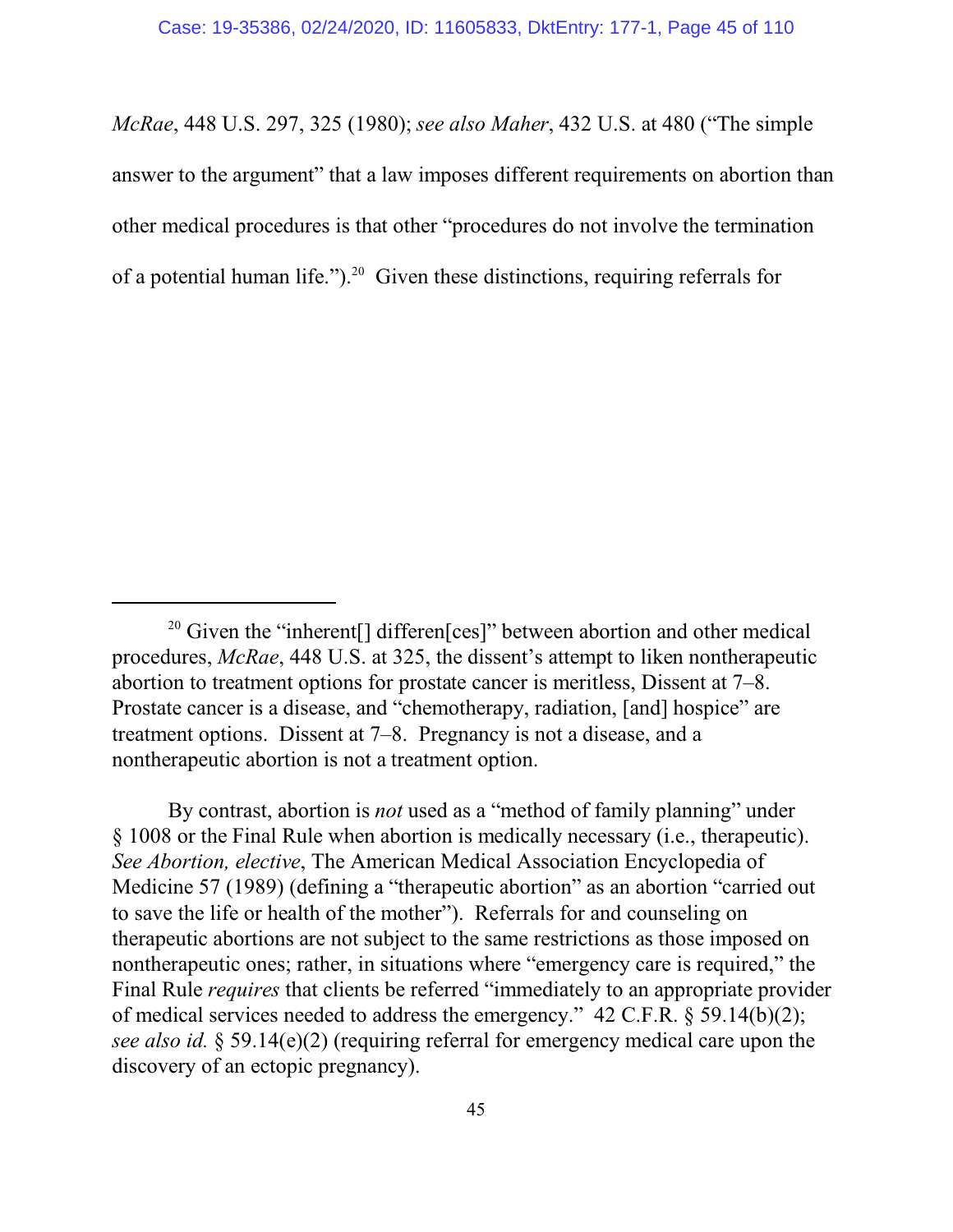*McRae*, 448 U.S. 297, 325 (1980); *see also Maher*, 432 U.S. at 480 ("The simple answer to the argument" that a law imposes different requirements on abortion than other medical procedures is that other "procedures do not involve the termination of a potential human life.").[20] Given these distinctions, requiring referrals for

---

[20] Given the "inherent[] differen[ces]" between abortion and other medical procedures, *McRae*, 448 U.S. at 325, the dissent's attempt to liken nontherapeutic abortion to treatment options for prostate cancer is meritless, Dissent at 7–8. Prostate cancer is a disease, and "chemotherapy, radiation, [and] hospice" are treatment options. Dissent at 7–8. Pregnancy is not a disease, and a nontherapeutic abortion is not a treatment option.

By contrast, abortion is *not* used as a "method of family planning" under § 1008 or the Final Rule when abortion is medically necessary (i.e., therapeutic). *See Abortion, elective*, The American Medical Association Encyclopedia of Medicine 57 (1989) (defining a "therapeutic abortion" as an abortion "carried out to save the life or health of the mother"). Referrals for and counseling on therapeutic abortions are not subject to the same restrictions as those imposed on nontherapeutic ones; rather, in situations where "emergency care is required," the Final Rule *requires* that clients be referred "immediately to an appropriate provider of medical services needed to address the emergency." 42 C.F.R. § 59.14(b)(2); *see also id.* § 59.14(e)(2) (requiring referral for emergency medical care upon the discovery of an ectopic pregnancy).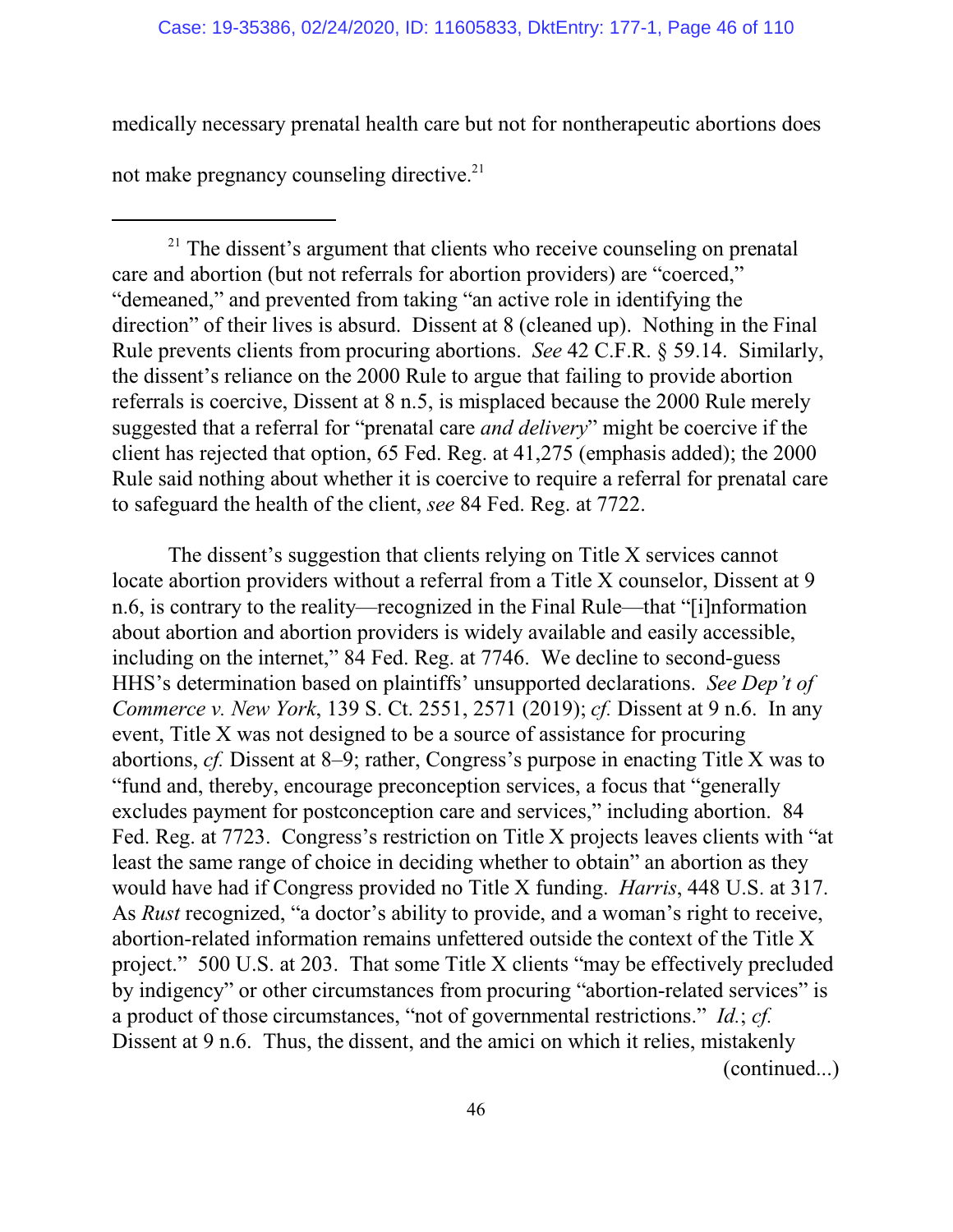medically necessary prenatal health care but not for nontherapeutic abortions does not make pregnancy counseling directive.[21]

---

[21] The dissent's argument that clients who receive counseling on prenatal care and abortion (but not referrals for abortion providers) are "coerced," "demeaned," and prevented from taking "an active role in identifying the direction" of their lives is absurd. Dissent at 8 (cleaned up). Nothing in the Final Rule prevents clients from procuring abortions. *See* 42 C.F.R. § 59.14. Similarly, the dissent's reliance on the 2000 Rule to argue that failing to provide abortion referrals is coercive, Dissent at 8 n.5, is misplaced because the 2000 Rule merely suggested that a referral for "prenatal care *and delivery*" might be coercive if the client has rejected that option, 65 Fed. Reg. at 41,275 (emphasis added); the 2000 Rule said nothing about whether it is coercive to require a referral for prenatal care to safeguard the health of the client, *see* 84 Fed. Reg. at 7722.

The dissent's suggestion that clients relying on Title X services cannot locate abortion providers without a referral from a Title X counselor, Dissent at 9 n.6, is contrary to the reality—recognized in the Final Rule—that "[i]nformation about abortion and abortion providers is widely available and easily accessible, including on the internet," 84 Fed. Reg. at 7746. We decline to second-guess HHS's determination based on plaintiffs' unsupported declarations. *See Dep't of Commerce v. New York*, 139 S. Ct. 2551, 2571 (2019); *cf.* Dissent at 9 n.6. In any event, Title X was not designed to be a source of assistance for procuring abortions, *cf.* Dissent at 8–9; rather, Congress's purpose in enacting Title X was to "fund and, thereby, encourage preconception services, a focus that "generally excludes payment for postconception care and services," including abortion. 84 Fed. Reg. at 7723. Congress's restriction on Title X projects leaves clients with "at least the same range of choice in deciding whether to obtain" an abortion as they would have had if Congress provided no Title X funding. *Harris*, 448 U.S. at 317. As *Rust* recognized, "a doctor's ability to provide, and a woman's right to receive, abortion-related information remains unfettered outside the context of the Title X project." 500 U.S. at 203. That some Title X clients "may be effectively precluded by indigency" or other circumstances from procuring "abortion-related services" is a product of those circumstances, "not of governmental restrictions." *Id.*; *cf.* Dissent at 9 n.6. Thus, the dissent, and the amici on which it relies, mistakenly (continued...)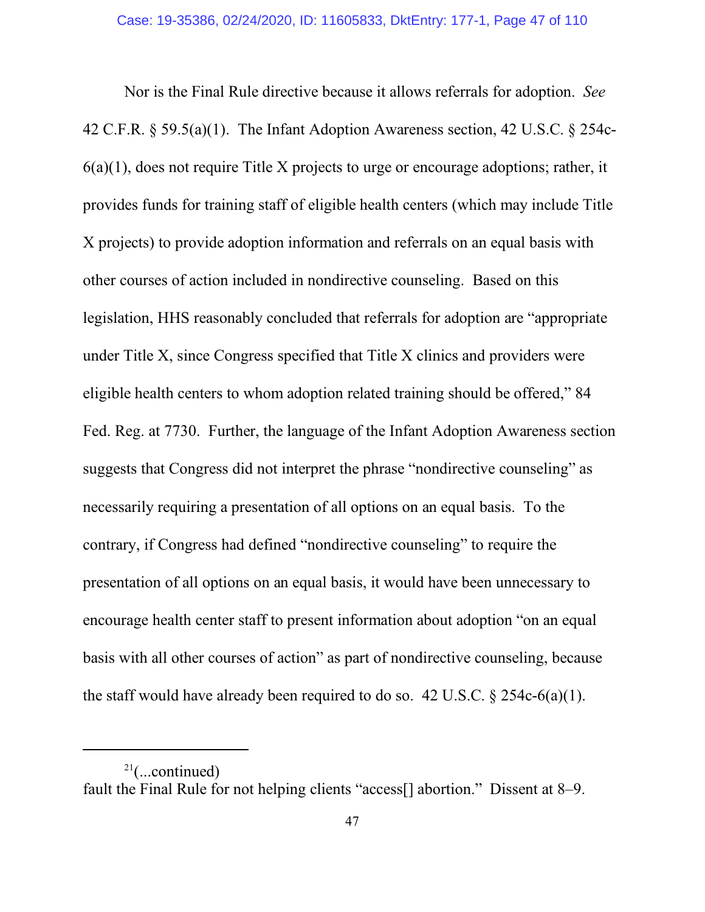Nor is the Final Rule directive because it allows referrals for adoption. *See* 42 C.F.R. § 59.5(a)(1). The Infant Adoption Awareness section, 42 U.S.C. § 254c-6(a)(1), does not require Title X projects to urge or encourage adoptions; rather, it provides funds for training staff of eligible health centers (which may include Title X projects) to provide adoption information and referrals on an equal basis with other courses of action included in nondirective counseling. Based on this legislation, HHS reasonably concluded that referrals for adoption are "appropriate under Title X, since Congress specified that Title X clinics and providers were eligible health centers to whom adoption related training should be offered," 84 Fed. Reg. at 7730. Further, the language of the Infant Adoption Awareness section suggests that Congress did not interpret the phrase "nondirective counseling" as necessarily requiring a presentation of all options on an equal basis. To the contrary, if Congress had defined "nondirective counseling" to require the presentation of all options on an equal basis, it would have been unnecessary to encourage health center staff to present information about adoption "on an equal basis with all other courses of action" as part of nondirective counseling, because the staff would have already been required to do so. 42 U.S.C. § 254c-6(a)(1).

---

[21](...continued)
fault the Final Rule for not helping clients "access[] abortion." Dissent at 8–9.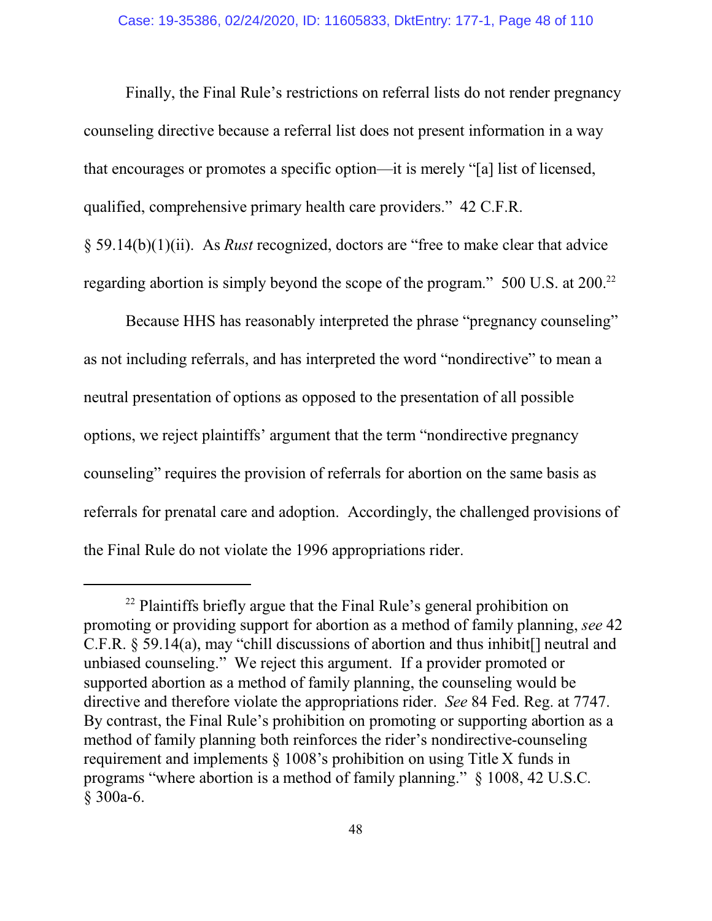Finally, the Final Rule's restrictions on referral lists do not render pregnancy counseling directive because a referral list does not present information in a way that encourages or promotes a specific option—it is merely "[a] list of licensed, qualified, comprehensive primary health care providers." 42 C.F.R. § 59.14(b)(1)(ii). As *Rust* recognized, doctors are "free to make clear that advice regarding abortion is simply beyond the scope of the program." 500 U.S. at 200.[22]

Because HHS has reasonably interpreted the phrase "pregnancy counseling" as not including referrals, and has interpreted the word "nondirective" to mean a neutral presentation of options as opposed to the presentation of all possible options, we reject plaintiffs' argument that the term "nondirective pregnancy counseling" requires the provision of referrals for abortion on the same basis as referrals for prenatal care and adoption. Accordingly, the challenged provisions of the Final Rule do not violate the 1996 appropriations rider.

---

[22] Plaintiffs briefly argue that the Final Rule's general prohibition on promoting or providing support for abortion as a method of family planning, *see* 42 C.F.R. § 59.14(a), may "chill discussions of abortion and thus inhibit[] neutral and unbiased counseling." We reject this argument. If a provider promoted or supported abortion as a method of family planning, the counseling would be directive and therefore violate the appropriations rider. *See* 84 Fed. Reg. at 7747. By contrast, the Final Rule's prohibition on promoting or supporting abortion as a method of family planning both reinforces the rider's nondirective-counseling requirement and implements § 1008's prohibition on using Title X funds in programs "where abortion is a method of family planning." § 1008, 42 U.S.C. § 300a-6.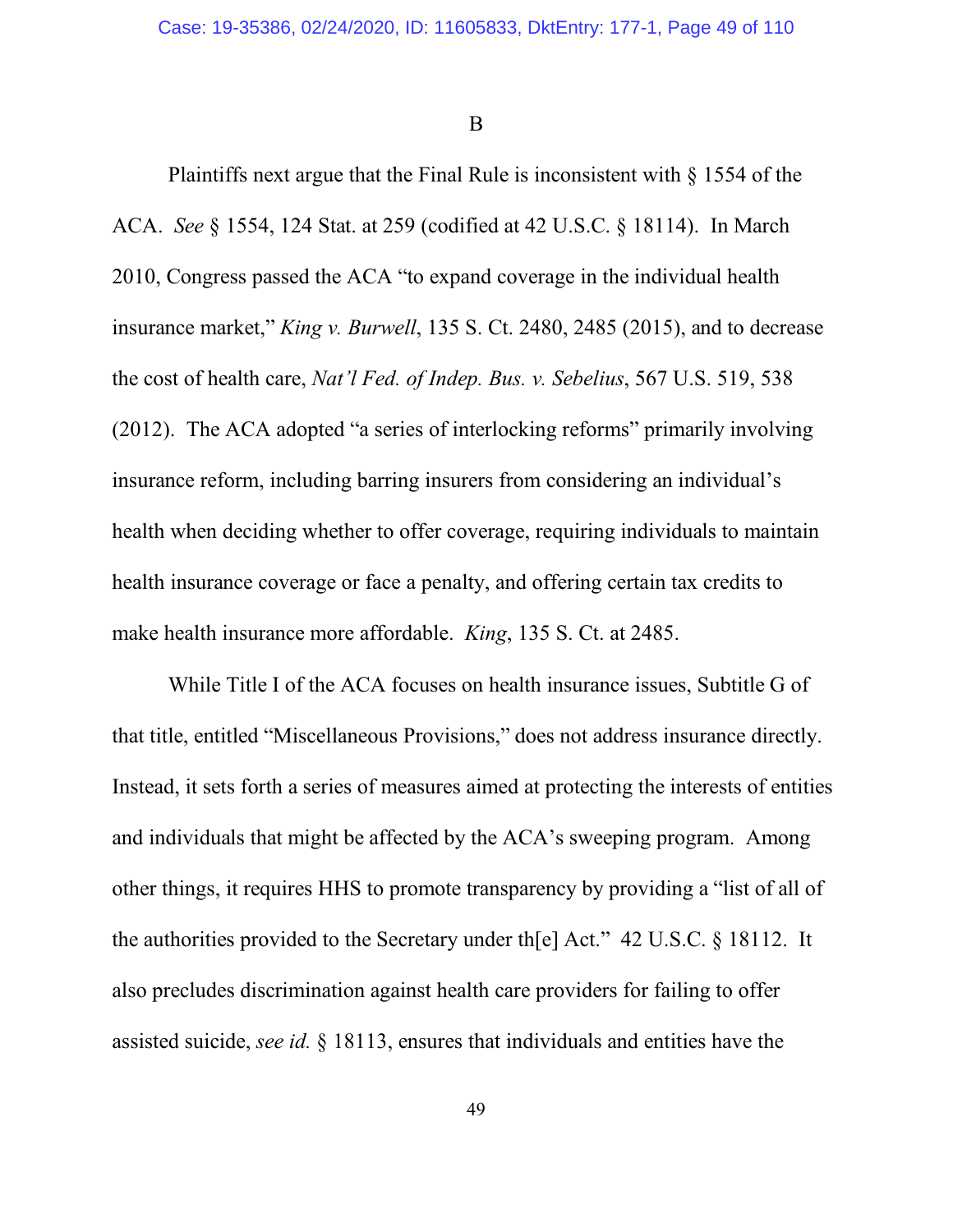B

Plaintiffs next argue that the Final Rule is inconsistent with § 1554 of the ACA. *See* § 1554, 124 Stat. at 259 (codified at 42 U.S.C. § 18114). In March 2010, Congress passed the ACA "to expand coverage in the individual health insurance market," *King v. Burwell*, 135 S. Ct. 2480, 2485 (2015), and to decrease the cost of health care, *Nat'l Fed. of Indep. Bus. v. Sebelius*, 567 U.S. 519, 538 (2012). The ACA adopted "a series of interlocking reforms" primarily involving insurance reform, including barring insurers from considering an individual's health when deciding whether to offer coverage, requiring individuals to maintain health insurance coverage or face a penalty, and offering certain tax credits to make health insurance more affordable. *King*, 135 S. Ct. at 2485.

While Title I of the ACA focuses on health insurance issues, Subtitle G of that title, entitled "Miscellaneous Provisions," does not address insurance directly. Instead, it sets forth a series of measures aimed at protecting the interests of entities and individuals that might be affected by the ACA's sweeping program. Among other things, it requires HHS to promote transparency by providing a "list of all of the authorities provided to the Secretary under th[e] Act." 42 U.S.C. § 18112. It also precludes discrimination against health care providers for failing to offer assisted suicide, *see id.* § 18113, ensures that individuals and entities have the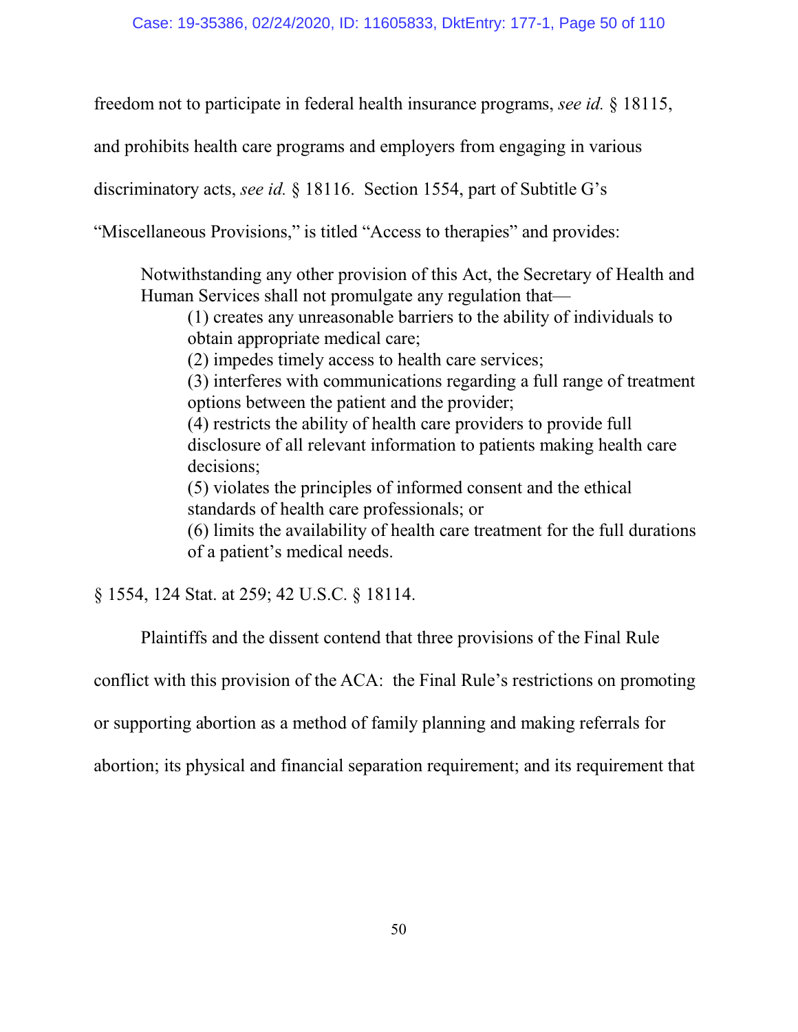freedom not to participate in federal health insurance programs, *see id.* § 18115, and prohibits health care programs and employers from engaging in various discriminatory acts, *see id.* § 18116. Section 1554, part of Subtitle G's "Miscellaneous Provisions," is titled "Access to therapies" and provides:

> Notwithstanding any other provision of this Act, the Secretary of Health and Human Services shall not promulgate any regulation that—
>
> (1) creates any unreasonable barriers to the ability of individuals to obtain appropriate medical care;
>
> (2) impedes timely access to health care services;
>
> (3) interferes with communications regarding a full range of treatment options between the patient and the provider;
>
> (4) restricts the ability of health care providers to provide full disclosure of all relevant information to patients making health care decisions;
>
> (5) violates the principles of informed consent and the ethical standards of health care professionals; or
>
> (6) limits the availability of health care treatment for the full durations of a patient's medical needs.

§ 1554, 124 Stat. at 259; 42 U.S.C. § 18114.

Plaintiffs and the dissent contend that three provisions of the Final Rule conflict with this provision of the ACA: the Final Rule's restrictions on promoting or supporting abortion as a method of family planning and making referrals for abortion; its physical and financial separation requirement; and its requirement that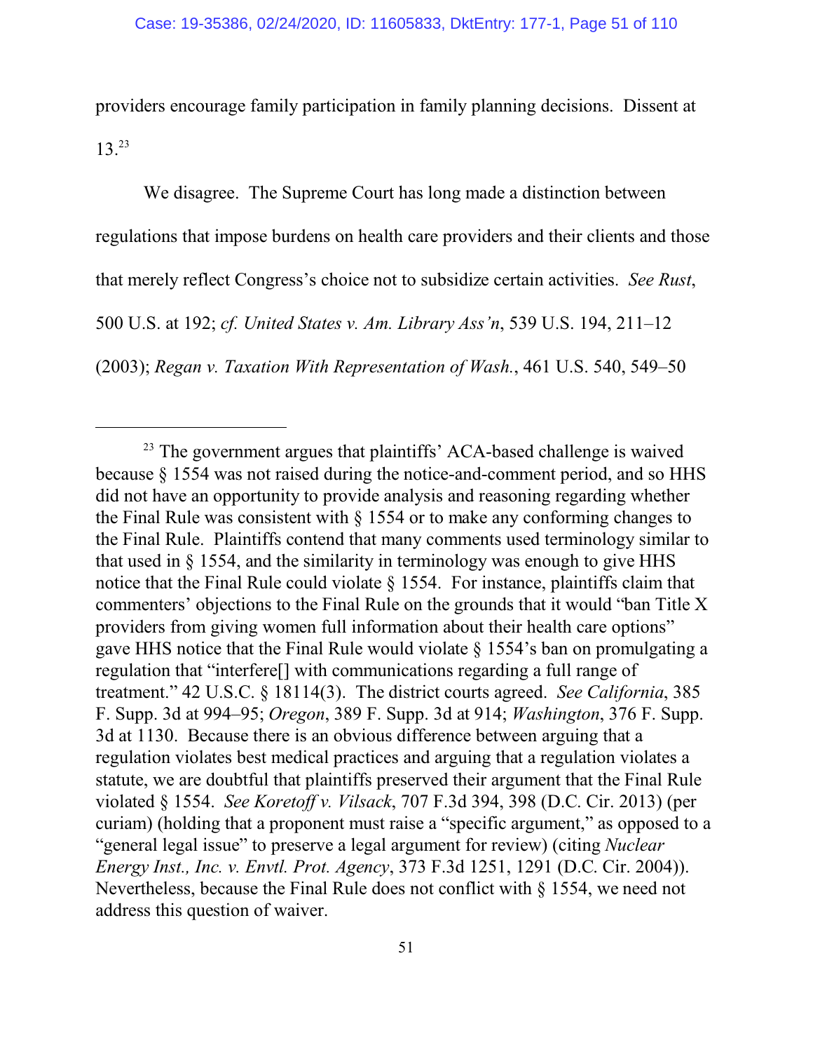providers encourage family participation in family planning decisions. Dissent at 13.[23]

We disagree. The Supreme Court has long made a distinction between regulations that impose burdens on health care providers and their clients and those that merely reflect Congress's choice not to subsidize certain activities. *See Rust*, 500 U.S. at 192; *cf. United States v. Am. Library Ass'n*, 539 U.S. 194, 211–12 (2003); *Regan v. Taxation With Representation of Wash.*, 461 U.S. 540, 549–50

---

[23] The government argues that plaintiffs' ACA-based challenge is waived because § 1554 was not raised during the notice-and-comment period, and so HHS did not have an opportunity to provide analysis and reasoning regarding whether the Final Rule was consistent with § 1554 or to make any conforming changes to the Final Rule. Plaintiffs contend that many comments used terminology similar to that used in § 1554, and the similarity in terminology was enough to give HHS notice that the Final Rule could violate § 1554. For instance, plaintiffs claim that commenters' objections to the Final Rule on the grounds that it would "ban Title X providers from giving women full information about their health care options" gave HHS notice that the Final Rule would violate § 1554's ban on promulgating a regulation that "interfere[] with communications regarding a full range of treatment." 42 U.S.C. § 18114(3). The district courts agreed. *See California*, 385 F. Supp. 3d at 994–95; *Oregon*, 389 F. Supp. 3d at 914; *Washington*, 376 F. Supp. 3d at 1130. Because there is an obvious difference between arguing that a regulation violates best medical practices and arguing that a regulation violates a statute, we are doubtful that plaintiffs preserved their argument that the Final Rule violated § 1554. *See Koretoff v. Vilsack*, 707 F.3d 394, 398 (D.C. Cir. 2013) (per curiam) (holding that a proponent must raise a "specific argument," as opposed to a "general legal issue" to preserve a legal argument for review) (citing *Nuclear Energy Inst., Inc. v. Envtl. Prot. Agency*, 373 F.3d 1251, 1291 (D.C. Cir. 2004)). Nevertheless, because the Final Rule does not conflict with § 1554, we need not address this question of waiver.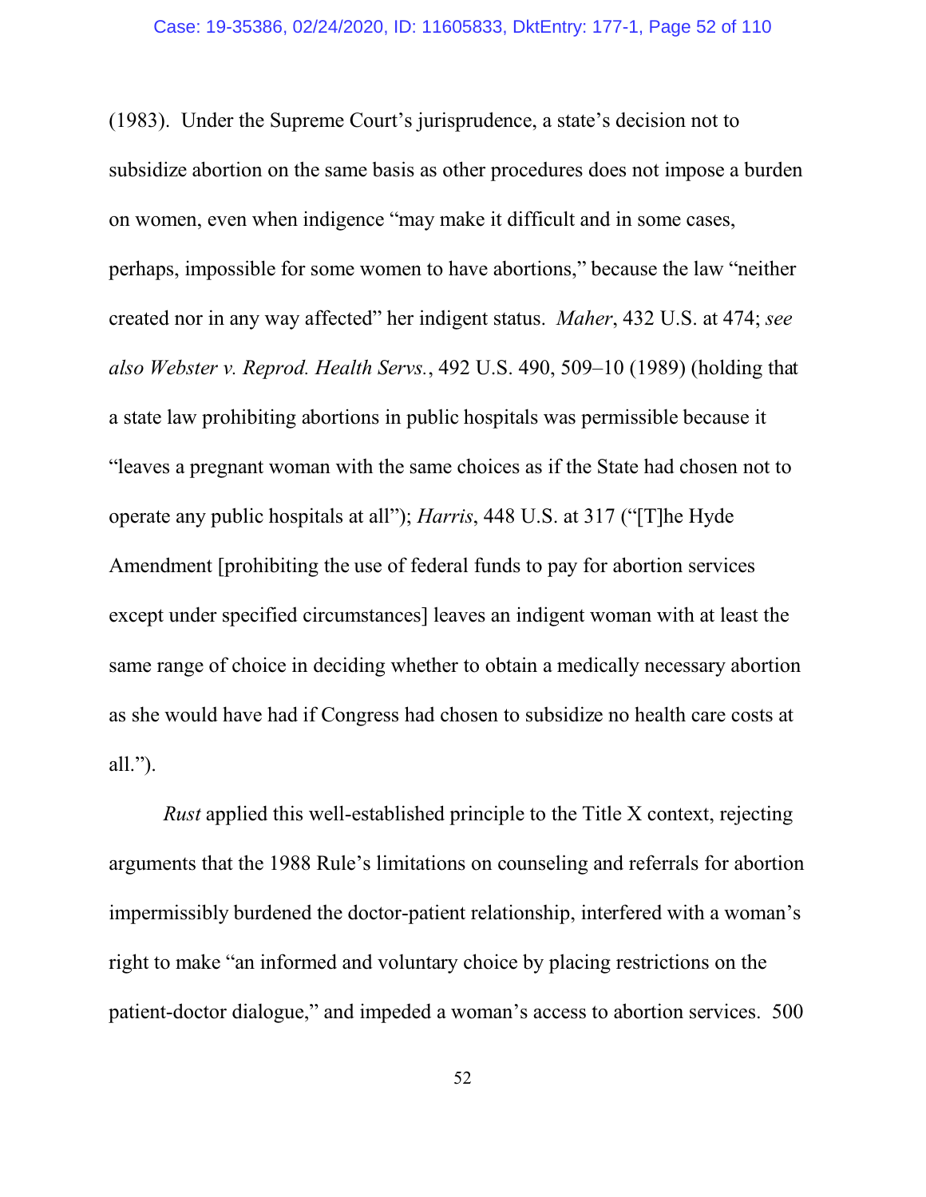(1983). Under the Supreme Court's jurisprudence, a state's decision not to subsidize abortion on the same basis as other procedures does not impose a burden on women, even when indigence "may make it difficult and in some cases, perhaps, impossible for some women to have abortions," because the law "neither created nor in any way affected" her indigent status. *Maher*, 432 U.S. at 474; *see also Webster v. Reprod. Health Servs.*, 492 U.S. 490, 509–10 (1989) (holding that a state law prohibiting abortions in public hospitals was permissible because it "leaves a pregnant woman with the same choices as if the State had chosen not to operate any public hospitals at all"); *Harris*, 448 U.S. at 317 ("[T]he Hyde Amendment [prohibiting the use of federal funds to pay for abortion services except under specified circumstances] leaves an indigent woman with at least the same range of choice in deciding whether to obtain a medically necessary abortion as she would have had if Congress had chosen to subsidize no health care costs at all.").

*Rust* applied this well-established principle to the Title X context, rejecting arguments that the 1988 Rule's limitations on counseling and referrals for abortion impermissibly burdened the doctor-patient relationship, interfered with a woman's right to make "an informed and voluntary choice by placing restrictions on the patient-doctor dialogue," and impeded a woman's access to abortion services. 500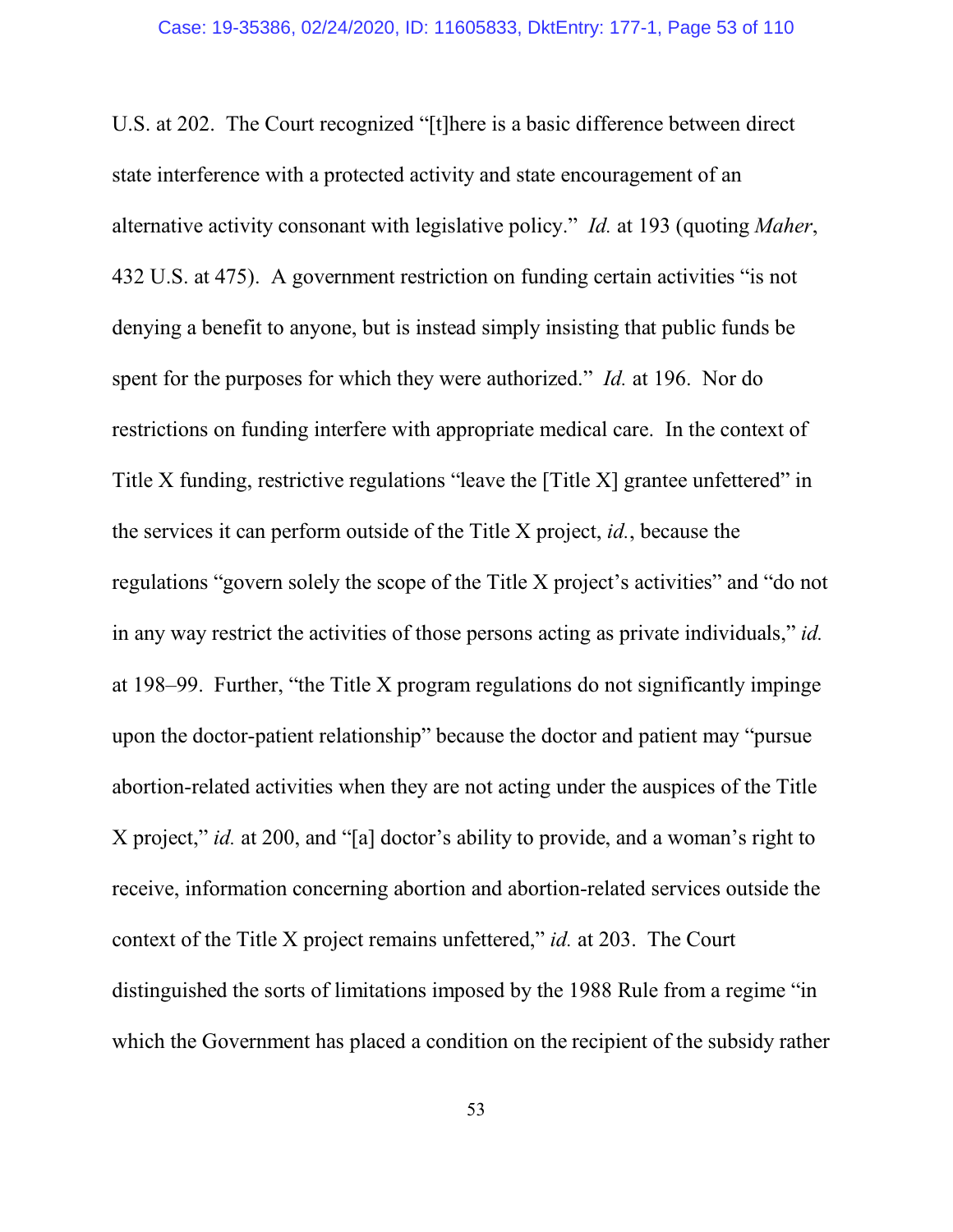U.S. at 202. The Court recognized "[t]here is a basic difference between direct state interference with a protected activity and state encouragement of an alternative activity consonant with legislative policy." *Id.* at 193 (quoting *Maher*, 432 U.S. at 475). A government restriction on funding certain activities "is not denying a benefit to anyone, but is instead simply insisting that public funds be spent for the purposes for which they were authorized." *Id.* at 196. Nor do restrictions on funding interfere with appropriate medical care. In the context of Title X funding, restrictive regulations "leave the [Title X] grantee unfettered" in the services it can perform outside of the Title X project, *id.*, because the regulations "govern solely the scope of the Title X project's activities" and "do not in any way restrict the activities of those persons acting as private individuals," *id.* at 198–99. Further, "the Title X program regulations do not significantly impinge upon the doctor-patient relationship" because the doctor and patient may "pursue abortion-related activities when they are not acting under the auspices of the Title X project," *id.* at 200, and "[a] doctor's ability to provide, and a woman's right to receive, information concerning abortion and abortion-related services outside the context of the Title X project remains unfettered," *id.* at 203. The Court distinguished the sorts of limitations imposed by the 1988 Rule from a regime "in which the Government has placed a condition on the recipient of the subsidy rather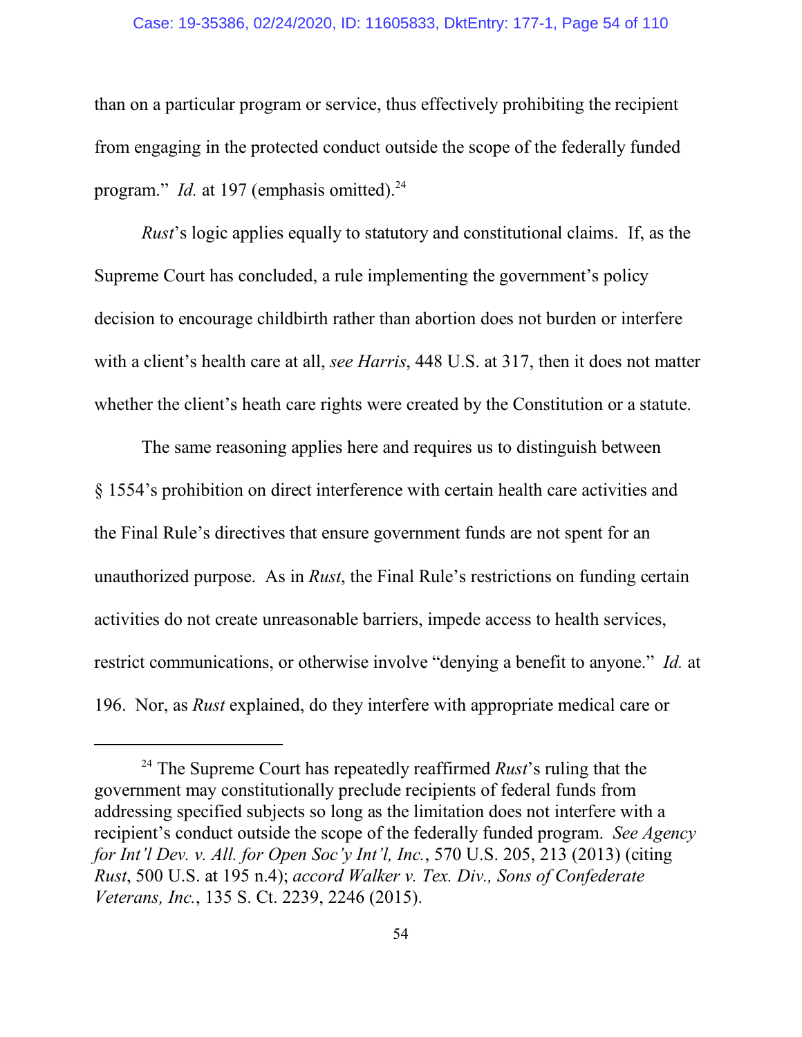than on a particular program or service, thus effectively prohibiting the recipient from engaging in the protected conduct outside the scope of the federally funded program." *Id.* at 197 (emphasis omitted).[24]

*Rust*'s logic applies equally to statutory and constitutional claims. If, as the Supreme Court has concluded, a rule implementing the government's policy decision to encourage childbirth rather than abortion does not burden or interfere with a client's health care at all, *see Harris*, 448 U.S. at 317, then it does not matter whether the client's heath care rights were created by the Constitution or a statute.

The same reasoning applies here and requires us to distinguish between § 1554's prohibition on direct interference with certain health care activities and the Final Rule's directives that ensure government funds are not spent for an unauthorized purpose. As in *Rust*, the Final Rule's restrictions on funding certain activities do not create unreasonable barriers, impede access to health services, restrict communications, or otherwise involve "denying a benefit to anyone." *Id.* at 196. Nor, as *Rust* explained, do they interfere with appropriate medical care or

---

[24] The Supreme Court has repeatedly reaffirmed *Rust*'s ruling that the government may constitutionally preclude recipients of federal funds from addressing specified subjects so long as the limitation does not interfere with a recipient's conduct outside the scope of the federally funded program. *See Agency for Int'l Dev. v. All. for Open Soc'y Int'l, Inc.*, 570 U.S. 205, 213 (2013) (citing *Rust*, 500 U.S. at 195 n.4); *accord Walker v. Tex. Div., Sons of Confederate Veterans, Inc.*, 135 S. Ct. 2239, 2246 (2015).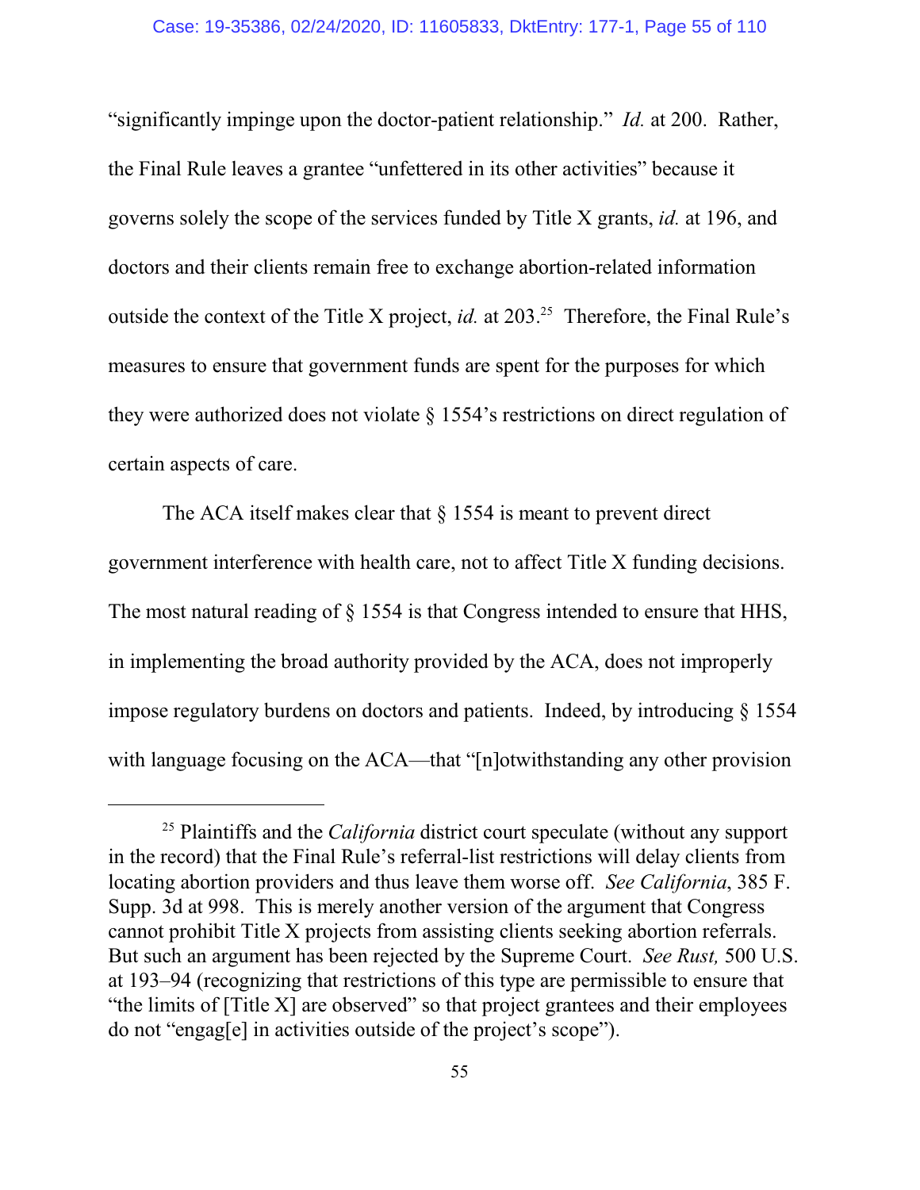"significantly impinge upon the doctor-patient relationship." *Id.* at 200. Rather, the Final Rule leaves a grantee "unfettered in its other activities" because it governs solely the scope of the services funded by Title X grants, *id.* at 196, and doctors and their clients remain free to exchange abortion-related information outside the context of the Title X project, *id.* at 203.[25] Therefore, the Final Rule's measures to ensure that government funds are spent for the purposes for which they were authorized does not violate § 1554's restrictions on direct regulation of certain aspects of care.

The ACA itself makes clear that § 1554 is meant to prevent direct government interference with health care, not to affect Title X funding decisions. The most natural reading of § 1554 is that Congress intended to ensure that HHS, in implementing the broad authority provided by the ACA, does not improperly impose regulatory burdens on doctors and patients. Indeed, by introducing § 1554 with language focusing on the ACA—that "[n]otwithstanding any other provision

---

[25] Plaintiffs and the *California* district court speculate (without any support in the record) that the Final Rule's referral-list restrictions will delay clients from locating abortion providers and thus leave them worse off. *See California*, 385 F. Supp. 3d at 998. This is merely another version of the argument that Congress cannot prohibit Title X projects from assisting clients seeking abortion referrals. But such an argument has been rejected by the Supreme Court. *See Rust,* 500 U.S. at 193–94 (recognizing that restrictions of this type are permissible to ensure that "the limits of [Title X] are observed" so that project grantees and their employees do not "engag[e] in activities outside of the project's scope").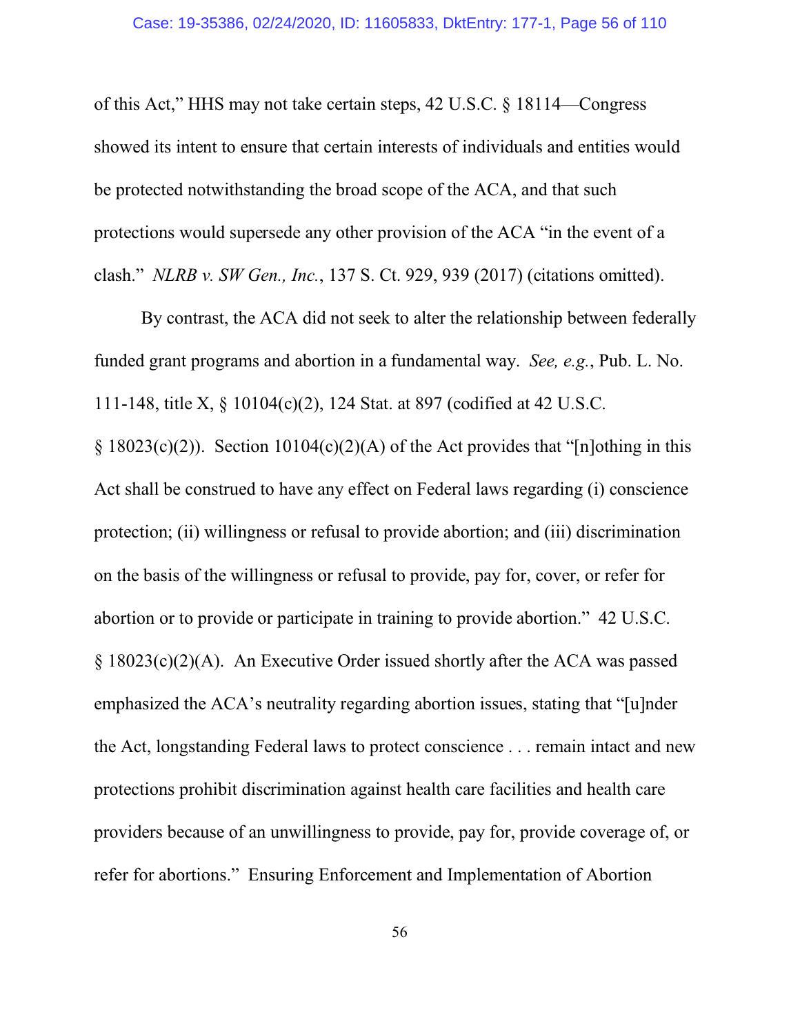of this Act," HHS may not take certain steps, 42 U.S.C. § 18114—Congress showed its intent to ensure that certain interests of individuals and entities would be protected notwithstanding the broad scope of the ACA, and that such protections would supersede any other provision of the ACA "in the event of a clash." *NLRB v. SW Gen., Inc.*, 137 S. Ct. 929, 939 (2017) (citations omitted).

By contrast, the ACA did not seek to alter the relationship between federally funded grant programs and abortion in a fundamental way. *See, e.g.*, Pub. L. No. 111-148, title X, § 10104(c)(2), 124 Stat. at 897 (codified at 42 U.S.C. § 18023(c)(2)). Section 10104(c)(2)(A) of the Act provides that "[n]othing in this Act shall be construed to have any effect on Federal laws regarding (i) conscience protection; (ii) willingness or refusal to provide abortion; and (iii) discrimination on the basis of the willingness or refusal to provide, pay for, cover, or refer for abortion or to provide or participate in training to provide abortion." 42 U.S.C. § 18023(c)(2)(A). An Executive Order issued shortly after the ACA was passed emphasized the ACA's neutrality regarding abortion issues, stating that "[u]nder the Act, longstanding Federal laws to protect conscience . . . remain intact and new protections prohibit discrimination against health care facilities and health care providers because of an unwillingness to provide, pay for, provide coverage of, or refer for abortions." Ensuring Enforcement and Implementation of Abortion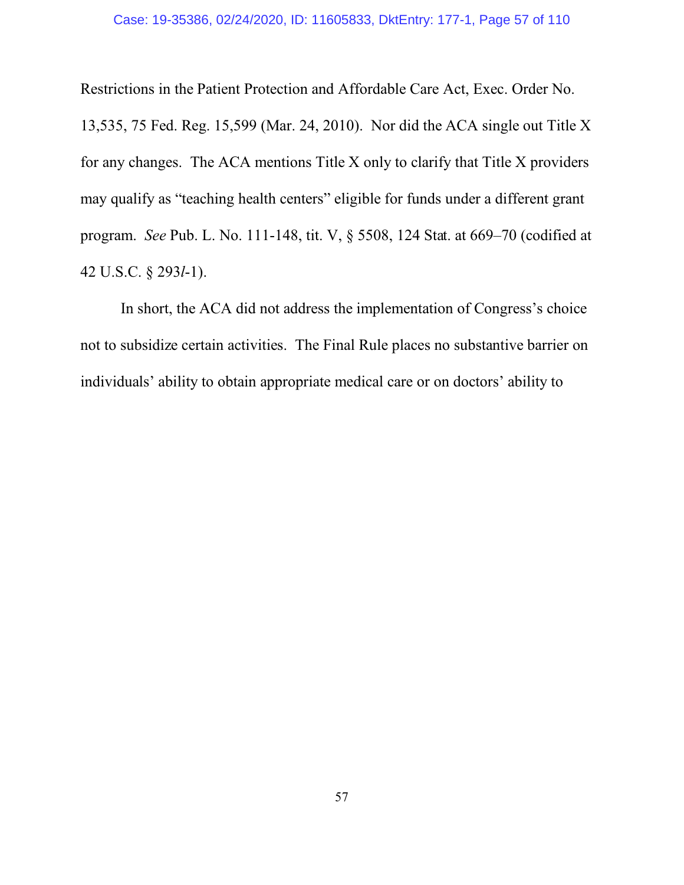Restrictions in the Patient Protection and Affordable Care Act, Exec. Order No. 13,535, 75 Fed. Reg. 15,599 (Mar. 24, 2010). Nor did the ACA single out Title X for any changes. The ACA mentions Title X only to clarify that Title X providers may qualify as "teaching health centers" eligible for funds under a different grant program. *See* Pub. L. No. 111-148, tit. V, § 5508, 124 Stat. at 669–70 (codified at 42 U.S.C. § 293*l*-1).

In short, the ACA did not address the implementation of Congress's choice not to subsidize certain activities. The Final Rule places no substantive barrier on individuals' ability to obtain appropriate medical care or on doctors' ability to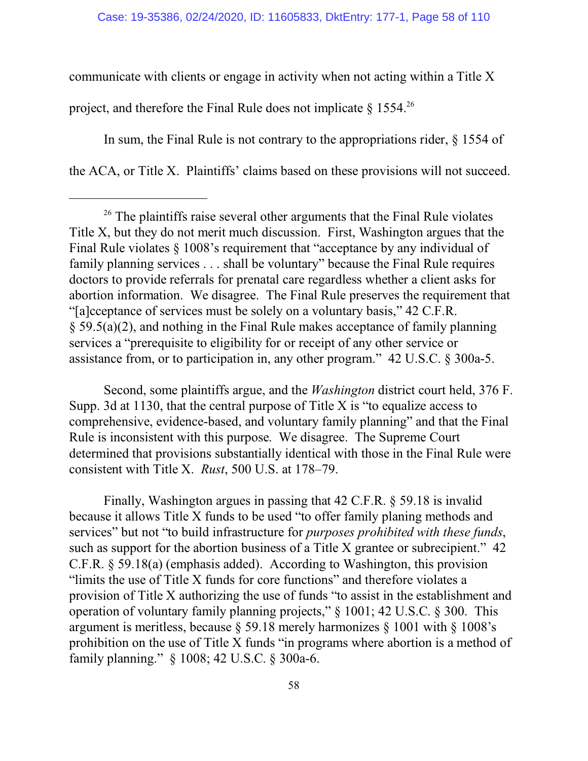communicate with clients or engage in activity when not acting within a Title X project, and therefore the Final Rule does not implicate § 1554.[26]

In sum, the Final Rule is not contrary to the appropriations rider, § 1554 of the ACA, or Title X. Plaintiffs' claims based on these provisions will not succeed.

---

[26] The plaintiffs raise several other arguments that the Final Rule violates Title X, but they do not merit much discussion. First, Washington argues that the Final Rule violates § 1008's requirement that "acceptance by any individual of family planning services . . . shall be voluntary" because the Final Rule requires doctors to provide referrals for prenatal care regardless whether a client asks for abortion information. We disagree. The Final Rule preserves the requirement that "[a]cceptance of services must be solely on a voluntary basis," 42 C.F.R. § 59.5(a)(2), and nothing in the Final Rule makes acceptance of family planning services a "prerequisite to eligibility for or receipt of any other service or assistance from, or to participation in, any other program." 42 U.S.C. § 300a-5.

Second, some plaintiffs argue, and the *Washington* district court held, 376 F. Supp. 3d at 1130, that the central purpose of Title X is "to equalize access to comprehensive, evidence-based, and voluntary family planning" and that the Final Rule is inconsistent with this purpose. We disagree. The Supreme Court determined that provisions substantially identical with those in the Final Rule were consistent with Title X. *Rust*, 500 U.S. at 178–79.

Finally, Washington argues in passing that 42 C.F.R. § 59.18 is invalid because it allows Title X funds to be used "to offer family planing methods and services" but not "to build infrastructure for *purposes prohibited with these funds*, such as support for the abortion business of a Title X grantee or subrecipient." 42 C.F.R. § 59.18(a) (emphasis added). According to Washington, this provision "limits the use of Title X funds for core functions" and therefore violates a provision of Title X authorizing the use of funds "to assist in the establishment and operation of voluntary family planning projects," § 1001; 42 U.S.C. § 300. This argument is meritless, because § 59.18 merely harmonizes § 1001 with § 1008's prohibition on the use of Title X funds "in programs where abortion is a method of family planning." § 1008; 42 U.S.C. § 300a-6.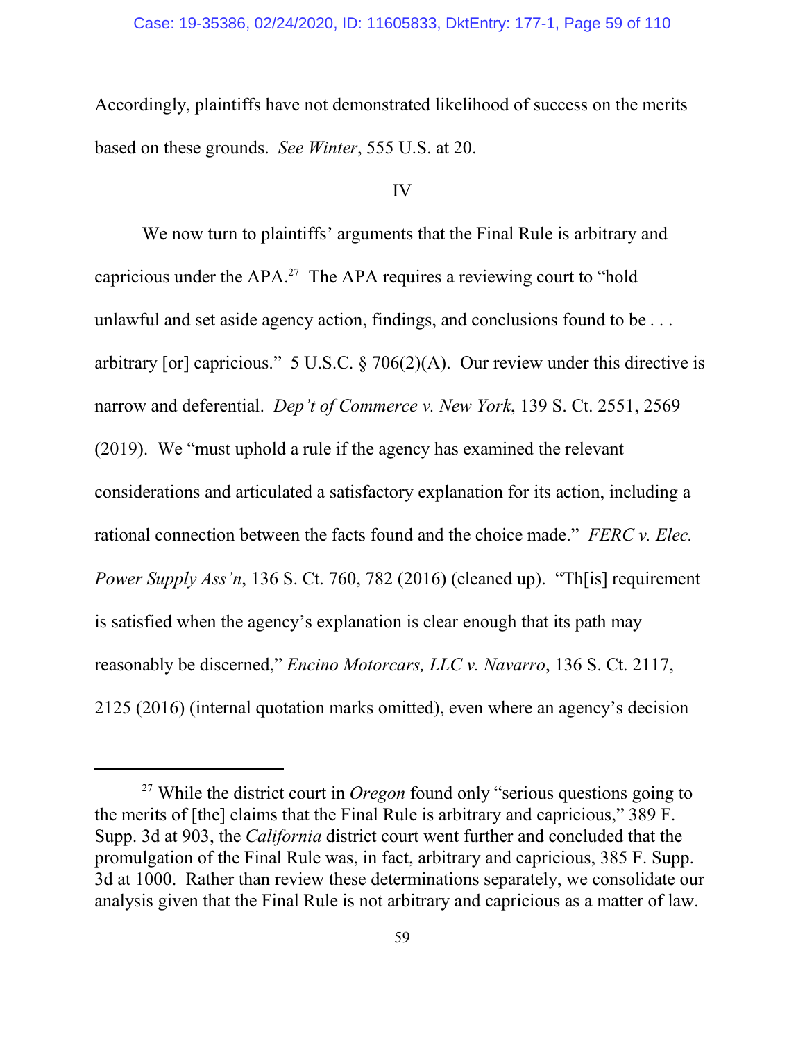Accordingly, plaintiffs have not demonstrated likelihood of success on the merits based on these grounds. *See Winter*, 555 U.S. at 20.

IV

We now turn to plaintiffs' arguments that the Final Rule is arbitrary and capricious under the APA.[27] The APA requires a reviewing court to "hold unlawful and set aside agency action, findings, and conclusions found to be . . . arbitrary [or] capricious." 5 U.S.C. § 706(2)(A). Our review under this directive is narrow and deferential. *Dep't of Commerce v. New York*, 139 S. Ct. 2551, 2569 (2019). We "must uphold a rule if the agency has examined the relevant considerations and articulated a satisfactory explanation for its action, including a rational connection between the facts found and the choice made." *FERC v. Elec. Power Supply Ass'n*, 136 S. Ct. 760, 782 (2016) (cleaned up). "Th[is] requirement is satisfied when the agency's explanation is clear enough that its path may reasonably be discerned," *Encino Motorcars, LLC v. Navarro*, 136 S. Ct. 2117, 2125 (2016) (internal quotation marks omitted), even where an agency's decision

---

[27] While the district court in *Oregon* found only "serious questions going to the merits of [the] claims that the Final Rule is arbitrary and capricious," 389 F. Supp. 3d at 903, the *California* district court went further and concluded that the promulgation of the Final Rule was, in fact, arbitrary and capricious, 385 F. Supp. 3d at 1000. Rather than review these determinations separately, we consolidate our analysis given that the Final Rule is not arbitrary and capricious as a matter of law.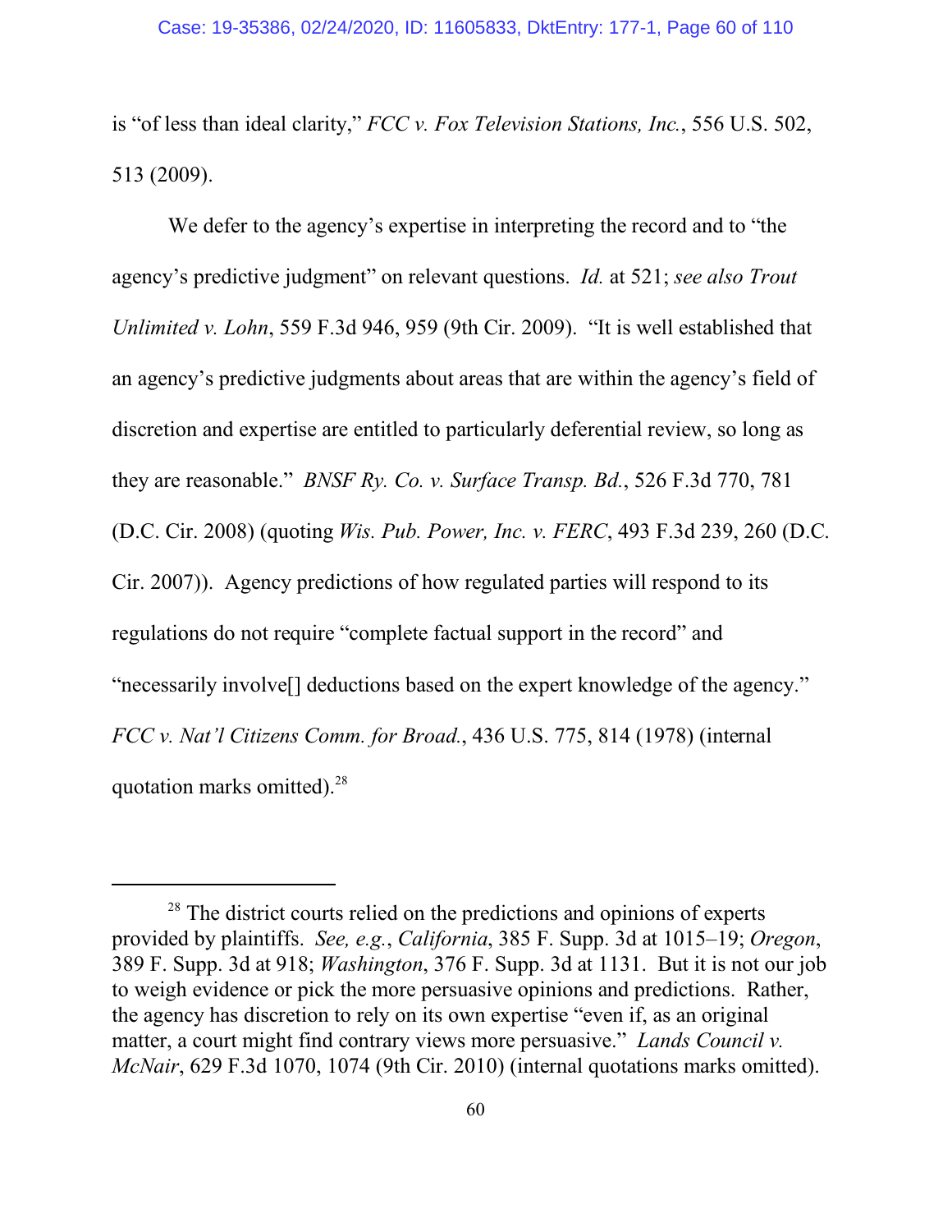is "of less than ideal clarity," *FCC v. Fox Television Stations, Inc.*, 556 U.S. 502, 513 (2009).

We defer to the agency's expertise in interpreting the record and to "the agency's predictive judgment" on relevant questions. *Id.* at 521; *see also Trout Unlimited v. Lohn*, 559 F.3d 946, 959 (9th Cir. 2009). "It is well established that an agency's predictive judgments about areas that are within the agency's field of discretion and expertise are entitled to particularly deferential review, so long as they are reasonable." *BNSF Ry. Co. v. Surface Transp. Bd.*, 526 F.3d 770, 781 (D.C. Cir. 2008) (quoting *Wis. Pub. Power, Inc. v. FERC*, 493 F.3d 239, 260 (D.C. Cir. 2007)). Agency predictions of how regulated parties will respond to its regulations do not require "complete factual support in the record" and "necessarily involve[] deductions based on the expert knowledge of the agency." *FCC v. Nat'l Citizens Comm. for Broad.*, 436 U.S. 775, 814 (1978) (internal quotation marks omitted).[28]

---

[28] The district courts relied on the predictions and opinions of experts provided by plaintiffs. *See, e.g.*, *California*, 385 F. Supp. 3d at 1015–19; *Oregon*, 389 F. Supp. 3d at 918; *Washington*, 376 F. Supp. 3d at 1131. But it is not our job to weigh evidence or pick the more persuasive opinions and predictions. Rather, the agency has discretion to rely on its own expertise "even if, as an original matter, a court might find contrary views more persuasive." *Lands Council v. McNair*, 629 F.3d 1070, 1074 (9th Cir. 2010) (internal quotations marks omitted).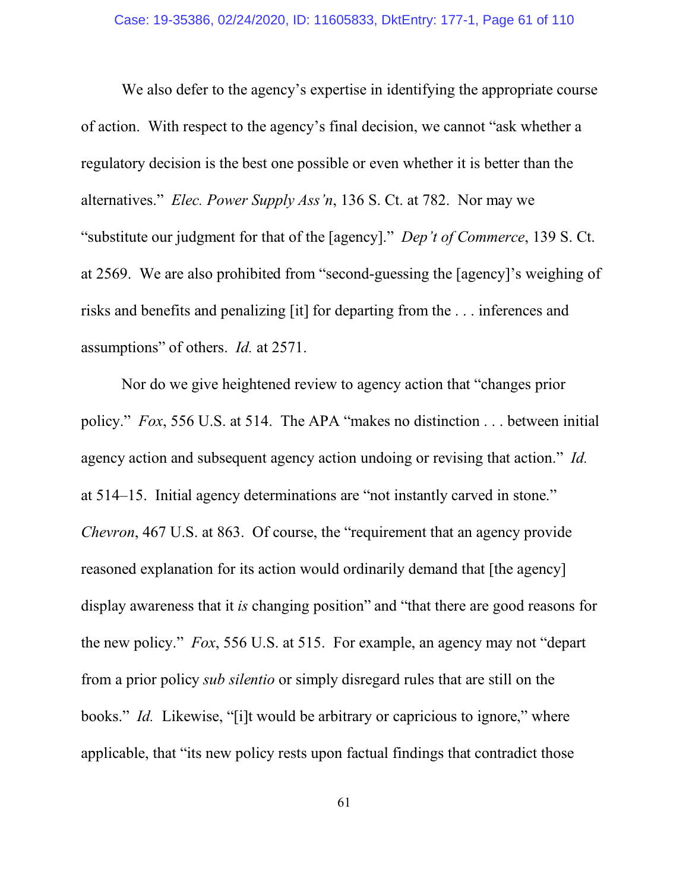We also defer to the agency's expertise in identifying the appropriate course of action. With respect to the agency's final decision, we cannot "ask whether a regulatory decision is the best one possible or even whether it is better than the alternatives." *Elec. Power Supply Ass'n*, 136 S. Ct. at 782. Nor may we "substitute our judgment for that of the [agency]." *Dep't of Commerce*, 139 S. Ct. at 2569. We are also prohibited from "second-guessing the [agency]'s weighing of risks and benefits and penalizing [it] for departing from the . . . inferences and assumptions" of others. *Id.* at 2571.

Nor do we give heightened review to agency action that "changes prior policy." *Fox*, 556 U.S. at 514. The APA "makes no distinction . . . between initial agency action and subsequent agency action undoing or revising that action." *Id.* at 514–15. Initial agency determinations are "not instantly carved in stone." *Chevron*, 467 U.S. at 863. Of course, the "requirement that an agency provide reasoned explanation for its action would ordinarily demand that [the agency] display awareness that it *is* changing position" and "that there are good reasons for the new policy." *Fox*, 556 U.S. at 515. For example, an agency may not "depart from a prior policy *sub silentio* or simply disregard rules that are still on the books." *Id.* Likewise, "[i]t would be arbitrary or capricious to ignore," where applicable, that "its new policy rests upon factual findings that contradict those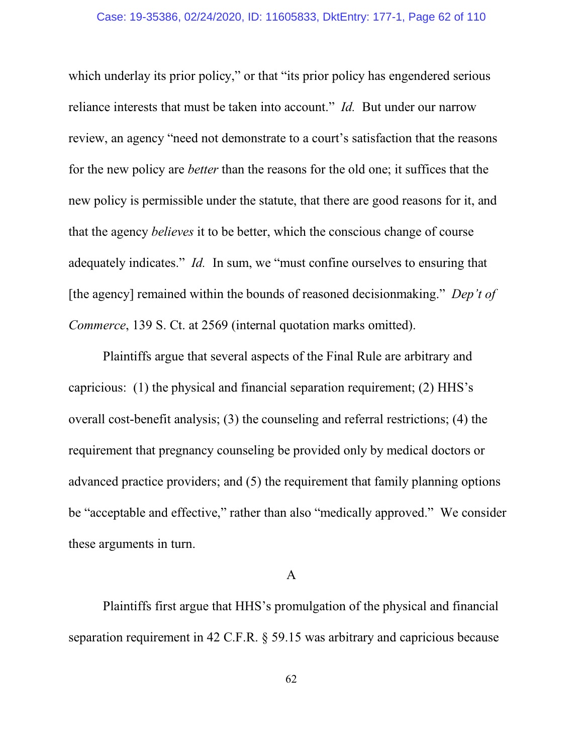which underlay its prior policy," or that "its prior policy has engendered serious reliance interests that must be taken into account." *Id.* But under our narrow review, an agency "need not demonstrate to a court's satisfaction that the reasons for the new policy are *better* than the reasons for the old one; it suffices that the new policy is permissible under the statute, that there are good reasons for it, and that the agency *believes* it to be better, which the conscious change of course adequately indicates." *Id.* In sum, we "must confine ourselves to ensuring that [the agency] remained within the bounds of reasoned decisionmaking." *Dep't of Commerce*, 139 S. Ct. at 2569 (internal quotation marks omitted).

Plaintiffs argue that several aspects of the Final Rule are arbitrary and capricious: (1) the physical and financial separation requirement; (2) HHS's overall cost-benefit analysis; (3) the counseling and referral restrictions; (4) the requirement that pregnancy counseling be provided only by medical doctors or advanced practice providers; and (5) the requirement that family planning options be "acceptable and effective," rather than also "medically approved." We consider these arguments in turn.

A

Plaintiffs first argue that HHS's promulgation of the physical and financial separation requirement in 42 C.F.R. § 59.15 was arbitrary and capricious because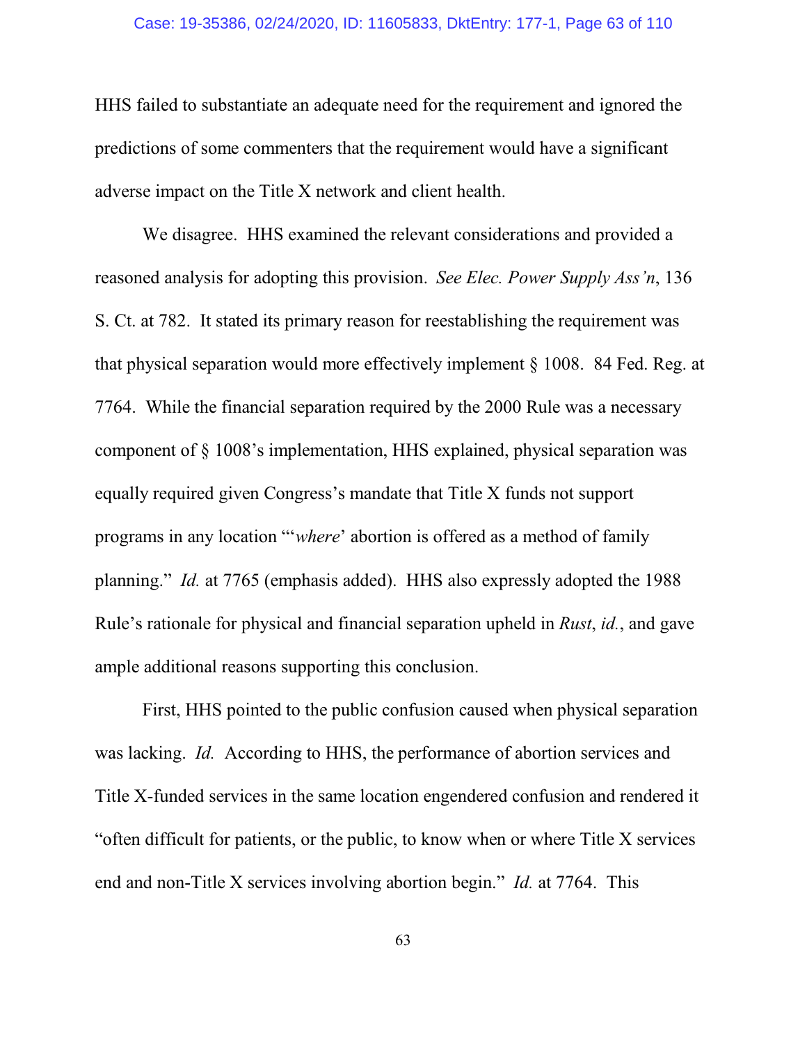HHS failed to substantiate an adequate need for the requirement and ignored the predictions of some commenters that the requirement would have a significant adverse impact on the Title X network and client health.

We disagree. HHS examined the relevant considerations and provided a reasoned analysis for adopting this provision. *See Elec. Power Supply Ass'n*, 136 S. Ct. at 782. It stated its primary reason for reestablishing the requirement was that physical separation would more effectively implement § 1008. 84 Fed. Reg. at 7764. While the financial separation required by the 2000 Rule was a necessary component of § 1008's implementation, HHS explained, physical separation was equally required given Congress's mandate that Title X funds not support programs in any location "'*where*' abortion is offered as a method of family planning." *Id.* at 7765 (emphasis added). HHS also expressly adopted the 1988 Rule's rationale for physical and financial separation upheld in *Rust*, *id.*, and gave ample additional reasons supporting this conclusion.

First, HHS pointed to the public confusion caused when physical separation was lacking. *Id.* According to HHS, the performance of abortion services and Title X-funded services in the same location engendered confusion and rendered it "often difficult for patients, or the public, to know when or where Title X services end and non-Title X services involving abortion begin." *Id.* at 7764. This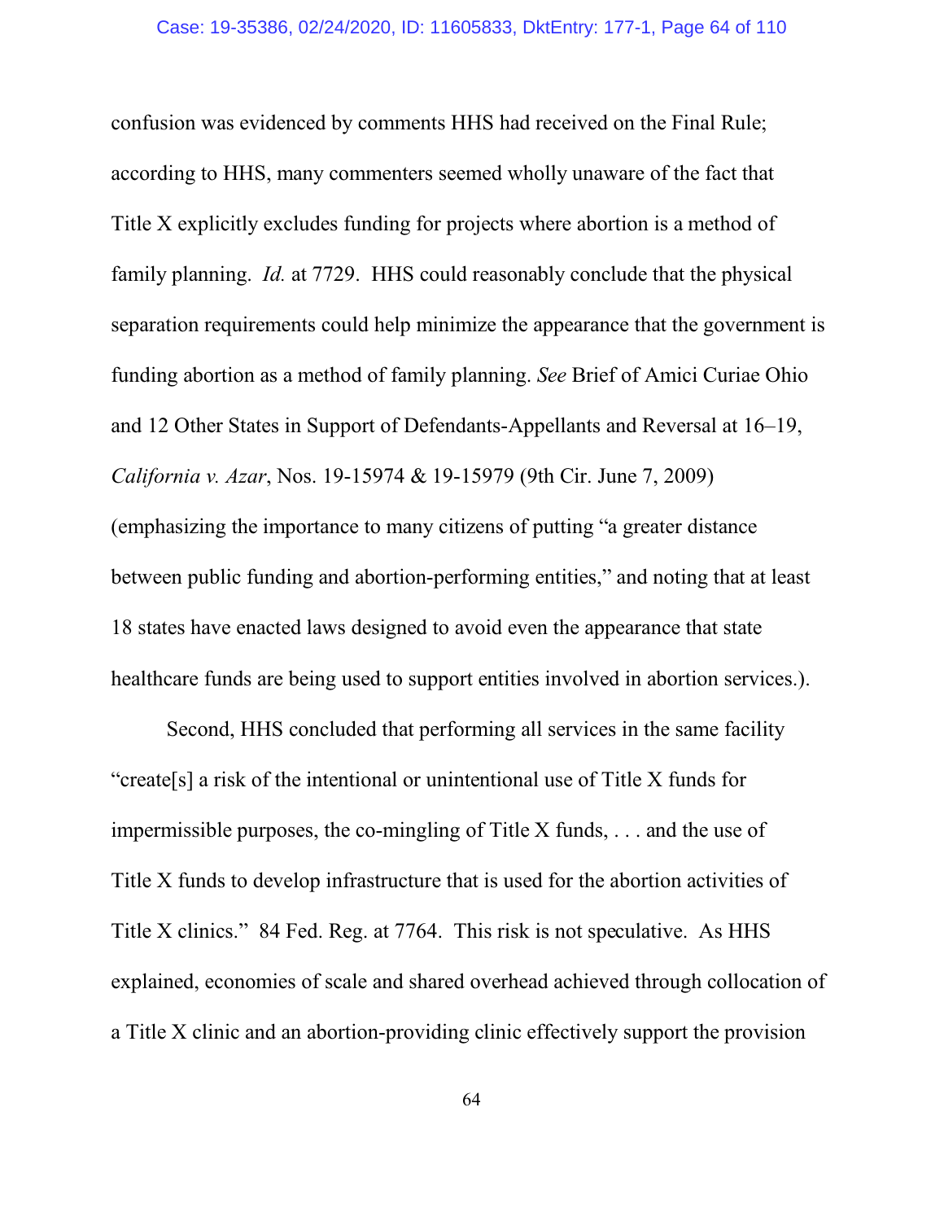confusion was evidenced by comments HHS had received on the Final Rule; according to HHS, many commenters seemed wholly unaware of the fact that Title X explicitly excludes funding for projects where abortion is a method of family planning. *Id.* at 7729. HHS could reasonably conclude that the physical separation requirements could help minimize the appearance that the government is funding abortion as a method of family planning. *See* Brief of Amici Curiae Ohio and 12 Other States in Support of Defendants-Appellants and Reversal at 16–19, *California v. Azar*, Nos. 19-15974 & 19-15979 (9th Cir. June 7, 2009) (emphasizing the importance to many citizens of putting "a greater distance between public funding and abortion-performing entities," and noting that at least 18 states have enacted laws designed to avoid even the appearance that state healthcare funds are being used to support entities involved in abortion services.).

Second, HHS concluded that performing all services in the same facility "create[s] a risk of the intentional or unintentional use of Title X funds for impermissible purposes, the co-mingling of Title X funds, . . . and the use of Title X funds to develop infrastructure that is used for the abortion activities of Title X clinics." 84 Fed. Reg. at 7764. This risk is not speculative. As HHS explained, economies of scale and shared overhead achieved through collocation of a Title X clinic and an abortion-providing clinic effectively support the provision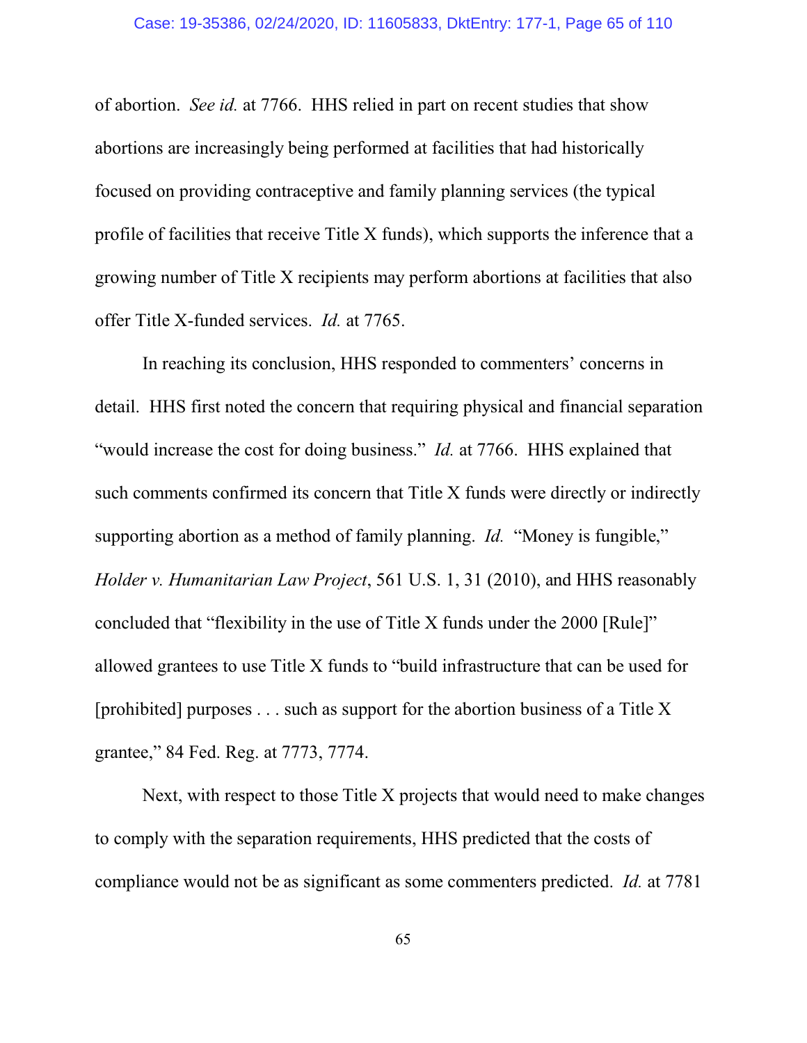of abortion. *See id.* at 7766. HHS relied in part on recent studies that show abortions are increasingly being performed at facilities that had historically focused on providing contraceptive and family planning services (the typical profile of facilities that receive Title X funds), which supports the inference that a growing number of Title X recipients may perform abortions at facilities that also offer Title X-funded services. *Id.* at 7765.

In reaching its conclusion, HHS responded to commenters' concerns in detail. HHS first noted the concern that requiring physical and financial separation "would increase the cost for doing business." *Id.* at 7766. HHS explained that such comments confirmed its concern that Title X funds were directly or indirectly supporting abortion as a method of family planning. *Id.* "Money is fungible," *Holder v. Humanitarian Law Project*, 561 U.S. 1, 31 (2010), and HHS reasonably concluded that "flexibility in the use of Title X funds under the 2000 [Rule]" allowed grantees to use Title X funds to "build infrastructure that can be used for [prohibited] purposes . . . such as support for the abortion business of a Title X grantee," 84 Fed. Reg. at 7773, 7774.

Next, with respect to those Title X projects that would need to make changes to comply with the separation requirements, HHS predicted that the costs of compliance would not be as significant as some commenters predicted. *Id.* at 7781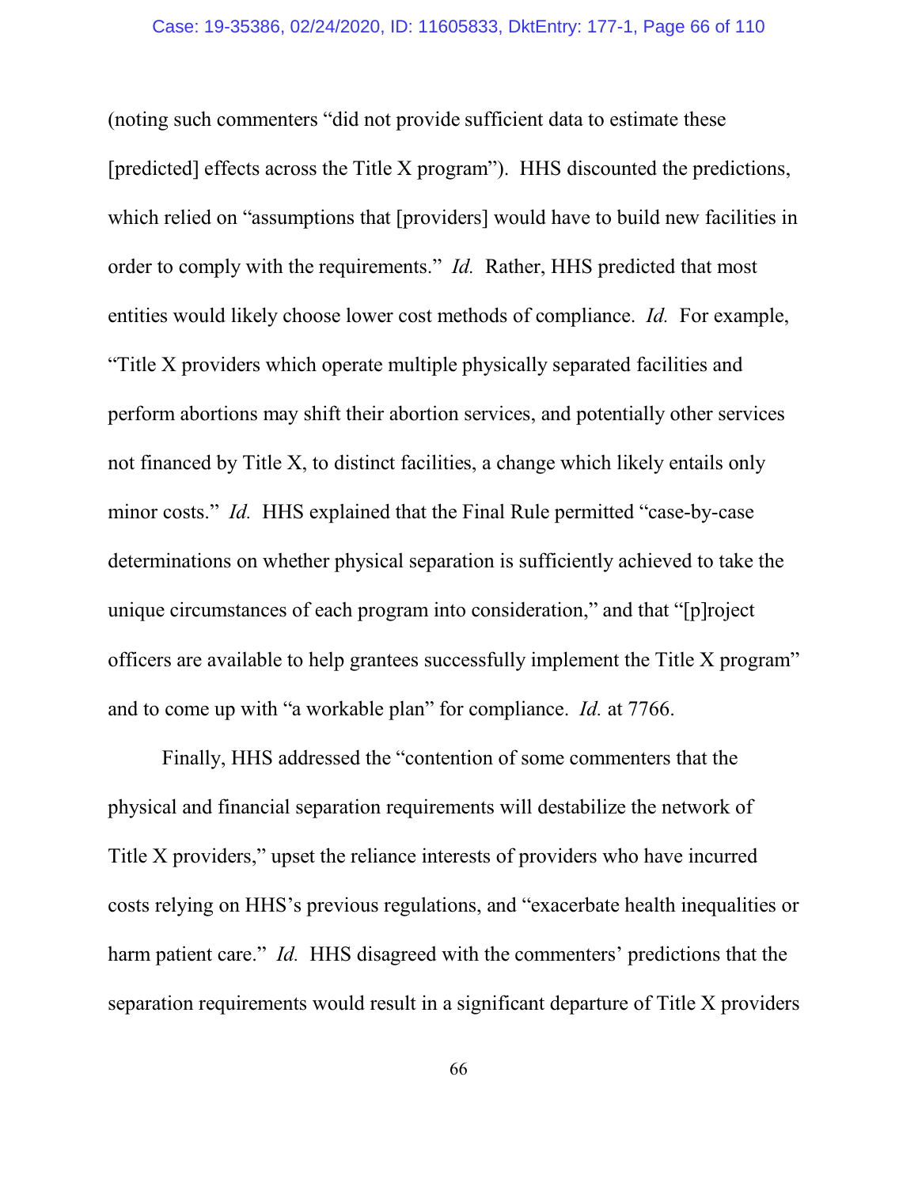(noting such commenters "did not provide sufficient data to estimate these [predicted] effects across the Title X program"). HHS discounted the predictions, which relied on "assumptions that [providers] would have to build new facilities in order to comply with the requirements." *Id.* Rather, HHS predicted that most entities would likely choose lower cost methods of compliance. *Id.* For example, "Title X providers which operate multiple physically separated facilities and perform abortions may shift their abortion services, and potentially other services not financed by Title X, to distinct facilities, a change which likely entails only minor costs." *Id.* HHS explained that the Final Rule permitted "case-by-case determinations on whether physical separation is sufficiently achieved to take the unique circumstances of each program into consideration," and that "[p]roject officers are available to help grantees successfully implement the Title X program" and to come up with "a workable plan" for compliance. *Id.* at 7766.

Finally, HHS addressed the "contention of some commenters that the physical and financial separation requirements will destabilize the network of Title X providers," upset the reliance interests of providers who have incurred costs relying on HHS's previous regulations, and "exacerbate health inequalities or harm patient care." *Id.* HHS disagreed with the commenters' predictions that the separation requirements would result in a significant departure of Title X providers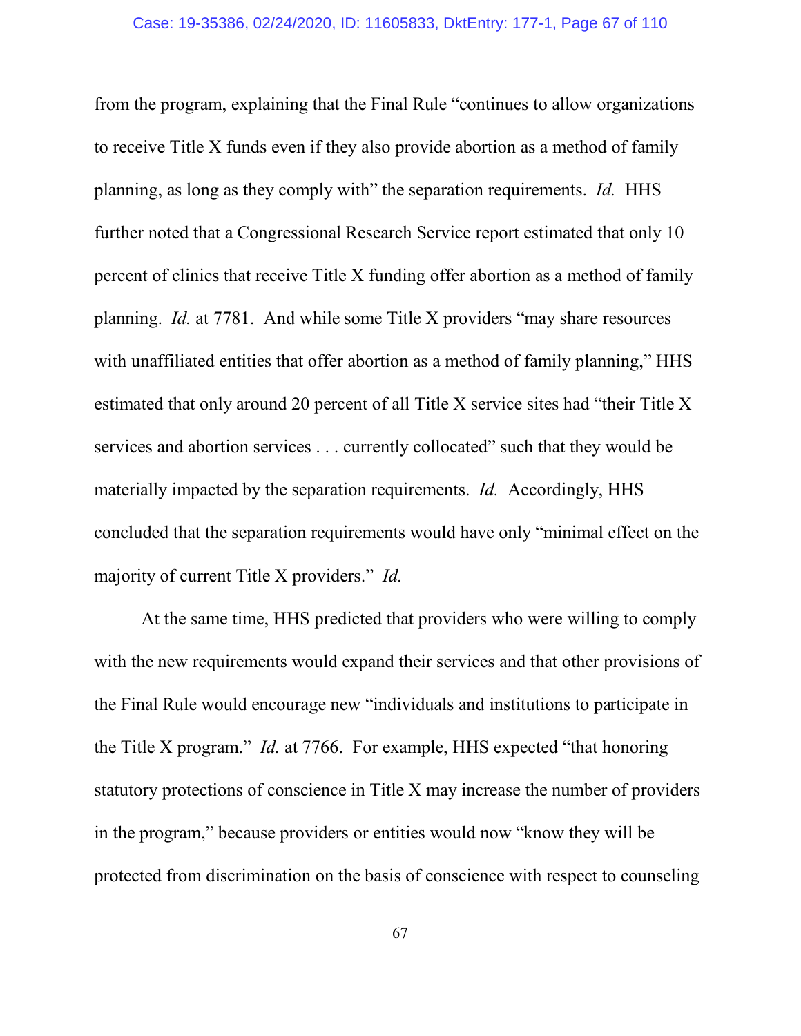from the program, explaining that the Final Rule "continues to allow organizations to receive Title X funds even if they also provide abortion as a method of family planning, as long as they comply with" the separation requirements. *Id.* HHS further noted that a Congressional Research Service report estimated that only 10 percent of clinics that receive Title X funding offer abortion as a method of family planning. *Id.* at 7781. And while some Title X providers "may share resources with unaffiliated entities that offer abortion as a method of family planning," HHS estimated that only around 20 percent of all Title X service sites had "their Title X services and abortion services . . . currently collocated" such that they would be materially impacted by the separation requirements. *Id.* Accordingly, HHS concluded that the separation requirements would have only "minimal effect on the majority of current Title X providers." *Id.*

At the same time, HHS predicted that providers who were willing to comply with the new requirements would expand their services and that other provisions of the Final Rule would encourage new "individuals and institutions to participate in the Title X program." *Id.* at 7766. For example, HHS expected "that honoring statutory protections of conscience in Title X may increase the number of providers in the program," because providers or entities would now "know they will be protected from discrimination on the basis of conscience with respect to counseling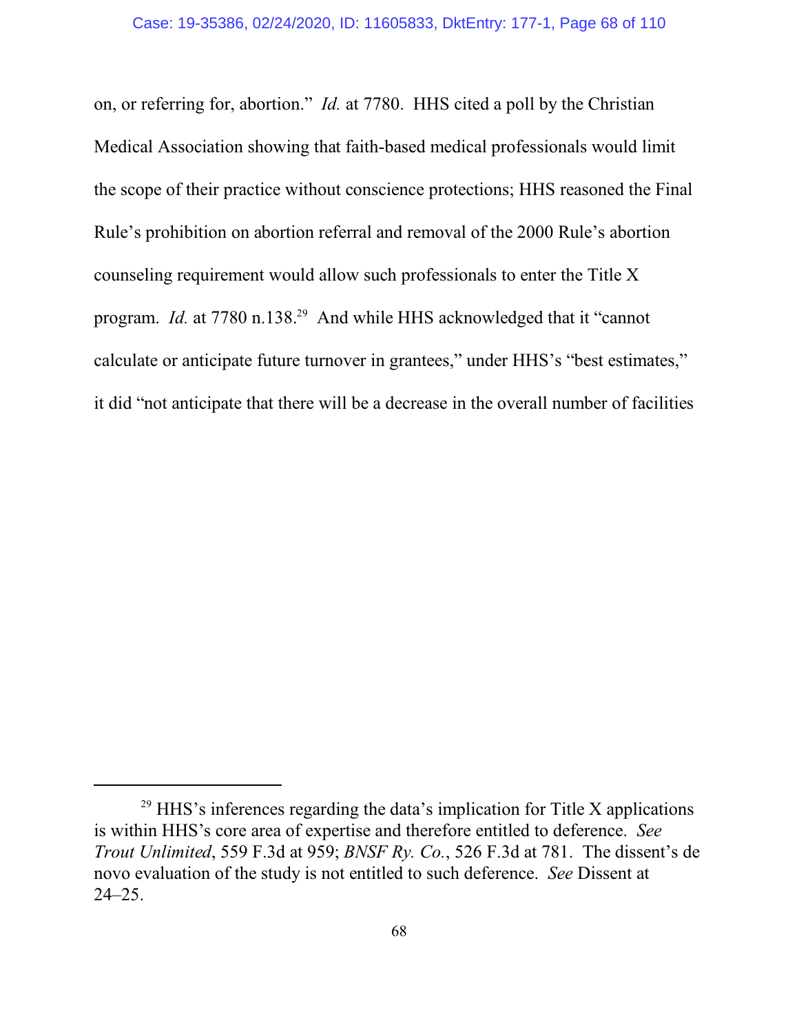on, or referring for, abortion." *Id.* at 7780. HHS cited a poll by the Christian Medical Association showing that faith-based medical professionals would limit the scope of their practice without conscience protections; HHS reasoned the Final Rule's prohibition on abortion referral and removal of the 2000 Rule's abortion counseling requirement would allow such professionals to enter the Title X program. *Id.* at 7780 n.138.[29] And while HHS acknowledged that it "cannot calculate or anticipate future turnover in grantees," under HHS's "best estimates," it did "not anticipate that there will be a decrease in the overall number of facilities

---

[29] HHS's inferences regarding the data's implication for Title X applications is within HHS's core area of expertise and therefore entitled to deference. *See Trout Unlimited*, 559 F.3d at 959; *BNSF Ry. Co.*, 526 F.3d at 781. The dissent's de novo evaluation of the study is not entitled to such deference. *See* Dissent at 24–25.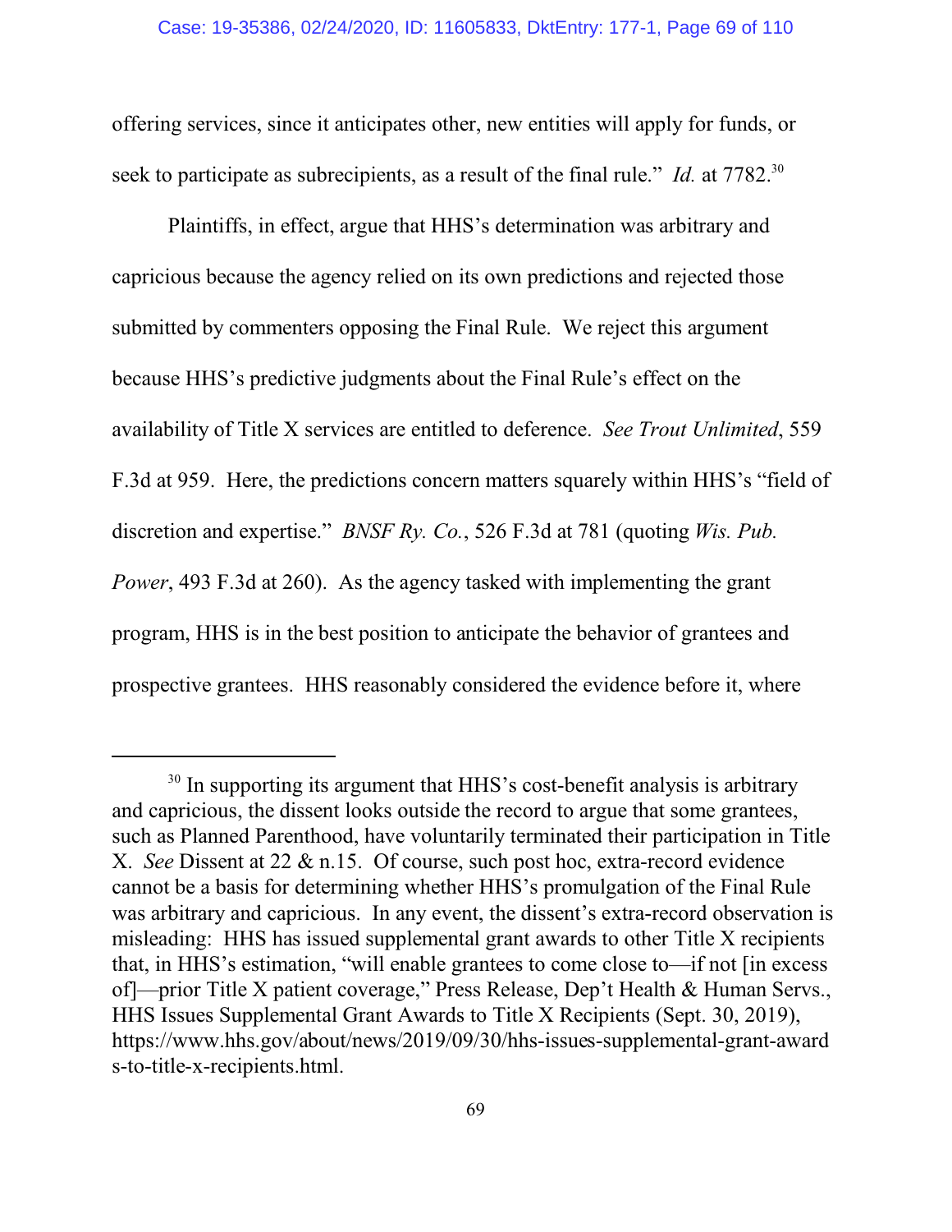offering services, since it anticipates other, new entities will apply for funds, or seek to participate as subrecipients, as a result of the final rule." *Id.* at 7782.[30]

Plaintiffs, in effect, argue that HHS's determination was arbitrary and capricious because the agency relied on its own predictions and rejected those submitted by commenters opposing the Final Rule. We reject this argument because HHS's predictive judgments about the Final Rule's effect on the availability of Title X services are entitled to deference. *See Trout Unlimited*, 559 F.3d at 959. Here, the predictions concern matters squarely within HHS's "field of discretion and expertise." *BNSF Ry. Co.*, 526 F.3d at 781 (quoting *Wis. Pub. Power*, 493 F.3d at 260). As the agency tasked with implementing the grant program, HHS is in the best position to anticipate the behavior of grantees and prospective grantees. HHS reasonably considered the evidence before it, where

---

[30] In supporting its argument that HHS's cost-benefit analysis is arbitrary and capricious, the dissent looks outside the record to argue that some grantees, such as Planned Parenthood, have voluntarily terminated their participation in Title X. *See* Dissent at 22 & n.15. Of course, such post hoc, extra-record evidence cannot be a basis for determining whether HHS's promulgation of the Final Rule was arbitrary and capricious. In any event, the dissent's extra-record observation is misleading: HHS has issued supplemental grant awards to other Title X recipients that, in HHS's estimation, "will enable grantees to come close to—if not [in excess of]—prior Title X patient coverage," Press Release, Dep't Health & Human Servs., HHS Issues Supplemental Grant Awards to Title X Recipients (Sept. 30, 2019), https://www.hhs.gov/about/news/2019/09/30/hhs-issues-supplemental-grant-awards-to-title-x-recipients.html.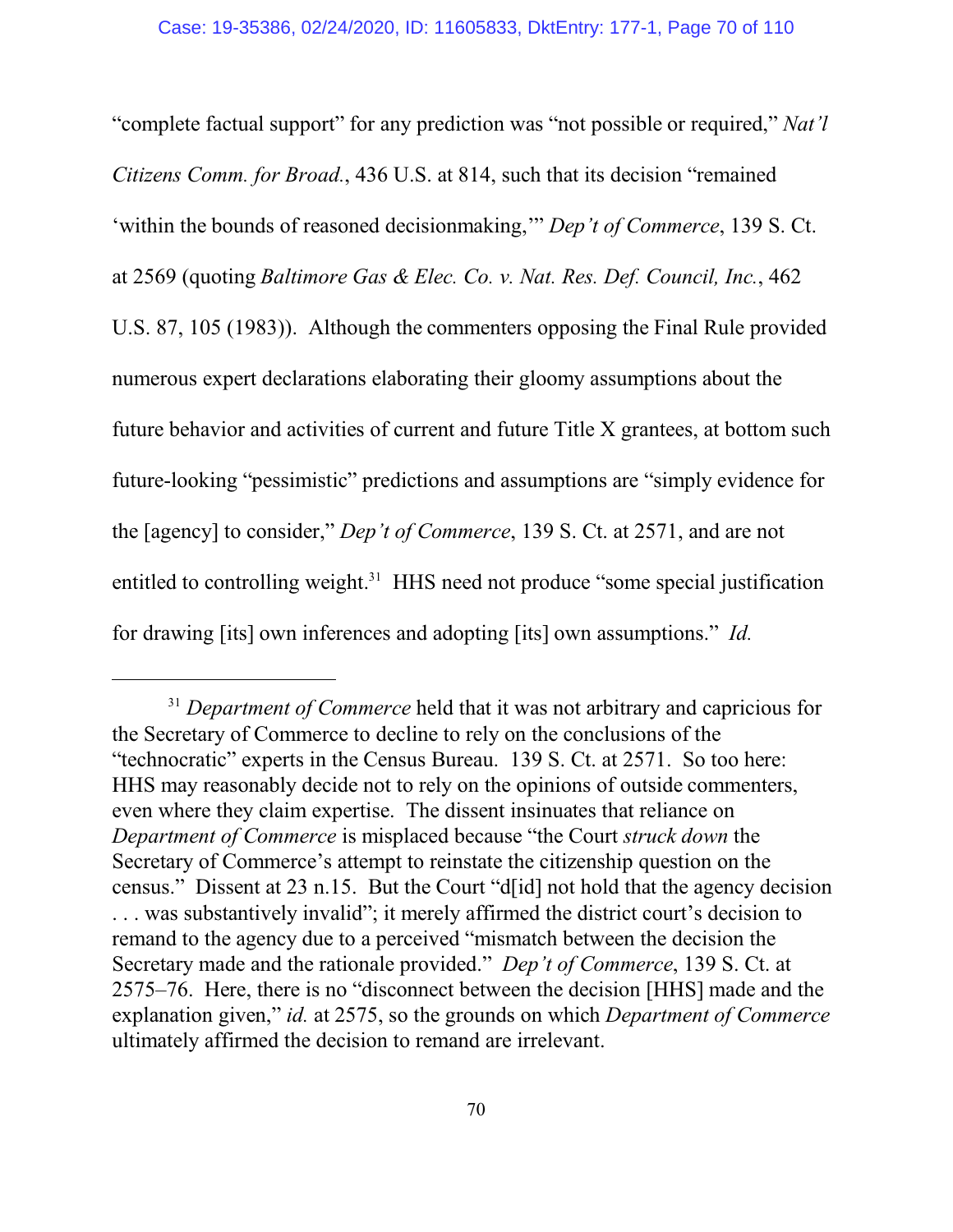"complete factual support" for any prediction was "not possible or required," *Nat'l Citizens Comm. for Broad.*, 436 U.S. at 814, such that its decision "remained 'within the bounds of reasoned decisionmaking,'" *Dep't of Commerce*, 139 S. Ct. at 2569 (quoting *Baltimore Gas & Elec. Co. v. Nat. Res. Def. Council, Inc.*, 462 U.S. 87, 105 (1983)). Although the commenters opposing the Final Rule provided numerous expert declarations elaborating their gloomy assumptions about the future behavior and activities of current and future Title X grantees, at bottom such future-looking "pessimistic" predictions and assumptions are "simply evidence for the [agency] to consider," *Dep't of Commerce*, 139 S. Ct. at 2571, and are not entitled to controlling weight.[31] HHS need not produce "some special justification for drawing [its] own inferences and adopting [its] own assumptions." *Id.*

---

[31] *Department of Commerce* held that it was not arbitrary and capricious for the Secretary of Commerce to decline to rely on the conclusions of the "technocratic" experts in the Census Bureau. 139 S. Ct. at 2571. So too here: HHS may reasonably decide not to rely on the opinions of outside commenters, even where they claim expertise. The dissent insinuates that reliance on *Department of Commerce* is misplaced because "the Court *struck down* the Secretary of Commerce's attempt to reinstate the citizenship question on the census." Dissent at 23 n.15. But the Court "d[id] not hold that the agency decision . . . was substantively invalid"; it merely affirmed the district court's decision to remand to the agency due to a perceived "mismatch between the decision the Secretary made and the rationale provided." *Dep't of Commerce*, 139 S. Ct. at 2575–76. Here, there is no "disconnect between the decision [HHS] made and the explanation given," *id.* at 2575, so the grounds on which *Department of Commerce* ultimately affirmed the decision to remand are irrelevant.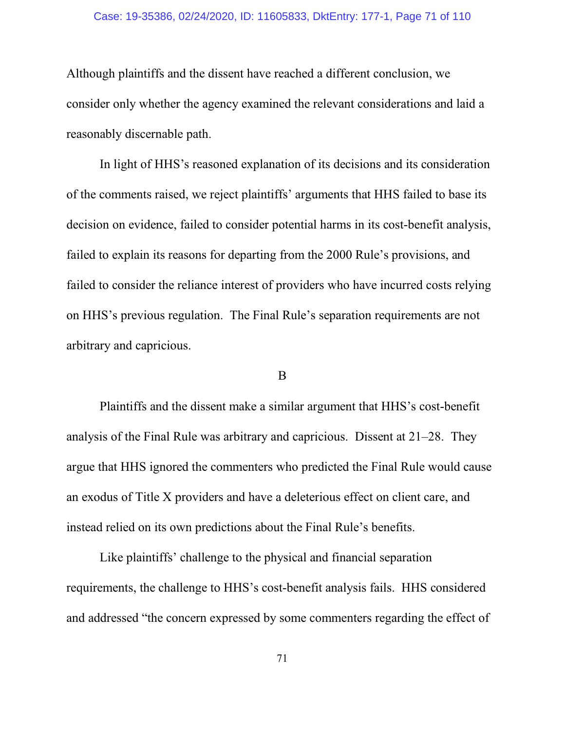Although plaintiffs and the dissent have reached a different conclusion, we consider only whether the agency examined the relevant considerations and laid a reasonably discernable path.

In light of HHS's reasoned explanation of its decisions and its consideration of the comments raised, we reject plaintiffs' arguments that HHS failed to base its decision on evidence, failed to consider potential harms in its cost-benefit analysis, failed to explain its reasons for departing from the 2000 Rule's provisions, and failed to consider the reliance interest of providers who have incurred costs relying on HHS's previous regulation. The Final Rule's separation requirements are not arbitrary and capricious.

B

Plaintiffs and the dissent make a similar argument that HHS's cost-benefit analysis of the Final Rule was arbitrary and capricious. Dissent at 21–28. They argue that HHS ignored the commenters who predicted the Final Rule would cause an exodus of Title X providers and have a deleterious effect on client care, and instead relied on its own predictions about the Final Rule's benefits.

Like plaintiffs' challenge to the physical and financial separation requirements, the challenge to HHS's cost-benefit analysis fails. HHS considered and addressed "the concern expressed by some commenters regarding the effect of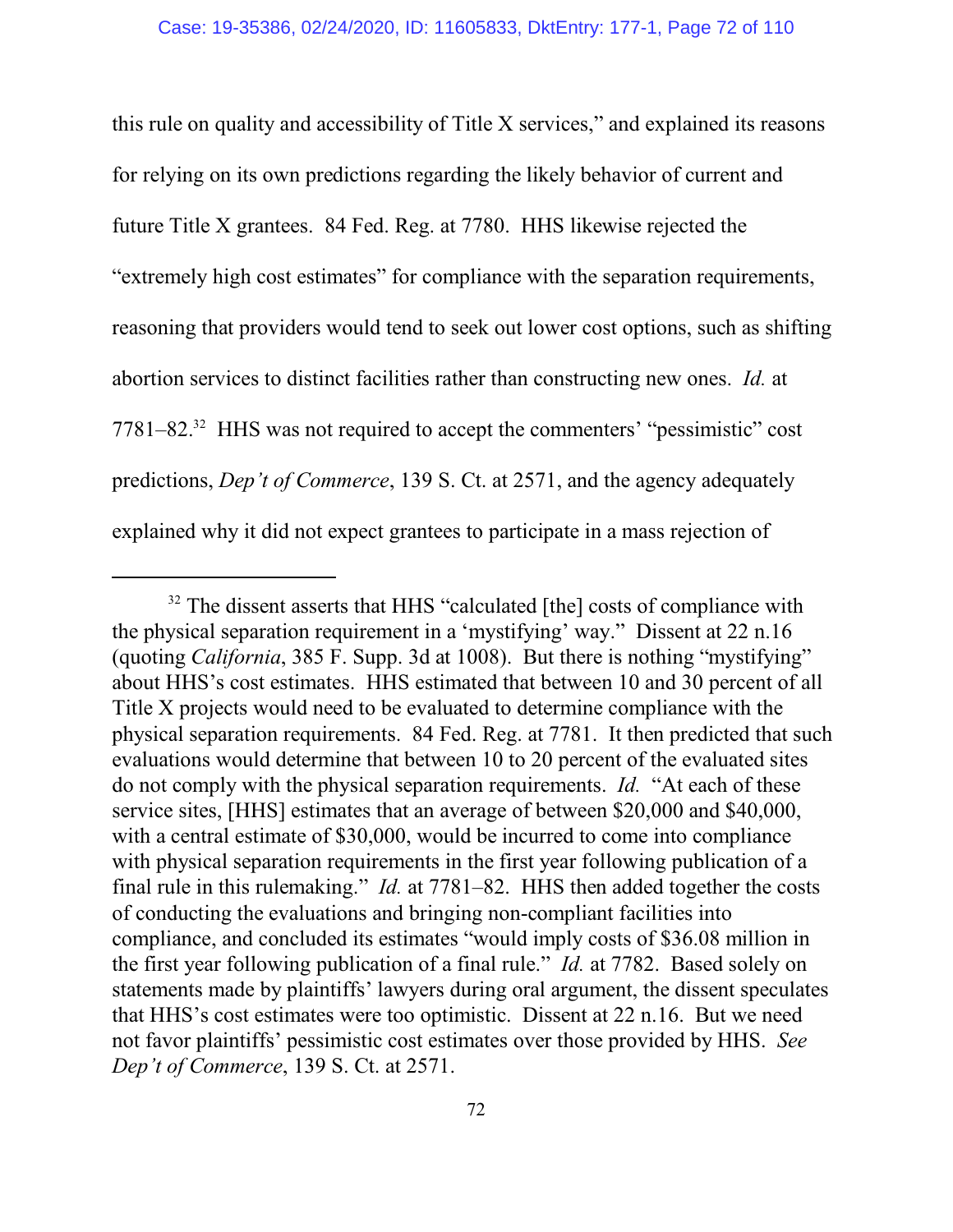this rule on quality and accessibility of Title X services," and explained its reasons for relying on its own predictions regarding the likely behavior of current and future Title X grantees. 84 Fed. Reg. at 7780. HHS likewise rejected the "extremely high cost estimates" for compliance with the separation requirements, reasoning that providers would tend to seek out lower cost options, such as shifting abortion services to distinct facilities rather than constructing new ones. *Id.* at 7781–82.[32] HHS was not required to accept the commenters' "pessimistic" cost predictions, *Dep't of Commerce*, 139 S. Ct. at 2571, and the agency adequately explained why it did not expect grantees to participate in a mass rejection of

---

[32] The dissent asserts that HHS "calculated [the] costs of compliance with the physical separation requirement in a 'mystifying' way." Dissent at 22 n.16 (quoting *California*, 385 F. Supp. 3d at 1008). But there is nothing "mystifying" about HHS's cost estimates. HHS estimated that between 10 and 30 percent of all Title X projects would need to be evaluated to determine compliance with the physical separation requirements. 84 Fed. Reg. at 7781. It then predicted that such evaluations would determine that between 10 to 20 percent of the evaluated sites do not comply with the physical separation requirements. *Id.* "At each of these service sites, [HHS] estimates that an average of between $20,000 and $40,000, with a central estimate of $30,000, would be incurred to come into compliance with physical separation requirements in the first year following publication of a final rule in this rulemaking." *Id.* at 7781–82. HHS then added together the costs of conducting the evaluations and bringing non-compliant facilities into compliance, and concluded its estimates "would imply costs of $36.08 million in the first year following publication of a final rule." *Id.* at 7782. Based solely on statements made by plaintiffs' lawyers during oral argument, the dissent speculates that HHS's cost estimates were too optimistic. Dissent at 22 n.16. But we need not favor plaintiffs' pessimistic cost estimates over those provided by HHS. *See Dep't of Commerce*, 139 S. Ct. at 2571.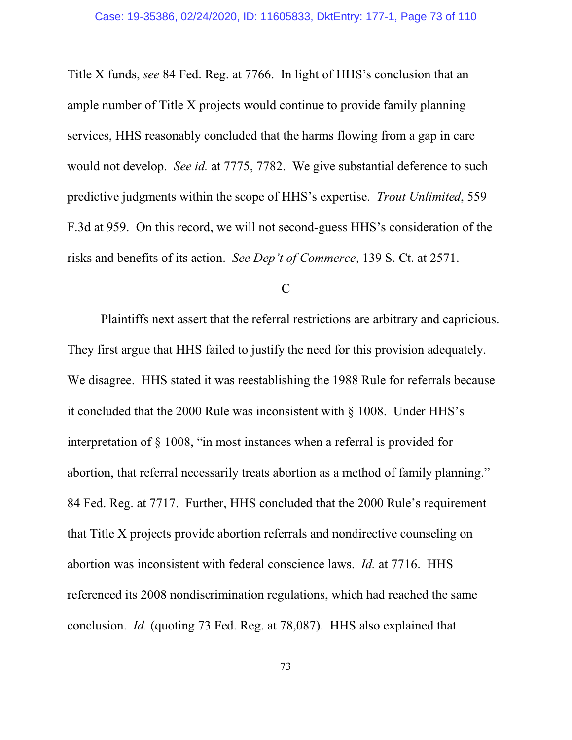Title X funds, *see* 84 Fed. Reg. at 7766. In light of HHS's conclusion that an ample number of Title X projects would continue to provide family planning services, HHS reasonably concluded that the harms flowing from a gap in care would not develop. *See id.* at 7775, 7782. We give substantial deference to such predictive judgments within the scope of HHS's expertise. *Trout Unlimited*, 559 F.3d at 959. On this record, we will not second-guess HHS's consideration of the risks and benefits of its action. *See Dep't of Commerce*, 139 S. Ct. at 2571.

C

Plaintiffs next assert that the referral restrictions are arbitrary and capricious. They first argue that HHS failed to justify the need for this provision adequately. We disagree. HHS stated it was reestablishing the 1988 Rule for referrals because it concluded that the 2000 Rule was inconsistent with § 1008. Under HHS's interpretation of § 1008, "in most instances when a referral is provided for abortion, that referral necessarily treats abortion as a method of family planning." 84 Fed. Reg. at 7717. Further, HHS concluded that the 2000 Rule's requirement that Title X projects provide abortion referrals and nondirective counseling on abortion was inconsistent with federal conscience laws. *Id.* at 7716. HHS referenced its 2008 nondiscrimination regulations, which had reached the same conclusion. *Id.* (quoting 73 Fed. Reg. at 78,087). HHS also explained that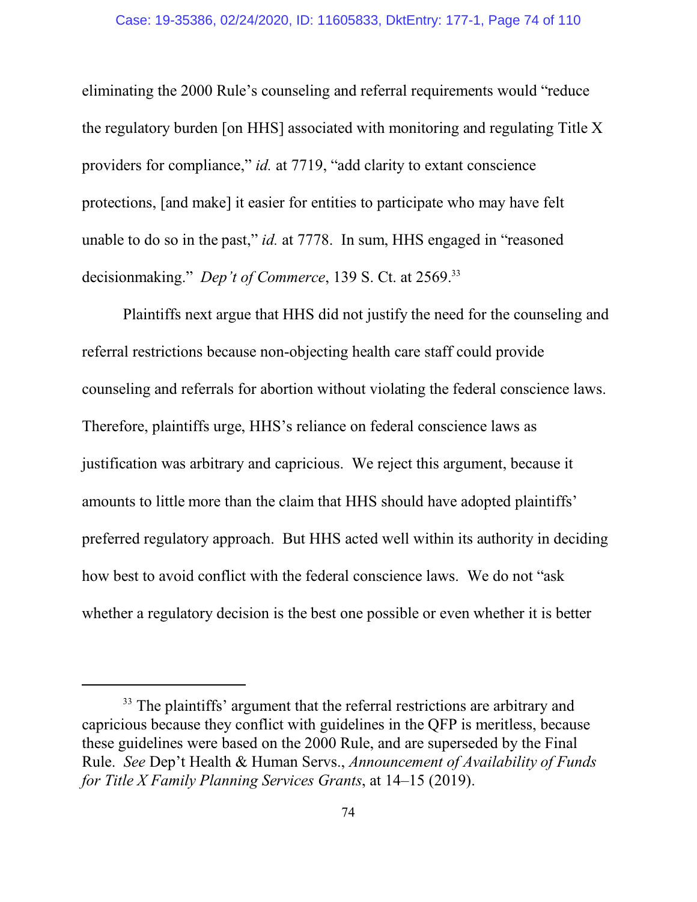eliminating the 2000 Rule's counseling and referral requirements would "reduce the regulatory burden [on HHS] associated with monitoring and regulating Title X providers for compliance," *id.* at 7719, "add clarity to extant conscience protections, [and make] it easier for entities to participate who may have felt unable to do so in the past," *id.* at 7778. In sum, HHS engaged in "reasoned decisionmaking." *Dep't of Commerce*, 139 S. Ct. at 2569.[33]

Plaintiffs next argue that HHS did not justify the need for the counseling and referral restrictions because non-objecting health care staff could provide counseling and referrals for abortion without violating the federal conscience laws. Therefore, plaintiffs urge, HHS's reliance on federal conscience laws as justification was arbitrary and capricious. We reject this argument, because it amounts to little more than the claim that HHS should have adopted plaintiffs' preferred regulatory approach. But HHS acted well within its authority in deciding how best to avoid conflict with the federal conscience laws. We do not "ask whether a regulatory decision is the best one possible or even whether it is better

---

[33] The plaintiffs' argument that the referral restrictions are arbitrary and capricious because they conflict with guidelines in the QFP is meritless, because these guidelines were based on the 2000 Rule, and are superseded by the Final Rule. *See* Dep't Health & Human Servs., *Announcement of Availability of Funds for Title X Family Planning Services Grants*, at 14–15 (2019).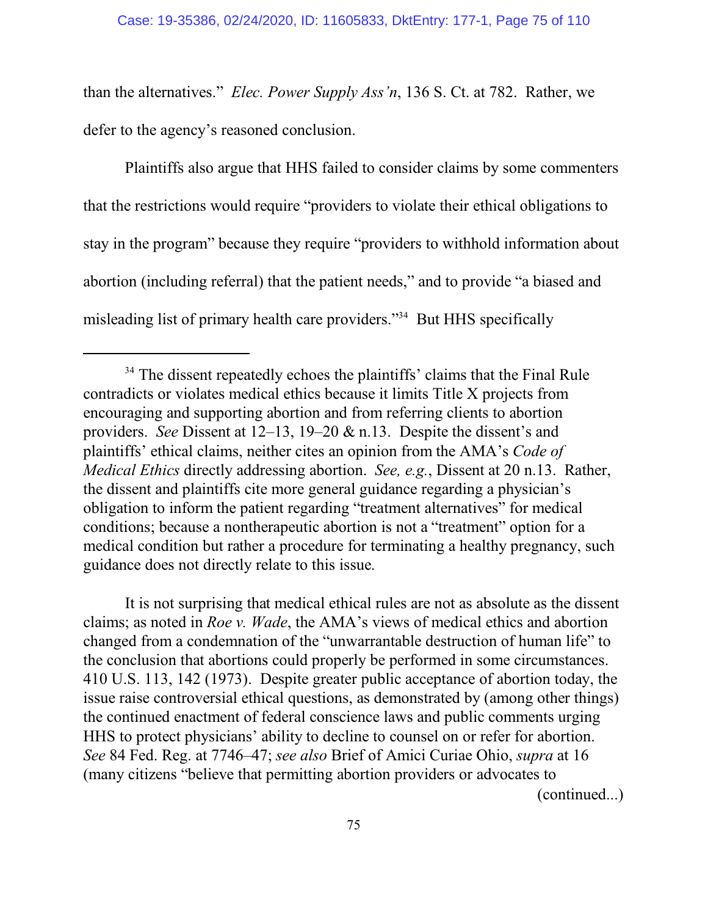than the alternatives." *Elec. Power Supply Ass'n*, 136 S. Ct. at 782. Rather, we defer to the agency's reasoned conclusion.

Plaintiffs also argue that HHS failed to consider claims by some commenters that the restrictions would require "providers to violate their ethical obligations to stay in the program" because they require "providers to withhold information about abortion (including referral) that the patient needs," and to provide "a biased and misleading list of primary health care providers."[34] But HHS specifically

---

[34] The dissent repeatedly echoes the plaintiffs' claims that the Final Rule contradicts or violates medical ethics because it limits Title X projects from encouraging and supporting abortion and from referring clients to abortion providers. *See* Dissent at 12–13, 19–20 & n.13. Despite the dissent's and plaintiffs' ethical claims, neither cites an opinion from the AMA's *Code of Medical Ethics* directly addressing abortion. *See, e.g.*, Dissent at 20 n.13. Rather, the dissent and plaintiffs cite more general guidance regarding a physician's obligation to inform the patient regarding "treatment alternatives" for medical conditions; because a nontherapeutic abortion is not a "treatment" option for a medical condition but rather a procedure for terminating a healthy pregnancy, such guidance does not directly relate to this issue.

It is not surprising that medical ethical rules are not as absolute as the dissent claims; as noted in *Roe v. Wade*, the AMA's views of medical ethics and abortion changed from a condemnation of the "unwarrantable destruction of human life" to the conclusion that abortions could properly be performed in some circumstances. 410 U.S. 113, 142 (1973). Despite greater public acceptance of abortion today, the issue raise controversial ethical questions, as demonstrated by (among other things) the continued enactment of federal conscience laws and public comments urging HHS to protect physicians' ability to decline to counsel on or refer for abortion. *See* 84 Fed. Reg. at 7746–47; *see also* Brief of Amici Curiae Ohio, *supra* at 16 (many citizens "believe that permitting abortion providers or advocates to

(continued...)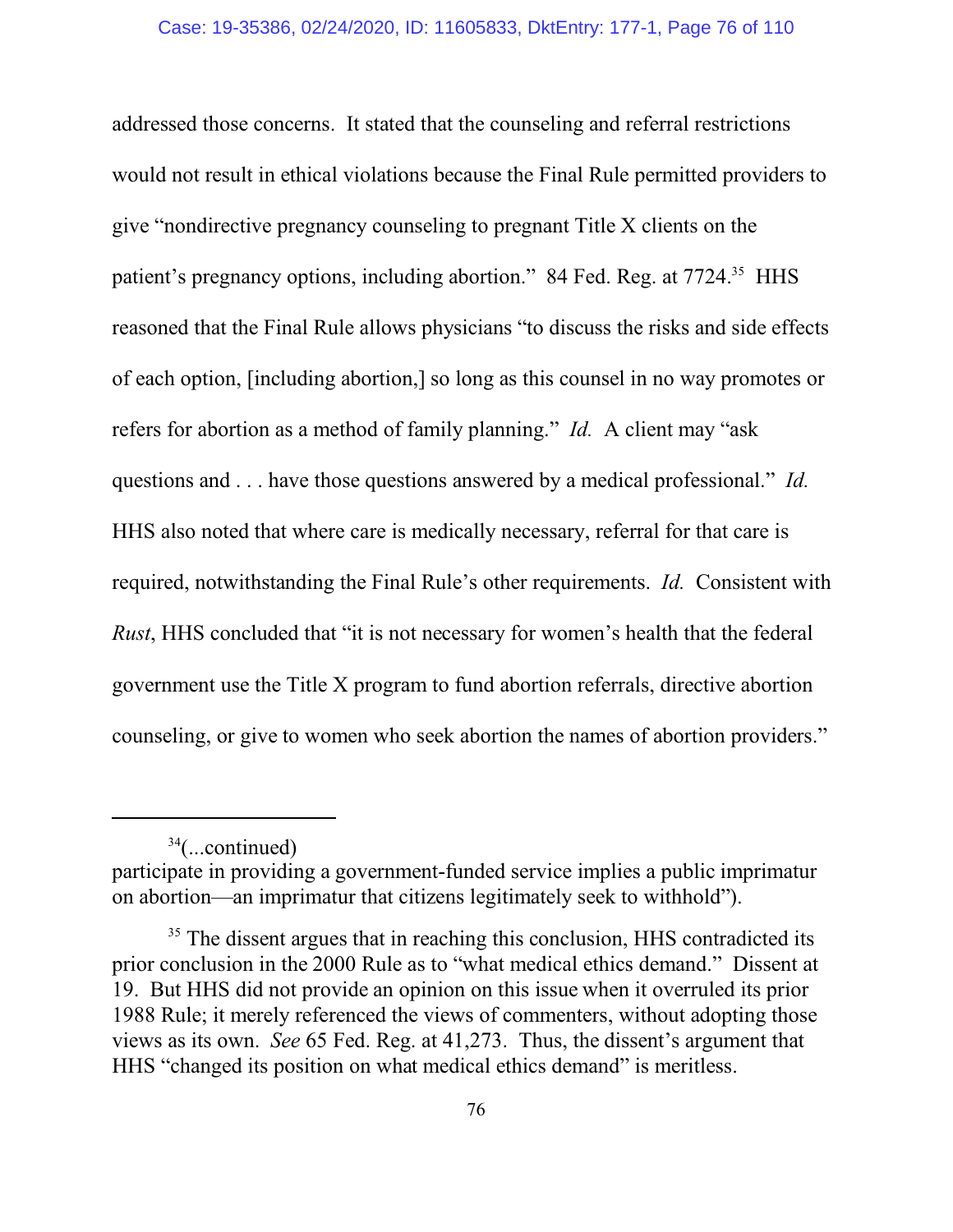addressed those concerns. It stated that the counseling and referral restrictions would not result in ethical violations because the Final Rule permitted providers to give "nondirective pregnancy counseling to pregnant Title X clients on the patient's pregnancy options, including abortion." 84 Fed. Reg. at 7724.[35] HHS reasoned that the Final Rule allows physicians "to discuss the risks and side effects of each option, [including abortion,] so long as this counsel in no way promotes or refers for abortion as a method of family planning." *Id.* A client may "ask questions and . . . have those questions answered by a medical professional." *Id.* HHS also noted that where care is medically necessary, referral for that care is required, notwithstanding the Final Rule's other requirements. *Id.* Consistent with *Rust*, HHS concluded that "it is not necessary for women's health that the federal government use the Title X program to fund abortion referrals, directive abortion counseling, or give to women who seek abortion the names of abortion providers."

---

[34](...continued)
participate in providing a government-funded service implies a public imprimatur on abortion—an imprimatur that citizens legitimately seek to withhold").

[35] The dissent argues that in reaching this conclusion, HHS contradicted its prior conclusion in the 2000 Rule as to "what medical ethics demand." Dissent at 19. But HHS did not provide an opinion on this issue when it overruled its prior 1988 Rule; it merely referenced the views of commenters, without adopting those views as its own. *See* 65 Fed. Reg. at 41,273. Thus, the dissent's argument that HHS "changed its position on what medical ethics demand" is meritless.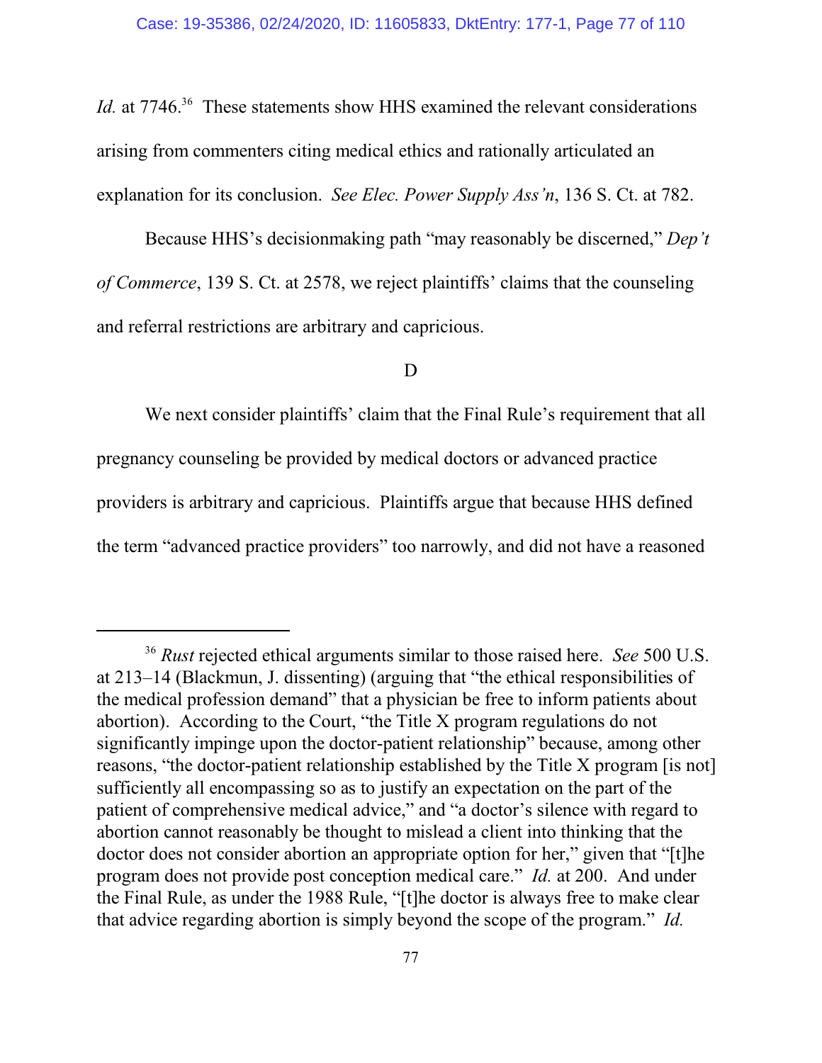*Id.* at 7746.[36] These statements show HHS examined the relevant considerations arising from commenters citing medical ethics and rationally articulated an explanation for its conclusion. *See Elec. Power Supply Ass'n*, 136 S. Ct. at 782.

Because HHS's decisionmaking path "may reasonably be discerned," *Dep't of Commerce*, 139 S. Ct. at 2578, we reject plaintiffs' claims that the counseling and referral restrictions are arbitrary and capricious.

D

We next consider plaintiffs' claim that the Final Rule's requirement that all pregnancy counseling be provided by medical doctors or advanced practice providers is arbitrary and capricious. Plaintiffs argue that because HHS defined the term "advanced practice providers" too narrowly, and did not have a reasoned

---

[36] *Rust* rejected ethical arguments similar to those raised here. *See* 500 U.S. at 213–14 (Blackmun, J. dissenting) (arguing that "the ethical responsibilities of the medical profession demand" that a physician be free to inform patients about abortion). According to the Court, "the Title X program regulations do not significantly impinge upon the doctor-patient relationship" because, among other reasons, "the doctor-patient relationship established by the Title X program [is not] sufficiently all encompassing so as to justify an expectation on the part of the patient of comprehensive medical advice," and "a doctor's silence with regard to abortion cannot reasonably be thought to mislead a client into thinking that the doctor does not consider abortion an appropriate option for her," given that "[t]he program does not provide post conception medical care." *Id.* at 200. And under the Final Rule, as under the 1988 Rule, "[t]he doctor is always free to make clear that advice regarding abortion is simply beyond the scope of the program." *Id.*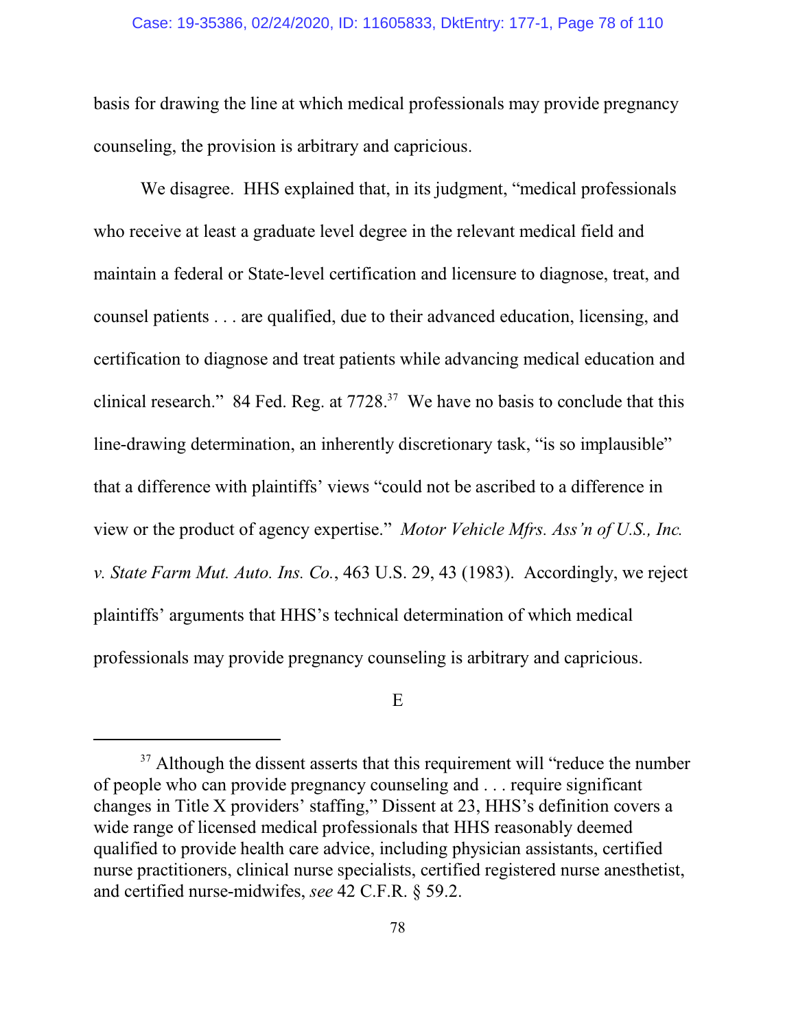basis for drawing the line at which medical professionals may provide pregnancy counseling, the provision is arbitrary and capricious.

We disagree. HHS explained that, in its judgment, "medical professionals who receive at least a graduate level degree in the relevant medical field and maintain a federal or State-level certification and licensure to diagnose, treat, and counsel patients . . . are qualified, due to their advanced education, licensing, and certification to diagnose and treat patients while advancing medical education and clinical research." 84 Fed. Reg. at 7728.[37] We have no basis to conclude that this line-drawing determination, an inherently discretionary task, "is so implausible" that a difference with plaintiffs' views "could not be ascribed to a difference in view or the product of agency expertise." *Motor Vehicle Mfrs. Ass'n of U.S., Inc. v. State Farm Mut. Auto. Ins. Co.*, 463 U.S. 29, 43 (1983). Accordingly, we reject plaintiffs' arguments that HHS's technical determination of which medical professionals may provide pregnancy counseling is arbitrary and capricious.

E

---

[37] Although the dissent asserts that this requirement will "reduce the number of people who can provide pregnancy counseling and . . . require significant changes in Title X providers' staffing," Dissent at 23, HHS's definition covers a wide range of licensed medical professionals that HHS reasonably deemed qualified to provide health care advice, including physician assistants, certified nurse practitioners, clinical nurse specialists, certified registered nurse anesthetist, and certified nurse-midwifes, *see* 42 C.F.R. § 59.2.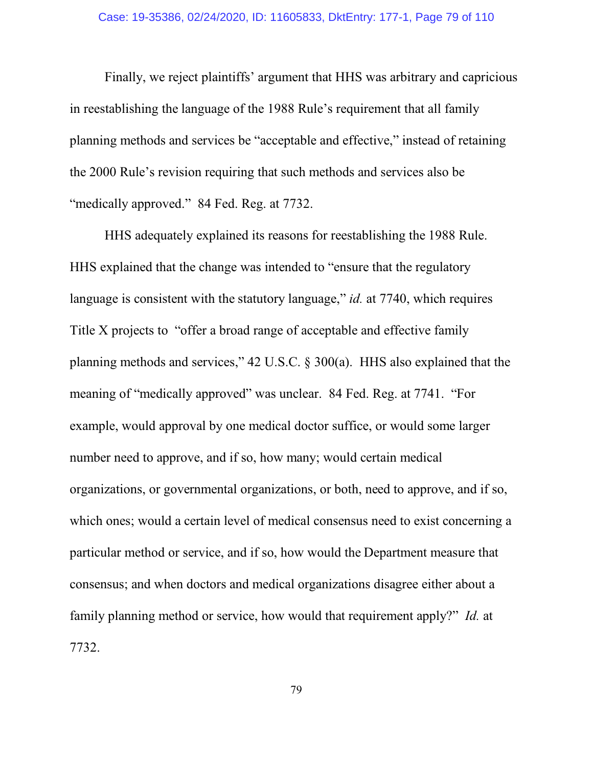Finally, we reject plaintiffs' argument that HHS was arbitrary and capricious in reestablishing the language of the 1988 Rule's requirement that all family planning methods and services be "acceptable and effective," instead of retaining the 2000 Rule's revision requiring that such methods and services also be "medically approved." 84 Fed. Reg. at 7732.

HHS adequately explained its reasons for reestablishing the 1988 Rule. HHS explained that the change was intended to "ensure that the regulatory language is consistent with the statutory language," *id.* at 7740, which requires Title X projects to "offer a broad range of acceptable and effective family planning methods and services," 42 U.S.C. § 300(a). HHS also explained that the meaning of "medically approved" was unclear. 84 Fed. Reg. at 7741. "For example, would approval by one medical doctor suffice, or would some larger number need to approve, and if so, how many; would certain medical organizations, or governmental organizations, or both, need to approve, and if so, which ones; would a certain level of medical consensus need to exist concerning a particular method or service, and if so, how would the Department measure that consensus; and when doctors and medical organizations disagree either about a family planning method or service, how would that requirement apply?" *Id.* at 7732.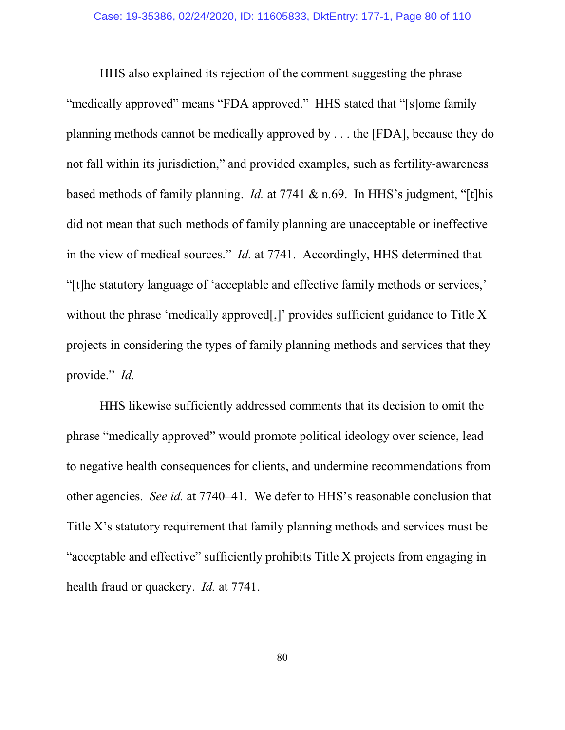HHS also explained its rejection of the comment suggesting the phrase "medically approved" means "FDA approved." HHS stated that "[s]ome family planning methods cannot be medically approved by . . . the [FDA], because they do not fall within its jurisdiction," and provided examples, such as fertility-awareness based methods of family planning. *Id.* at 7741 & n.69. In HHS's judgment, "[t]his did not mean that such methods of family planning are unacceptable or ineffective in the view of medical sources." *Id.* at 7741. Accordingly, HHS determined that "[t]he statutory language of 'acceptable and effective family methods or services,' without the phrase 'medically approved[,]' provides sufficient guidance to Title X projects in considering the types of family planning methods and services that they provide." *Id.*

HHS likewise sufficiently addressed comments that its decision to omit the phrase "medically approved" would promote political ideology over science, lead to negative health consequences for clients, and undermine recommendations from other agencies. *See id.* at 7740–41. We defer to HHS's reasonable conclusion that Title X's statutory requirement that family planning methods and services must be "acceptable and effective" sufficiently prohibits Title X projects from engaging in health fraud or quackery. *Id.* at 7741.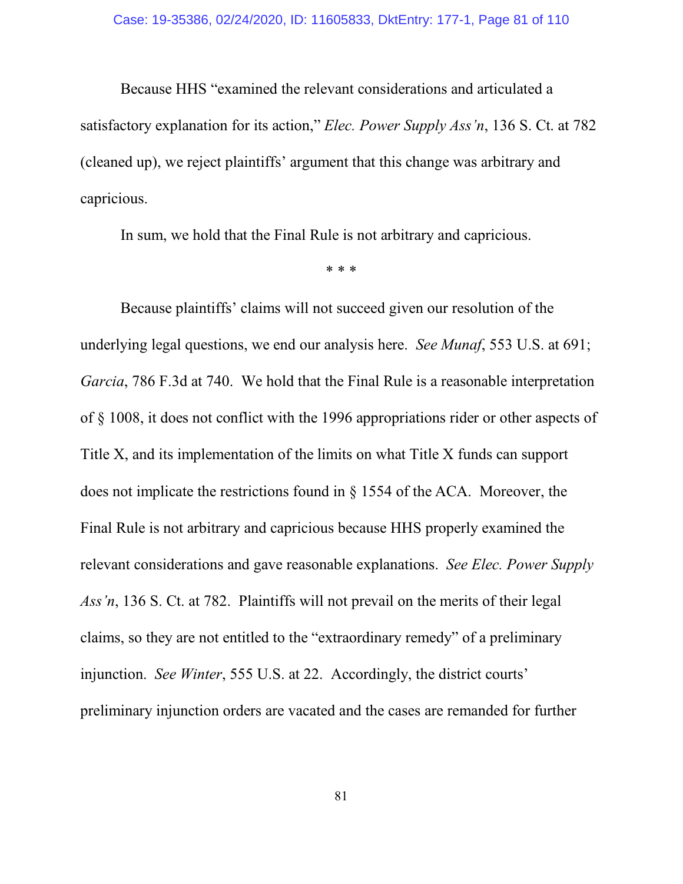Because HHS "examined the relevant considerations and articulated a satisfactory explanation for its action," *Elec. Power Supply Ass'n*, 136 S. Ct. at 782 (cleaned up), we reject plaintiffs' argument that this change was arbitrary and capricious.

In sum, we hold that the Final Rule is not arbitrary and capricious.

\* \* \*

Because plaintiffs' claims will not succeed given our resolution of the underlying legal questions, we end our analysis here. *See Munaf*, 553 U.S. at 691; *Garcia*, 786 F.3d at 740. We hold that the Final Rule is a reasonable interpretation of § 1008, it does not conflict with the 1996 appropriations rider or other aspects of Title X, and its implementation of the limits on what Title X funds can support does not implicate the restrictions found in § 1554 of the ACA. Moreover, the Final Rule is not arbitrary and capricious because HHS properly examined the relevant considerations and gave reasonable explanations. *See Elec. Power Supply Ass'n*, 136 S. Ct. at 782. Plaintiffs will not prevail on the merits of their legal claims, so they are not entitled to the "extraordinary remedy" of a preliminary injunction. *See Winter*, 555 U.S. at 22. Accordingly, the district courts' preliminary injunction orders are vacated and the cases are remanded for further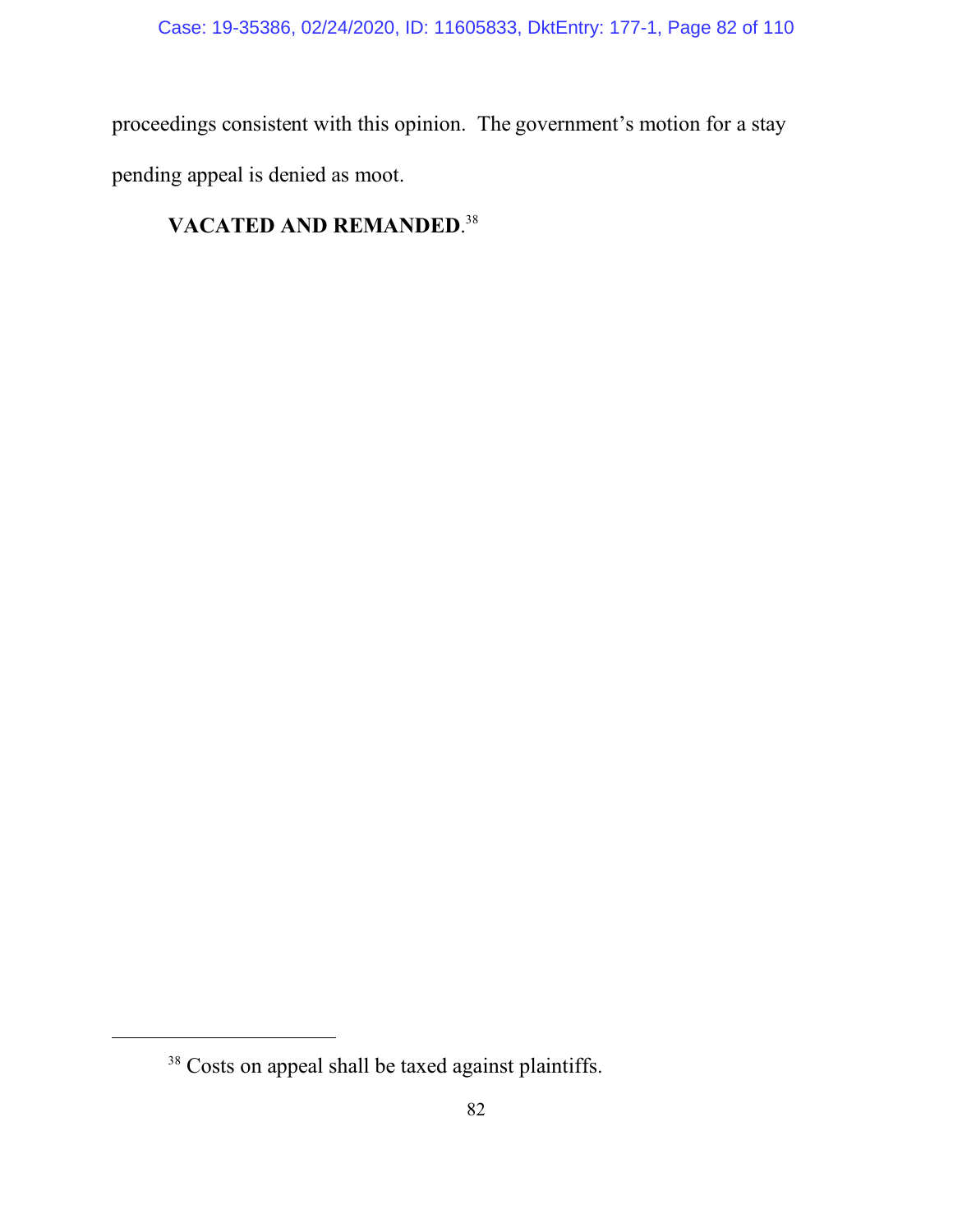proceedings consistent with this opinion. The government's motion for a stay pending appeal is denied as moot.

**VACATED AND REMANDED**.[38]

[38] Costs on appeal shall be taxed against plaintiffs.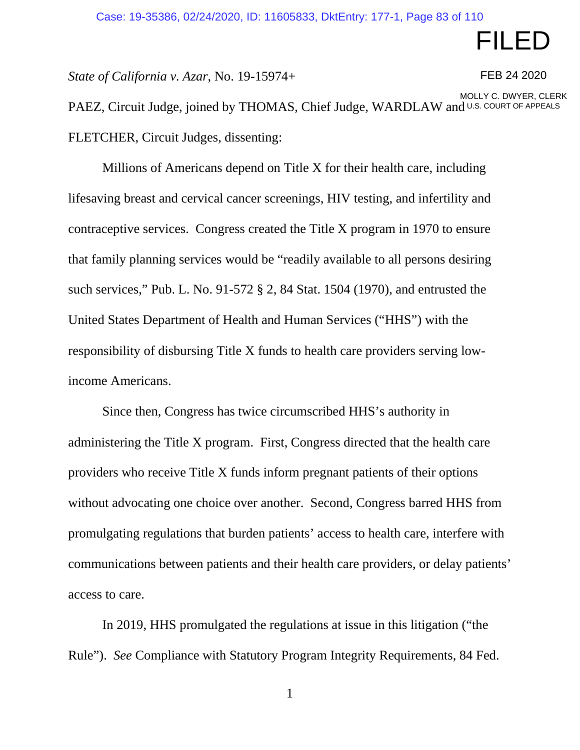*State of California v. Azar*, No. 19-15974+

PAEZ, Circuit Judge, joined by THOMAS, Chief Judge, WARDLAW and FLETCHER, Circuit Judges, dissenting:

Millions of Americans depend on Title X for their health care, including lifesaving breast and cervical cancer screenings, HIV testing, and infertility and contraceptive services. Congress created the Title X program in 1970 to ensure that family planning services would be "readily available to all persons desiring such services," Pub. L. No. 91-572 § 2, 84 Stat. 1504 (1970), and entrusted the United States Department of Health and Human Services ("HHS") with the responsibility of disbursing Title X funds to health care providers serving low-income Americans.

Since then, Congress has twice circumscribed HHS's authority in administering the Title X program. First, Congress directed that the health care providers who receive Title X funds inform pregnant patients of their options without advocating one choice over another. Second, Congress barred HHS from promulgating regulations that burden patients' access to health care, interfere with communications between patients and their health care providers, or delay patients' access to care.

In 2019, HHS promulgated the regulations at issue in this litigation ("the Rule"). *See* Compliance with Statutory Program Integrity Requirements, 84 Fed.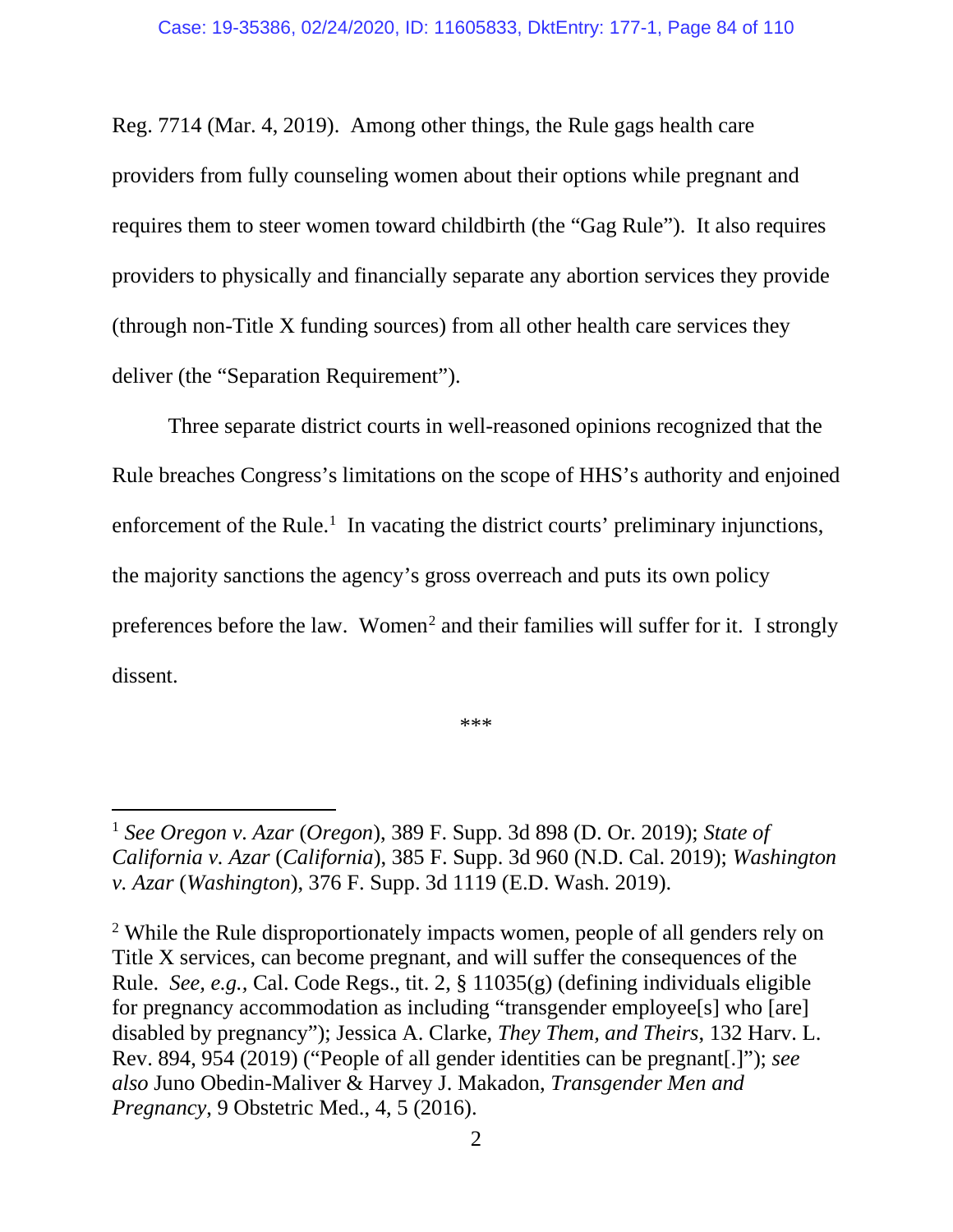Reg. 7714 (Mar. 4, 2019). Among other things, the Rule gags health care providers from fully counseling women about their options while pregnant and requires them to steer women toward childbirth (the "Gag Rule"). It also requires providers to physically and financially separate any abortion services they provide (through non-Title X funding sources) from all other health care services they deliver (the "Separation Requirement").

Three separate district courts in well-reasoned opinions recognized that the Rule breaches Congress's limitations on the scope of HHS's authority and enjoined enforcement of the Rule.[1] In vacating the district courts' preliminary injunctions, the majority sanctions the agency's gross overreach and puts its own policy preferences before the law. Women[2] and their families will suffer for it. I strongly dissent.

\*\*\*

---

[1] *See Oregon v. Azar* (*Oregon*), 389 F. Supp. 3d 898 (D. Or. 2019); *State of California v. Azar* (*California*), 385 F. Supp. 3d 960 (N.D. Cal. 2019); *Washington v. Azar* (*Washington*), 376 F. Supp. 3d 1119 (E.D. Wash. 2019).

[2] While the Rule disproportionately impacts women, people of all genders rely on Title X services, can become pregnant, and will suffer the consequences of the Rule. *See, e.g.*, Cal. Code Regs., tit. 2, § 11035(g) (defining individuals eligible for pregnancy accommodation as including "transgender employee[s] who [are] disabled by pregnancy"); Jessica A. Clarke, *They Them, and Theirs*, 132 Harv. L. Rev. 894, 954 (2019) ("People of all gender identities can be pregnant[.]"); *see also* Juno Obedin-Maliver & Harvey J. Makadon, *Transgender Men and Pregnancy*, 9 Obstetric Med., 4, 5 (2016).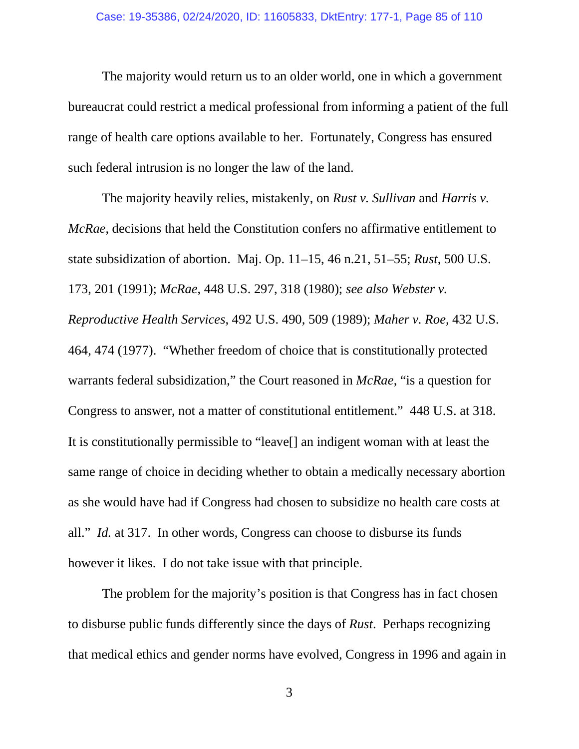The majority would return us to an older world, one in which a government bureaucrat could restrict a medical professional from informing a patient of the full range of health care options available to her. Fortunately, Congress has ensured such federal intrusion is no longer the law of the land.

The majority heavily relies, mistakenly, on *Rust v. Sullivan* and *Harris v. McRae*, decisions that held the Constitution confers no affirmative entitlement to state subsidization of abortion. Maj. Op. 11–15, 46 n.21, 51–55; *Rust*, 500 U.S. 173, 201 (1991); *McRae*, 448 U.S. 297, 318 (1980); *see also Webster v. Reproductive Health Services*, 492 U.S. 490, 509 (1989); *Maher v. Roe*, 432 U.S. 464, 474 (1977). "Whether freedom of choice that is constitutionally protected warrants federal subsidization," the Court reasoned in *McRae*, "is a question for Congress to answer, not a matter of constitutional entitlement." 448 U.S. at 318. It is constitutionally permissible to "leave[] an indigent woman with at least the same range of choice in deciding whether to obtain a medically necessary abortion as she would have had if Congress had chosen to subsidize no health care costs at all." *Id.* at 317. In other words, Congress can choose to disburse its funds however it likes. I do not take issue with that principle.

The problem for the majority's position is that Congress has in fact chosen to disburse public funds differently since the days of *Rust*. Perhaps recognizing that medical ethics and gender norms have evolved, Congress in 1996 and again in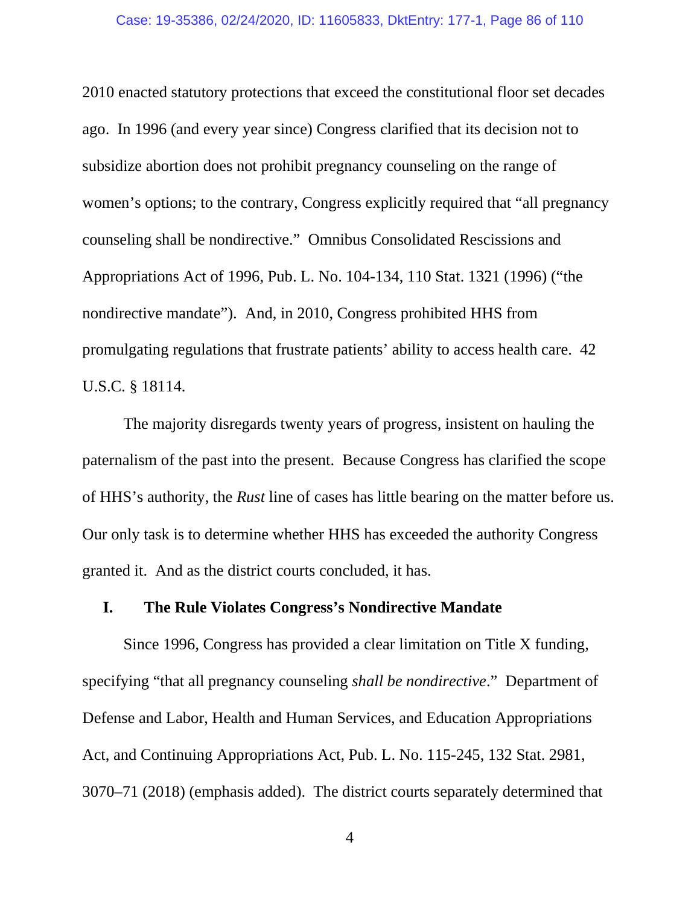2010 enacted statutory protections that exceed the constitutional floor set decades ago. In 1996 (and every year since) Congress clarified that its decision not to subsidize abortion does not prohibit pregnancy counseling on the range of women's options; to the contrary, Congress explicitly required that "all pregnancy counseling shall be nondirective." Omnibus Consolidated Rescissions and Appropriations Act of 1996, Pub. L. No. 104-134, 110 Stat. 1321 (1996) ("the nondirective mandate"). And, in 2010, Congress prohibited HHS from promulgating regulations that frustrate patients' ability to access health care. 42 U.S.C. § 18114.

The majority disregards twenty years of progress, insistent on hauling the paternalism of the past into the present. Because Congress has clarified the scope of HHS's authority, the *Rust* line of cases has little bearing on the matter before us. Our only task is to determine whether HHS has exceeded the authority Congress granted it. And as the district courts concluded, it has.

## I. The Rule Violates Congress's Nondirective Mandate

Since 1996, Congress has provided a clear limitation on Title X funding, specifying "that all pregnancy counseling *shall be nondirective*." Department of Defense and Labor, Health and Human Services, and Education Appropriations Act, and Continuing Appropriations Act, Pub. L. No. 115-245, 132 Stat. 2981, 3070–71 (2018) (emphasis added). The district courts separately determined that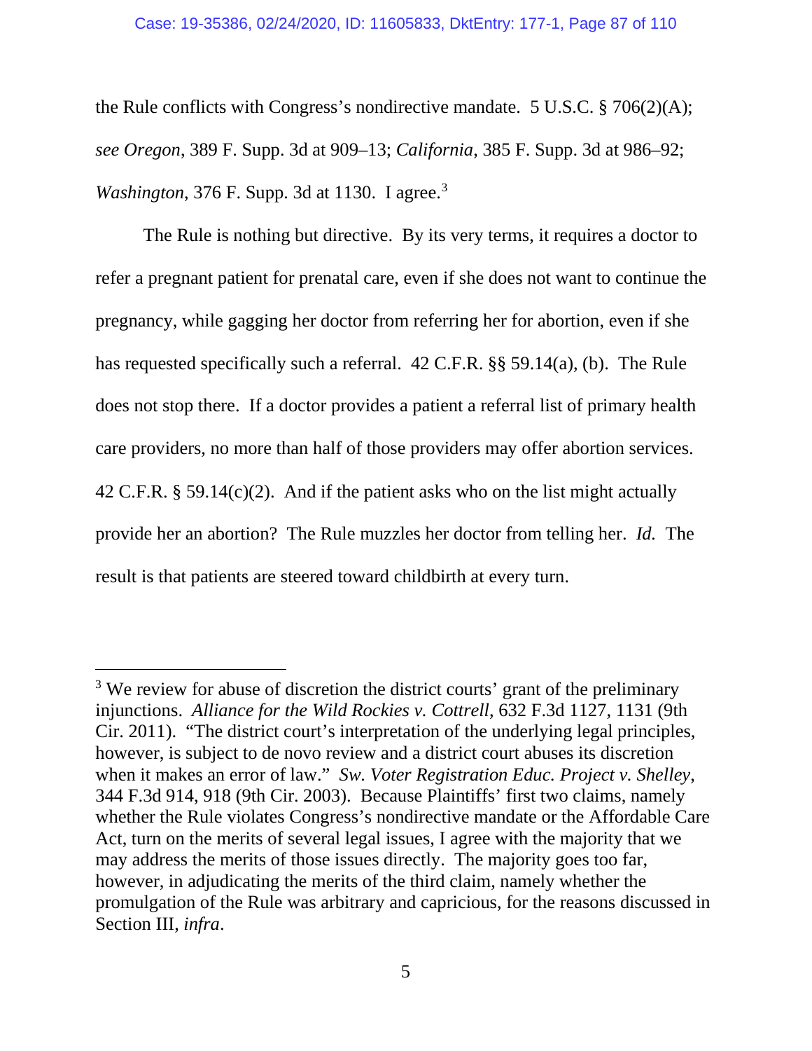the Rule conflicts with Congress's nondirective mandate. 5 U.S.C. § 706(2)(A); *see Oregon*, 389 F. Supp. 3d at 909–13; *California*, 385 F. Supp. 3d at 986–92; *Washington*, 376 F. Supp. 3d at 1130. I agree.[3]

The Rule is nothing but directive. By its very terms, it requires a doctor to refer a pregnant patient for prenatal care, even if she does not want to continue the pregnancy, while gagging her doctor from referring her for abortion, even if she has requested specifically such a referral. 42 C.F.R. §§ 59.14(a), (b). The Rule does not stop there. If a doctor provides a patient a referral list of primary health care providers, no more than half of those providers may offer abortion services. 42 C.F.R. § 59.14(c)(2). And if the patient asks who on the list might actually provide her an abortion? The Rule muzzles her doctor from telling her. *Id.* The result is that patients are steered toward childbirth at every turn.

---

[3] We review for abuse of discretion the district courts' grant of the preliminary injunctions. *Alliance for the Wild Rockies v. Cottrell*, 632 F.3d 1127, 1131 (9th Cir. 2011). "The district court's interpretation of the underlying legal principles, however, is subject to de novo review and a district court abuses its discretion when it makes an error of law." *Sw. Voter Registration Educ. Project v. Shelley*, 344 F.3d 914, 918 (9th Cir. 2003). Because Plaintiffs' first two claims, namely whether the Rule violates Congress's nondirective mandate or the Affordable Care Act, turn on the merits of several legal issues, I agree with the majority that we may address the merits of those issues directly. The majority goes too far, however, in adjudicating the merits of the third claim, namely whether the promulgation of the Rule was arbitrary and capricious, for the reasons discussed in Section III, *infra*.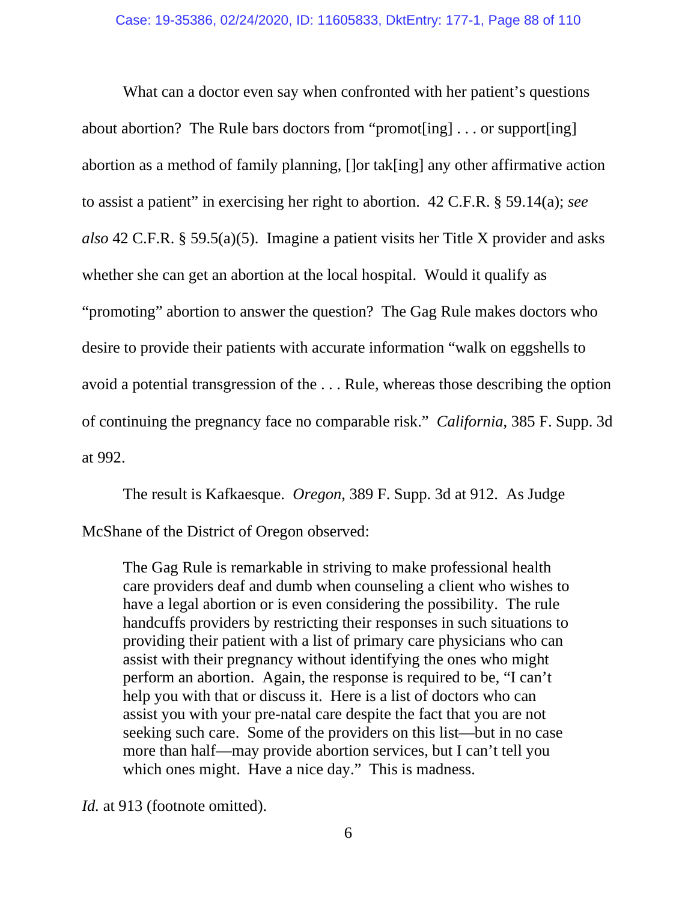What can a doctor even say when confronted with her patient's questions about abortion? The Rule bars doctors from "promot[ing] . . . or support[ing] abortion as a method of family planning, []or tak[ing] any other affirmative action to assist a patient" in exercising her right to abortion. 42 C.F.R. § 59.14(a); *see also* 42 C.F.R. § 59.5(a)(5). Imagine a patient visits her Title X provider and asks whether she can get an abortion at the local hospital. Would it qualify as "promoting" abortion to answer the question? The Gag Rule makes doctors who desire to provide their patients with accurate information "walk on eggshells to avoid a potential transgression of the . . . Rule, whereas those describing the option of continuing the pregnancy face no comparable risk." *California*, 385 F. Supp. 3d at 992.

The result is Kafkaesque. *Oregon*, 389 F. Supp. 3d at 912. As Judge McShane of the District of Oregon observed:

> The Gag Rule is remarkable in striving to make professional health care providers deaf and dumb when counseling a client who wishes to have a legal abortion or is even considering the possibility. The rule handcuffs providers by restricting their responses in such situations to providing their patient with a list of primary care physicians who can assist with their pregnancy without identifying the ones who might perform an abortion. Again, the response is required to be, "I can't help you with that or discuss it. Here is a list of doctors who can assist you with your pre-natal care despite the fact that you are not seeking such care. Some of the providers on this list—but in no case more than half—may provide abortion services, but I can't tell you which ones might. Have a nice day." This is madness.

*Id.* at 913 (footnote omitted).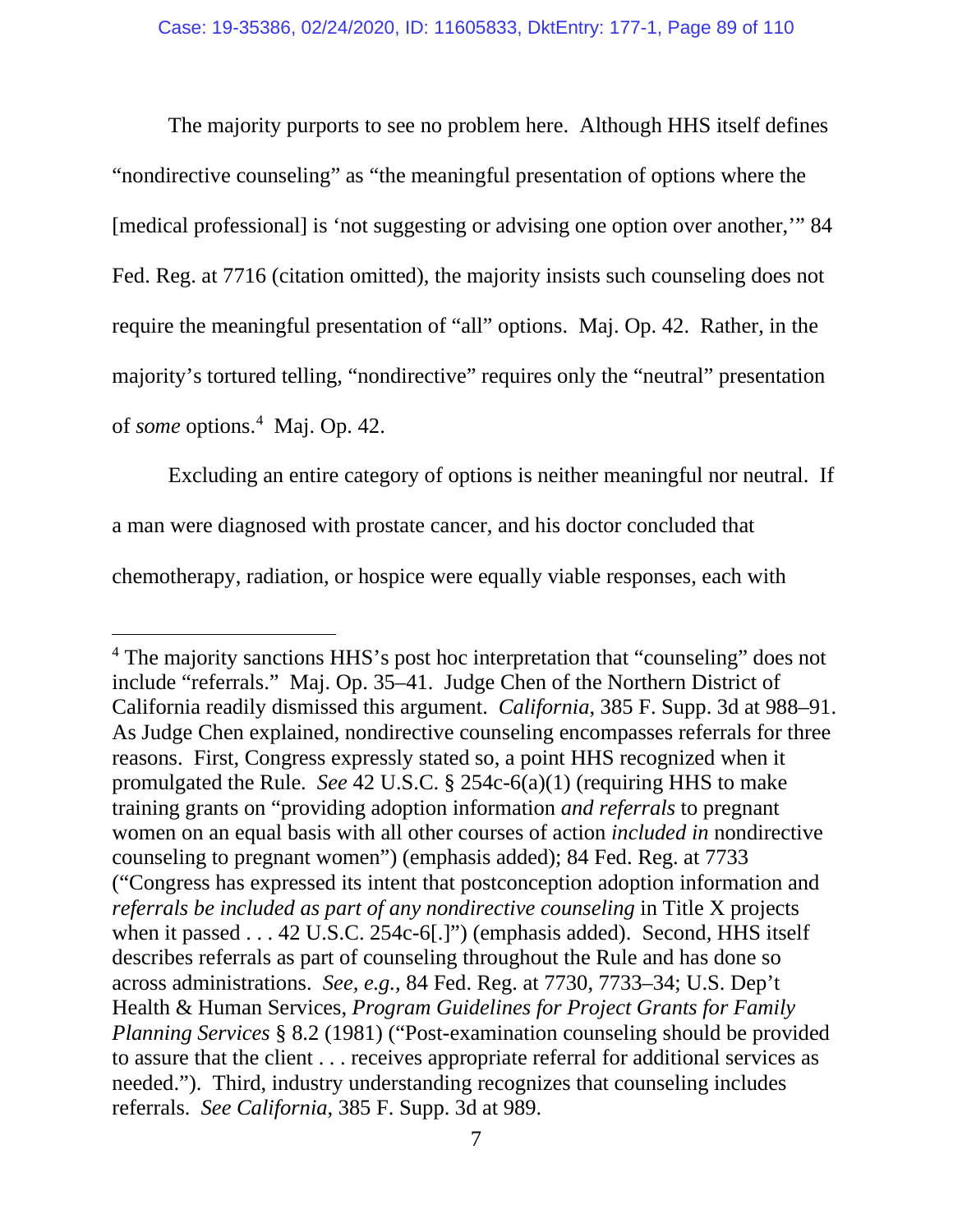The majority purports to see no problem here. Although HHS itself defines "nondirective counseling" as "the meaningful presentation of options where the [medical professional] is 'not suggesting or advising one option over another,'" 84 Fed. Reg. at 7716 (citation omitted), the majority insists such counseling does not require the meaningful presentation of "all" options. Maj. Op. 42. Rather, in the majority's tortured telling, "nondirective" requires only the "neutral" presentation of *some* options.[4] Maj. Op. 42.

Excluding an entire category of options is neither meaningful nor neutral. If a man were diagnosed with prostate cancer, and his doctor concluded that chemotherapy, radiation, or hospice were equally viable responses, each with

---

[4] The majority sanctions HHS's post hoc interpretation that "counseling" does not include "referrals." Maj. Op. 35–41. Judge Chen of the Northern District of California readily dismissed this argument. *California*, 385 F. Supp. 3d at 988–91. As Judge Chen explained, nondirective counseling encompasses referrals for three reasons. First, Congress expressly stated so, a point HHS recognized when it promulgated the Rule. *See* 42 U.S.C. § 254c-6(a)(1) (requiring HHS to make training grants on "providing adoption information *and referrals* to pregnant women on an equal basis with all other courses of action *included in* nondirective counseling to pregnant women") (emphasis added); 84 Fed. Reg. at 7733 ("Congress has expressed its intent that postconception adoption information and *referrals be included as part of any nondirective counseling* in Title X projects when it passed . . . 42 U.S.C. 254c-6[.]") (emphasis added). Second, HHS itself describes referrals as part of counseling throughout the Rule and has done so across administrations. *See, e.g.*, 84 Fed. Reg. at 7730, 7733–34; U.S. Dep't Health & Human Services, *Program Guidelines for Project Grants for Family Planning Services* § 8.2 (1981) ("Post-examination counseling should be provided to assure that the client . . . receives appropriate referral for additional services as needed."). Third, industry understanding recognizes that counseling includes referrals. *See California*, 385 F. Supp. 3d at 989.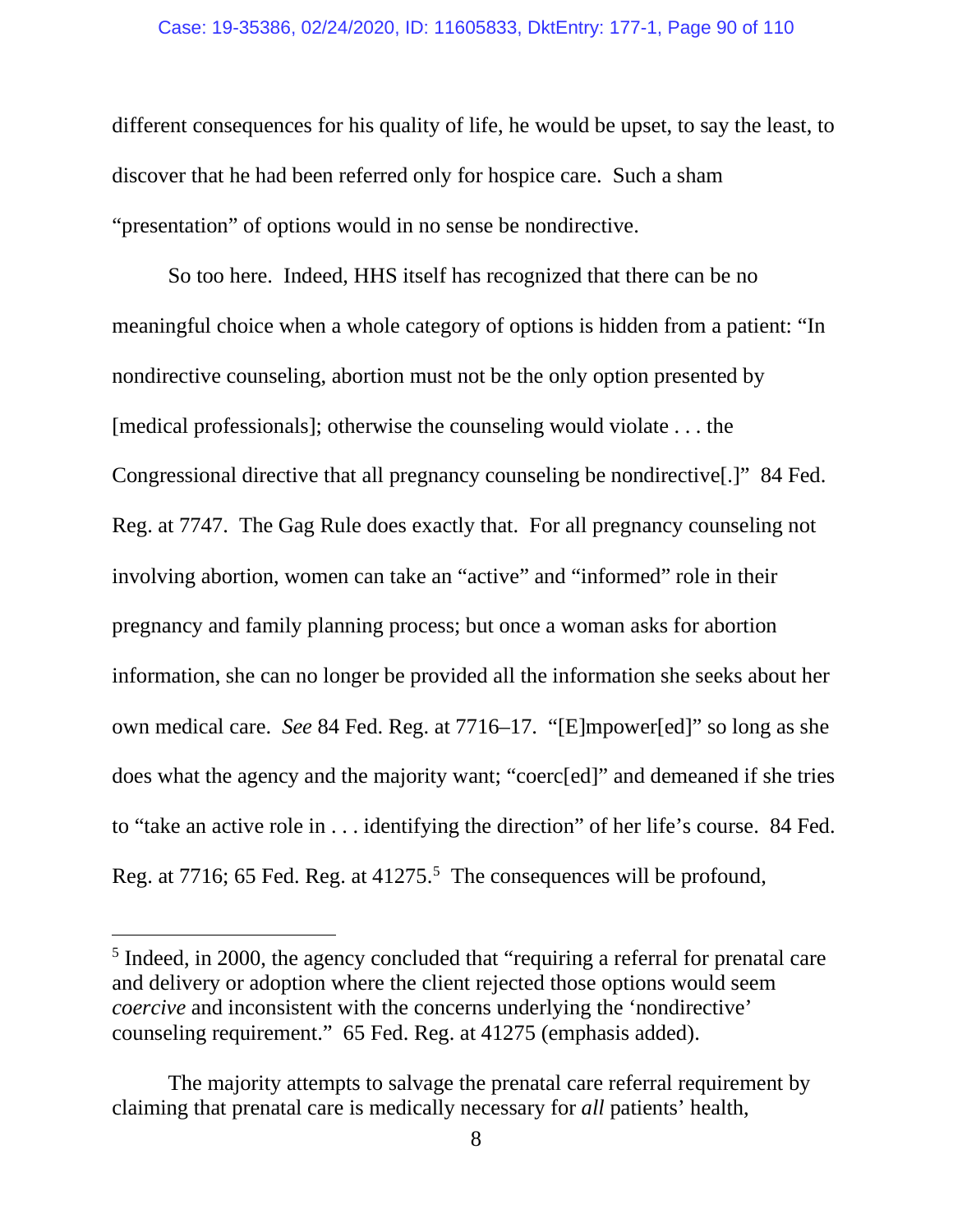different consequences for his quality of life, he would be upset, to say the least, to discover that he had been referred only for hospice care. Such a sham "presentation" of options would in no sense be nondirective.

So too here. Indeed, HHS itself has recognized that there can be no meaningful choice when a whole category of options is hidden from a patient: "In nondirective counseling, abortion must not be the only option presented by [medical professionals]; otherwise the counseling would violate . . . the Congressional directive that all pregnancy counseling be nondirective[.]" 84 Fed. Reg. at 7747. The Gag Rule does exactly that. For all pregnancy counseling not involving abortion, women can take an "active" and "informed" role in their pregnancy and family planning process; but once a woman asks for abortion information, she can no longer be provided all the information she seeks about her own medical care. *See* 84 Fed. Reg. at 7716–17. "[E]mpower[ed]" so long as she does what the agency and the majority want; "coerc[ed]" and demeaned if she tries to "take an active role in . . . identifying the direction" of her life's course. 84 Fed. Reg. at 7716; 65 Fed. Reg. at 41275.[5] The consequences will be profound,

---

[5] Indeed, in 2000, the agency concluded that "requiring a referral for prenatal care and delivery or adoption where the client rejected those options would seem *coercive* and inconsistent with the concerns underlying the 'nondirective' counseling requirement." 65 Fed. Reg. at 41275 (emphasis added).

The majority attempts to salvage the prenatal care referral requirement by claiming that prenatal care is medically necessary for *all* patients' health,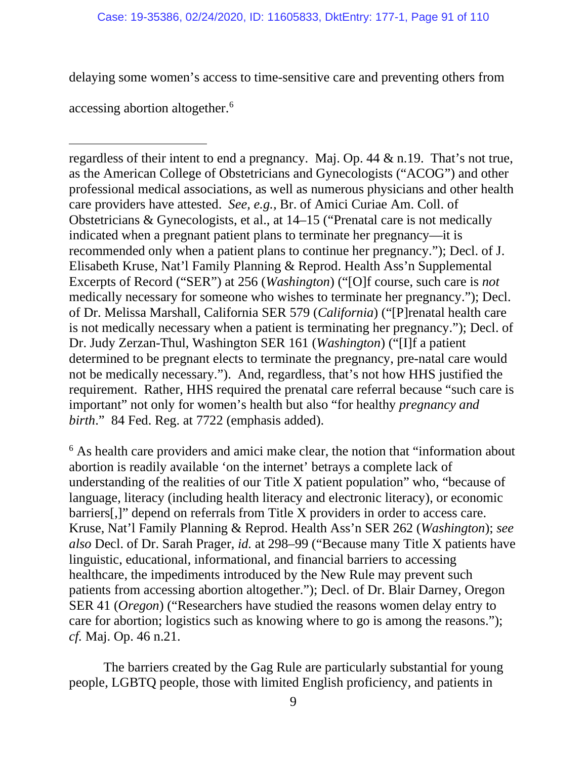delaying some women's access to time-sensitive care and preventing others from accessing abortion altogether.[6]

---

regardless of their intent to end a pregnancy. Maj. Op. 44 & n.19. That's not true, as the American College of Obstetricians and Gynecologists ("ACOG") and other professional medical associations, as well as numerous physicians and other health care providers have attested. *See, e.g.*, Br. of Amici Curiae Am. Coll. of Obstetricians & Gynecologists, et al., at 14–15 ("Prenatal care is not medically indicated when a pregnant patient plans to terminate her pregnancy—it is recommended only when a patient plans to continue her pregnancy."); Decl. of J. Elisabeth Kruse, Nat'l Family Planning & Reprod. Health Ass'n Supplemental Excerpts of Record ("SER") at 256 (*Washington*) ("[O]f course, such care is *not* medically necessary for someone who wishes to terminate her pregnancy."); Decl. of Dr. Melissa Marshall, California SER 579 (*California*) ("[P]renatal health care is not medically necessary when a patient is terminating her pregnancy."); Decl. of Dr. Judy Zerzan-Thul, Washington SER 161 (*Washington*) ("[I]f a patient determined to be pregnant elects to terminate the pregnancy, pre-natal care would not be medically necessary."). And, regardless, that's not how HHS justified the requirement. Rather, HHS required the prenatal care referral because "such care is important" not only for women's health but also "for healthy *pregnancy and birth*." 84 Fed. Reg. at 7722 (emphasis added).

[6] As health care providers and amici make clear, the notion that "information about abortion is readily available 'on the internet' betrays a complete lack of understanding of the realities of our Title X patient population" who, "because of language, literacy (including health literacy and electronic literacy), or economic barriers[,]" depend on referrals from Title X providers in order to access care. Kruse, Nat'l Family Planning & Reprod. Health Ass'n SER 262 (*Washington*); *see also* Decl. of Dr. Sarah Prager, *id.* at 298–99 ("Because many Title X patients have linguistic, educational, informational, and financial barriers to accessing healthcare, the impediments introduced by the New Rule may prevent such patients from accessing abortion altogether."); Decl. of Dr. Blair Darney, Oregon SER 41 (*Oregon*) ("Researchers have studied the reasons women delay entry to care for abortion; logistics such as knowing where to go is among the reasons."); *cf.* Maj. Op. 46 n.21.

The barriers created by the Gag Rule are particularly substantial for young people, LGBTQ people, those with limited English proficiency, and patients in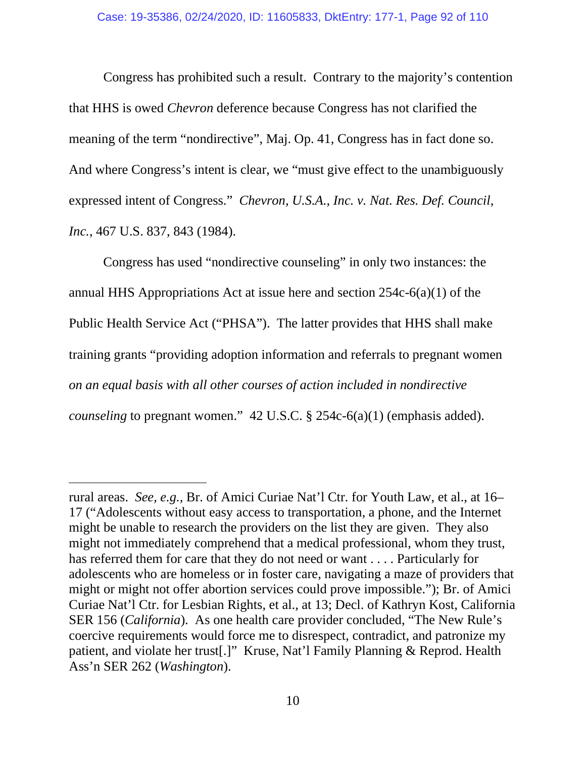Congress has prohibited such a result. Contrary to the majority's contention that HHS is owed *Chevron* deference because Congress has not clarified the meaning of the term "nondirective", Maj. Op. 41, Congress has in fact done so. And where Congress's intent is clear, we "must give effect to the unambiguously expressed intent of Congress." *Chevron, U.S.A., Inc. v. Nat. Res. Def. Council, Inc.*, 467 U.S. 837, 843 (1984).

Congress has used "nondirective counseling" in only two instances: the annual HHS Appropriations Act at issue here and section 254c-6(a)(1) of the Public Health Service Act ("PHSA"). The latter provides that HHS shall make training grants "providing adoption information and referrals to pregnant women *on an equal basis with all other courses of action included in nondirective counseling* to pregnant women." 42 U.S.C. § 254c-6(a)(1) (emphasis added).

---

rural areas. *See, e.g.*, Br. of Amici Curiae Nat'l Ctr. for Youth Law, et al., at 16–17 ("Adolescents without easy access to transportation, a phone, and the Internet might be unable to research the providers on the list they are given. They also might not immediately comprehend that a medical professional, whom they trust, has referred them for care that they do not need or want . . . . Particularly for adolescents who are homeless or in foster care, navigating a maze of providers that might or might not offer abortion services could prove impossible."); Br. of Amici Curiae Nat'l Ctr. for Lesbian Rights, et al., at 13; Decl. of Kathryn Kost, California SER 156 (*California*). As one health care provider concluded, "The New Rule's coercive requirements would force me to disrespect, contradict, and patronize my patient, and violate her trust[.]" Kruse, Nat'l Family Planning & Reprod. Health Ass'n SER 262 (*Washington*).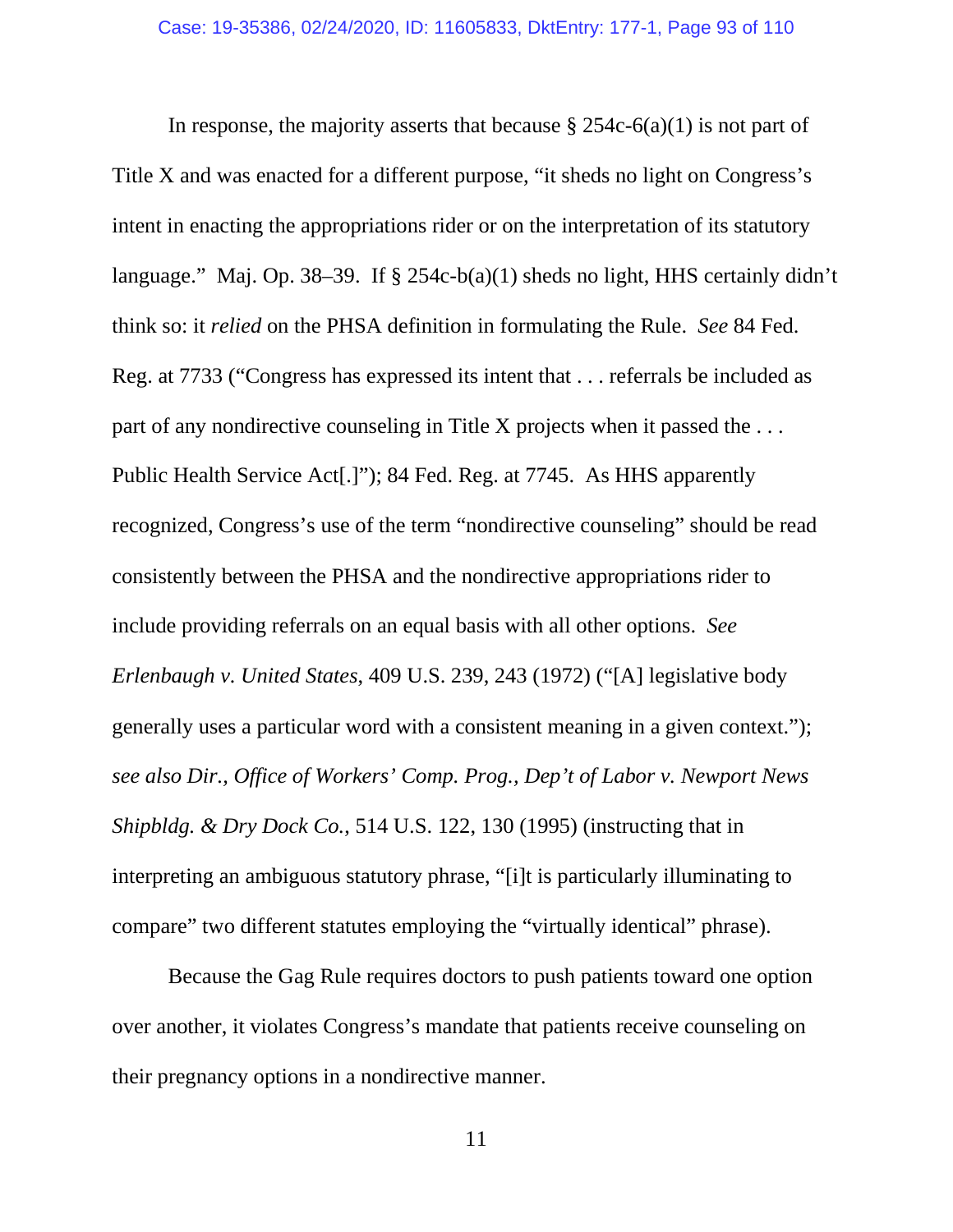In response, the majority asserts that because § 254c-6(a)(1) is not part of Title X and was enacted for a different purpose, "it sheds no light on Congress's intent in enacting the appropriations rider or on the interpretation of its statutory language." Maj. Op. 38–39. If § 254c-b(a)(1) sheds no light, HHS certainly didn't think so: it *relied* on the PHSA definition in formulating the Rule. *See* 84 Fed. Reg. at 7733 ("Congress has expressed its intent that . . . referrals be included as part of any nondirective counseling in Title X projects when it passed the . . . Public Health Service Act[.]"); 84 Fed. Reg. at 7745. As HHS apparently recognized, Congress's use of the term "nondirective counseling" should be read consistently between the PHSA and the nondirective appropriations rider to include providing referrals on an equal basis with all other options. *See Erlenbaugh v. United States*, 409 U.S. 239, 243 (1972) ("[A] legislative body generally uses a particular word with a consistent meaning in a given context."); *see also Dir., Office of Workers' Comp. Prog., Dep't of Labor v. Newport News Shipbldg. & Dry Dock Co.*, 514 U.S. 122, 130 (1995) (instructing that in interpreting an ambiguous statutory phrase, "[i]t is particularly illuminating to compare" two different statutes employing the "virtually identical" phrase).

Because the Gag Rule requires doctors to push patients toward one option over another, it violates Congress's mandate that patients receive counseling on their pregnancy options in a nondirective manner.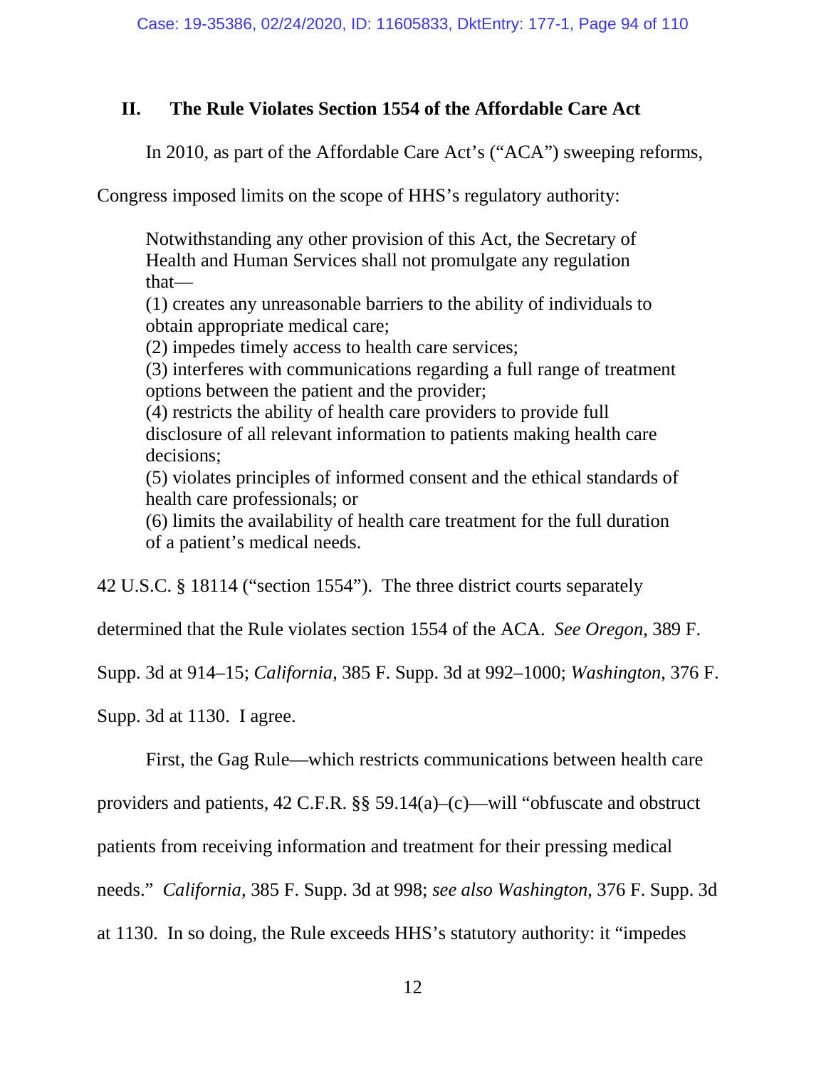## II. The Rule Violates Section 1554 of the Affordable Care Act

In 2010, as part of the Affordable Care Act's ("ACA") sweeping reforms, Congress imposed limits on the scope of HHS's regulatory authority:

> Notwithstanding any other provision of this Act, the Secretary of Health and Human Services shall not promulgate any regulation that—
> (1) creates any unreasonable barriers to the ability of individuals to obtain appropriate medical care;
> (2) impedes timely access to health care services;
> (3) interferes with communications regarding a full range of treatment options between the patient and the provider;
> (4) restricts the ability of health care providers to provide full disclosure of all relevant information to patients making health care decisions;
> (5) violates principles of informed consent and the ethical standards of health care professionals; or
> (6) limits the availability of health care treatment for the full duration of a patient's medical needs.

42 U.S.C. § 18114 ("section 1554"). The three district courts separately determined that the Rule violates section 1554 of the ACA. *See Oregon*, 389 F. Supp. 3d at 914–15; *California*, 385 F. Supp. 3d at 992–1000; *Washington*, 376 F. Supp. 3d at 1130. I agree.

First, the Gag Rule—which restricts communications between health care providers and patients, 42 C.F.R. §§ 59.14(a)–(c)—will "obfuscate and obstruct patients from receiving information and treatment for their pressing medical needs." *California*, 385 F. Supp. 3d at 998; *see also Washington*, 376 F. Supp. 3d at 1130. In so doing, the Rule exceeds HHS's statutory authority: it "impedes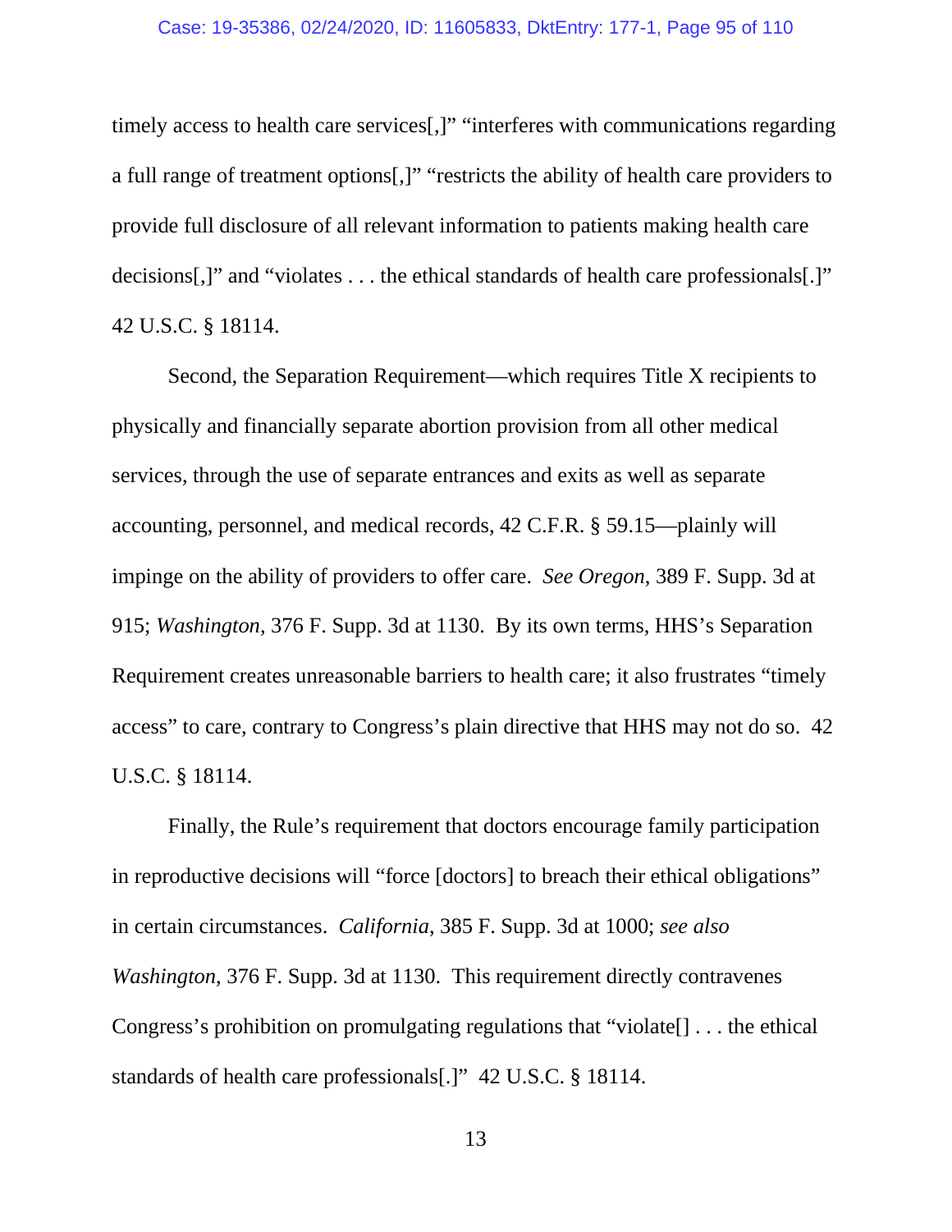timely access to health care services[,]" "interferes with communications regarding a full range of treatment options[,]" "restricts the ability of health care providers to provide full disclosure of all relevant information to patients making health care decisions[,]" and "violates . . . the ethical standards of health care professionals[.]" 42 U.S.C. § 18114.

Second, the Separation Requirement—which requires Title X recipients to physically and financially separate abortion provision from all other medical services, through the use of separate entrances and exits as well as separate accounting, personnel, and medical records, 42 C.F.R. § 59.15—plainly will impinge on the ability of providers to offer care. *See Oregon*, 389 F. Supp. 3d at 915; *Washington*, 376 F. Supp. 3d at 1130. By its own terms, HHS's Separation Requirement creates unreasonable barriers to health care; it also frustrates "timely access" to care, contrary to Congress's plain directive that HHS may not do so. 42 U.S.C. § 18114.

Finally, the Rule's requirement that doctors encourage family participation in reproductive decisions will "force [doctors] to breach their ethical obligations" in certain circumstances. *California*, 385 F. Supp. 3d at 1000; *see also Washington*, 376 F. Supp. 3d at 1130. This requirement directly contravenes Congress's prohibition on promulgating regulations that "violate[] . . . the ethical standards of health care professionals[.]" 42 U.S.C. § 18114.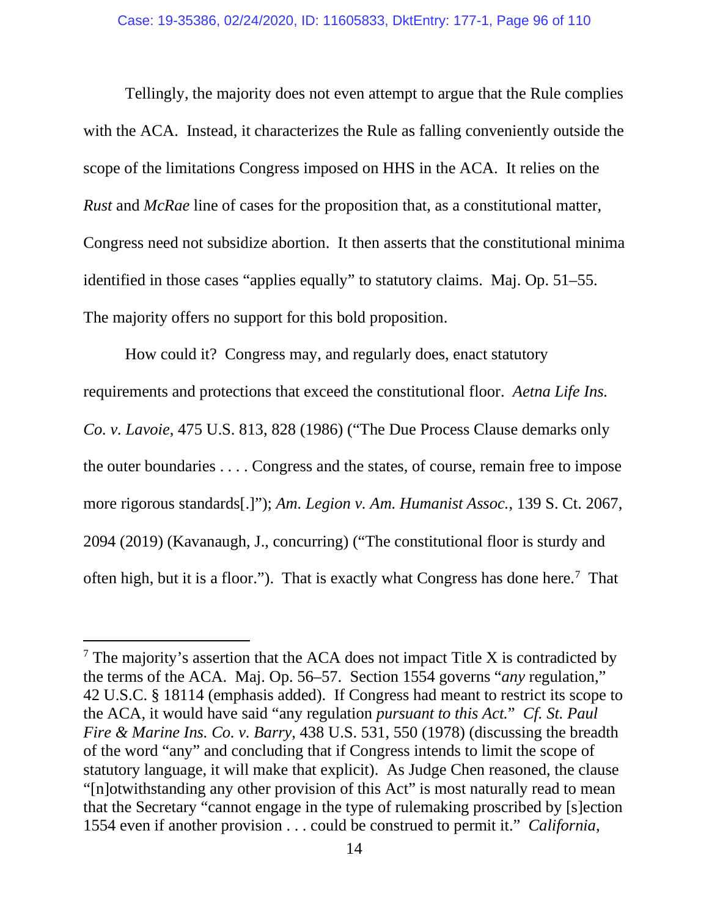Tellingly, the majority does not even attempt to argue that the Rule complies with the ACA. Instead, it characterizes the Rule as falling conveniently outside the scope of the limitations Congress imposed on HHS in the ACA. It relies on the *Rust* and *McRae* line of cases for the proposition that, as a constitutional matter, Congress need not subsidize abortion. It then asserts that the constitutional minima identified in those cases "applies equally" to statutory claims. Maj. Op. 51–55. The majority offers no support for this bold proposition.

How could it? Congress may, and regularly does, enact statutory requirements and protections that exceed the constitutional floor. *Aetna Life Ins. Co. v. Lavoie*, 475 U.S. 813, 828 (1986) ("The Due Process Clause demarks only the outer boundaries . . . . Congress and the states, of course, remain free to impose more rigorous standards[.]"); *Am. Legion v. Am. Humanist Assoc.*, 139 S. Ct. 2067, 2094 (2019) (Kavanaugh, J., concurring) ("The constitutional floor is sturdy and often high, but it is a floor."). That is exactly what Congress has done here.[7] That

---

[7] The majority's assertion that the ACA does not impact Title X is contradicted by the terms of the ACA. Maj. Op. 56–57. Section 1554 governs "*any* regulation," 42 U.S.C. § 18114 (emphasis added). If Congress had meant to restrict its scope to the ACA, it would have said "any regulation *pursuant to this Act.*" *Cf. St. Paul Fire & Marine Ins. Co. v. Barry*, 438 U.S. 531, 550 (1978) (discussing the breadth of the word "any" and concluding that if Congress intends to limit the scope of statutory language, it will make that explicit). As Judge Chen reasoned, the clause "[n]otwithstanding any other provision of this Act" is most naturally read to mean that the Secretary "cannot engage in the type of rulemaking proscribed by [s]ection 1554 even if another provision . . . could be construed to permit it." *California*,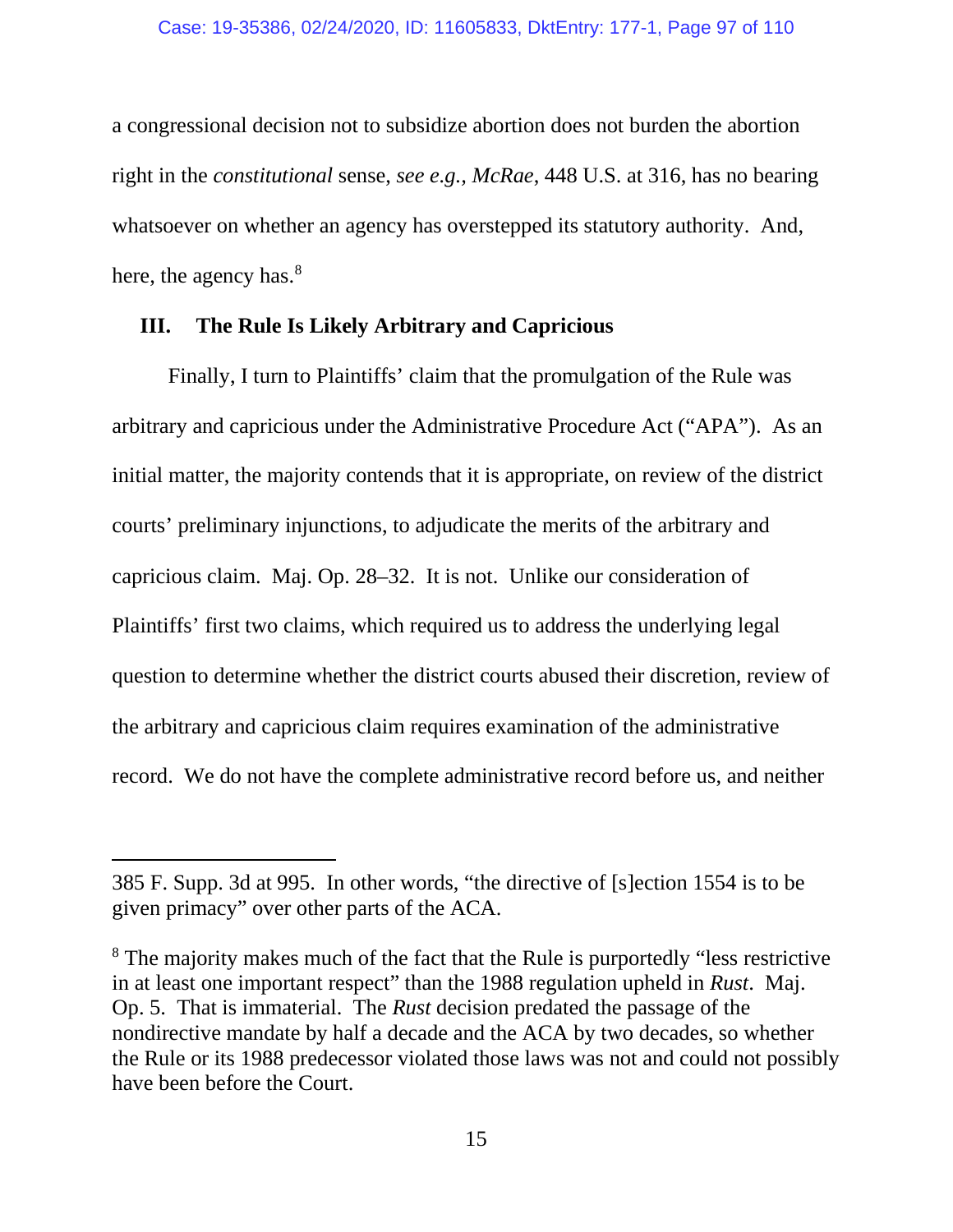a congressional decision not to subsidize abortion does not burden the abortion right in the *constitutional* sense, *see e.g.*, *McRae*, 448 U.S. at 316, has no bearing whatsoever on whether an agency has overstepped its statutory authority. And, here, the agency has.[8]

### III. The Rule Is Likely Arbitrary and Capricious

Finally, I turn to Plaintiffs' claim that the promulgation of the Rule was arbitrary and capricious under the Administrative Procedure Act ("APA"). As an initial matter, the majority contends that it is appropriate, on review of the district courts' preliminary injunctions, to adjudicate the merits of the arbitrary and capricious claim. Maj. Op. 28–32. It is not. Unlike our consideration of Plaintiffs' first two claims, which required us to address the underlying legal question to determine whether the district courts abused their discretion, review of the arbitrary and capricious claim requires examination of the administrative record. We do not have the complete administrative record before us, and neither

---

385 F. Supp. 3d at 995. In other words, "the directive of [s]ection 1554 is to be given primacy" over other parts of the ACA.

[8] The majority makes much of the fact that the Rule is purportedly "less restrictive in at least one important respect" than the 1988 regulation upheld in *Rust*. Maj. Op. 5. That is immaterial. The *Rust* decision predated the passage of the nondirective mandate by half a decade and the ACA by two decades, so whether the Rule or its 1988 predecessor violated those laws was not and could not possibly have been before the Court.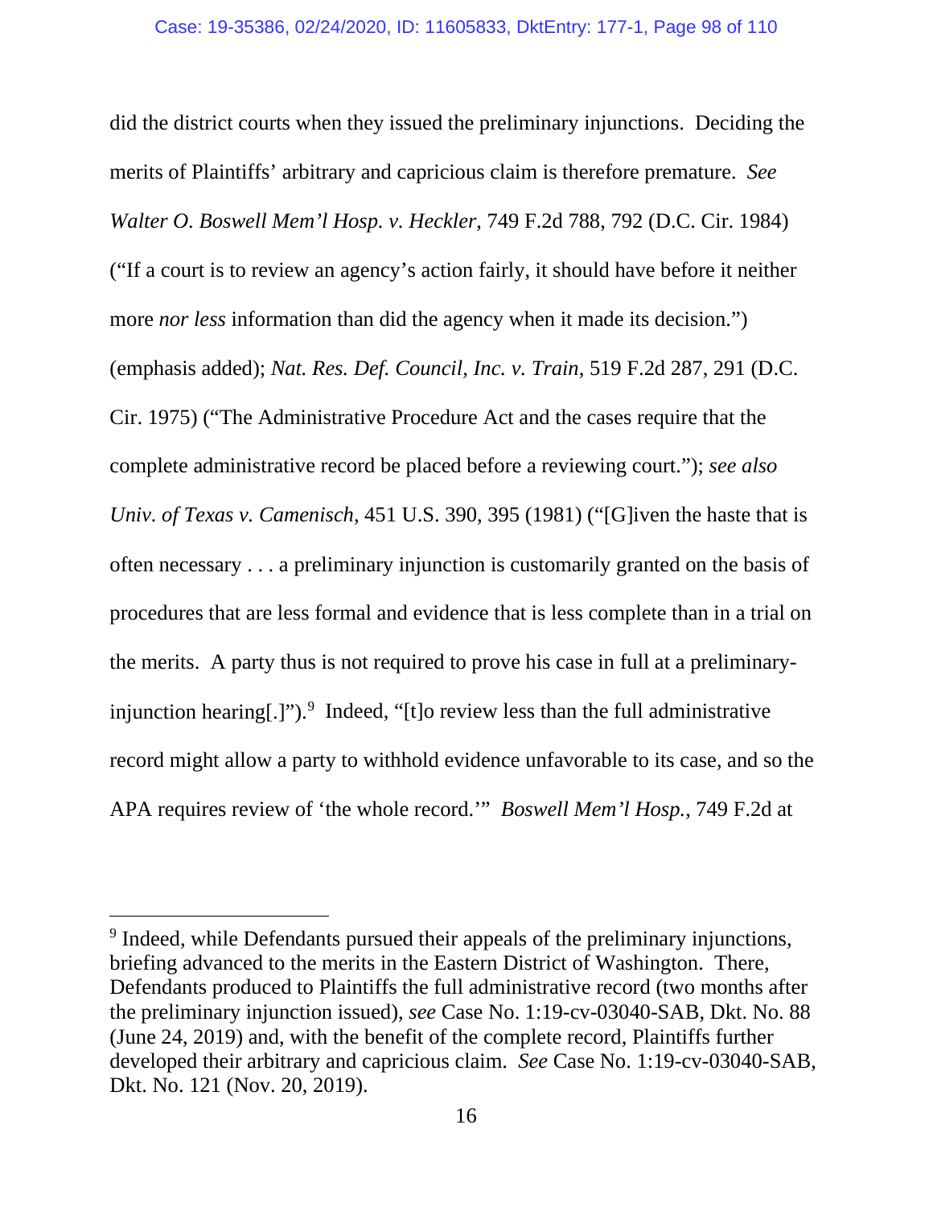did the district courts when they issued the preliminary injunctions. Deciding the merits of Plaintiffs' arbitrary and capricious claim is therefore premature. *See Walter O. Boswell Mem'l Hosp. v. Heckler*, 749 F.2d 788, 792 (D.C. Cir. 1984) ("If a court is to review an agency's action fairly, it should have before it neither more *nor less* information than did the agency when it made its decision.") (emphasis added); *Nat. Res. Def. Council, Inc. v. Train*, 519 F.2d 287, 291 (D.C. Cir. 1975) ("The Administrative Procedure Act and the cases require that the complete administrative record be placed before a reviewing court."); *see also Univ. of Texas v. Camenisch*, 451 U.S. 390, 395 (1981) ("[G]iven the haste that is often necessary . . . a preliminary injunction is customarily granted on the basis of procedures that are less formal and evidence that is less complete than in a trial on the merits. A party thus is not required to prove his case in full at a preliminary-injunction hearing[.]").[9] Indeed, "[t]o review less than the full administrative record might allow a party to withhold evidence unfavorable to its case, and so the APA requires review of 'the whole record.'" *Boswell Mem'l Hosp.*, 749 F.2d at

[9] Indeed, while Defendants pursued their appeals of the preliminary injunctions, briefing advanced to the merits in the Eastern District of Washington. There, Defendants produced to Plaintiffs the full administrative record (two months after the preliminary injunction issued), *see* Case No. 1:19-cv-03040-SAB, Dkt. No. 88 (June 24, 2019) and, with the benefit of the complete record, Plaintiffs further developed their arbitrary and capricious claim. *See* Case No. 1:19-cv-03040-SAB, Dkt. No. 121 (Nov. 20, 2019).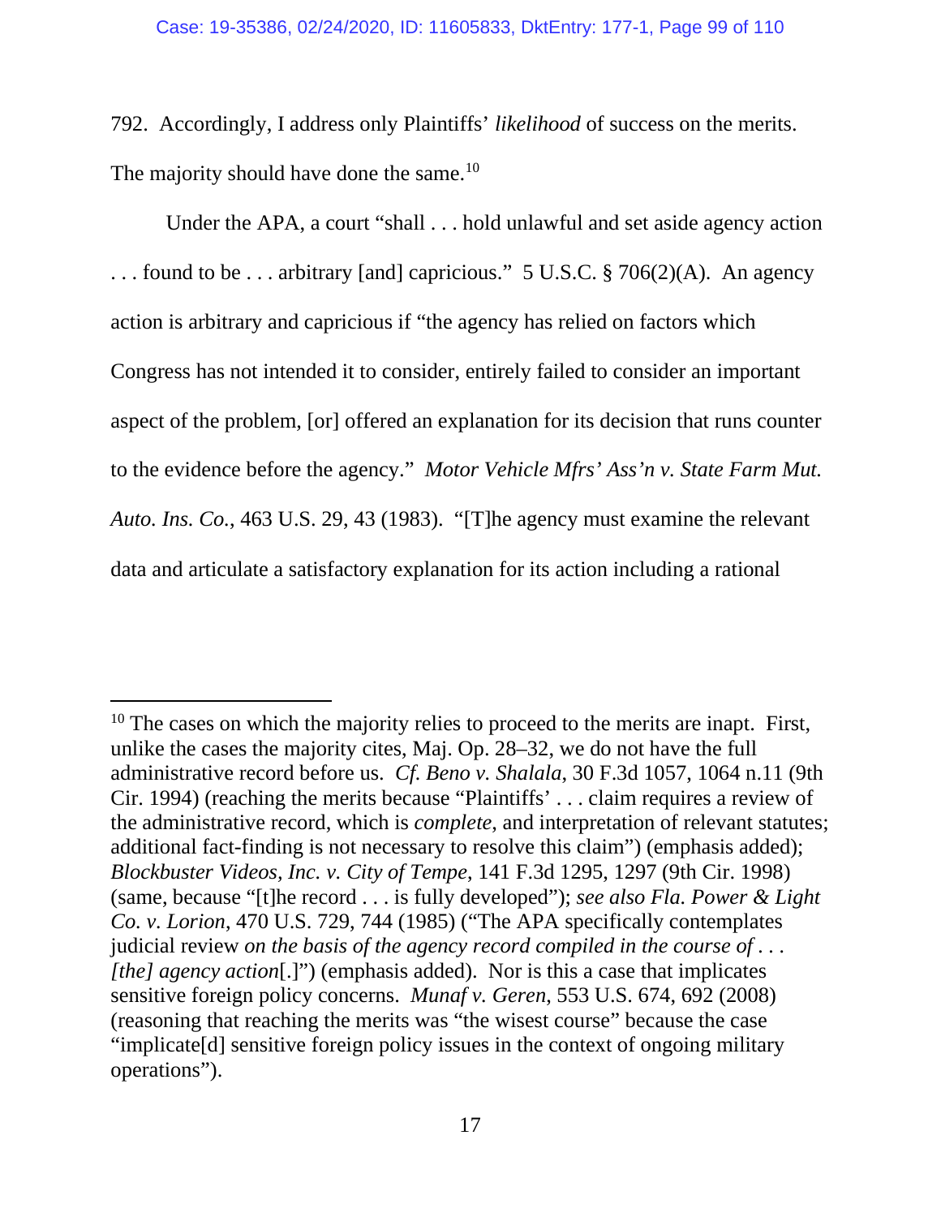792. Accordingly, I address only Plaintiffs' *likelihood* of success on the merits. The majority should have done the same.[10]

Under the APA, a court "shall . . . hold unlawful and set aside agency action . . . found to be . . . arbitrary [and] capricious." 5 U.S.C. § 706(2)(A). An agency action is arbitrary and capricious if "the agency has relied on factors which Congress has not intended it to consider, entirely failed to consider an important aspect of the problem, [or] offered an explanation for its decision that runs counter to the evidence before the agency." *Motor Vehicle Mfrs' Ass'n v. State Farm Mut. Auto. Ins. Co.*, 463 U.S. 29, 43 (1983). "[T]he agency must examine the relevant data and articulate a satisfactory explanation for its action including a rational

---

[10] The cases on which the majority relies to proceed to the merits are inapt. First, unlike the cases the majority cites, Maj. Op. 28–32, we do not have the full administrative record before us. *Cf. Beno v. Shalala*, 30 F.3d 1057, 1064 n.11 (9th Cir. 1994) (reaching the merits because "Plaintiffs' . . . claim requires a review of the administrative record, which is *complete*, and interpretation of relevant statutes; additional fact-finding is not necessary to resolve this claim") (emphasis added); *Blockbuster Videos, Inc. v. City of Tempe*, 141 F.3d 1295, 1297 (9th Cir. 1998) (same, because "[t]he record . . . is fully developed"); *see also Fla. Power & Light Co. v. Lorion*, 470 U.S. 729, 744 (1985) ("The APA specifically contemplates judicial review *on the basis of the agency record compiled in the course of . . . [the] agency action*[.]") (emphasis added). Nor is this a case that implicates sensitive foreign policy concerns. *Munaf v. Geren*, 553 U.S. 674, 692 (2008) (reasoning that reaching the merits was "the wisest course" because the case "implicate[d] sensitive foreign policy issues in the context of ongoing military operations").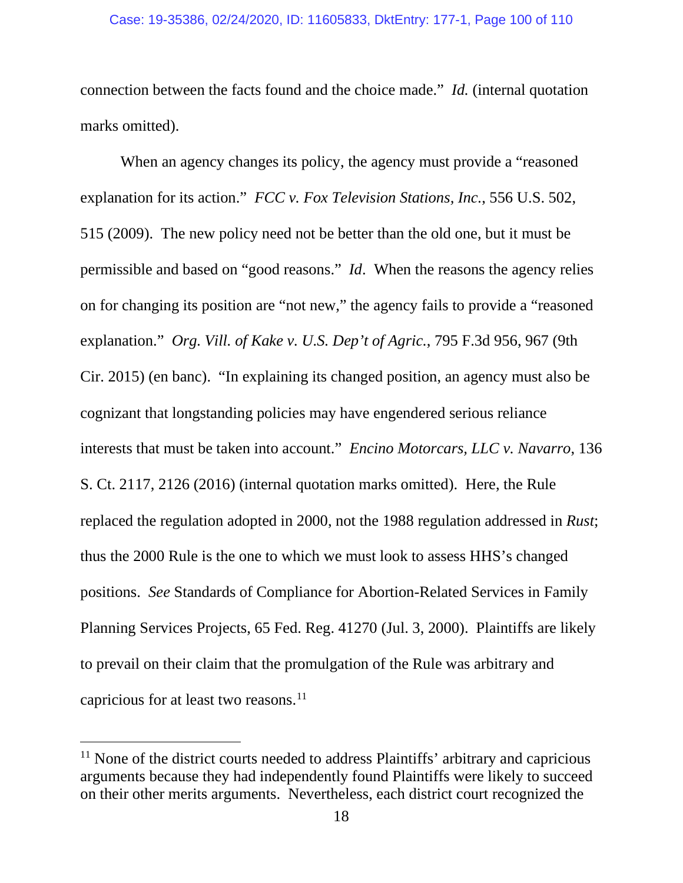connection between the facts found and the choice made." *Id.* (internal quotation marks omitted).

When an agency changes its policy, the agency must provide a "reasoned explanation for its action." *FCC v. Fox Television Stations, Inc.*, 556 U.S. 502, 515 (2009). The new policy need not be better than the old one, but it must be permissible and based on "good reasons." *Id*. When the reasons the agency relies on for changing its position are "not new," the agency fails to provide a "reasoned explanation." *Org. Vill. of Kake v. U.S. Dep't of Agric.*, 795 F.3d 956, 967 (9th Cir. 2015) (en banc). "In explaining its changed position, an agency must also be cognizant that longstanding policies may have engendered serious reliance interests that must be taken into account." *Encino Motorcars, LLC v. Navarro*, 136 S. Ct. 2117, 2126 (2016) (internal quotation marks omitted). Here, the Rule replaced the regulation adopted in 2000, not the 1988 regulation addressed in *Rust*; thus the 2000 Rule is the one to which we must look to assess HHS's changed positions. *See* Standards of Compliance for Abortion-Related Services in Family Planning Services Projects, 65 Fed. Reg. 41270 (Jul. 3, 2000). Plaintiffs are likely to prevail on their claim that the promulgation of the Rule was arbitrary and capricious for at least two reasons.[11]

[11] None of the district courts needed to address Plaintiffs' arbitrary and capricious arguments because they had independently found Plaintiffs were likely to succeed on their other merits arguments. Nevertheless, each district court recognized the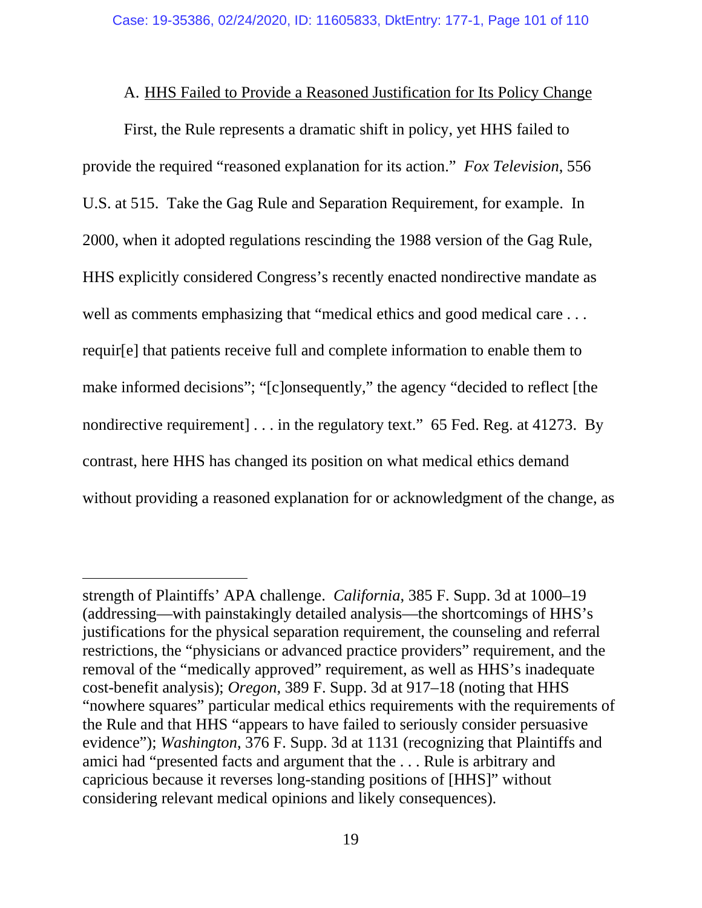A. <u>HHS Failed to Provide a Reasoned Justification for Its Policy Change</u>

First, the Rule represents a dramatic shift in policy, yet HHS failed to provide the required "reasoned explanation for its action." *Fox Television*, 556 U.S. at 515. Take the Gag Rule and Separation Requirement, for example. In 2000, when it adopted regulations rescinding the 1988 version of the Gag Rule, HHS explicitly considered Congress's recently enacted nondirective mandate as well as comments emphasizing that "medical ethics and good medical care . . . requir[e] that patients receive full and complete information to enable them to make informed decisions"; "[c]onsequently," the agency "decided to reflect [the nondirective requirement] . . . in the regulatory text." 65 Fed. Reg. at 41273. By contrast, here HHS has changed its position on what medical ethics demand without providing a reasoned explanation for or acknowledgment of the change, as

---

strength of Plaintiffs' APA challenge. *California*, 385 F. Supp. 3d at 1000–19 (addressing—with painstakingly detailed analysis—the shortcomings of HHS's justifications for the physical separation requirement, the counseling and referral restrictions, the "physicians or advanced practice providers" requirement, and the removal of the "medically approved" requirement, as well as HHS's inadequate cost-benefit analysis); *Oregon*, 389 F. Supp. 3d at 917–18 (noting that HHS "nowhere squares" particular medical ethics requirements with the requirements of the Rule and that HHS "appears to have failed to seriously consider persuasive evidence"); *Washington*, 376 F. Supp. 3d at 1131 (recognizing that Plaintiffs and amici had "presented facts and argument that the . . . Rule is arbitrary and capricious because it reverses long-standing positions of [HHS]" without considering relevant medical opinions and likely consequences).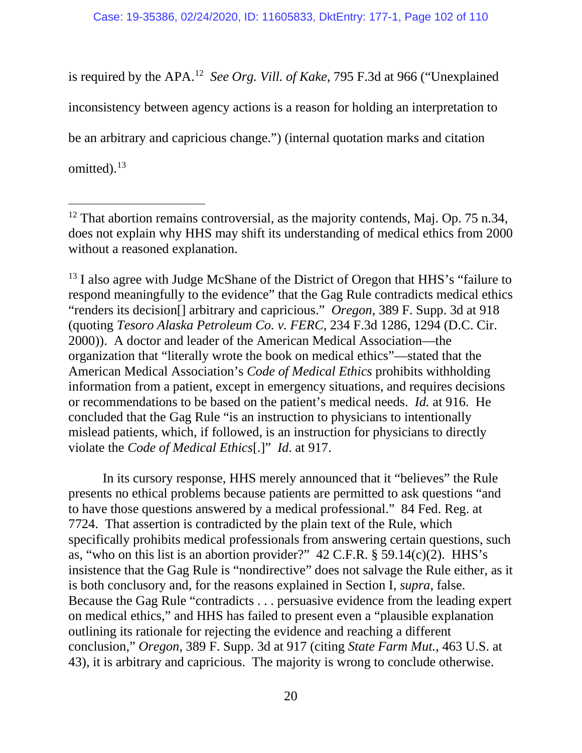is required by the APA.[12] *See Org. Vill. of Kake*, 795 F.3d at 966 ("Unexplained inconsistency between agency actions is a reason for holding an interpretation to be an arbitrary and capricious change.") (internal quotation marks and citation omitted).[13]

---

[12] That abortion remains controversial, as the majority contends, Maj. Op. 75 n.34, does not explain why HHS may shift its understanding of medical ethics from 2000 without a reasoned explanation.

[13] I also agree with Judge McShane of the District of Oregon that HHS's "failure to respond meaningfully to the evidence" that the Gag Rule contradicts medical ethics "renders its decision[] arbitrary and capricious." *Oregon*, 389 F. Supp. 3d at 918 (quoting *Tesoro Alaska Petroleum Co. v. FERC*, 234 F.3d 1286, 1294 (D.C. Cir. 2000)). A doctor and leader of the American Medical Association—the organization that "literally wrote the book on medical ethics"—stated that the American Medical Association's *Code of Medical Ethics* prohibits withholding information from a patient, except in emergency situations, and requires decisions or recommendations to be based on the patient's medical needs. *Id.* at 916. He concluded that the Gag Rule "is an instruction to physicians to intentionally mislead patients, which, if followed, is an instruction for physicians to directly violate the *Code of Medical Ethics*[.]" *Id*. at 917.

In its cursory response, HHS merely announced that it "believes" the Rule presents no ethical problems because patients are permitted to ask questions "and to have those questions answered by a medical professional." 84 Fed. Reg. at 7724. That assertion is contradicted by the plain text of the Rule, which specifically prohibits medical professionals from answering certain questions, such as, "who on this list is an abortion provider?" 42 C.F.R. § 59.14(c)(2). HHS's insistence that the Gag Rule is "nondirective" does not salvage the Rule either, as it is both conclusory and, for the reasons explained in Section I, *supra*, false. Because the Gag Rule "contradicts . . . persuasive evidence from the leading expert on medical ethics," and HHS has failed to present even a "plausible explanation outlining its rationale for rejecting the evidence and reaching a different conclusion," *Oregon*, 389 F. Supp. 3d at 917 (citing *State Farm Mut.*, 463 U.S. at 43), it is arbitrary and capricious. The majority is wrong to conclude otherwise.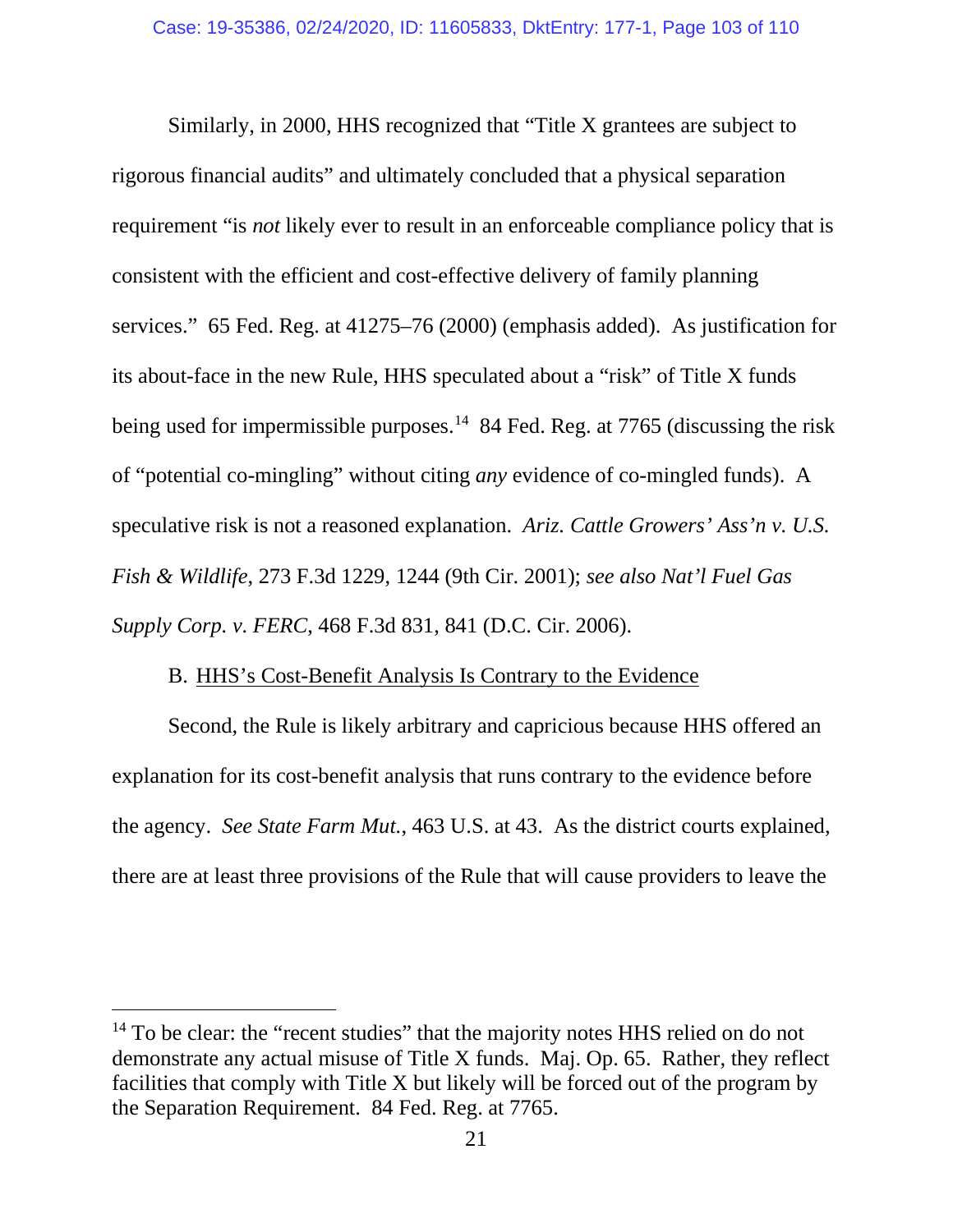Similarly, in 2000, HHS recognized that "Title X grantees are subject to rigorous financial audits" and ultimately concluded that a physical separation requirement "is *not* likely ever to result in an enforceable compliance policy that is consistent with the efficient and cost-effective delivery of family planning services." 65 Fed. Reg. at 41275–76 (2000) (emphasis added). As justification for its about-face in the new Rule, HHS speculated about a "risk" of Title X funds being used for impermissible purposes.[14] 84 Fed. Reg. at 7765 (discussing the risk of "potential co-mingling" without citing *any* evidence of co-mingled funds). A speculative risk is not a reasoned explanation. *Ariz. Cattle Growers' Ass'n v. U.S. Fish & Wildlife*, 273 F.3d 1229, 1244 (9th Cir. 2001); *see also Nat'l Fuel Gas Supply Corp. v. FERC*, 468 F.3d 831, 841 (D.C. Cir. 2006).

B. <u>HHS's Cost-Benefit Analysis Is Contrary to the Evidence</u>

Second, the Rule is likely arbitrary and capricious because HHS offered an explanation for its cost-benefit analysis that runs contrary to the evidence before the agency. *See State Farm Mut.*, 463 U.S. at 43. As the district courts explained, there are at least three provisions of the Rule that will cause providers to leave the

---

[14] To be clear: the "recent studies" that the majority notes HHS relied on do not demonstrate any actual misuse of Title X funds. Maj. Op. 65. Rather, they reflect facilities that comply with Title X but likely will be forced out of the program by the Separation Requirement. 84 Fed. Reg. at 7765.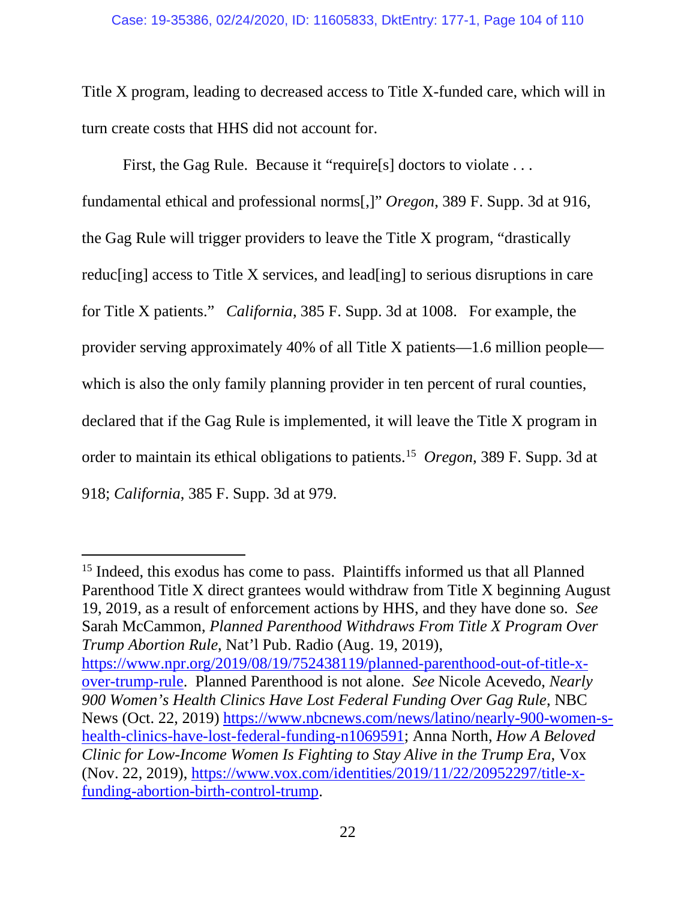Title X program, leading to decreased access to Title X-funded care, which will in turn create costs that HHS did not account for.

First, the Gag Rule. Because it "require[s] doctors to violate . . . fundamental ethical and professional norms[,]" *Oregon*, 389 F. Supp. 3d at 916, the Gag Rule will trigger providers to leave the Title X program, "drastically reduc[ing] access to Title X services, and lead[ing] to serious disruptions in care for Title X patients." *California*, 385 F. Supp. 3d at 1008. For example, the provider serving approximately 40% of all Title X patients—1.6 million people—which is also the only family planning provider in ten percent of rural counties, declared that if the Gag Rule is implemented, it will leave the Title X program in order to maintain its ethical obligations to patients.[15] *Oregon*, 389 F. Supp. 3d at 918; *California*, 385 F. Supp. 3d at 979.

---

[15] Indeed, this exodus has come to pass. Plaintiffs informed us that all Planned Parenthood Title X direct grantees would withdraw from Title X beginning August 19, 2019, as a result of enforcement actions by HHS, and they have done so. *See* Sarah McCammon, *Planned Parenthood Withdraws From Title X Program Over Trump Abortion Rule*, Nat'l Pub. Radio (Aug. 19, 2019), https://www.npr.org/2019/08/19/752438119/planned-parenthood-out-of-title-x-over-trump-rule. Planned Parenthood is not alone. *See* Nicole Acevedo, *Nearly 900 Women's Health Clinics Have Lost Federal Funding Over Gag Rule*, NBC News (Oct. 22, 2019) https://www.nbcnews.com/news/latino/nearly-900-women-s-health-clinics-have-lost-federal-funding-n1069591; Anna North, *How A Beloved Clinic for Low-Income Women Is Fighting to Stay Alive in the Trump Era*, Vox (Nov. 22, 2019), https://www.vox.com/identities/2019/11/22/20952297/title-x-funding-abortion-birth-control-trump.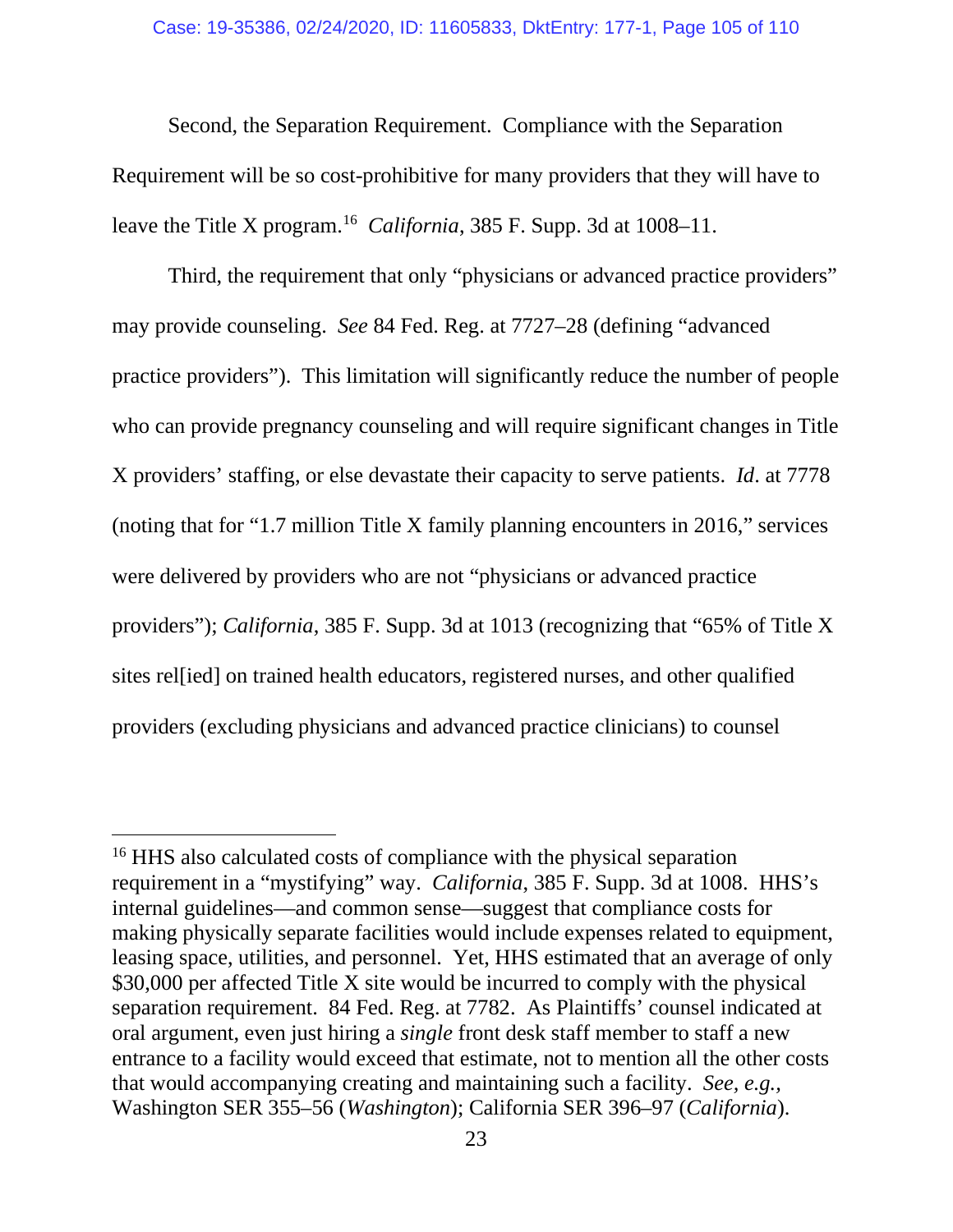Second, the Separation Requirement. Compliance with the Separation Requirement will be so cost-prohibitive for many providers that they will have to leave the Title X program.[16] *California*, 385 F. Supp. 3d at 1008–11.

Third, the requirement that only "physicians or advanced practice providers" may provide counseling. *See* 84 Fed. Reg. at 7727–28 (defining "advanced practice providers"). This limitation will significantly reduce the number of people who can provide pregnancy counseling and will require significant changes in Title X providers' staffing, or else devastate their capacity to serve patients. *Id*. at 7778 (noting that for "1.7 million Title X family planning encounters in 2016," services were delivered by providers who are not "physicians or advanced practice providers"); *California*, 385 F. Supp. 3d at 1013 (recognizing that "65% of Title X sites rel[ied] on trained health educators, registered nurses, and other qualified providers (excluding physicians and advanced practice clinicians) to counsel

---

[16] HHS also calculated costs of compliance with the physical separation requirement in a "mystifying" way. *California*, 385 F. Supp. 3d at 1008. HHS's internal guidelines—and common sense—suggest that compliance costs for making physically separate facilities would include expenses related to equipment, leasing space, utilities, and personnel. Yet, HHS estimated that an average of only $30,000 per affected Title X site would be incurred to comply with the physical separation requirement. 84 Fed. Reg. at 7782. As Plaintiffs' counsel indicated at oral argument, even just hiring a *single* front desk staff member to staff a new entrance to a facility would exceed that estimate, not to mention all the other costs that would accompanying creating and maintaining such a facility. *See, e.g.*, Washington SER 355–56 (*Washington*); California SER 396–97 (*California*).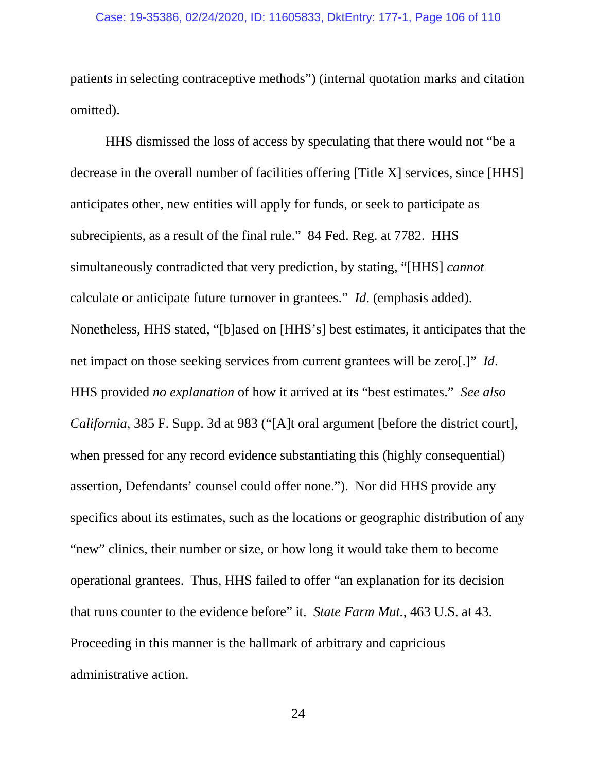patients in selecting contraceptive methods") (internal quotation marks and citation omitted).

HHS dismissed the loss of access by speculating that there would not "be a decrease in the overall number of facilities offering [Title X] services, since [HHS] anticipates other, new entities will apply for funds, or seek to participate as subrecipients, as a result of the final rule." 84 Fed. Reg. at 7782. HHS simultaneously contradicted that very prediction, by stating, "[HHS] *cannot* calculate or anticipate future turnover in grantees." *Id*. (emphasis added). Nonetheless, HHS stated, "[b]ased on [HHS's] best estimates, it anticipates that the net impact on those seeking services from current grantees will be zero[.]" *Id*. HHS provided *no explanation* of how it arrived at its "best estimates." *See also California*, 385 F. Supp. 3d at 983 ("[A]t oral argument [before the district court], when pressed for any record evidence substantiating this (highly consequential) assertion, Defendants' counsel could offer none."). Nor did HHS provide any specifics about its estimates, such as the locations or geographic distribution of any "new" clinics, their number or size, or how long it would take them to become operational grantees. Thus, HHS failed to offer "an explanation for its decision that runs counter to the evidence before" it. *State Farm Mut.*, 463 U.S. at 43. Proceeding in this manner is the hallmark of arbitrary and capricious administrative action.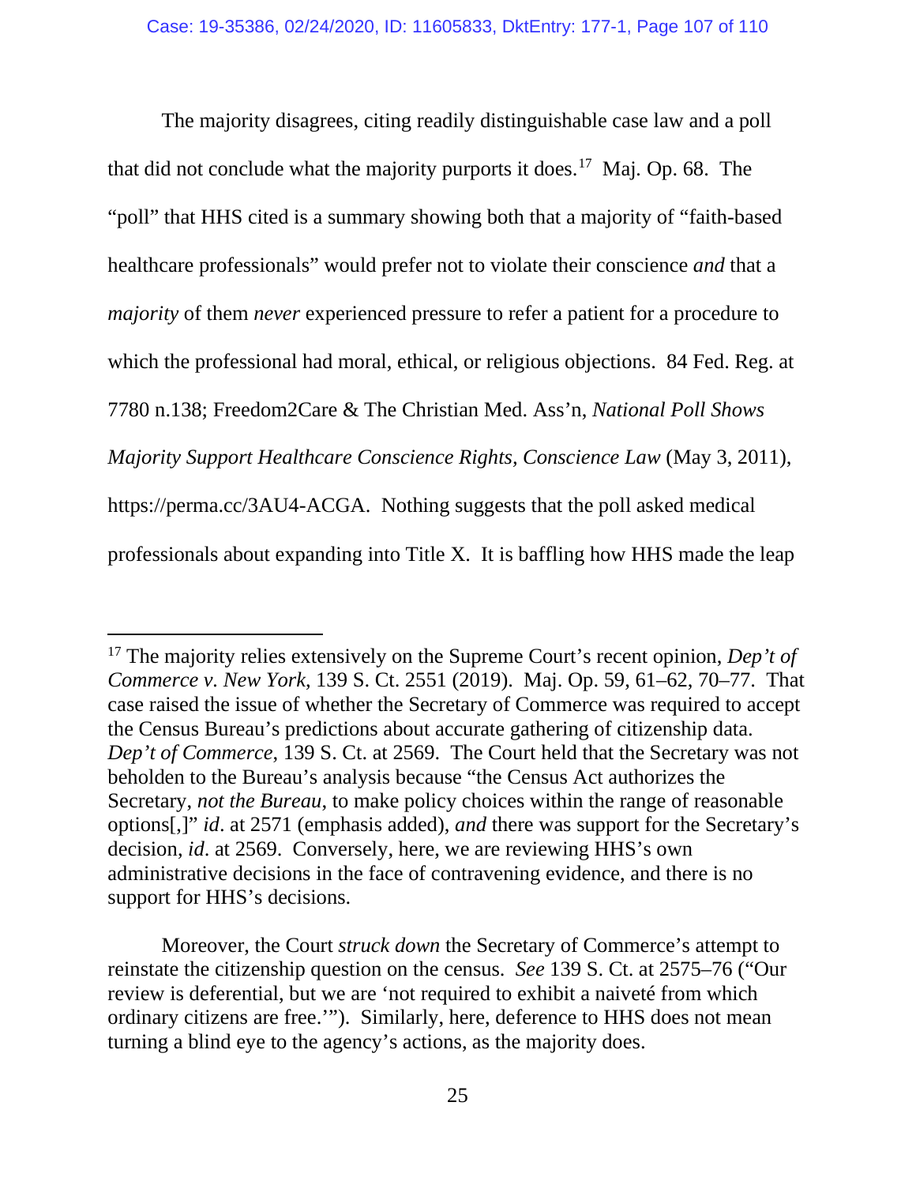The majority disagrees, citing readily distinguishable case law and a poll that did not conclude what the majority purports it does.[17] Maj. Op. 68. The "poll" that HHS cited is a summary showing both that a majority of "faith-based healthcare professionals" would prefer not to violate their conscience *and* that a *majority* of them *never* experienced pressure to refer a patient for a procedure to which the professional had moral, ethical, or religious objections. 84 Fed. Reg. at 7780 n.138; Freedom2Care & The Christian Med. Ass'n, *National Poll Shows Majority Support Healthcare Conscience Rights, Conscience Law* (May 3, 2011), https://perma.cc/3AU4-ACGA. Nothing suggests that the poll asked medical professionals about expanding into Title X. It is baffling how HHS made the leap

---

[17] The majority relies extensively on the Supreme Court's recent opinion, *Dep't of Commerce v. New York*, 139 S. Ct. 2551 (2019). Maj. Op. 59, 61–62, 70–77. That case raised the issue of whether the Secretary of Commerce was required to accept the Census Bureau's predictions about accurate gathering of citizenship data. *Dep't of Commerce*, 139 S. Ct. at 2569. The Court held that the Secretary was not beholden to the Bureau's analysis because "the Census Act authorizes the Secretary, *not the Bureau*, to make policy choices within the range of reasonable options[,]" *id*. at 2571 (emphasis added), *and* there was support for the Secretary's decision, *id*. at 2569. Conversely, here, we are reviewing HHS's own administrative decisions in the face of contravening evidence, and there is no support for HHS's decisions.

Moreover, the Court *struck down* the Secretary of Commerce's attempt to reinstate the citizenship question on the census. *See* 139 S. Ct. at 2575–76 ("Our review is deferential, but we are 'not required to exhibit a naiveté from which ordinary citizens are free.'"). Similarly, here, deference to HHS does not mean turning a blind eye to the agency's actions, as the majority does.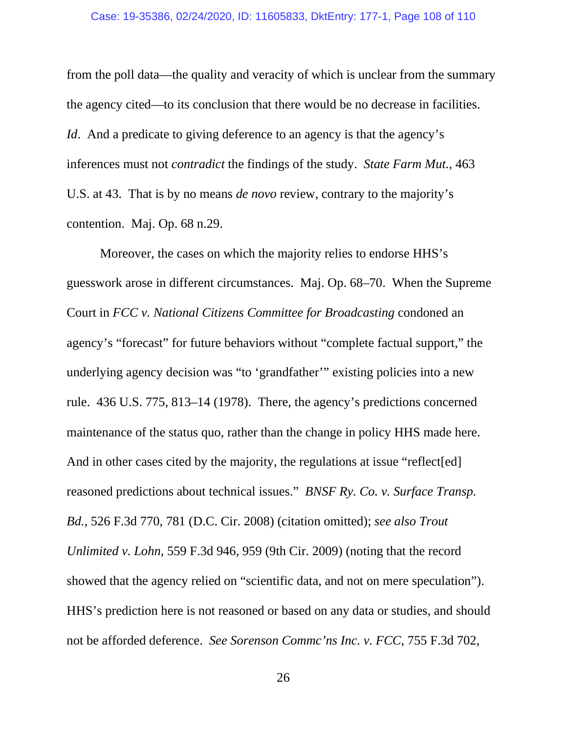from the poll data—the quality and veracity of which is unclear from the summary the agency cited—to its conclusion that there would be no decrease in facilities. *Id*. And a predicate to giving deference to an agency is that the agency's inferences must not *contradict* the findings of the study. *State Farm Mut.*, 463 U.S. at 43. That is by no means *de novo* review, contrary to the majority's contention. Maj. Op. 68 n.29.

Moreover, the cases on which the majority relies to endorse HHS's guesswork arose in different circumstances. Maj. Op. 68–70. When the Supreme Court in *FCC v. National Citizens Committee for Broadcasting* condoned an agency's "forecast" for future behaviors without "complete factual support," the underlying agency decision was "to 'grandfather'" existing policies into a new rule. 436 U.S. 775, 813–14 (1978). There, the agency's predictions concerned maintenance of the status quo, rather than the change in policy HHS made here. And in other cases cited by the majority, the regulations at issue "reflect[ed] reasoned predictions about technical issues." *BNSF Ry. Co. v. Surface Transp. Bd.*, 526 F.3d 770, 781 (D.C. Cir. 2008) (citation omitted); *see also Trout Unlimited v. Lohn*, 559 F.3d 946, 959 (9th Cir. 2009) (noting that the record showed that the agency relied on "scientific data, and not on mere speculation"). HHS's prediction here is not reasoned or based on any data or studies, and should not be afforded deference. *See Sorenson Commc'ns Inc. v. FCC*, 755 F.3d 702,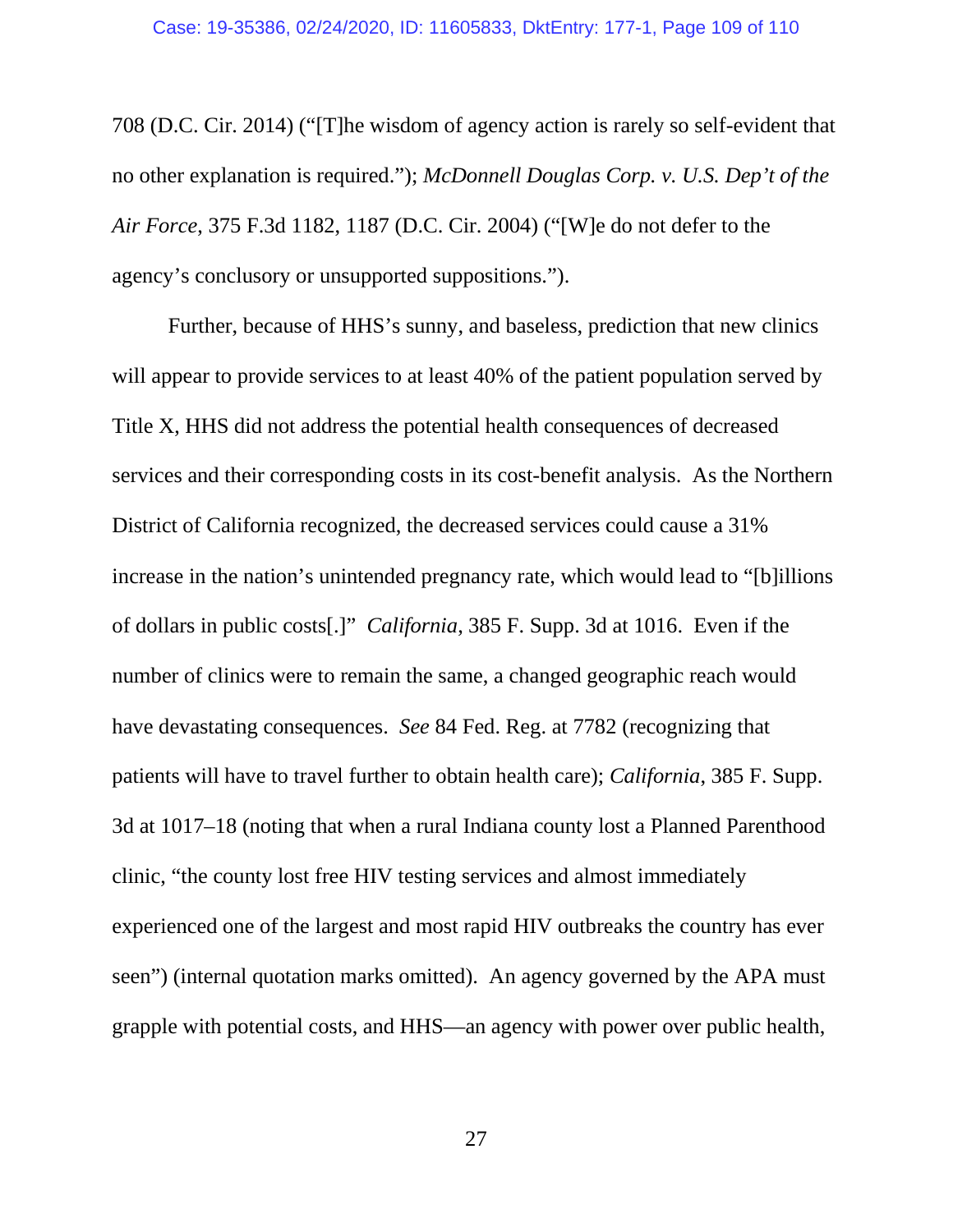708 (D.C. Cir. 2014) ("[T]he wisdom of agency action is rarely so self-evident that no other explanation is required."); *McDonnell Douglas Corp. v. U.S. Dep't of the Air Force*, 375 F.3d 1182, 1187 (D.C. Cir. 2004) ("[W]e do not defer to the agency's conclusory or unsupported suppositions.").

Further, because of HHS's sunny, and baseless, prediction that new clinics will appear to provide services to at least 40% of the patient population served by Title X, HHS did not address the potential health consequences of decreased services and their corresponding costs in its cost-benefit analysis. As the Northern District of California recognized, the decreased services could cause a 31% increase in the nation's unintended pregnancy rate, which would lead to "[b]illions of dollars in public costs[.]" *California*, 385 F. Supp. 3d at 1016. Even if the number of clinics were to remain the same, a changed geographic reach would have devastating consequences. *See* 84 Fed. Reg. at 7782 (recognizing that patients will have to travel further to obtain health care); *California*, 385 F. Supp. 3d at 1017–18 (noting that when a rural Indiana county lost a Planned Parenthood clinic, "the county lost free HIV testing services and almost immediately experienced one of the largest and most rapid HIV outbreaks the country has ever seen") (internal quotation marks omitted). An agency governed by the APA must grapple with potential costs, and HHS—an agency with power over public health,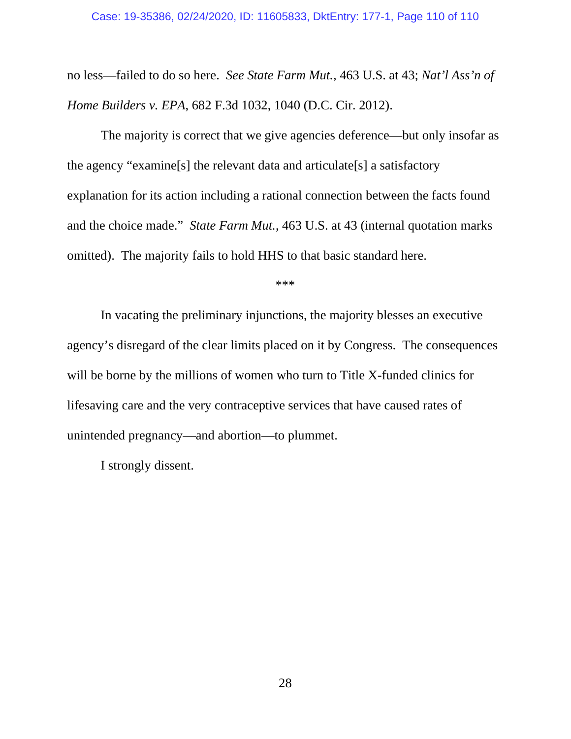no less—failed to do so here. *See State Farm Mut.*, 463 U.S. at 43; *Nat'l Ass'n of Home Builders v. EPA*, 682 F.3d 1032, 1040 (D.C. Cir. 2012).

The majority is correct that we give agencies deference—but only insofar as the agency "examine[s] the relevant data and articulate[s] a satisfactory explanation for its action including a rational connection between the facts found and the choice made." *State Farm Mut.*, 463 U.S. at 43 (internal quotation marks omitted). The majority fails to hold HHS to that basic standard here.

\*\*\*

In vacating the preliminary injunctions, the majority blesses an executive agency's disregard of the clear limits placed on it by Congress. The consequences will be borne by the millions of women who turn to Title X-funded clinics for lifesaving care and the very contraceptive services that have caused rates of unintended pregnancy—and abortion—to plummet.

I strongly dissent.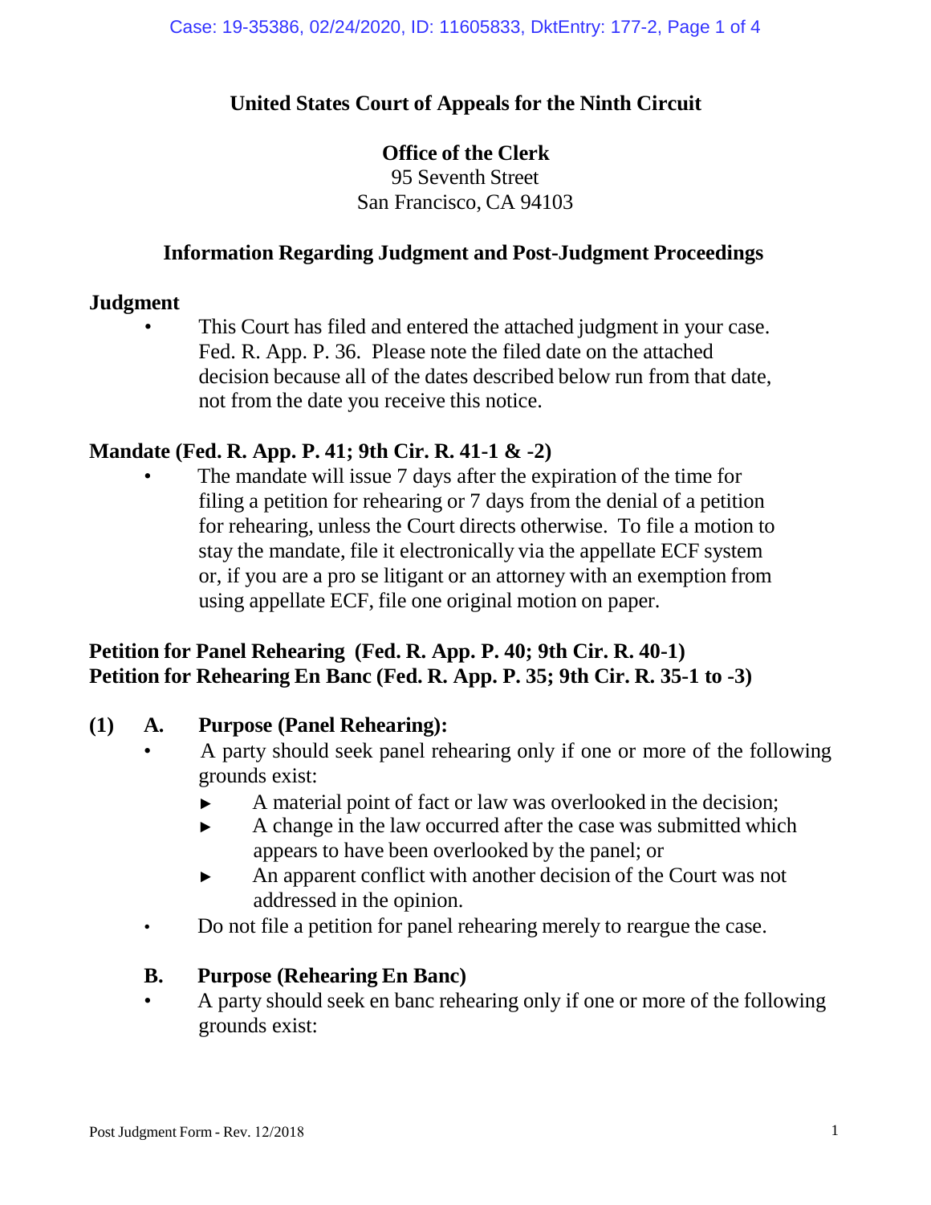## United States Court of Appeals for the Ninth Circuit

**Office of the Clerk**
95 Seventh Street
San Francisco, CA 94103

### Information Regarding Judgment and Post-Judgment Proceedings

#### Judgment

- This Court has filed and entered the attached judgment in your case. Fed. R. App. P. 36. Please note the filed date on the attached decision because all of the dates described below run from that date, not from the date you receive this notice.

#### Mandate (Fed. R. App. P. 41; 9th Cir. R. 41-1 & -2)

- The mandate will issue 7 days after the expiration of the time for filing a petition for rehearing or 7 days from the denial of a petition for rehearing, unless the Court directs otherwise. To file a motion to stay the mandate, file it electronically via the appellate ECF system or, if you are a pro se litigant or an attorney with an exemption from using appellate ECF, file one original motion on paper.

#### Petition for Panel Rehearing (Fed. R. App. P. 40; 9th Cir. R. 40-1)
#### Petition for Rehearing En Banc (Fed. R. App. P. 35; 9th Cir. R. 35-1 to -3)

**(1) A. Purpose (Panel Rehearing):**

- A party should seek panel rehearing only if one or more of the following grounds exist:
  - ► A material point of fact or law was overlooked in the decision;
  - ► A change in the law occurred after the case was submitted which appears to have been overlooked by the panel; or
  - ► An apparent conflict with another decision of the Court was not addressed in the opinion.
- Do not file a petition for panel rehearing merely to reargue the case.

**B. Purpose (Rehearing En Banc)**

- A party should seek en banc rehearing only if one or more of the following grounds exist: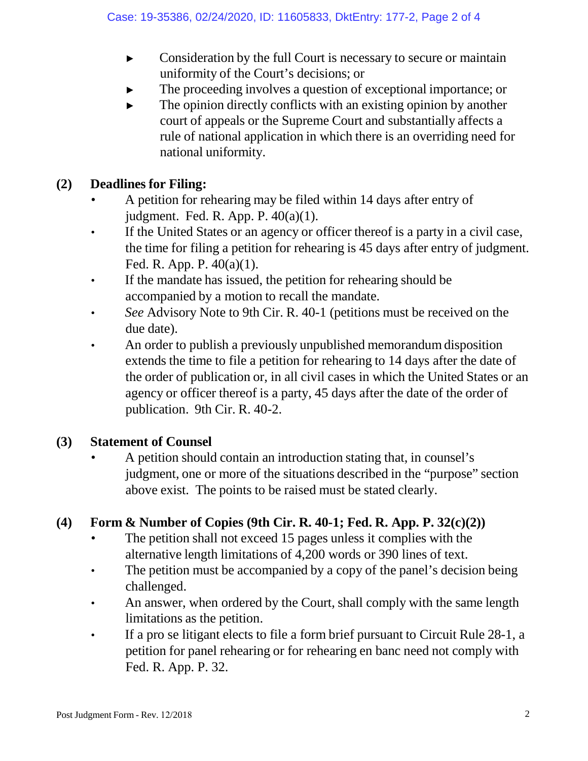- Consideration by the full Court is necessary to secure or maintain uniformity of the Court's decisions; or
- The proceeding involves a question of exceptional importance; or
- The opinion directly conflicts with an existing opinion by another court of appeals or the Supreme Court and substantially affects a rule of national application in which there is an overriding need for national uniformity.

**(2) Deadlines for Filing:**

- A petition for rehearing may be filed within 14 days after entry of judgment. Fed. R. App. P. 40(a)(1).
- If the United States or an agency or officer thereof is a party in a civil case, the time for filing a petition for rehearing is 45 days after entry of judgment. Fed. R. App. P. 40(a)(1).
- If the mandate has issued, the petition for rehearing should be accompanied by a motion to recall the mandate.
- *See* Advisory Note to 9th Cir. R. 40-1 (petitions must be received on the due date).
- An order to publish a previously unpublished memorandum disposition extends the time to file a petition for rehearing to 14 days after the date of the order of publication or, in all civil cases in which the United States or an agency or officer thereof is a party, 45 days after the date of the order of publication. 9th Cir. R. 40-2.

**(3) Statement of Counsel**

- A petition should contain an introduction stating that, in counsel's judgment, one or more of the situations described in the "purpose" section above exist. The points to be raised must be stated clearly.

**(4) Form & Number of Copies (9th Cir. R. 40-1; Fed. R. App. P. 32(c)(2))**

- The petition shall not exceed 15 pages unless it complies with the alternative length limitations of 4,200 words or 390 lines of text.
- The petition must be accompanied by a copy of the panel's decision being challenged.
- An answer, when ordered by the Court, shall comply with the same length limitations as the petition.
- If a pro se litigant elects to file a form brief pursuant to Circuit Rule 28-1, a petition for panel rehearing or for rehearing en banc need not comply with Fed. R. App. P. 32.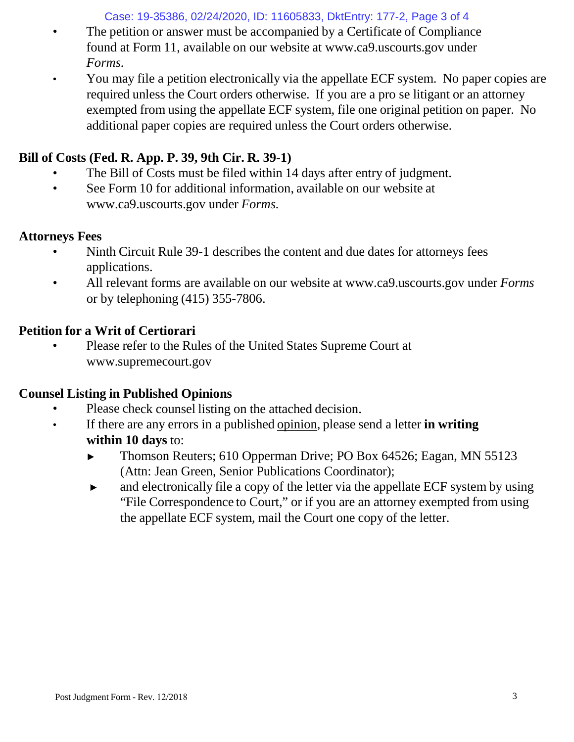- The petition or answer must be accompanied by a Certificate of Compliance found at Form 11, available on our website at www.ca9.uscourts.gov under *Forms.*
- You may file a petition electronically via the appellate ECF system. No paper copies are required unless the Court orders otherwise. If you are a pro se litigant or an attorney exempted from using the appellate ECF system, file one original petition on paper. No additional paper copies are required unless the Court orders otherwise.

**Bill of Costs (Fed. R. App. P. 39, 9th Cir. R. 39-1)**

- The Bill of Costs must be filed within 14 days after entry of judgment.
- See Form 10 for additional information, available on our website at www.ca9.uscourts.gov under *Forms.*

**Attorneys Fees**

- Ninth Circuit Rule 39-1 describes the content and due dates for attorneys fees applications.
- All relevant forms are available on our website at www.ca9.uscourts.gov under *Forms* or by telephoning (415) 355-7806.

**Petition for a Writ of Certiorari**

- Please refer to the Rules of the United States Supreme Court at www.supremecourt.gov

**Counsel Listing in Published Opinions**

- Please check counsel listing on the attached decision.
- If there are any errors in a published opinion, please send a letter **in writing within 10 days** to:
  - ► Thomson Reuters; 610 Opperman Drive; PO Box 64526; Eagan, MN 55123 (Attn: Jean Green, Senior Publications Coordinator);
  - ► and electronically file a copy of the letter via the appellate ECF system by using "File Correspondence to Court," or if you are an attorney exempted from using the appellate ECF system, mail the Court one copy of the letter.

Post Judgment Form - Rev. 12/2018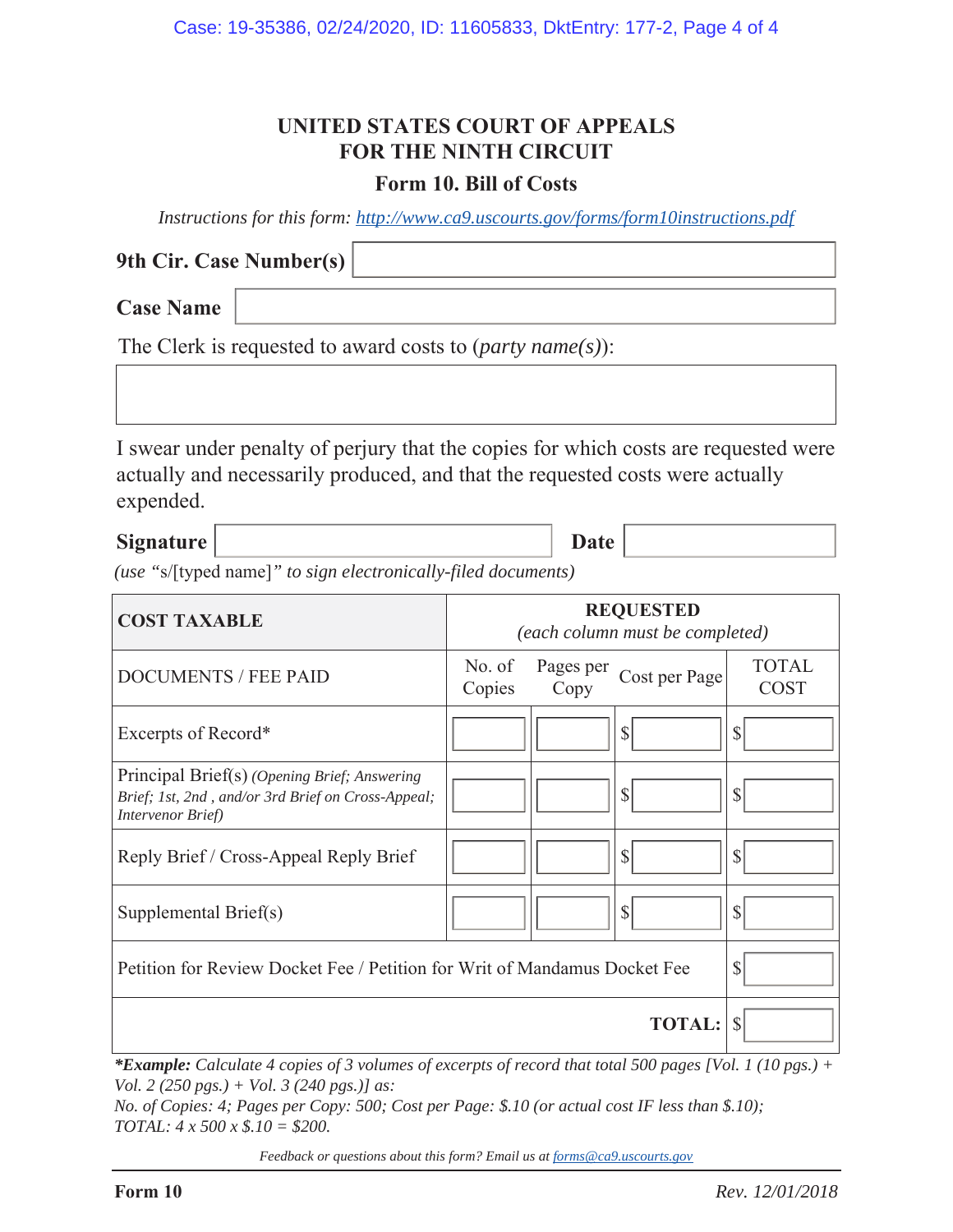# UNITED STATES COURT OF APPEALS FOR THE NINTH CIRCUIT

## Form 10. Bill of Costs

*Instructions for this form: http://www.ca9.uscourts.gov/forms/form10instructions.pdf*

**9th Cir. Case Number(s)**

**Case Name**

The Clerk is requested to award costs to (*party name(s)*):

I swear under penalty of perjury that the copies for which costs are requested were actually and necessarily produced, and that the requested costs were actually expended.

**Signature** **Date**

*(use "*s/[typed name]*" to sign electronically-filed documents)*

| **COST TAXABLE** | **REQUESTED** *(each column must be completed)* | | | |
|---|---|---|---|---|
| DOCUMENTS / FEE PAID | No. of Copies | Pages per Copy | Cost per Page | TOTAL COST |
| Excerpts of Record* | | | $ | $ |
| Principal Brief(s) *(Opening Brief; Answering Brief; 1st, 2nd , and/or 3rd Brief on Cross-Appeal; Intervenor Brief)* | | | $ | $ |
| Reply Brief / Cross-Appeal Reply Brief | | | $ | $ |
| Supplemental Brief(s) | | | $ | $ |
| Petition for Review Docket Fee / Petition for Writ of Mandamus Docket Fee | | | | $ |
| | | | **TOTAL:** | $ |

***Example:** *Calculate 4 copies of 3 volumes of excerpts of record that total 500 pages [Vol. 1 (10 pgs.) + Vol. 2 (250 pgs.) + Vol. 3 (240 pgs.)] as:*
*No. of Copies: 4; Pages per Copy: 500; Cost per Page: $.10 (or actual cost IF less than $.10);*
*TOTAL: 4 x 500 x $.10 = $200.*

*Feedback or questions about this form? Email us at forms@ca9.uscourts.gov*

**Form 10** *Rev. 12/01/2018*